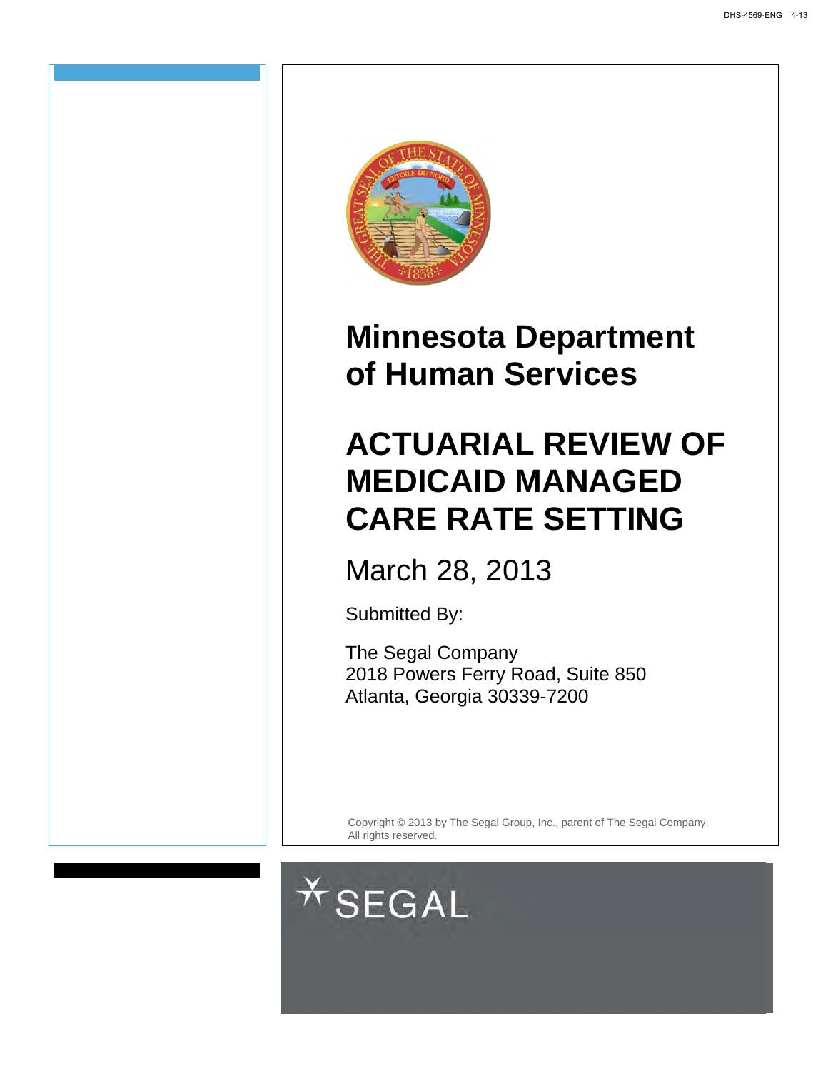# Minnesota Department of Human Services

# ACTUARIAL REVIEW OF MEDICAID MANAGED CARE RATE SETTING

March 28, 2013

Submitted By:

The Segal Company
2018 Powers Ferry Road, Suite 850
Atlanta, Georgia 30339-7200

Copyright © 2013 by The Segal Group, Inc., parent of The Segal Company. All rights reserved.

SEGAL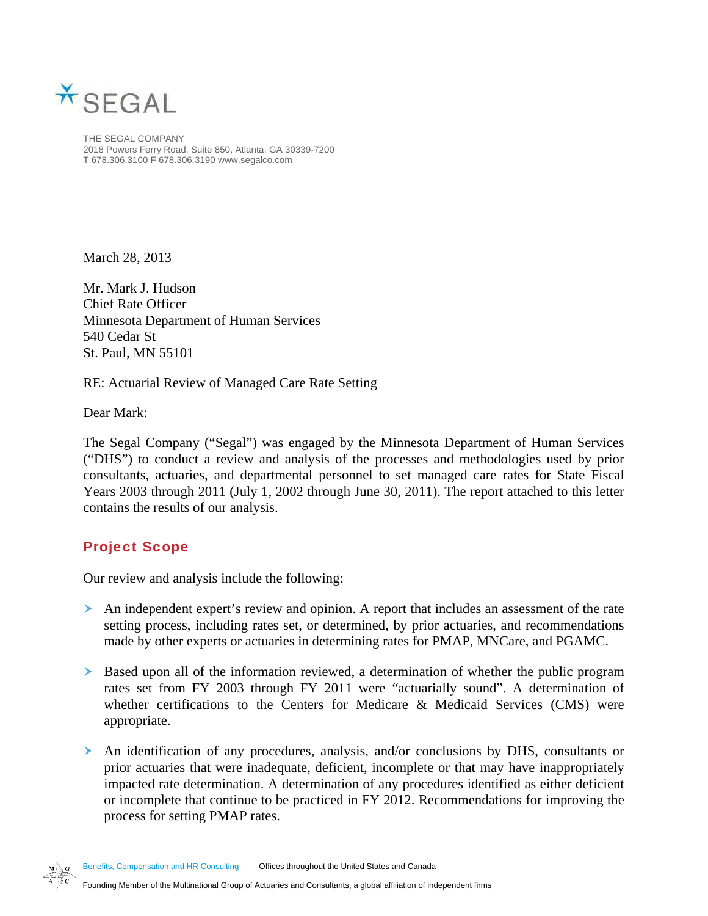SEGAL

THE SEGAL COMPANY
2018 Powers Ferry Road, Suite 850, Atlanta, GA 30339-7200
T 678.306.3100 F 678.306.3190 www.segalco.com

March 28, 2013

Mr. Mark J. Hudson
Chief Rate Officer
Minnesota Department of Human Services
540 Cedar St
St. Paul, MN 55101

RE: Actuarial Review of Managed Care Rate Setting

Dear Mark:

The Segal Company ("Segal") was engaged by the Minnesota Department of Human Services ("DHS") to conduct a review and analysis of the processes and methodologies used by prior consultants, actuaries, and departmental personnel to set managed care rates for State Fiscal Years 2003 through 2011 (July 1, 2002 through June 30, 2011). The report attached to this letter contains the results of our analysis.

## Project Scope

Our review and analysis include the following:

- An independent expert's review and opinion. A report that includes an assessment of the rate setting process, including rates set, or determined, by prior actuaries, and recommendations made by other experts or actuaries in determining rates for PMAP, MNCare, and PGAMC.
- Based upon all of the information reviewed, a determination of whether the public program rates set from FY 2003 through FY 2011 were "actuarially sound". A determination of whether certifications to the Centers for Medicare & Medicaid Services (CMS) were appropriate.
- An identification of any procedures, analysis, and/or conclusions by DHS, consultants or prior actuaries that were inadequate, deficient, incomplete or that may have inappropriately impacted rate determination. A determination of any procedures identified as either deficient or incomplete that continue to be practiced in FY 2012. Recommendations for improving the process for setting PMAP rates.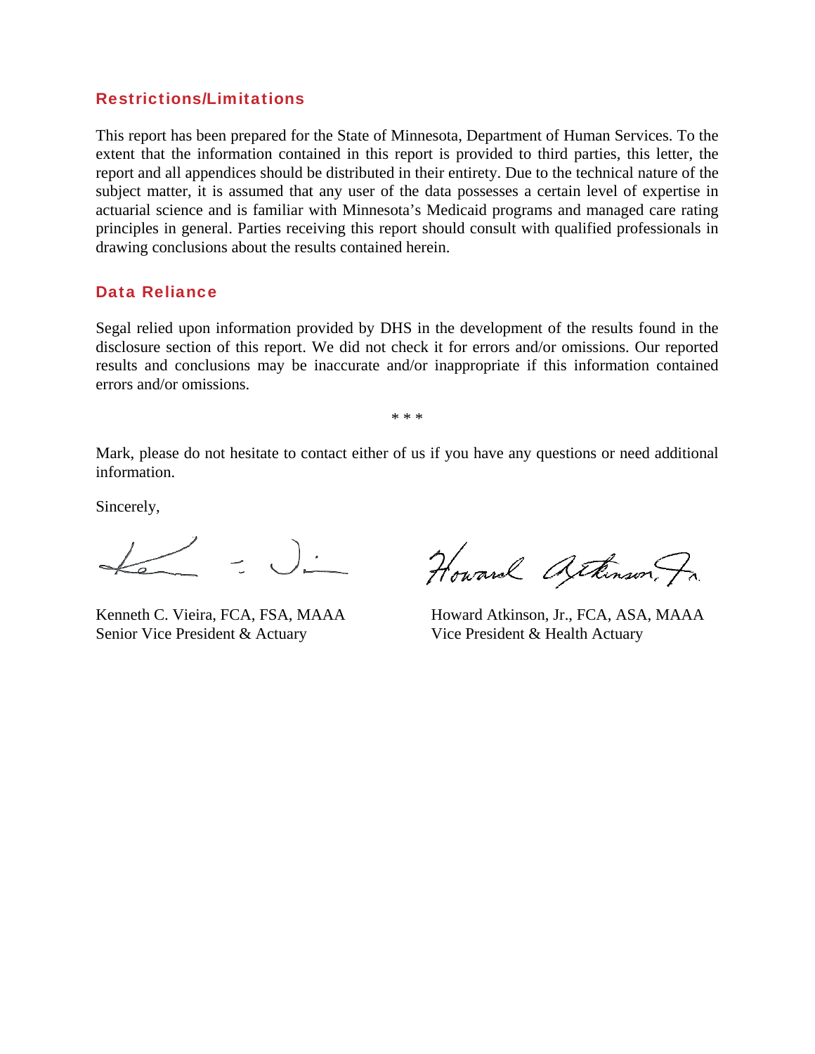## Restrictions/Limitations

This report has been prepared for the State of Minnesota, Department of Human Services. To the extent that the information contained in this report is provided to third parties, this letter, the report and all appendices should be distributed in their entirety. Due to the technical nature of the subject matter, it is assumed that any user of the data possesses a certain level of expertise in actuarial science and is familiar with Minnesota's Medicaid programs and managed care rating principles in general. Parties receiving this report should consult with qualified professionals in drawing conclusions about the results contained herein.

## Data Reliance

Segal relied upon information provided by DHS in the development of the results found in the disclosure section of this report. We did not check it for errors and/or omissions. Our reported results and conclusions may be inaccurate and/or inappropriate if this information contained errors and/or omissions.

\* \* \*

Mark, please do not hesitate to contact either of us if you have any questions or need additional information.

Sincerely,

Kenneth C. Vieira, FCA, FSA, MAAA
Senior Vice President & Actuary

Howard Atkinson, Jr., FCA, ASA, MAAA
Vice President & Health Actuary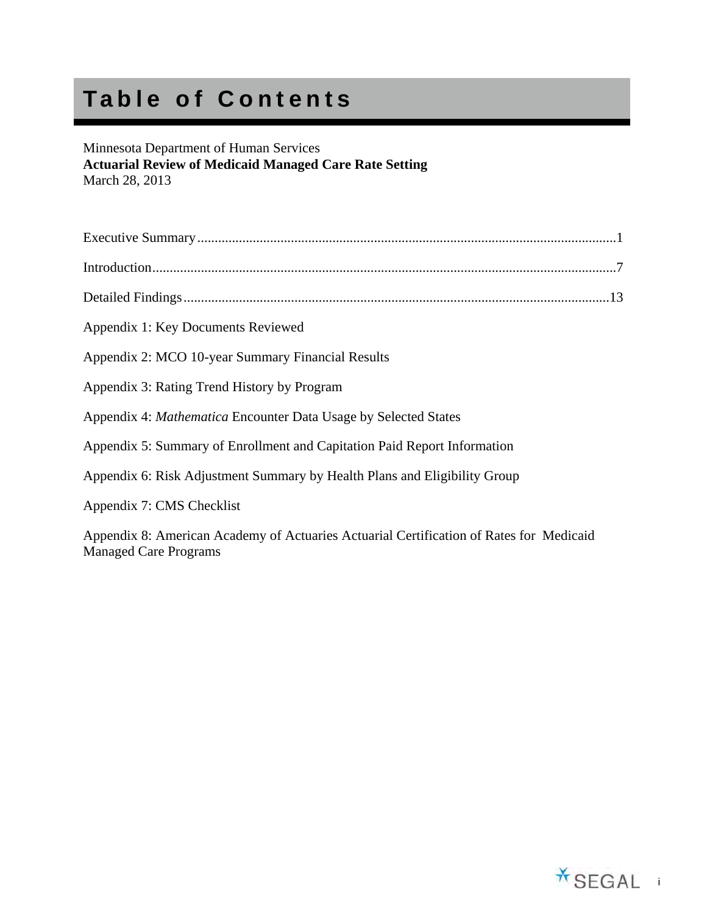# Table of Contents

Minnesota Department of Human Services
**Actuarial Review of Medicaid Managed Care Rate Setting**
March 28, 2013

Executive Summary........................................................................................................................1

Introduction......................................................................................................................................7

Detailed Findings..........................................................................................................................13

Appendix 1: Key Documents Reviewed

Appendix 2: MCO 10-year Summary Financial Results

Appendix 3: Rating Trend History by Program

Appendix 4: *Mathematica* Encounter Data Usage by Selected States

Appendix 5: Summary of Enrollment and Capitation Paid Report Information

Appendix 6: Risk Adjustment Summary by Health Plans and Eligibility Group

Appendix 7: CMS Checklist

Appendix 8: American Academy of Actuaries Actuarial Certification of Rates for Medicaid Managed Care Programs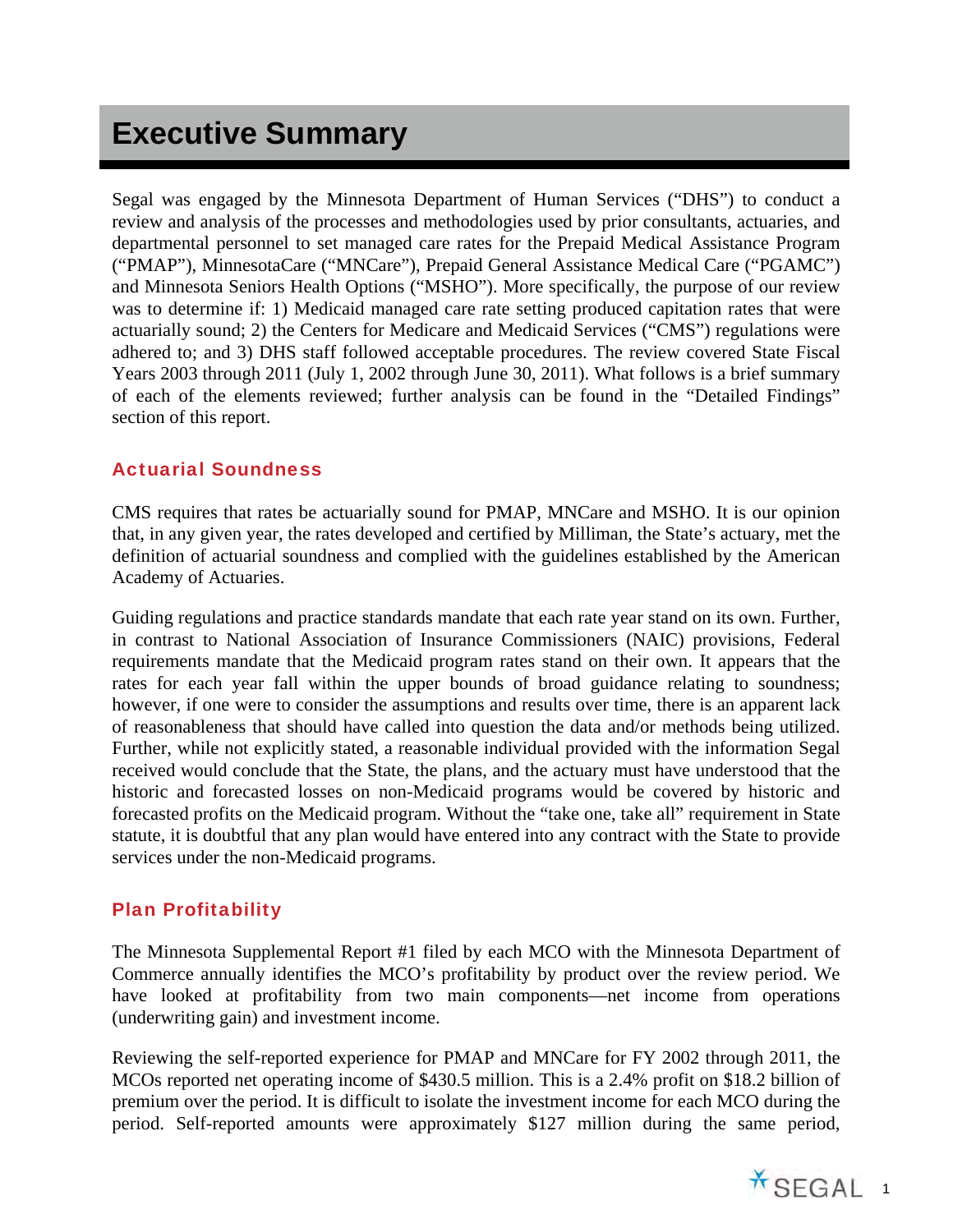# Executive Summary

Segal was engaged by the Minnesota Department of Human Services ("DHS") to conduct a review and analysis of the processes and methodologies used by prior consultants, actuaries, and departmental personnel to set managed care rates for the Prepaid Medical Assistance Program ("PMAP"), MinnesotaCare ("MNCare"), Prepaid General Assistance Medical Care ("PGAMC") and Minnesota Seniors Health Options ("MSHO"). More specifically, the purpose of our review was to determine if: 1) Medicaid managed care rate setting produced capitation rates that were actuarially sound; 2) the Centers for Medicare and Medicaid Services ("CMS") regulations were adhered to; and 3) DHS staff followed acceptable procedures. The review covered State Fiscal Years 2003 through 2011 (July 1, 2002 through June 30, 2011). What follows is a brief summary of each of the elements reviewed; further analysis can be found in the "Detailed Findings" section of this report.

## Actuarial Soundness

CMS requires that rates be actuarially sound for PMAP, MNCare and MSHO. It is our opinion that, in any given year, the rates developed and certified by Milliman, the State's actuary, met the definition of actuarial soundness and complied with the guidelines established by the American Academy of Actuaries.

Guiding regulations and practice standards mandate that each rate year stand on its own. Further, in contrast to National Association of Insurance Commissioners (NAIC) provisions, Federal requirements mandate that the Medicaid program rates stand on their own. It appears that the rates for each year fall within the upper bounds of broad guidance relating to soundness; however, if one were to consider the assumptions and results over time, there is an apparent lack of reasonableness that should have called into question the data and/or methods being utilized. Further, while not explicitly stated, a reasonable individual provided with the information Segal received would conclude that the State, the plans, and the actuary must have understood that the historic and forecasted losses on non-Medicaid programs would be covered by historic and forecasted profits on the Medicaid program. Without the "take one, take all" requirement in State statute, it is doubtful that any plan would have entered into any contract with the State to provide services under the non-Medicaid programs.

## Plan Profitability

The Minnesota Supplemental Report #1 filed by each MCO with the Minnesota Department of Commerce annually identifies the MCO's profitability by product over the review period. We have looked at profitability from two main components—net income from operations (underwriting gain) and investment income.

Reviewing the self-reported experience for PMAP and MNCare for FY 2002 through 2011, the MCOs reported net operating income of $430.5 million. This is a 2.4% profit on $18.2 billion of premium over the period. It is difficult to isolate the investment income for each MCO during the period. Self-reported amounts were approximately $127 million during the same period,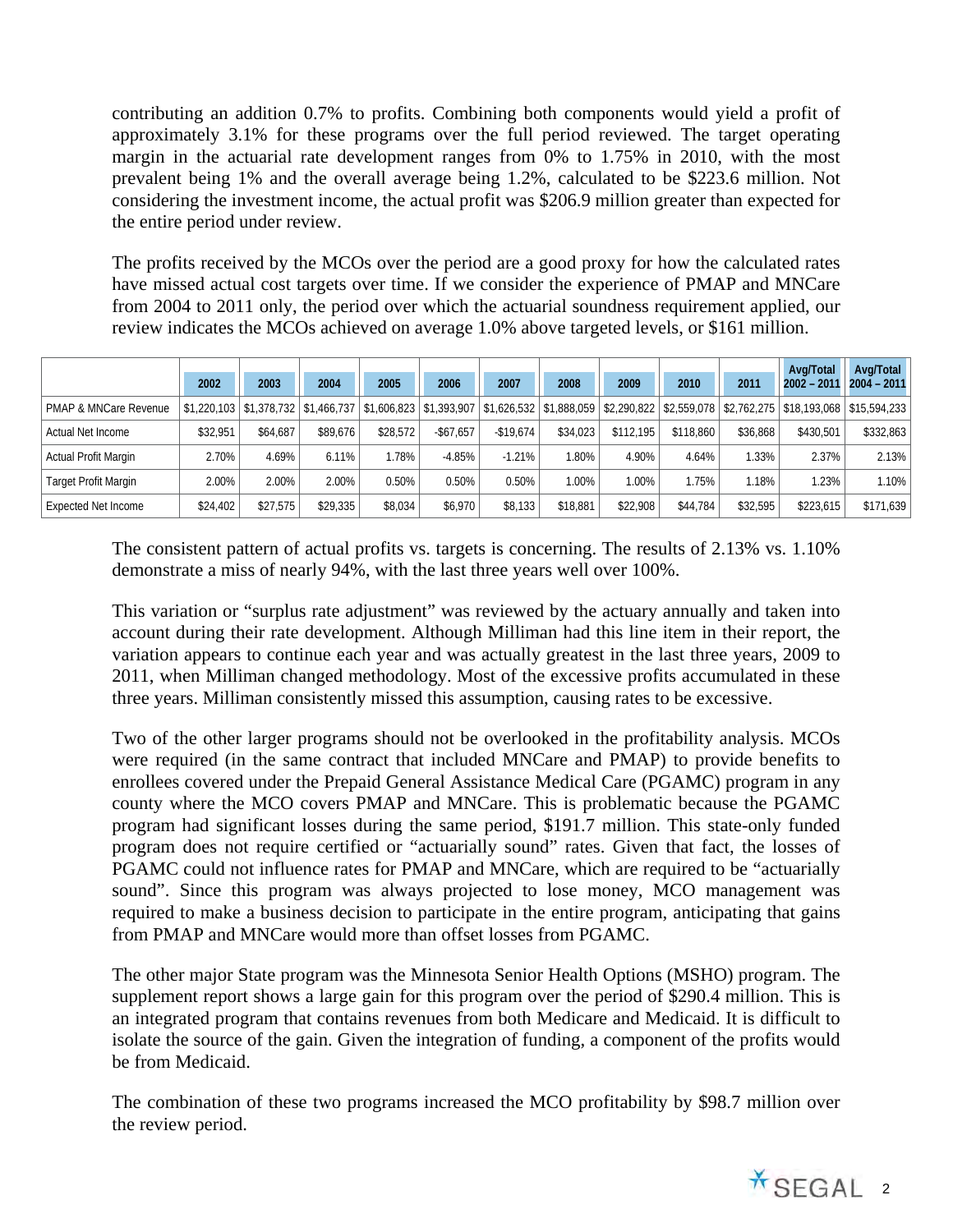contributing an addition 0.7% to profits. Combining both components would yield a profit of approximately 3.1% for these programs over the full period reviewed. The target operating margin in the actuarial rate development ranges from 0% to 1.75% in 2010, with the most prevalent being 1% and the overall average being 1.2%, calculated to be $223.6 million. Not considering the investment income, the actual profit was $206.9 million greater than expected for the entire period under review.

The profits received by the MCOs over the period are a good proxy for how the calculated rates have missed actual cost targets over time. If we consider the experience of PMAP and MNCare from 2004 to 2011 only, the period over which the actuarial soundness requirement applied, our review indicates the MCOs achieved on average 1.0% above targeted levels, or $161 million.

| | 2002 | 2003 | 2004 | 2005 | 2006 | 2007 | 2008 | 2009 | 2010 | 2011 | Avg/Total 2002 – 2011 | Avg/Total 2004 – 2011 |
|---|---|---|---|---|---|---|---|---|---|---|---|---|
| PMAP & MNCare Revenue | $1,220,103 | $1,378,732 | $1,466,737 | $1,606,823 | $1,393,907 | $1,626,532 | $1,888,059 | $2,290,822 | $2,559,078 | $2,762,275 | $18,193,068 | $15,594,233 |
| Actual Net Income | $32,951 | $64,687 | $89,676 | $28,572 | -$67,657 | -$19,674 | $34,023 | $112,195 | $118,860 | $36,868 | $430,501 | $332,863 |
| Actual Profit Margin | 2.70% | 4.69% | 6.11% | 1.78% | -4.85% | -1.21% | 1.80% | 4.90% | 4.64% | 1.33% | 2.37% | 2.13% |
| Target Profit Margin | 2.00% | 2.00% | 2.00% | 0.50% | 0.50% | 0.50% | 1.00% | 1.00% | 1.75% | 1.18% | 1.23% | 1.10% |
| Expected Net Income | $24,402 | $27,575 | $29,335 | $8,034 | $6,970 | $8,133 | $18,881 | $22,908 | $44,784 | $32,595 | $223,615 | $171,639 |

The consistent pattern of actual profits vs. targets is concerning. The results of 2.13% vs. 1.10% demonstrate a miss of nearly 94%, with the last three years well over 100%.

This variation or "surplus rate adjustment" was reviewed by the actuary annually and taken into account during their rate development. Although Milliman had this line item in their report, the variation appears to continue each year and was actually greatest in the last three years, 2009 to 2011, when Milliman changed methodology. Most of the excessive profits accumulated in these three years. Milliman consistently missed this assumption, causing rates to be excessive.

Two of the other larger programs should not be overlooked in the profitability analysis. MCOs were required (in the same contract that included MNCare and PMAP) to provide benefits to enrollees covered under the Prepaid General Assistance Medical Care (PGAMC) program in any county where the MCO covers PMAP and MNCare. This is problematic because the PGAMC program had significant losses during the same period, $191.7 million. This state-only funded program does not require certified or "actuarially sound" rates. Given that fact, the losses of PGAMC could not influence rates for PMAP and MNCare, which are required to be "actuarially sound". Since this program was always projected to lose money, MCO management was required to make a business decision to participate in the entire program, anticipating that gains from PMAP and MNCare would more than offset losses from PGAMC.

The other major State program was the Minnesota Senior Health Options (MSHO) program. The supplement report shows a large gain for this program over the period of $290.4 million. This is an integrated program that contains revenues from both Medicare and Medicaid. It is difficult to isolate the source of the gain. Given the integration of funding, a component of the profits would be from Medicaid.

The combination of these two programs increased the MCO profitability by $98.7 million over the review period.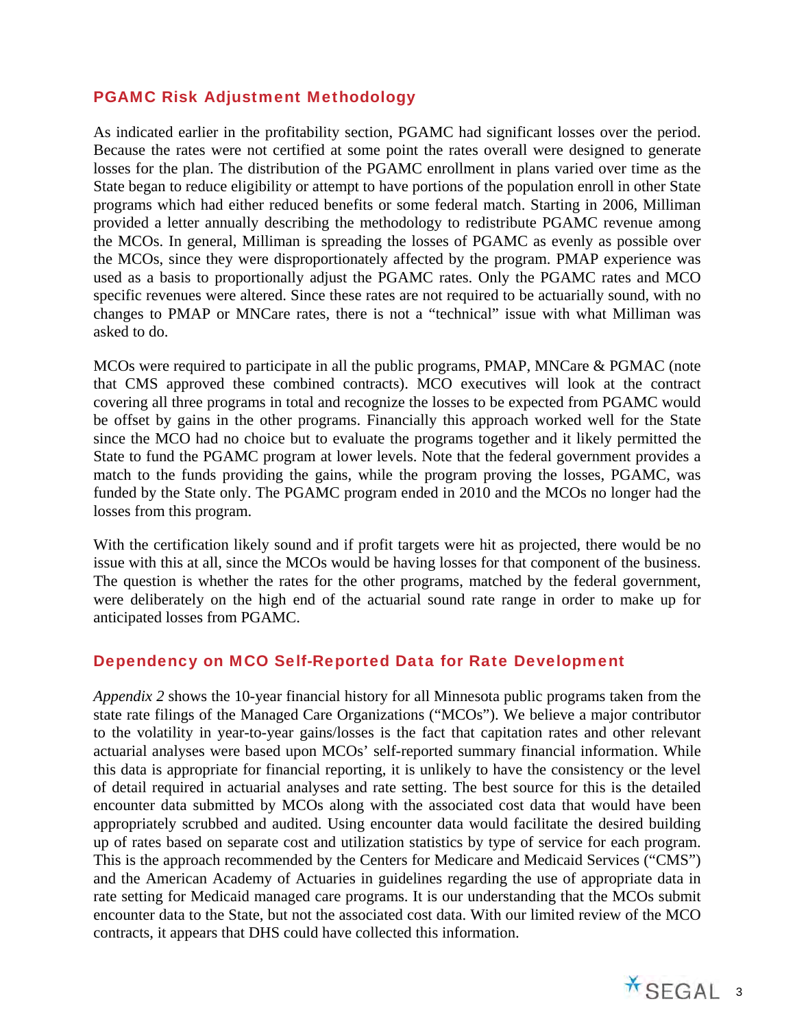## PGAMC Risk Adjustment Methodology

As indicated earlier in the profitability section, PGAMC had significant losses over the period. Because the rates were not certified at some point the rates overall were designed to generate losses for the plan. The distribution of the PGAMC enrollment in plans varied over time as the State began to reduce eligibility or attempt to have portions of the population enroll in other State programs which had either reduced benefits or some federal match. Starting in 2006, Milliman provided a letter annually describing the methodology to redistribute PGAMC revenue among the MCOs. In general, Milliman is spreading the losses of PGAMC as evenly as possible over the MCOs, since they were disproportionately affected by the program. PMAP experience was used as a basis to proportionally adjust the PGAMC rates. Only the PGAMC rates and MCO specific revenues were altered. Since these rates are not required to be actuarially sound, with no changes to PMAP or MNCare rates, there is not a "technical" issue with what Milliman was asked to do.

MCOs were required to participate in all the public programs, PMAP, MNCare & PGMAC (note that CMS approved these combined contracts). MCO executives will look at the contract covering all three programs in total and recognize the losses to be expected from PGAMC would be offset by gains in the other programs. Financially this approach worked well for the State since the MCO had no choice but to evaluate the programs together and it likely permitted the State to fund the PGAMC program at lower levels. Note that the federal government provides a match to the funds providing the gains, while the program proving the losses, PGAMC, was funded by the State only. The PGAMC program ended in 2010 and the MCOs no longer had the losses from this program.

With the certification likely sound and if profit targets were hit as projected, there would be no issue with this at all, since the MCOs would be having losses for that component of the business. The question is whether the rates for the other programs, matched by the federal government, were deliberately on the high end of the actuarial sound rate range in order to make up for anticipated losses from PGAMC.

## Dependency on MCO Self-Reported Data for Rate Development

*Appendix 2* shows the 10-year financial history for all Minnesota public programs taken from the state rate filings of the Managed Care Organizations ("MCOs"). We believe a major contributor to the volatility in year-to-year gains/losses is the fact that capitation rates and other relevant actuarial analyses were based upon MCOs' self-reported summary financial information. While this data is appropriate for financial reporting, it is unlikely to have the consistency or the level of detail required in actuarial analyses and rate setting. The best source for this is the detailed encounter data submitted by MCOs along with the associated cost data that would have been appropriately scrubbed and audited. Using encounter data would facilitate the desired building up of rates based on separate cost and utilization statistics by type of service for each program. This is the approach recommended by the Centers for Medicare and Medicaid Services ("CMS") and the American Academy of Actuaries in guidelines regarding the use of appropriate data in rate setting for Medicaid managed care programs. It is our understanding that the MCOs submit encounter data to the State, but not the associated cost data. With our limited review of the MCO contracts, it appears that DHS could have collected this information.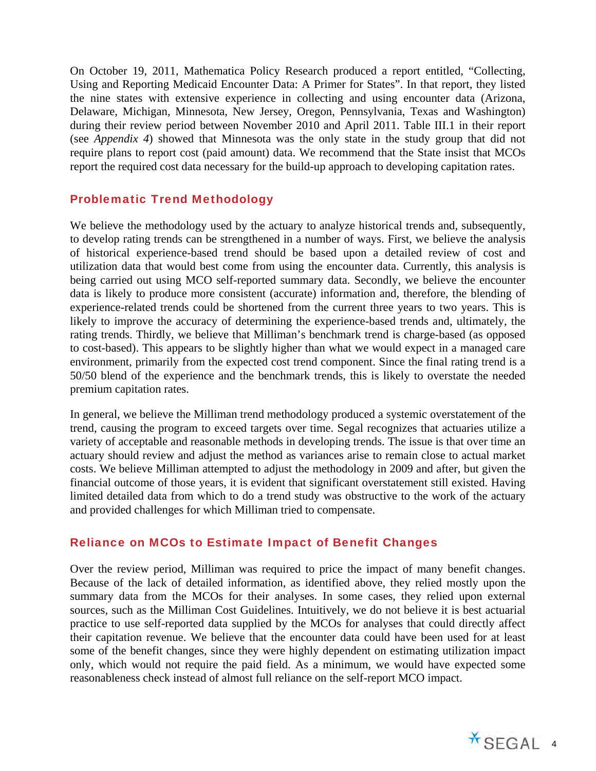On October 19, 2011, Mathematica Policy Research produced a report entitled, "Collecting, Using and Reporting Medicaid Encounter Data: A Primer for States". In that report, they listed the nine states with extensive experience in collecting and using encounter data (Arizona, Delaware, Michigan, Minnesota, New Jersey, Oregon, Pennsylvania, Texas and Washington) during their review period between November 2010 and April 2011. Table III.1 in their report (see *Appendix 4*) showed that Minnesota was the only state in the study group that did not require plans to report cost (paid amount) data. We recommend that the State insist that MCOs report the required cost data necessary for the build-up approach to developing capitation rates.

## Problematic Trend Methodology

We believe the methodology used by the actuary to analyze historical trends and, subsequently, to develop rating trends can be strengthened in a number of ways. First, we believe the analysis of historical experience-based trend should be based upon a detailed review of cost and utilization data that would best come from using the encounter data. Currently, this analysis is being carried out using MCO self-reported summary data. Secondly, we believe the encounter data is likely to produce more consistent (accurate) information and, therefore, the blending of experience-related trends could be shortened from the current three years to two years. This is likely to improve the accuracy of determining the experience-based trends and, ultimately, the rating trends. Thirdly, we believe that Milliman's benchmark trend is charge-based (as opposed to cost-based). This appears to be slightly higher than what we would expect in a managed care environment, primarily from the expected cost trend component. Since the final rating trend is a 50/50 blend of the experience and the benchmark trends, this is likely to overstate the needed premium capitation rates.

In general, we believe the Milliman trend methodology produced a systemic overstatement of the trend, causing the program to exceed targets over time. Segal recognizes that actuaries utilize a variety of acceptable and reasonable methods in developing trends. The issue is that over time an actuary should review and adjust the method as variances arise to remain close to actual market costs. We believe Milliman attempted to adjust the methodology in 2009 and after, but given the financial outcome of those years, it is evident that significant overstatement still existed. Having limited detailed data from which to do a trend study was obstructive to the work of the actuary and provided challenges for which Milliman tried to compensate.

## Reliance on MCOs to Estimate Impact of Benefit Changes

Over the review period, Milliman was required to price the impact of many benefit changes. Because of the lack of detailed information, as identified above, they relied mostly upon the summary data from the MCOs for their analyses. In some cases, they relied upon external sources, such as the Milliman Cost Guidelines. Intuitively, we do not believe it is best actuarial practice to use self-reported data supplied by the MCOs for analyses that could directly affect their capitation revenue. We believe that the encounter data could have been used for at least some of the benefit changes, since they were highly dependent on estimating utilization impact only, which would not require the paid field. As a minimum, we would have expected some reasonableness check instead of almost full reliance on the self-report MCO impact.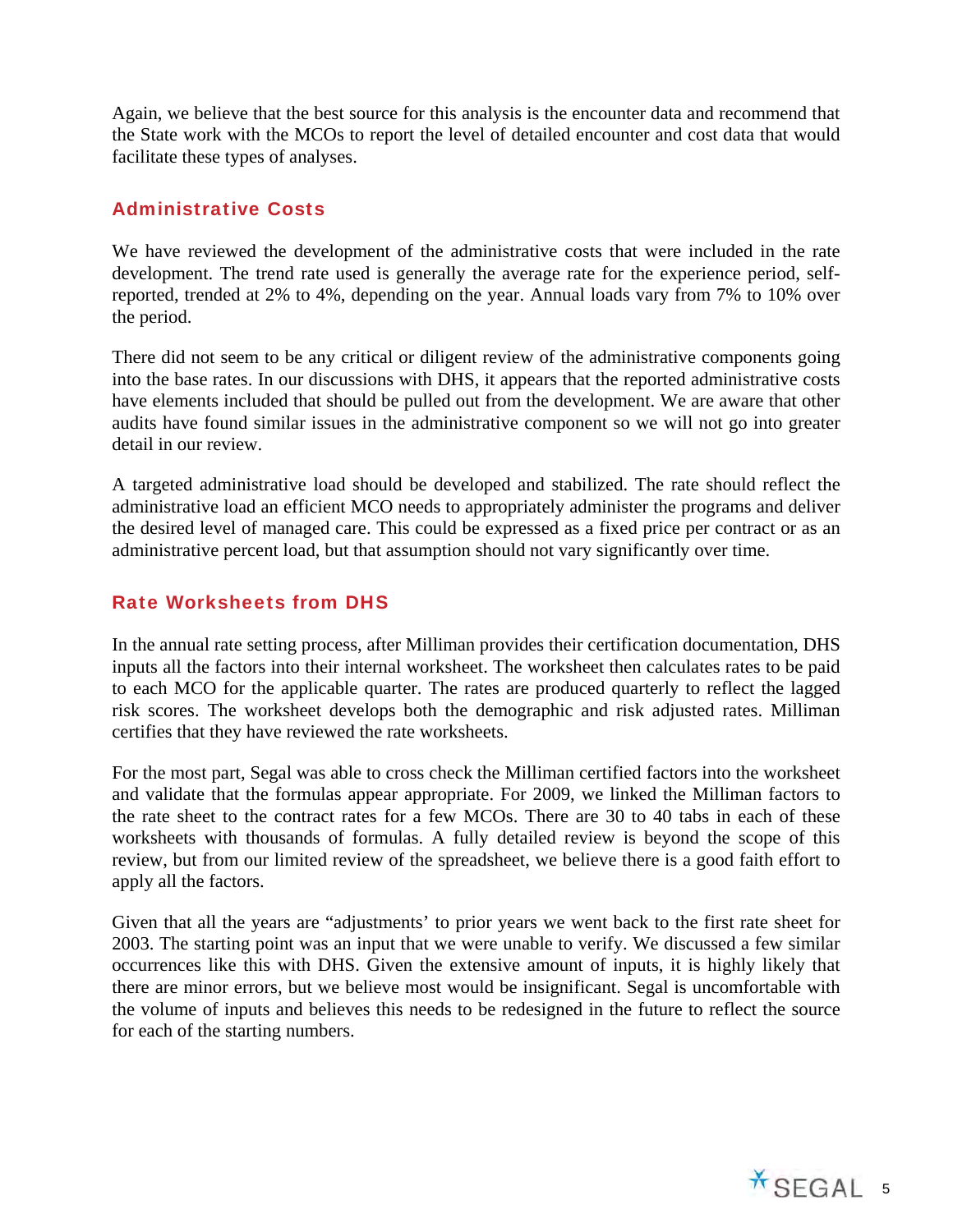Again, we believe that the best source for this analysis is the encounter data and recommend that the State work with the MCOs to report the level of detailed encounter and cost data that would facilitate these types of analyses.

## Administrative Costs

We have reviewed the development of the administrative costs that were included in the rate development. The trend rate used is generally the average rate for the experience period, self-reported, trended at 2% to 4%, depending on the year. Annual loads vary from 7% to 10% over the period.

There did not seem to be any critical or diligent review of the administrative components going into the base rates. In our discussions with DHS, it appears that the reported administrative costs have elements included that should be pulled out from the development. We are aware that other audits have found similar issues in the administrative component so we will not go into greater detail in our review.

A targeted administrative load should be developed and stabilized. The rate should reflect the administrative load an efficient MCO needs to appropriately administer the programs and deliver the desired level of managed care. This could be expressed as a fixed price per contract or as an administrative percent load, but that assumption should not vary significantly over time.

## Rate Worksheets from DHS

In the annual rate setting process, after Milliman provides their certification documentation, DHS inputs all the factors into their internal worksheet. The worksheet then calculates rates to be paid to each MCO for the applicable quarter. The rates are produced quarterly to reflect the lagged risk scores. The worksheet develops both the demographic and risk adjusted rates. Milliman certifies that they have reviewed the rate worksheets.

For the most part, Segal was able to cross check the Milliman certified factors into the worksheet and validate that the formulas appear appropriate. For 2009, we linked the Milliman factors to the rate sheet to the contract rates for a few MCOs. There are 30 to 40 tabs in each of these worksheets with thousands of formulas. A fully detailed review is beyond the scope of this review, but from our limited review of the spreadsheet, we believe there is a good faith effort to apply all the factors.

Given that all the years are "adjustments' to prior years we went back to the first rate sheet for 2003. The starting point was an input that we were unable to verify. We discussed a few similar occurrences like this with DHS. Given the extensive amount of inputs, it is highly likely that there are minor errors, but we believe most would be insignificant. Segal is uncomfortable with the volume of inputs and believes this needs to be redesigned in the future to reflect the source for each of the starting numbers.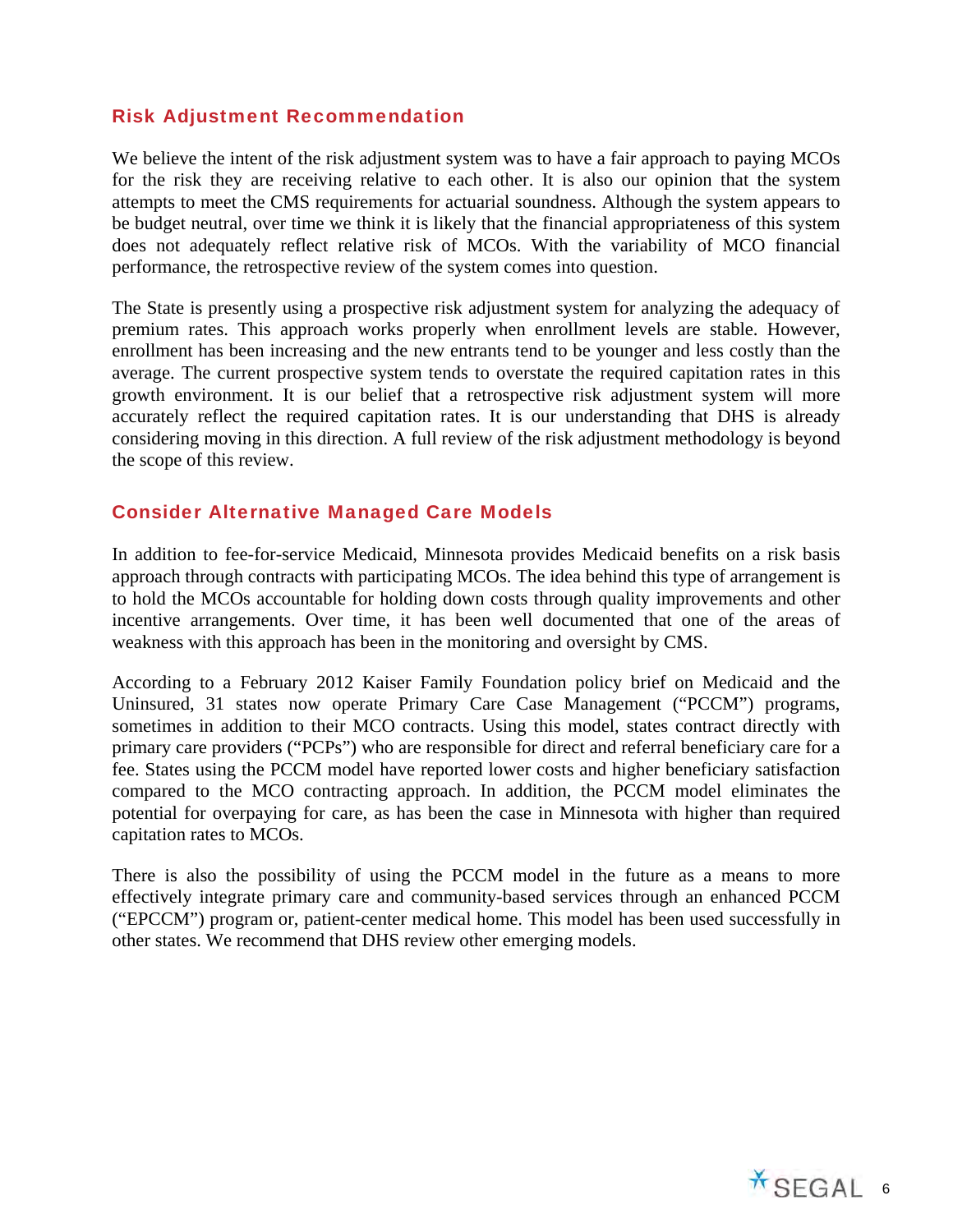## Risk Adjustment Recommendation

We believe the intent of the risk adjustment system was to have a fair approach to paying MCOs for the risk they are receiving relative to each other. It is also our opinion that the system attempts to meet the CMS requirements for actuarial soundness. Although the system appears to be budget neutral, over time we think it is likely that the financial appropriateness of this system does not adequately reflect relative risk of MCOs. With the variability of MCO financial performance, the retrospective review of the system comes into question.

The State is presently using a prospective risk adjustment system for analyzing the adequacy of premium rates. This approach works properly when enrollment levels are stable. However, enrollment has been increasing and the new entrants tend to be younger and less costly than the average. The current prospective system tends to overstate the required capitation rates in this growth environment. It is our belief that a retrospective risk adjustment system will more accurately reflect the required capitation rates. It is our understanding that DHS is already considering moving in this direction. A full review of the risk adjustment methodology is beyond the scope of this review.

## Consider Alternative Managed Care Models

In addition to fee-for-service Medicaid, Minnesota provides Medicaid benefits on a risk basis approach through contracts with participating MCOs. The idea behind this type of arrangement is to hold the MCOs accountable for holding down costs through quality improvements and other incentive arrangements. Over time, it has been well documented that one of the areas of weakness with this approach has been in the monitoring and oversight by CMS.

According to a February 2012 Kaiser Family Foundation policy brief on Medicaid and the Uninsured, 31 states now operate Primary Care Case Management ("PCCM") programs, sometimes in addition to their MCO contracts. Using this model, states contract directly with primary care providers ("PCPs") who are responsible for direct and referral beneficiary care for a fee. States using the PCCM model have reported lower costs and higher beneficiary satisfaction compared to the MCO contracting approach. In addition, the PCCM model eliminates the potential for overpaying for care, as has been the case in Minnesota with higher than required capitation rates to MCOs.

There is also the possibility of using the PCCM model in the future as a means to more effectively integrate primary care and community-based services through an enhanced PCCM ("EPCCM") program or, patient-center medical home. This model has been used successfully in other states. We recommend that DHS review other emerging models.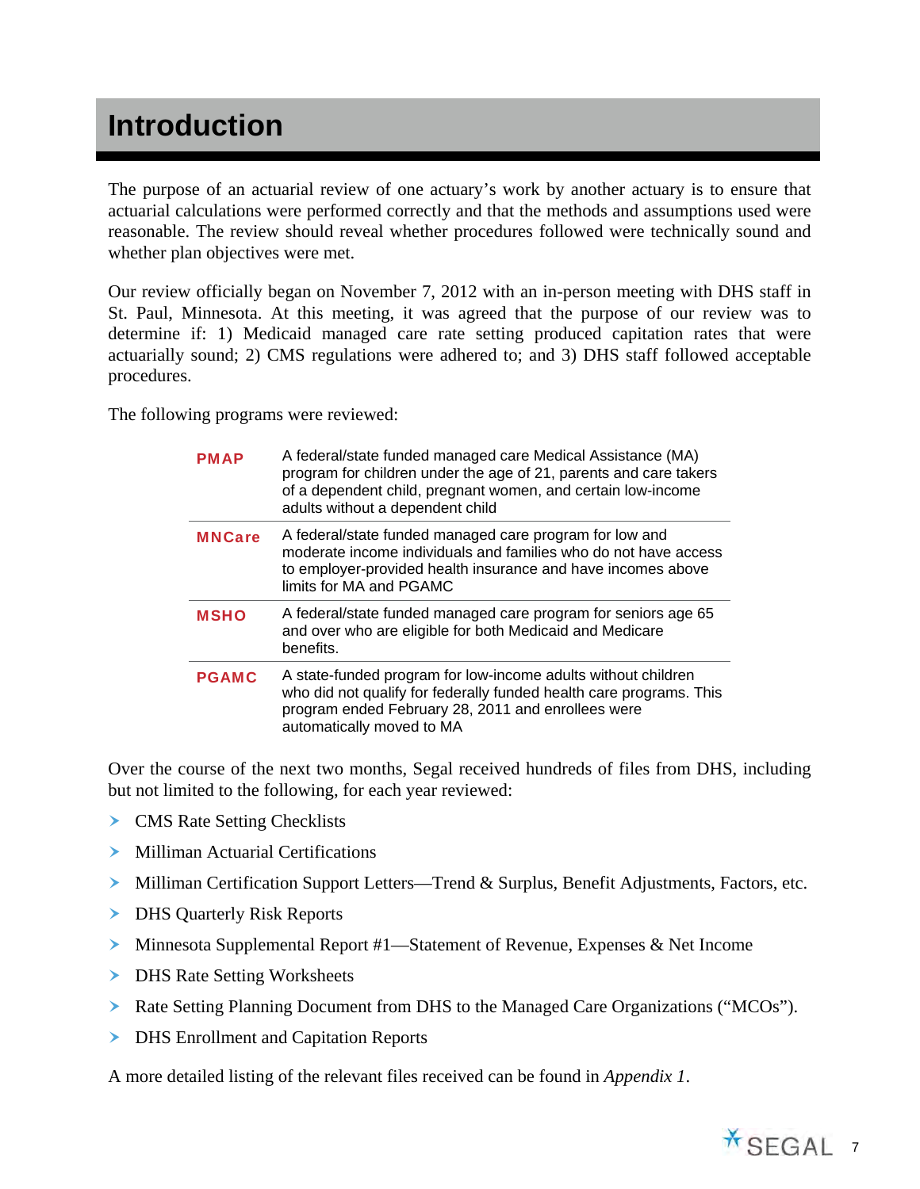# Introduction

The purpose of an actuarial review of one actuary's work by another actuary is to ensure that actuarial calculations were performed correctly and that the methods and assumptions used were reasonable. The review should reveal whether procedures followed were technically sound and whether plan objectives were met.

Our review officially began on November 7, 2012 with an in-person meeting with DHS staff in St. Paul, Minnesota. At this meeting, it was agreed that the purpose of our review was to determine if: 1) Medicaid managed care rate setting produced capitation rates that were actuarially sound; 2) CMS regulations were adhered to; and 3) DHS staff followed acceptable procedures.

The following programs were reviewed:

| Program | Description |
|---|---|
| **PMAP** | A federal/state funded managed care Medical Assistance (MA) program for children under the age of 21, parents and care takers of a dependent child, pregnant women, and certain low-income adults without a dependent child |
| **MNCare** | A federal/state funded managed care program for low and moderate income individuals and families who do not have access to employer-provided health insurance and have incomes above limits for MA and PGAMC |
| **MSHO** | A federal/state funded managed care program for seniors age 65 and over who are eligible for both Medicaid and Medicare benefits. |
| **PGAMC** | A state-funded program for low-income adults without children who did not qualify for federally funded health care programs. This program ended February 28, 2011 and enrollees were automatically moved to MA |

Over the course of the next two months, Segal received hundreds of files from DHS, including but not limited to the following, for each year reviewed:

- CMS Rate Setting Checklists
- Milliman Actuarial Certifications
- Milliman Certification Support Letters—Trend & Surplus, Benefit Adjustments, Factors, etc.
- DHS Quarterly Risk Reports
- Minnesota Supplemental Report #1—Statement of Revenue, Expenses & Net Income
- DHS Rate Setting Worksheets
- Rate Setting Planning Document from DHS to the Managed Care Organizations ("MCOs").
- DHS Enrollment and Capitation Reports

A more detailed listing of the relevant files received can be found in *Appendix 1*.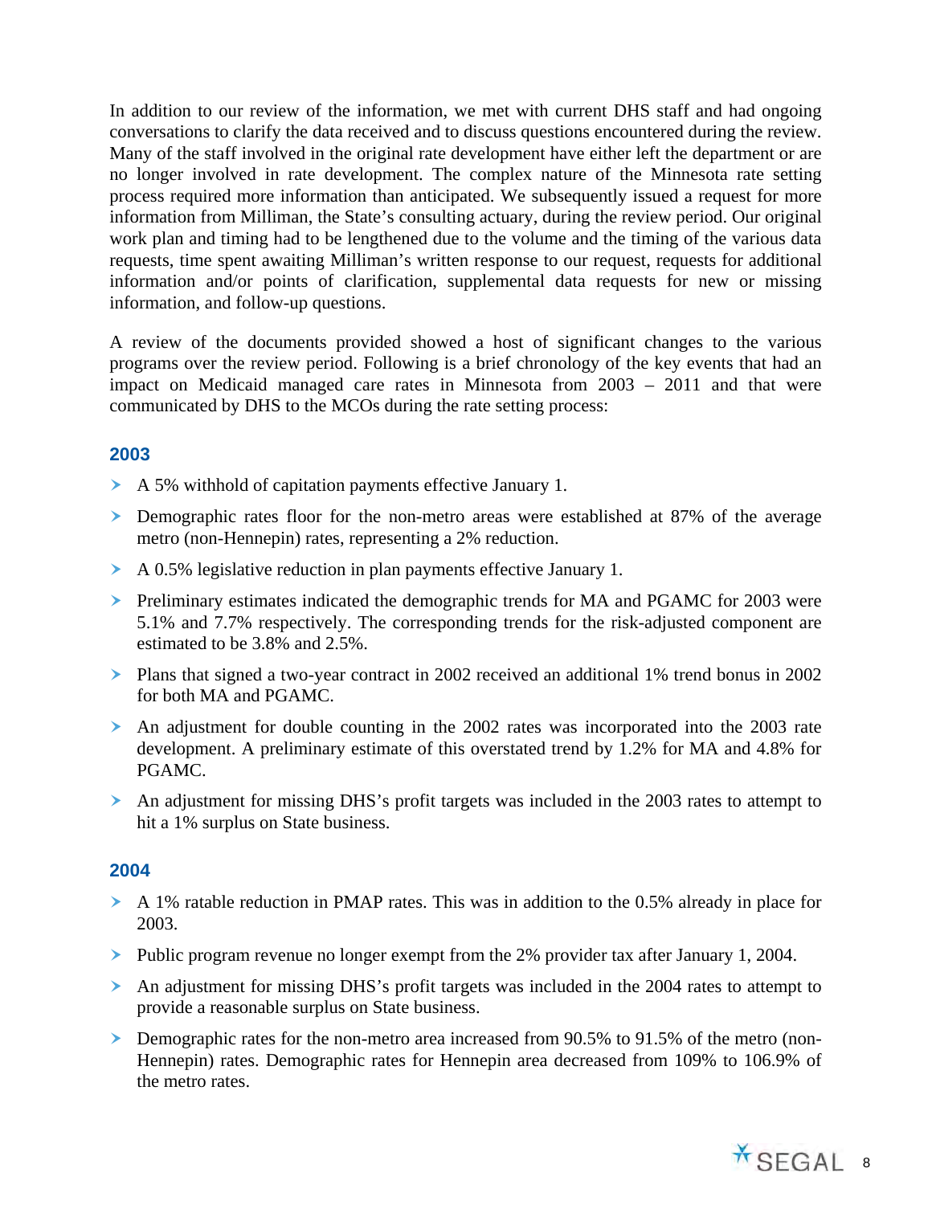In addition to our review of the information, we met with current DHS staff and had ongoing conversations to clarify the data received and to discuss questions encountered during the review. Many of the staff involved in the original rate development have either left the department or are no longer involved in rate development. The complex nature of the Minnesota rate setting process required more information than anticipated. We subsequently issued a request for more information from Milliman, the State's consulting actuary, during the review period. Our original work plan and timing had to be lengthened due to the volume and the timing of the various data requests, time spent awaiting Milliman's written response to our request, requests for additional information and/or points of clarification, supplemental data requests for new or missing information, and follow-up questions.

A review of the documents provided showed a host of significant changes to the various programs over the review period. Following is a brief chronology of the key events that had an impact on Medicaid managed care rates in Minnesota from 2003 – 2011 and that were communicated by DHS to the MCOs during the rate setting process:

### 2003

- A 5% withhold of capitation payments effective January 1.
- Demographic rates floor for the non-metro areas were established at 87% of the average metro (non-Hennepin) rates, representing a 2% reduction.
- A 0.5% legislative reduction in plan payments effective January 1.
- Preliminary estimates indicated the demographic trends for MA and PGAMC for 2003 were 5.1% and 7.7% respectively. The corresponding trends for the risk-adjusted component are estimated to be 3.8% and 2.5%.
- Plans that signed a two-year contract in 2002 received an additional 1% trend bonus in 2002 for both MA and PGAMC.
- An adjustment for double counting in the 2002 rates was incorporated into the 2003 rate development. A preliminary estimate of this overstated trend by 1.2% for MA and 4.8% for PGAMC.
- An adjustment for missing DHS's profit targets was included in the 2003 rates to attempt to hit a 1% surplus on State business.

### 2004

- A 1% ratable reduction in PMAP rates. This was in addition to the 0.5% already in place for 2003.
- Public program revenue no longer exempt from the 2% provider tax after January 1, 2004.
- An adjustment for missing DHS's profit targets was included in the 2004 rates to attempt to provide a reasonable surplus on State business.
- Demographic rates for the non-metro area increased from 90.5% to 91.5% of the metro (non-Hennepin) rates. Demographic rates for Hennepin area decreased from 109% to 106.9% of the metro rates.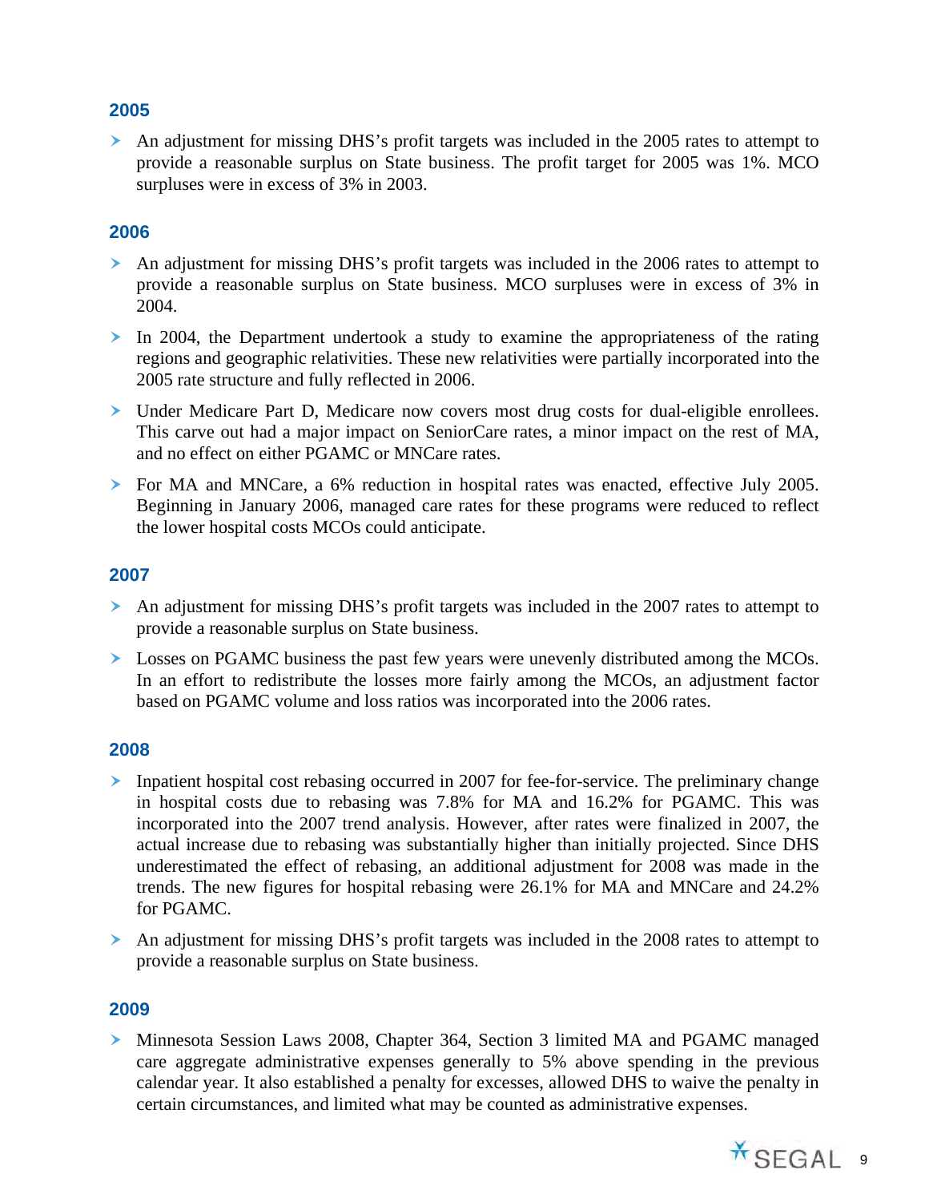### 2005

- An adjustment for missing DHS's profit targets was included in the 2005 rates to attempt to provide a reasonable surplus on State business. The profit target for 2005 was 1%. MCO surpluses were in excess of 3% in 2003.

### 2006

- An adjustment for missing DHS's profit targets was included in the 2006 rates to attempt to provide a reasonable surplus on State business. MCO surpluses were in excess of 3% in 2004.
- In 2004, the Department undertook a study to examine the appropriateness of the rating regions and geographic relativities. These new relativities were partially incorporated into the 2005 rate structure and fully reflected in 2006.
- Under Medicare Part D, Medicare now covers most drug costs for dual-eligible enrollees. This carve out had a major impact on SeniorCare rates, a minor impact on the rest of MA, and no effect on either PGAMC or MNCare rates.
- For MA and MNCare, a 6% reduction in hospital rates was enacted, effective July 2005. Beginning in January 2006, managed care rates for these programs were reduced to reflect the lower hospital costs MCOs could anticipate.

### 2007

- An adjustment for missing DHS's profit targets was included in the 2007 rates to attempt to provide a reasonable surplus on State business.
- Losses on PGAMC business the past few years were unevenly distributed among the MCOs. In an effort to redistribute the losses more fairly among the MCOs, an adjustment factor based on PGAMC volume and loss ratios was incorporated into the 2006 rates.

### 2008

- Inpatient hospital cost rebasing occurred in 2007 for fee-for-service. The preliminary change in hospital costs due to rebasing was 7.8% for MA and 16.2% for PGAMC. This was incorporated into the 2007 trend analysis. However, after rates were finalized in 2007, the actual increase due to rebasing was substantially higher than initially projected. Since DHS underestimated the effect of rebasing, an additional adjustment for 2008 was made in the trends. The new figures for hospital rebasing were 26.1% for MA and MNCare and 24.2% for PGAMC.
- An adjustment for missing DHS's profit targets was included in the 2008 rates to attempt to provide a reasonable surplus on State business.

### 2009

- Minnesota Session Laws 2008, Chapter 364, Section 3 limited MA and PGAMC managed care aggregate administrative expenses generally to 5% above spending in the previous calendar year. It also established a penalty for excesses, allowed DHS to waive the penalty in certain circumstances, and limited what may be counted as administrative expenses.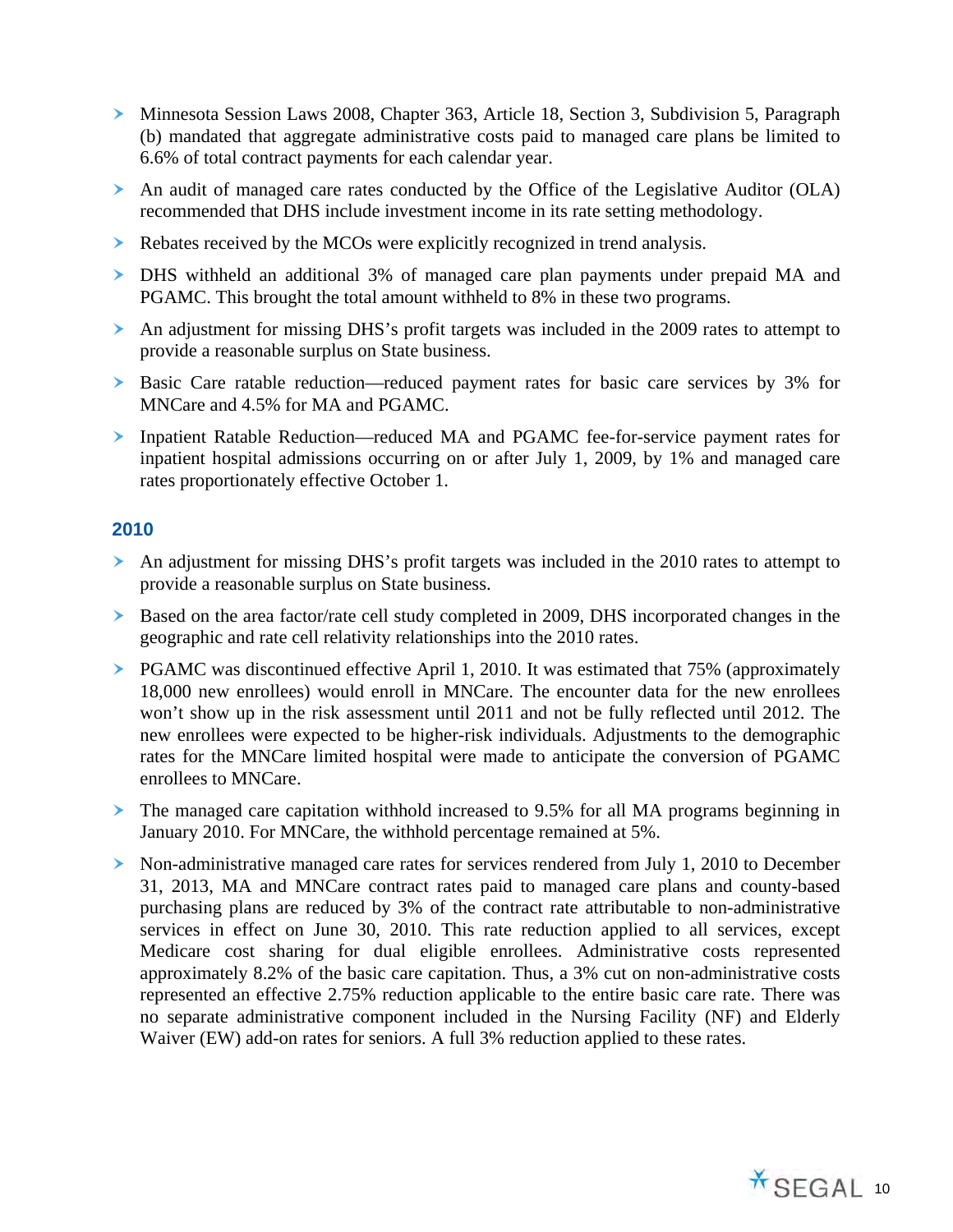- Minnesota Session Laws 2008, Chapter 363, Article 18, Section 3, Subdivision 5, Paragraph (b) mandated that aggregate administrative costs paid to managed care plans be limited to 6.6% of total contract payments for each calendar year.
- An audit of managed care rates conducted by the Office of the Legislative Auditor (OLA) recommended that DHS include investment income in its rate setting methodology.
- Rebates received by the MCOs were explicitly recognized in trend analysis.
- DHS withheld an additional 3% of managed care plan payments under prepaid MA and PGAMC. This brought the total amount withheld to 8% in these two programs.
- An adjustment for missing DHS's profit targets was included in the 2009 rates to attempt to provide a reasonable surplus on State business.
- Basic Care ratable reduction—reduced payment rates for basic care services by 3% for MNCare and 4.5% for MA and PGAMC.
- Inpatient Ratable Reduction—reduced MA and PGAMC fee-for-service payment rates for inpatient hospital admissions occurring on or after July 1, 2009, by 1% and managed care rates proportionately effective October 1.

### 2010

- An adjustment for missing DHS's profit targets was included in the 2010 rates to attempt to provide a reasonable surplus on State business.
- Based on the area factor/rate cell study completed in 2009, DHS incorporated changes in the geographic and rate cell relativity relationships into the 2010 rates.
- PGAMC was discontinued effective April 1, 2010. It was estimated that 75% (approximately 18,000 new enrollees) would enroll in MNCare. The encounter data for the new enrollees won't show up in the risk assessment until 2011 and not be fully reflected until 2012. The new enrollees were expected to be higher-risk individuals. Adjustments to the demographic rates for the MNCare limited hospital were made to anticipate the conversion of PGAMC enrollees to MNCare.
- The managed care capitation withhold increased to 9.5% for all MA programs beginning in January 2010. For MNCare, the withhold percentage remained at 5%.
- Non-administrative managed care rates for services rendered from July 1, 2010 to December 31, 2013, MA and MNCare contract rates paid to managed care plans and county-based purchasing plans are reduced by 3% of the contract rate attributable to non-administrative services in effect on June 30, 2010. This rate reduction applied to all services, except Medicare cost sharing for dual eligible enrollees. Administrative costs represented approximately 8.2% of the basic care capitation. Thus, a 3% cut on non-administrative costs represented an effective 2.75% reduction applicable to the entire basic care rate. There was no separate administrative component included in the Nursing Facility (NF) and Elderly Waiver (EW) add-on rates for seniors. A full 3% reduction applied to these rates.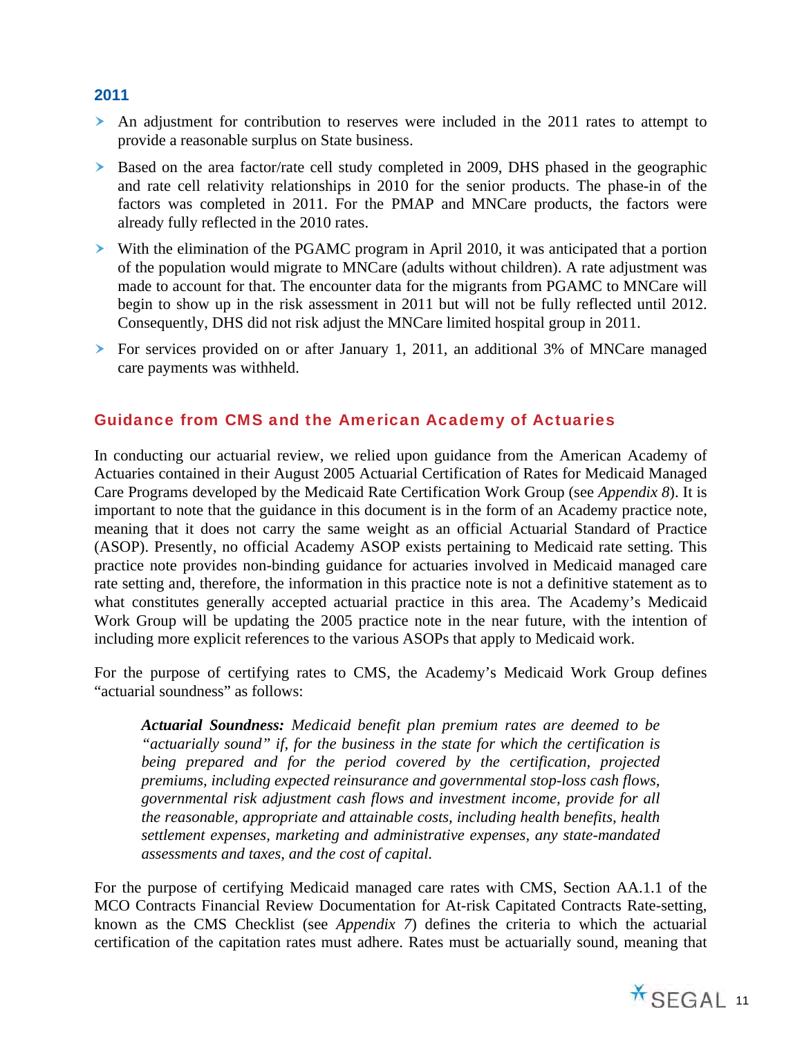### 2011

- An adjustment for contribution to reserves were included in the 2011 rates to attempt to provide a reasonable surplus on State business.
- Based on the area factor/rate cell study completed in 2009, DHS phased in the geographic and rate cell relativity relationships in 2010 for the senior products. The phase-in of the factors was completed in 2011. For the PMAP and MNCare products, the factors were already fully reflected in the 2010 rates.
- With the elimination of the PGAMC program in April 2010, it was anticipated that a portion of the population would migrate to MNCare (adults without children). A rate adjustment was made to account for that. The encounter data for the migrants from PGAMC to MNCare will begin to show up in the risk assessment in 2011 but will not be fully reflected until 2012. Consequently, DHS did not risk adjust the MNCare limited hospital group in 2011.
- For services provided on or after January 1, 2011, an additional 3% of MNCare managed care payments was withheld.

## Guidance from CMS and the American Academy of Actuaries

In conducting our actuarial review, we relied upon guidance from the American Academy of Actuaries contained in their August 2005 Actuarial Certification of Rates for Medicaid Managed Care Programs developed by the Medicaid Rate Certification Work Group (see *Appendix 8*). It is important to note that the guidance in this document is in the form of an Academy practice note, meaning that it does not carry the same weight as an official Actuarial Standard of Practice (ASOP). Presently, no official Academy ASOP exists pertaining to Medicaid rate setting. This practice note provides non-binding guidance for actuaries involved in Medicaid managed care rate setting and, therefore, the information in this practice note is not a definitive statement as to what constitutes generally accepted actuarial practice in this area. The Academy's Medicaid Work Group will be updating the 2005 practice note in the near future, with the intention of including more explicit references to the various ASOPs that apply to Medicaid work.

For the purpose of certifying rates to CMS, the Academy's Medicaid Work Group defines "actuarial soundness" as follows:

> ***Actuarial Soundness:*** *Medicaid benefit plan premium rates are deemed to be "actuarially sound" if, for the business in the state for which the certification is being prepared and for the period covered by the certification, projected premiums, including expected reinsurance and governmental stop-loss cash flows, governmental risk adjustment cash flows and investment income, provide for all the reasonable, appropriate and attainable costs, including health benefits, health settlement expenses, marketing and administrative expenses, any state-mandated assessments and taxes, and the cost of capital.*

For the purpose of certifying Medicaid managed care rates with CMS, Section AA.1.1 of the MCO Contracts Financial Review Documentation for At-risk Capitated Contracts Rate-setting, known as the CMS Checklist (see *Appendix 7*) defines the criteria to which the actuarial certification of the capitation rates must adhere. Rates must be actuarially sound, meaning that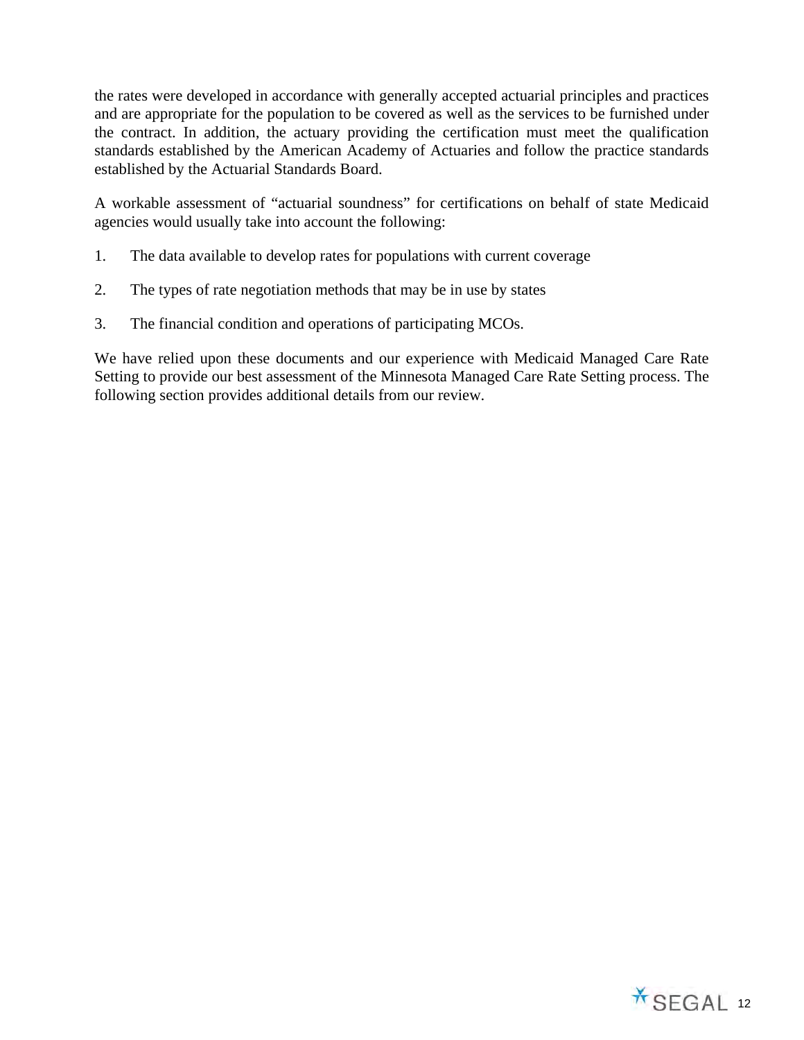the rates were developed in accordance with generally accepted actuarial principles and practices and are appropriate for the population to be covered as well as the services to be furnished under the contract. In addition, the actuary providing the certification must meet the qualification standards established by the American Academy of Actuaries and follow the practice standards established by the Actuarial Standards Board.

A workable assessment of "actuarial soundness" for certifications on behalf of state Medicaid agencies would usually take into account the following:

1. The data available to develop rates for populations with current coverage
2. The types of rate negotiation methods that may be in use by states
3. The financial condition and operations of participating MCOs.

We have relied upon these documents and our experience with Medicaid Managed Care Rate Setting to provide our best assessment of the Minnesota Managed Care Rate Setting process. The following section provides additional details from our review.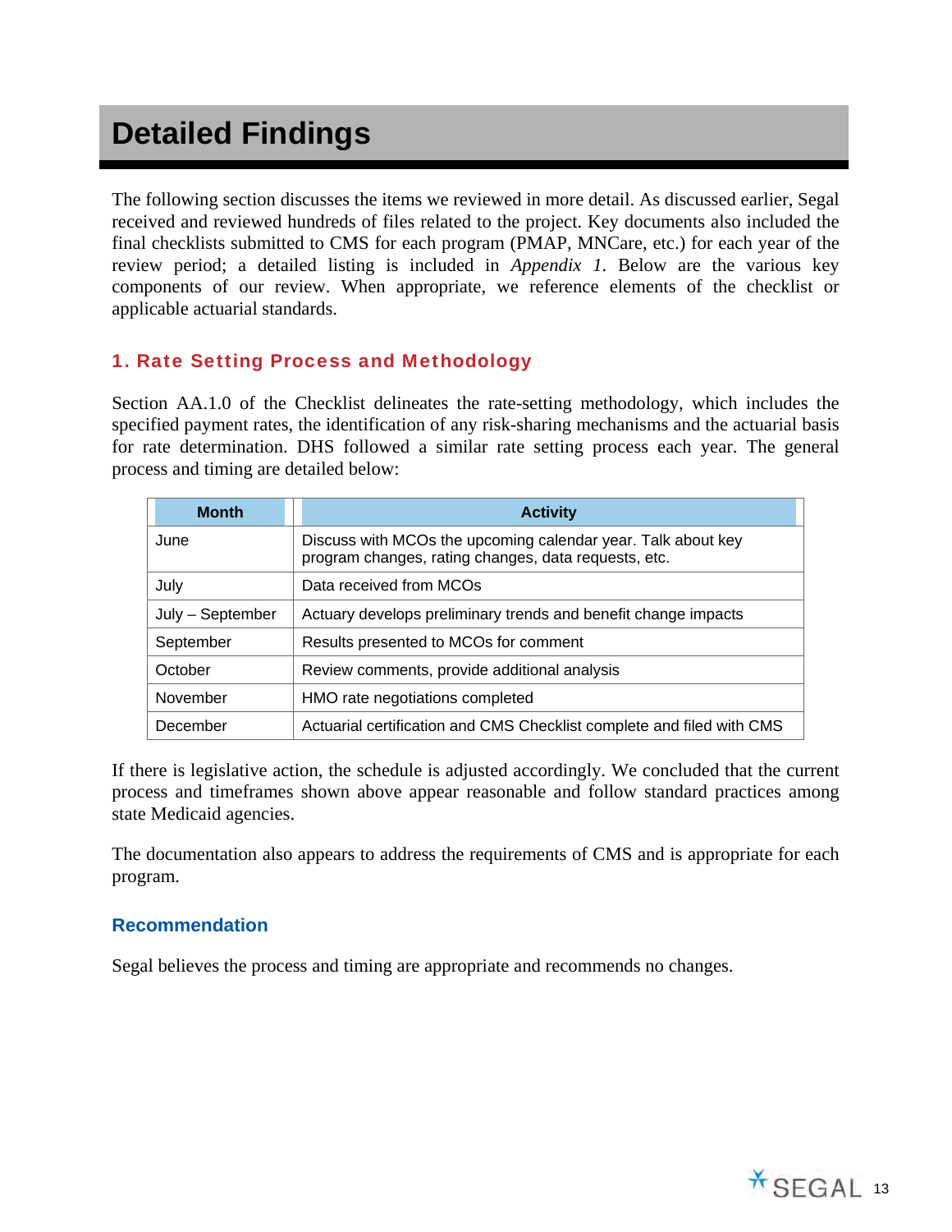# Detailed Findings

The following section discusses the items we reviewed in more detail. As discussed earlier, Segal received and reviewed hundreds of files related to the project. Key documents also included the final checklists submitted to CMS for each program (PMAP, MNCare, etc.) for each year of the review period; a detailed listing is included in *Appendix 1*. Below are the various key components of our review. When appropriate, we reference elements of the checklist or applicable actuarial standards.

## 1. Rate Setting Process and Methodology

Section AA.1.0 of the Checklist delineates the rate-setting methodology, which includes the specified payment rates, the identification of any risk-sharing mechanisms and the actuarial basis for rate determination. DHS followed a similar rate setting process each year. The general process and timing are detailed below:

| Month | Activity |
|---|---|
| June | Discuss with MCOs the upcoming calendar year. Talk about key program changes, rating changes, data requests, etc. |
| July | Data received from MCOs |
| July – September | Actuary develops preliminary trends and benefit change impacts |
| September | Results presented to MCOs for comment |
| October | Review comments, provide additional analysis |
| November | HMO rate negotiations completed |
| December | Actuarial certification and CMS Checklist complete and filed with CMS |

If there is legislative action, the schedule is adjusted accordingly. We concluded that the current process and timeframes shown above appear reasonable and follow standard practices among state Medicaid agencies.

The documentation also appears to address the requirements of CMS and is appropriate for each program.

### Recommendation

Segal believes the process and timing are appropriate and recommends no changes.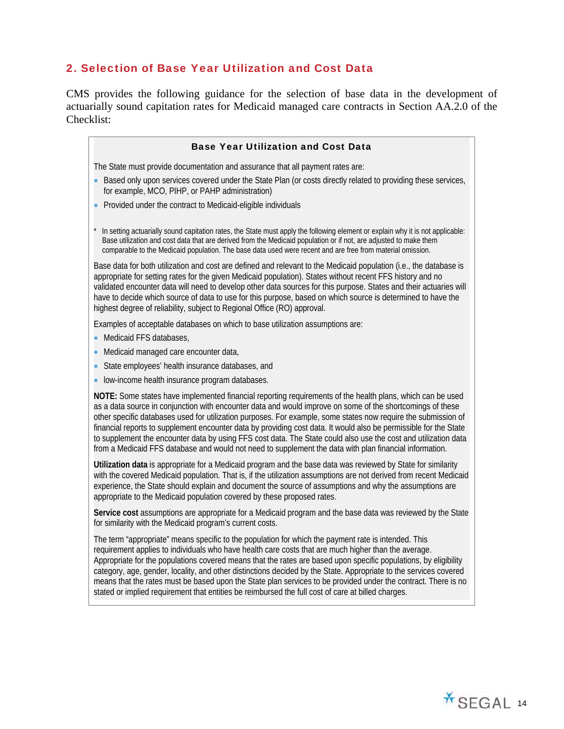## 2. Selection of Base Year Utilization and Cost Data

CMS provides the following guidance for the selection of base data in the development of actuarially sound capitation rates for Medicaid managed care contracts in Section AA.2.0 of the Checklist:

> **Base Year Utilization and Cost Data**
>
> The State must provide documentation and assurance that all payment rates are:
>
> - Based only upon services covered under the State Plan (or costs directly related to providing these services, for example, MCO, PIHP, or PAHP administration)
> - Provided under the contract to Medicaid-eligible individuals
>
> \* In setting actuarially sound capitation rates, the State must apply the following element or explain why it is not applicable: Base utilization and cost data that are derived from the Medicaid population or if not, are adjusted to make them comparable to the Medicaid population. The base data used were recent and are free from material omission.
>
> Base data for both utilization and cost are defined and relevant to the Medicaid population (i.e., the database is appropriate for setting rates for the given Medicaid population). States without recent FFS history and no validated encounter data will need to develop other data sources for this purpose. States and their actuaries will have to decide which source of data to use for this purpose, based on which source is determined to have the highest degree of reliability, subject to Regional Office (RO) approval.
>
> Examples of acceptable databases on which to base utilization assumptions are:
>
> - Medicaid FFS databases,
> - Medicaid managed care encounter data,
> - State employees' health insurance databases, and
> - low-income health insurance program databases.
>
> **NOTE:** Some states have implemented financial reporting requirements of the health plans, which can be used as a data source in conjunction with encounter data and would improve on some of the shortcomings of these other specific databases used for utilization purposes. For example, some states now require the submission of financial reports to supplement encounter data by providing cost data. It would also be permissible for the State to supplement the encounter data by using FFS cost data. The State could also use the cost and utilization data from a Medicaid FFS database and would not need to supplement the data with plan financial information.
>
> **Utilization data** is appropriate for a Medicaid program and the base data was reviewed by State for similarity with the covered Medicaid population. That is, if the utilization assumptions are not derived from recent Medicaid experience, the State should explain and document the source of assumptions and why the assumptions are appropriate to the Medicaid population covered by these proposed rates.
>
> **Service cost** assumptions are appropriate for a Medicaid program and the base data was reviewed by the State for similarity with the Medicaid program's current costs.
>
> The term "appropriate" means specific to the population for which the payment rate is intended. This requirement applies to individuals who have health care costs that are much higher than the average. Appropriate for the populations covered means that the rates are based upon specific populations, by eligibility category, age, gender, locality, and other distinctions decided by the State. Appropriate to the services covered means that the rates must be based upon the State plan services to be provided under the contract. There is no stated or implied requirement that entities be reimbursed the full cost of care at billed charges.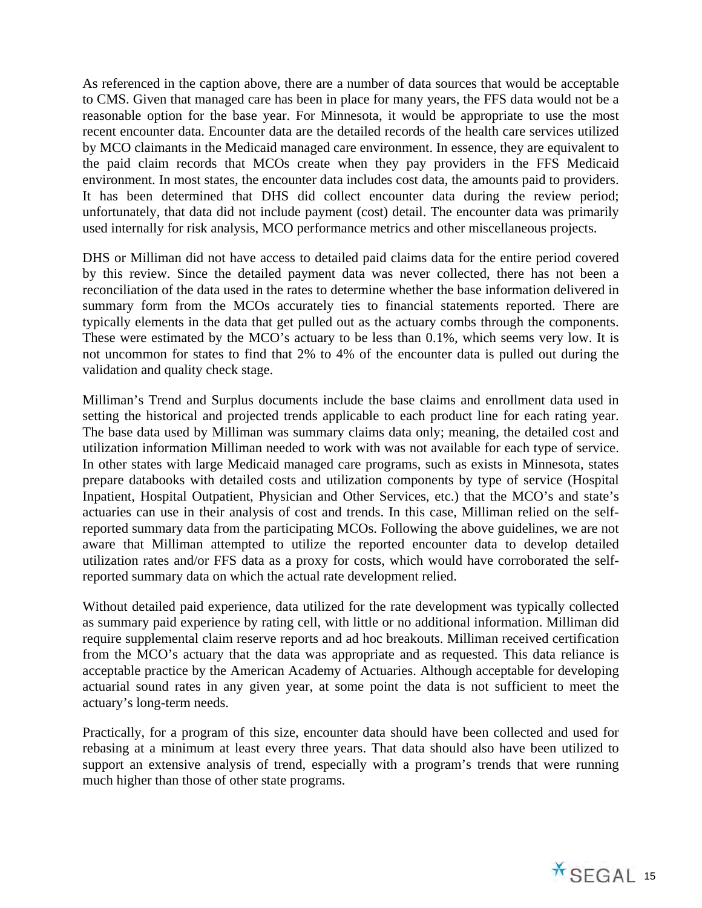As referenced in the caption above, there are a number of data sources that would be acceptable to CMS. Given that managed care has been in place for many years, the FFS data would not be a reasonable option for the base year. For Minnesota, it would be appropriate to use the most recent encounter data. Encounter data are the detailed records of the health care services utilized by MCO claimants in the Medicaid managed care environment. In essence, they are equivalent to the paid claim records that MCOs create when they pay providers in the FFS Medicaid environment. In most states, the encounter data includes cost data, the amounts paid to providers. It has been determined that DHS did collect encounter data during the review period; unfortunately, that data did not include payment (cost) detail. The encounter data was primarily used internally for risk analysis, MCO performance metrics and other miscellaneous projects.

DHS or Milliman did not have access to detailed paid claims data for the entire period covered by this review. Since the detailed payment data was never collected, there has not been a reconciliation of the data used in the rates to determine whether the base information delivered in summary form from the MCOs accurately ties to financial statements reported. There are typically elements in the data that get pulled out as the actuary combs through the components. These were estimated by the MCO's actuary to be less than 0.1%, which seems very low. It is not uncommon for states to find that 2% to 4% of the encounter data is pulled out during the validation and quality check stage.

Milliman's Trend and Surplus documents include the base claims and enrollment data used in setting the historical and projected trends applicable to each product line for each rating year. The base data used by Milliman was summary claims data only; meaning, the detailed cost and utilization information Milliman needed to work with was not available for each type of service. In other states with large Medicaid managed care programs, such as exists in Minnesota, states prepare databooks with detailed costs and utilization components by type of service (Hospital Inpatient, Hospital Outpatient, Physician and Other Services, etc.) that the MCO's and state's actuaries can use in their analysis of cost and trends. In this case, Milliman relied on the self-reported summary data from the participating MCOs. Following the above guidelines, we are not aware that Milliman attempted to utilize the reported encounter data to develop detailed utilization rates and/or FFS data as a proxy for costs, which would have corroborated the self-reported summary data on which the actual rate development relied.

Without detailed paid experience, data utilized for the rate development was typically collected as summary paid experience by rating cell, with little or no additional information. Milliman did require supplemental claim reserve reports and ad hoc breakouts. Milliman received certification from the MCO's actuary that the data was appropriate and as requested. This data reliance is acceptable practice by the American Academy of Actuaries. Although acceptable for developing actuarial sound rates in any given year, at some point the data is not sufficient to meet the actuary's long-term needs.

Practically, for a program of this size, encounter data should have been collected and used for rebasing at a minimum at least every three years. That data should also have been utilized to support an extensive analysis of trend, especially with a program's trends that were running much higher than those of other state programs.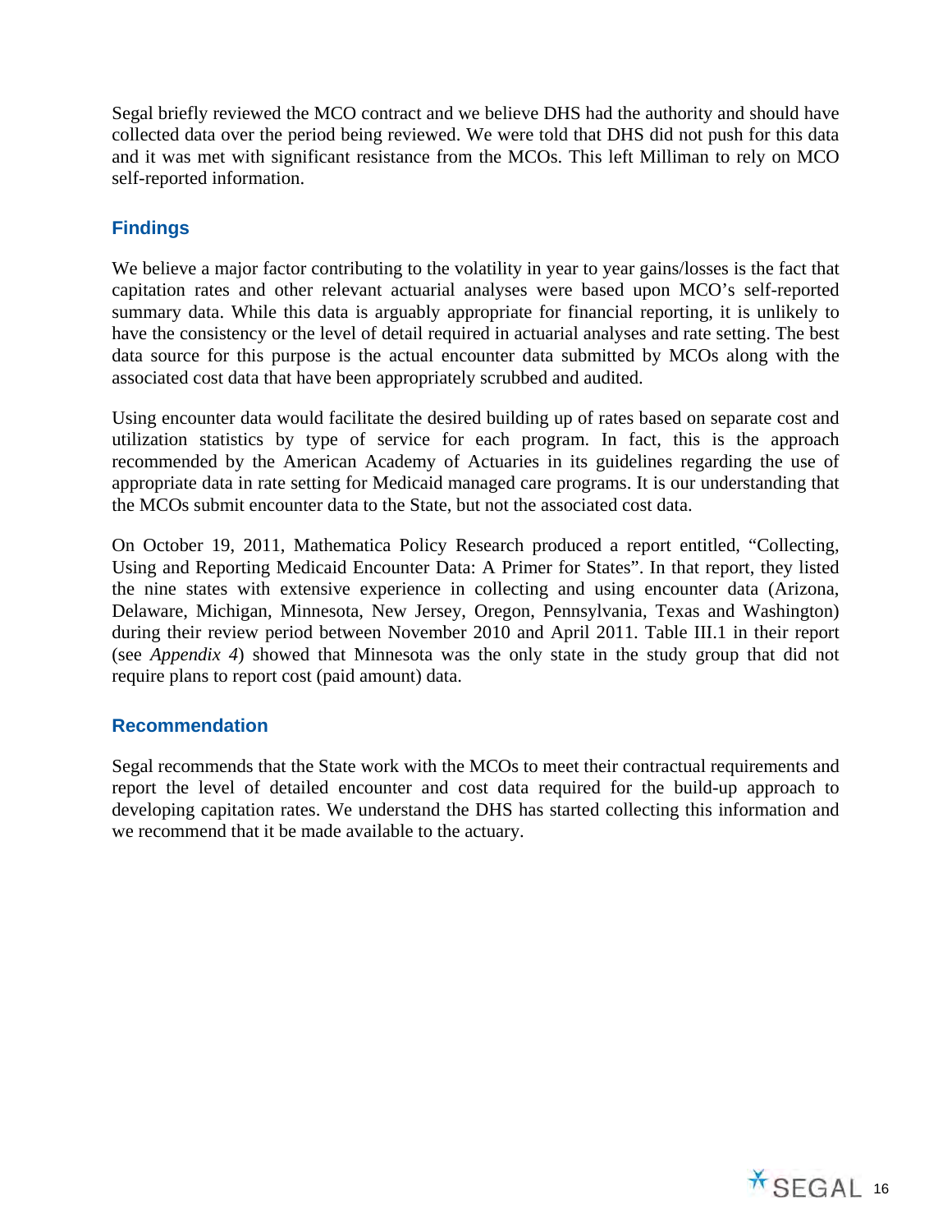Segal briefly reviewed the MCO contract and we believe DHS had the authority and should have collected data over the period being reviewed. We were told that DHS did not push for this data and it was met with significant resistance from the MCOs. This left Milliman to rely on MCO self-reported information.

### Findings

We believe a major factor contributing to the volatility in year to year gains/losses is the fact that capitation rates and other relevant actuarial analyses were based upon MCO's self-reported summary data. While this data is arguably appropriate for financial reporting, it is unlikely to have the consistency or the level of detail required in actuarial analyses and rate setting. The best data source for this purpose is the actual encounter data submitted by MCOs along with the associated cost data that have been appropriately scrubbed and audited.

Using encounter data would facilitate the desired building up of rates based on separate cost and utilization statistics by type of service for each program. In fact, this is the approach recommended by the American Academy of Actuaries in its guidelines regarding the use of appropriate data in rate setting for Medicaid managed care programs. It is our understanding that the MCOs submit encounter data to the State, but not the associated cost data.

On October 19, 2011, Mathematica Policy Research produced a report entitled, "Collecting, Using and Reporting Medicaid Encounter Data: A Primer for States". In that report, they listed the nine states with extensive experience in collecting and using encounter data (Arizona, Delaware, Michigan, Minnesota, New Jersey, Oregon, Pennsylvania, Texas and Washington) during their review period between November 2010 and April 2011. Table III.1 in their report (see *Appendix 4*) showed that Minnesota was the only state in the study group that did not require plans to report cost (paid amount) data.

### Recommendation

Segal recommends that the State work with the MCOs to meet their contractual requirements and report the level of detailed encounter and cost data required for the build-up approach to developing capitation rates. We understand the DHS has started collecting this information and we recommend that it be made available to the actuary.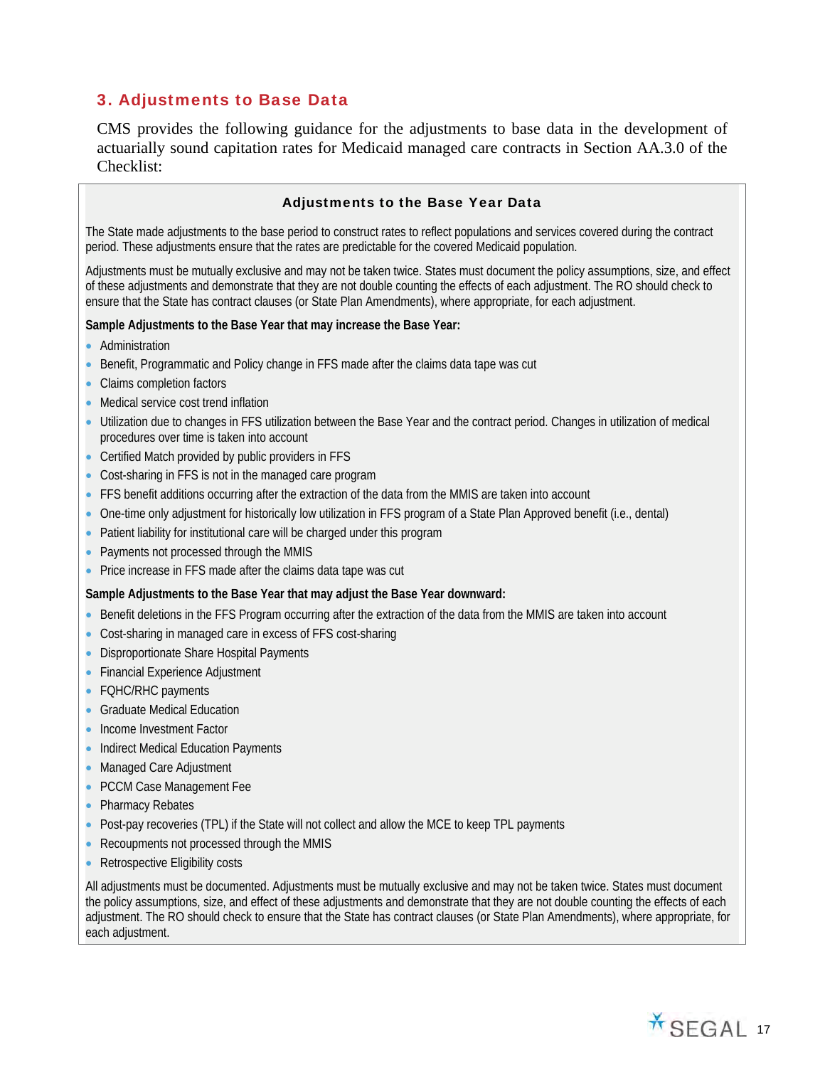## 3. Adjustments to Base Data

CMS provides the following guidance for the adjustments to base data in the development of actuarially sound capitation rates for Medicaid managed care contracts in Section AA.3.0 of the Checklist:

### Adjustments to the Base Year Data

The State made adjustments to the base period to construct rates to reflect populations and services covered during the contract period. These adjustments ensure that the rates are predictable for the covered Medicaid population.

Adjustments must be mutually exclusive and may not be taken twice. States must document the policy assumptions, size, and effect of these adjustments and demonstrate that they are not double counting the effects of each adjustment. The RO should check to ensure that the State has contract clauses (or State Plan Amendments), where appropriate, for each adjustment.

**Sample Adjustments to the Base Year that may increase the Base Year:**

- Administration
- Benefit, Programmatic and Policy change in FFS made after the claims data tape was cut
- Claims completion factors
- Medical service cost trend inflation
- Utilization due to changes in FFS utilization between the Base Year and the contract period. Changes in utilization of medical procedures over time is taken into account
- Certified Match provided by public providers in FFS
- Cost-sharing in FFS is not in the managed care program
- FFS benefit additions occurring after the extraction of the data from the MMIS are taken into account
- One-time only adjustment for historically low utilization in FFS program of a State Plan Approved benefit (i.e., dental)
- Patient liability for institutional care will be charged under this program
- Payments not processed through the MMIS
- Price increase in FFS made after the claims data tape was cut

**Sample Adjustments to the Base Year that may adjust the Base Year downward:**

- Benefit deletions in the FFS Program occurring after the extraction of the data from the MMIS are taken into account
- Cost-sharing in managed care in excess of FFS cost-sharing
- Disproportionate Share Hospital Payments
- Financial Experience Adjustment
- FQHC/RHC payments
- Graduate Medical Education
- Income Investment Factor
- Indirect Medical Education Payments
- Managed Care Adjustment
- PCCM Case Management Fee
- Pharmacy Rebates
- Post-pay recoveries (TPL) if the State will not collect and allow the MCE to keep TPL payments
- Recoupments not processed through the MMIS
- Retrospective Eligibility costs

All adjustments must be documented. Adjustments must be mutually exclusive and may not be taken twice. States must document the policy assumptions, size, and effect of these adjustments and demonstrate that they are not double counting the effects of each adjustment. The RO should check to ensure that the State has contract clauses (or State Plan Amendments), where appropriate, for each adjustment.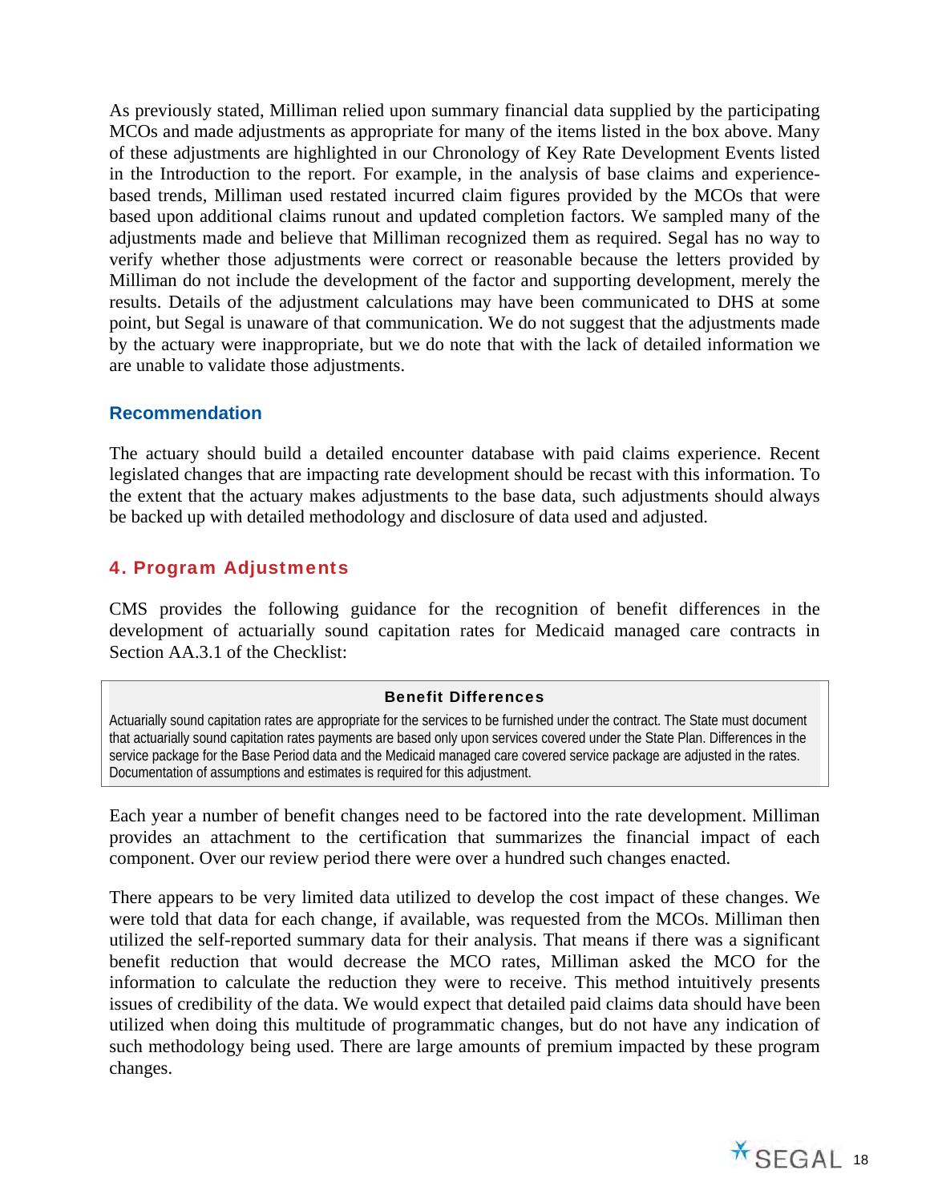As previously stated, Milliman relied upon summary financial data supplied by the participating MCOs and made adjustments as appropriate for many of the items listed in the box above. Many of these adjustments are highlighted in our Chronology of Key Rate Development Events listed in the Introduction to the report. For example, in the analysis of base claims and experience-based trends, Milliman used restated incurred claim figures provided by the MCOs that were based upon additional claims runout and updated completion factors. We sampled many of the adjustments made and believe that Milliman recognized them as required. Segal has no way to verify whether those adjustments were correct or reasonable because the letters provided by Milliman do not include the development of the factor and supporting development, merely the results. Details of the adjustment calculations may have been communicated to DHS at some point, but Segal is unaware of that communication. We do not suggest that the adjustments made by the actuary were inappropriate, but we do note that with the lack of detailed information we are unable to validate those adjustments.

### Recommendation

The actuary should build a detailed encounter database with paid claims experience. Recent legislated changes that are impacting rate development should be recast with this information. To the extent that the actuary makes adjustments to the base data, such adjustments should always be backed up with detailed methodology and disclosure of data used and adjusted.

## 4. Program Adjustments

CMS provides the following guidance for the recognition of benefit differences in the development of actuarially sound capitation rates for Medicaid managed care contracts in Section AA.3.1 of the Checklist:

> **Benefit Differences**
>
> Actuarially sound capitation rates are appropriate for the services to be furnished under the contract. The State must document that actuarially sound capitation rates payments are based only upon services covered under the State Plan. Differences in the service package for the Base Period data and the Medicaid managed care covered service package are adjusted in the rates. Documentation of assumptions and estimates is required for this adjustment.

Each year a number of benefit changes need to be factored into the rate development. Milliman provides an attachment to the certification that summarizes the financial impact of each component. Over our review period there were over a hundred such changes enacted.

There appears to be very limited data utilized to develop the cost impact of these changes. We were told that data for each change, if available, was requested from the MCOs. Milliman then utilized the self-reported summary data for their analysis. That means if there was a significant benefit reduction that would decrease the MCO rates, Milliman asked the MCO for the information to calculate the reduction they were to receive. This method intuitively presents issues of credibility of the data. We would expect that detailed paid claims data should have been utilized when doing this multitude of programmatic changes, but do not have any indication of such methodology being used. There are large amounts of premium impacted by these program changes.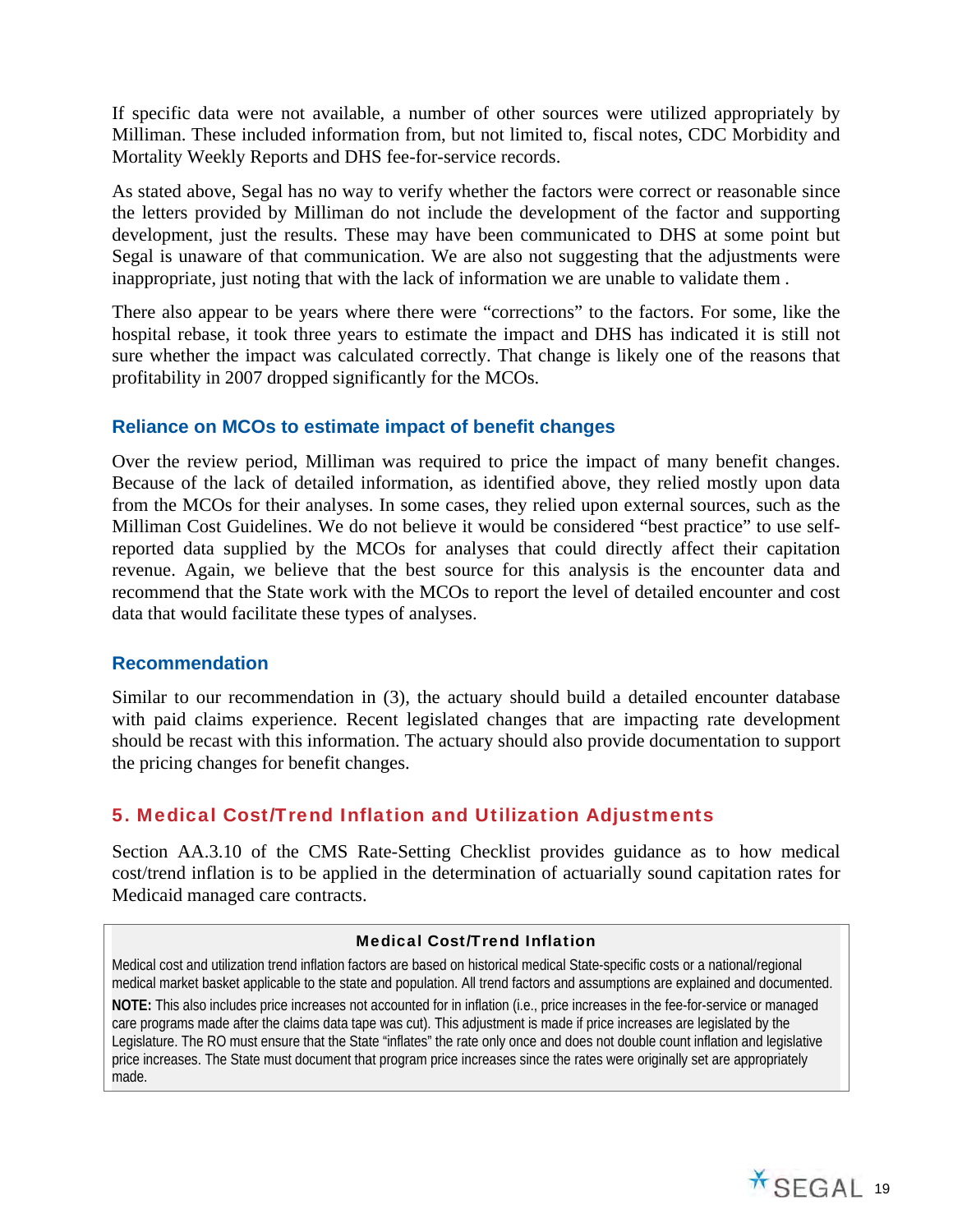If specific data were not available, a number of other sources were utilized appropriately by Milliman. These included information from, but not limited to, fiscal notes, CDC Morbidity and Mortality Weekly Reports and DHS fee-for-service records.

As stated above, Segal has no way to verify whether the factors were correct or reasonable since the letters provided by Milliman do not include the development of the factor and supporting development, just the results. These may have been communicated to DHS at some point but Segal is unaware of that communication. We are also not suggesting that the adjustments were inappropriate, just noting that with the lack of information we are unable to validate them .

There also appear to be years where there were "corrections" to the factors. For some, like the hospital rebase, it took three years to estimate the impact and DHS has indicated it is still not sure whether the impact was calculated correctly. That change is likely one of the reasons that profitability in 2007 dropped significantly for the MCOs.

### Reliance on MCOs to estimate impact of benefit changes

Over the review period, Milliman was required to price the impact of many benefit changes. Because of the lack of detailed information, as identified above, they relied mostly upon data from the MCOs for their analyses. In some cases, they relied upon external sources, such as the Milliman Cost Guidelines. We do not believe it would be considered "best practice" to use self-reported data supplied by the MCOs for analyses that could directly affect their capitation revenue. Again, we believe that the best source for this analysis is the encounter data and recommend that the State work with the MCOs to report the level of detailed encounter and cost data that would facilitate these types of analyses.

### Recommendation

Similar to our recommendation in (3), the actuary should build a detailed encounter database with paid claims experience. Recent legislated changes that are impacting rate development should be recast with this information. The actuary should also provide documentation to support the pricing changes for benefit changes.

## 5. Medical Cost/Trend Inflation and Utilization Adjustments

Section AA.3.10 of the CMS Rate-Setting Checklist provides guidance as to how medical cost/trend inflation is to be applied in the determination of actuarially sound capitation rates for Medicaid managed care contracts.

> **Medical Cost/Trend Inflation**
>
> Medical cost and utilization trend inflation factors are based on historical medical State-specific costs or a national/regional medical market basket applicable to the state and population. All trend factors and assumptions are explained and documented.
>
> **NOTE:** This also includes price increases not accounted for in inflation (i.e., price increases in the fee-for-service or managed care programs made after the claims data tape was cut). This adjustment is made if price increases are legislated by the Legislature. The RO must ensure that the State "inflates" the rate only once and does not double count inflation and legislative price increases. The State must document that program price increases since the rates were originally set are appropriately made.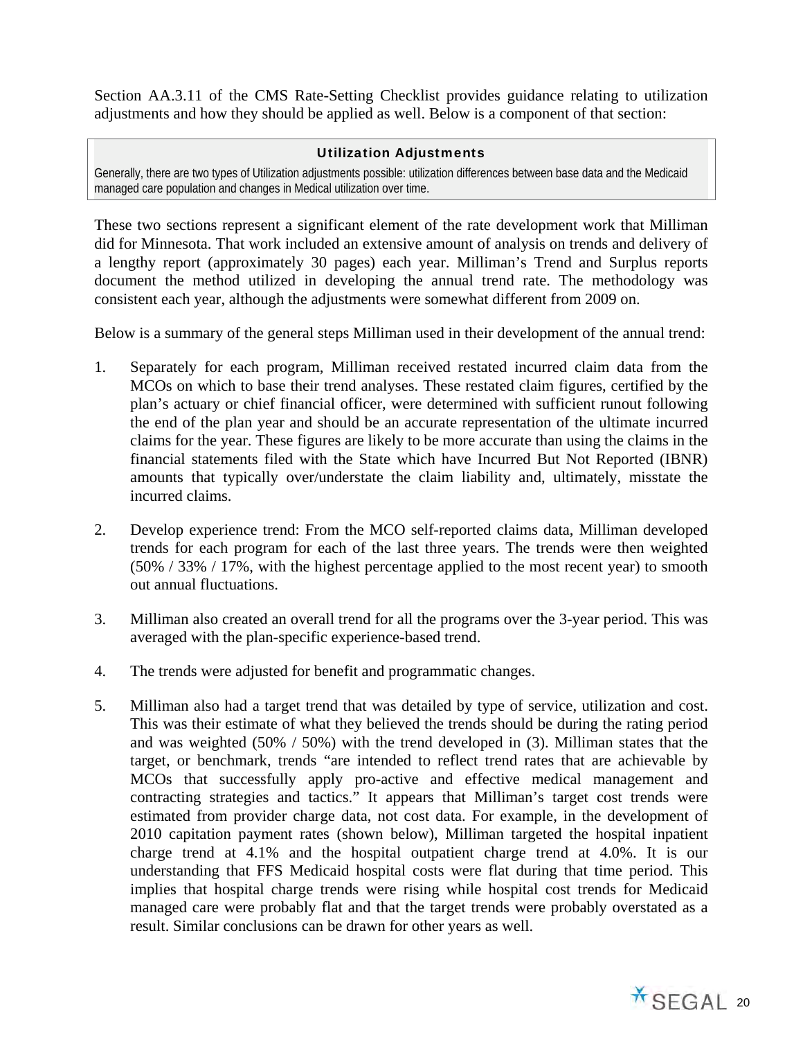Section AA.3.11 of the CMS Rate-Setting Checklist provides guidance relating to utilization adjustments and how they should be applied as well. Below is a component of that section:

> **Utilization Adjustments**
>
> Generally, there are two types of Utilization adjustments possible: utilization differences between base data and the Medicaid managed care population and changes in Medical utilization over time.

These two sections represent a significant element of the rate development work that Milliman did for Minnesota. That work included an extensive amount of analysis on trends and delivery of a lengthy report (approximately 30 pages) each year. Milliman's Trend and Surplus reports document the method utilized in developing the annual trend rate. The methodology was consistent each year, although the adjustments were somewhat different from 2009 on.

Below is a summary of the general steps Milliman used in their development of the annual trend:

1. Separately for each program, Milliman received restated incurred claim data from the MCOs on which to base their trend analyses. These restated claim figures, certified by the plan's actuary or chief financial officer, were determined with sufficient runout following the end of the plan year and should be an accurate representation of the ultimate incurred claims for the year. These figures are likely to be more accurate than using the claims in the financial statements filed with the State which have Incurred But Not Reported (IBNR) amounts that typically over/understate the claim liability and, ultimately, misstate the incurred claims.

2. Develop experience trend: From the MCO self-reported claims data, Milliman developed trends for each program for each of the last three years. The trends were then weighted (50% / 33% / 17%, with the highest percentage applied to the most recent year) to smooth out annual fluctuations.

3. Milliman also created an overall trend for all the programs over the 3-year period. This was averaged with the plan-specific experience-based trend.

4. The trends were adjusted for benefit and programmatic changes.

5. Milliman also had a target trend that was detailed by type of service, utilization and cost. This was their estimate of what they believed the trends should be during the rating period and was weighted (50% / 50%) with the trend developed in (3). Milliman states that the target, or benchmark, trends "are intended to reflect trend rates that are achievable by MCOs that successfully apply pro-active and effective medical management and contracting strategies and tactics." It appears that Milliman's target cost trends were estimated from provider charge data, not cost data. For example, in the development of 2010 capitation payment rates (shown below), Milliman targeted the hospital inpatient charge trend at 4.1% and the hospital outpatient charge trend at 4.0%. It is our understanding that FFS Medicaid hospital costs were flat during that time period. This implies that hospital charge trends were rising while hospital cost trends for Medicaid managed care were probably flat and that the target trends were probably overstated as a result. Similar conclusions can be drawn for other years as well.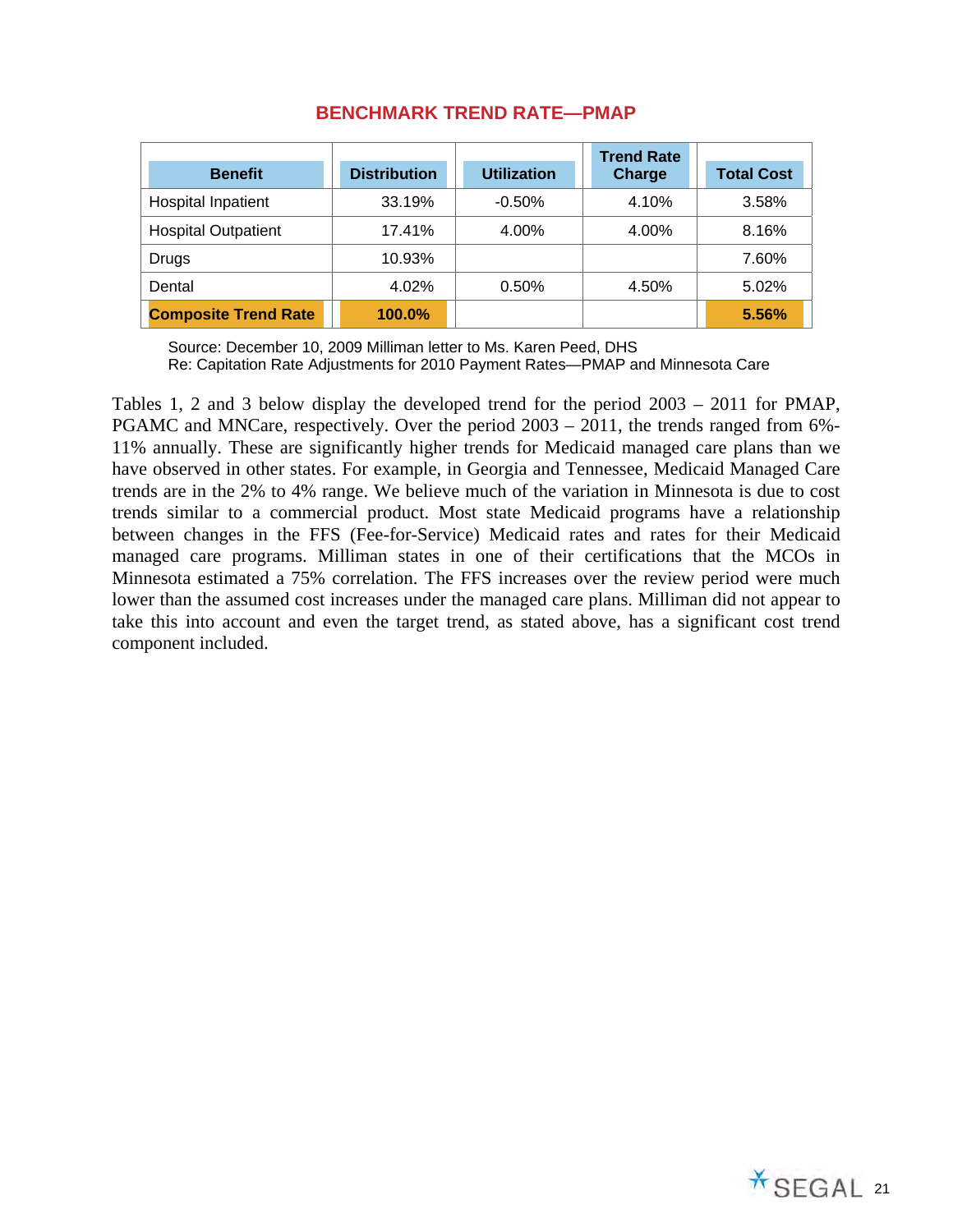## BENCHMARK TREND RATE—PMAP

| Benefit | Distribution | Utilization | Trend Rate Charge | Total Cost |
|---|---|---|---|---|
| Hospital Inpatient | 33.19% | -0.50% | 4.10% | 3.58% |
| Hospital Outpatient | 17.41% | 4.00% | 4.00% | 8.16% |
| Drugs | 10.93% | | | 7.60% |
| Dental | 4.02% | 0.50% | 4.50% | 5.02% |
| **Composite Trend Rate** | **100.0%** | | | **5.56%** |

Source: December 10, 2009 Milliman letter to Ms. Karen Peed, DHS
Re: Capitation Rate Adjustments for 2010 Payment Rates—PMAP and Minnesota Care

Tables 1, 2 and 3 below display the developed trend for the period 2003 – 2011 for PMAP, PGAMC and MNCare, respectively. Over the period 2003 – 2011, the trends ranged from 6%-11% annually. These are significantly higher trends for Medicaid managed care plans than we have observed in other states. For example, in Georgia and Tennessee, Medicaid Managed Care trends are in the 2% to 4% range. We believe much of the variation in Minnesota is due to cost trends similar to a commercial product. Most state Medicaid programs have a relationship between changes in the FFS (Fee-for-Service) Medicaid rates and rates for their Medicaid managed care programs. Milliman states in one of their certifications that the MCOs in Minnesota estimated a 75% correlation. The FFS increases over the review period were much lower than the assumed cost increases under the managed care plans. Milliman did not appear to take this into account and even the target trend, as stated above, has a significant cost trend component included.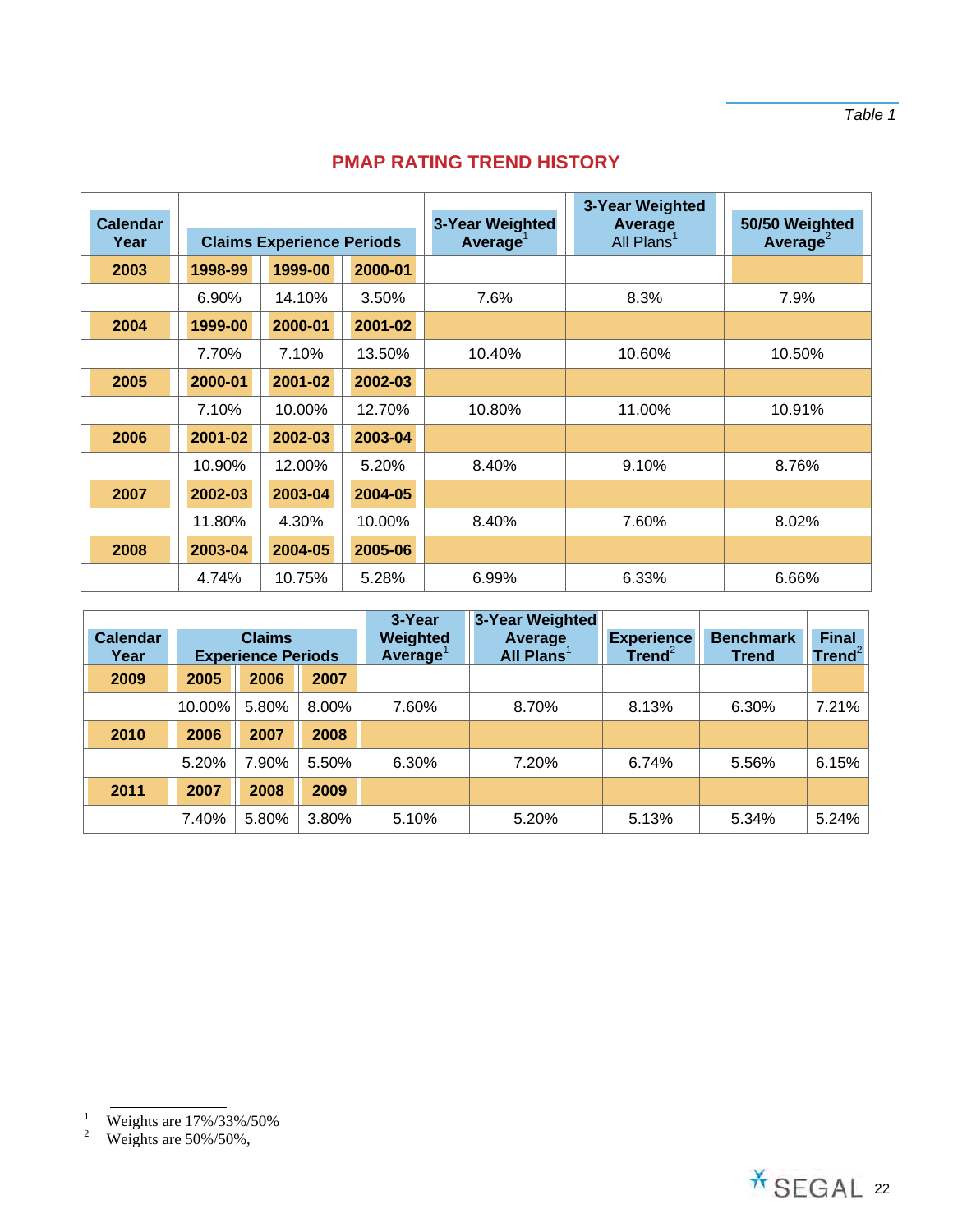*Table 1*

## PMAP RATING TREND HISTORY

| Calendar Year | Claims Experience Periods | | | 3-Year Weighted Average[1] | 3-Year Weighted Average All Plans[1] | 50/50 Weighted Average[2] |
|---|---|---|---|---|---|---|
| **2003** | **1998-99** | **1999-00** | **2000-01** | | | |
| | 6.90% | 14.10% | 3.50% | 7.6% | 8.3% | 7.9% |
| **2004** | **1999-00** | **2000-01** | **2001-02** | | | |
| | 7.70% | 7.10% | 13.50% | 10.40% | 10.60% | 10.50% |
| **2005** | **2000-01** | **2001-02** | **2002-03** | | | |
| | 7.10% | 10.00% | 12.70% | 10.80% | 11.00% | 10.91% |
| **2006** | **2001-02** | **2002-03** | **2003-04** | | | |
| | 10.90% | 12.00% | 5.20% | 8.40% | 9.10% | 8.76% |
| **2007** | **2002-03** | **2003-04** | **2004-05** | | | |
| | 11.80% | 4.30% | 10.00% | 8.40% | 7.60% | 8.02% |
| **2008** | **2003-04** | **2004-05** | **2005-06** | | | |
| | 4.74% | 10.75% | 5.28% | 6.99% | 6.33% | 6.66% |

| Calendar Year | Claims Experience Periods | | | 3-Year Weighted Average[1] | 3-Year Weighted Average All Plans[1] | Experience Trend[2] | Benchmark Trend | Final Trend[2] |
|---|---|---|---|---|---|---|---|---|
| **2009** | **2005** | **2006** | **2007** | | | | | |
| | 10.00% | 5.80% | 8.00% | 7.60% | 8.70% | 8.13% | 6.30% | 7.21% |
| **2010** | **2006** | **2007** | **2008** | | | | | |
| | 5.20% | 7.90% | 5.50% | 6.30% | 7.20% | 6.74% | 5.56% | 6.15% |
| **2011** | **2007** | **2008** | **2009** | | | | | |
| | 7.40% | 5.80% | 3.80% | 5.10% | 5.20% | 5.13% | 5.34% | 5.24% |

[1] Weights are 17%/33%/50%

[2] Weights are 50%/50%,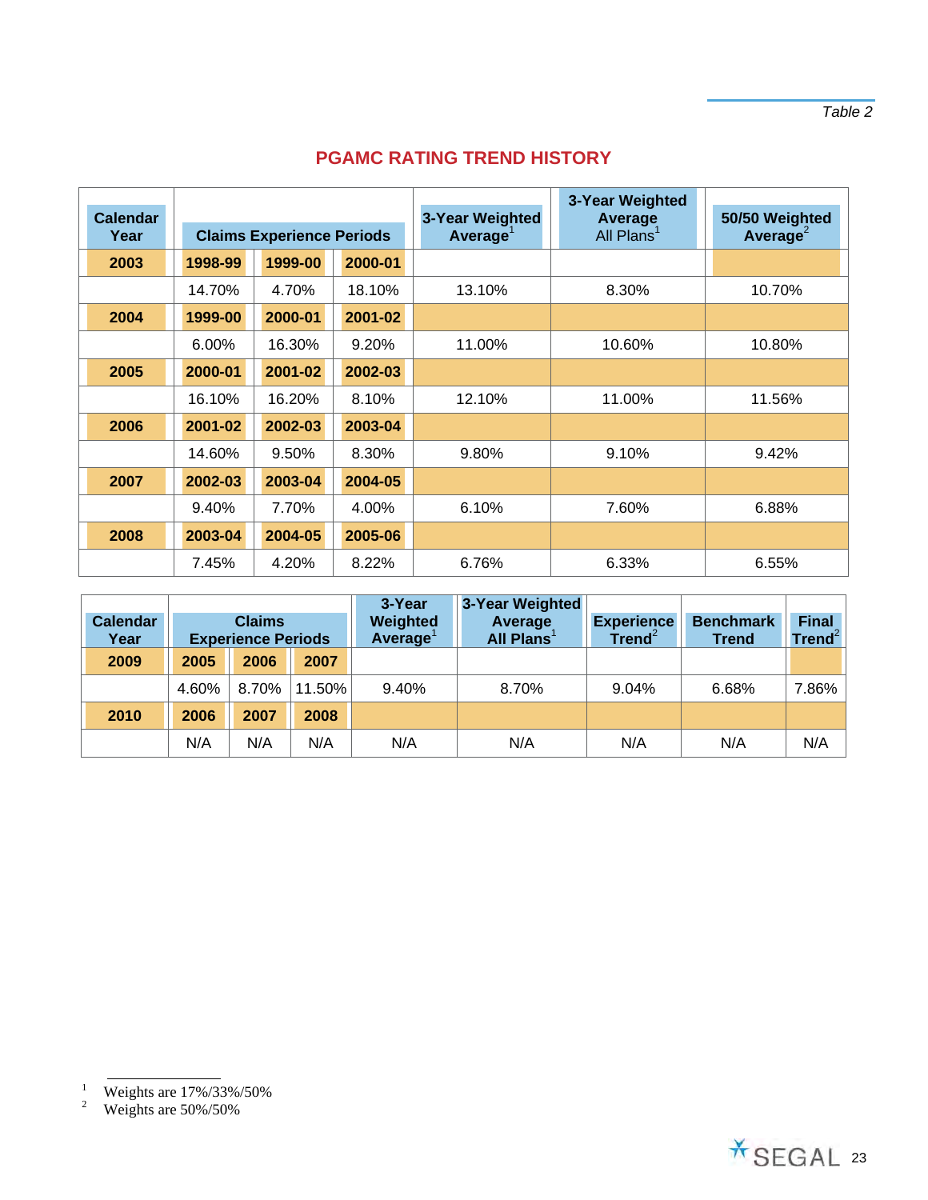*Table 2*

## PGAMC RATING TREND HISTORY

| Calendar Year | Claims Experience Periods | | | 3-Year Weighted Average[1] | 3-Year Weighted Average All Plans[1] | 50/50 Weighted Average[2] |
|---|---|---|---|---|---|---|
| **2003** | **1998-99** | **1999-00** | **2000-01** | | | |
| | 14.70% | 4.70% | 18.10% | 13.10% | 8.30% | 10.70% |
| **2004** | **1999-00** | **2000-01** | **2001-02** | | | |
| | 6.00% | 16.30% | 9.20% | 11.00% | 10.60% | 10.80% |
| **2005** | **2000-01** | **2001-02** | **2002-03** | | | |
| | 16.10% | 16.20% | 8.10% | 12.10% | 11.00% | 11.56% |
| **2006** | **2001-02** | **2002-03** | **2003-04** | | | |
| | 14.60% | 9.50% | 8.30% | 9.80% | 9.10% | 9.42% |
| **2007** | **2002-03** | **2003-04** | **2004-05** | | | |
| | 9.40% | 7.70% | 4.00% | 6.10% | 7.60% | 6.88% |
| **2008** | **2003-04** | **2004-05** | **2005-06** | | | |
| | 7.45% | 4.20% | 8.22% | 6.76% | 6.33% | 6.55% |

| Calendar Year | Claims Experience Periods | | | 3-Year Weighted Average[1] | 3-Year Weighted Average All Plans[1] | Experience Trend[2] | Benchmark Trend | Final Trend[2] |
|---|---|---|---|---|---|---|---|---|
| **2009** | **2005** | **2006** | **2007** | | | | | |
| | 4.60% | 8.70% | 11.50% | 9.40% | 8.70% | 9.04% | 6.68% | 7.86% |
| **2010** | **2006** | **2007** | **2008** | | | | | |
| | N/A | N/A | N/A | N/A | N/A | N/A | N/A | N/A |

1 Weights are 17%/33%/50%

2 Weights are 50%/50%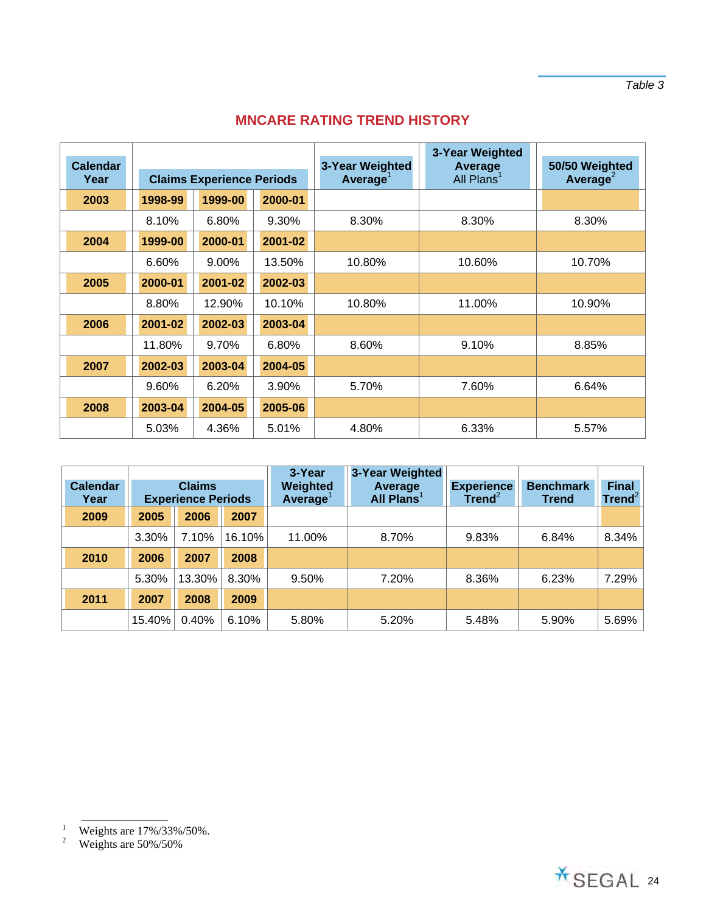*Table 3*

## MNCARE RATING TREND HISTORY

| Calendar Year | Claims Experience Periods | | | 3-Year Weighted Average[1] | 3-Year Weighted Average All Plans[1] | 50/50 Weighted Average[2] |
|---|---|---|---|---|---|---|
| **2003** | **1998-99** | **1999-00** | **2000-01** | | | |
| | 8.10% | 6.80% | 9.30% | 8.30% | 8.30% | 8.30% |
| **2004** | **1999-00** | **2000-01** | **2001-02** | | | |
| | 6.60% | 9.00% | 13.50% | 10.80% | 10.60% | 10.70% |
| **2005** | **2000-01** | **2001-02** | **2002-03** | | | |
| | 8.80% | 12.90% | 10.10% | 10.80% | 11.00% | 10.90% |
| **2006** | **2001-02** | **2002-03** | **2003-04** | | | |
| | 11.80% | 9.70% | 6.80% | 8.60% | 9.10% | 8.85% |
| **2007** | **2002-03** | **2003-04** | **2004-05** | | | |
| | 9.60% | 6.20% | 3.90% | 5.70% | 7.60% | 6.64% |
| **2008** | **2003-04** | **2004-05** | **2005-06** | | | |
| | 5.03% | 4.36% | 5.01% | 4.80% | 6.33% | 5.57% |

| Calendar Year | Claims Experience Periods | | | 3-Year Weighted Average[1] | 3-Year Weighted Average All Plans[1] | Experience Trend[2] | Benchmark Trend | Final Trend[2] |
|---|---|---|---|---|---|---|---|---|
| **2009** | **2005** | **2006** | **2007** | | | | | |
| | 3.30% | 7.10% | 16.10% | 11.00% | 8.70% | 9.83% | 6.84% | 8.34% |
| **2010** | **2006** | **2007** | **2008** | | | | | |
| | 5.30% | 13.30% | 8.30% | 9.50% | 7.20% | 8.36% | 6.23% | 7.29% |
| **2011** | **2007** | **2008** | **2009** | | | | | |
| | 15.40% | 0.40% | 6.10% | 5.80% | 5.20% | 5.48% | 5.90% | 5.69% |

[1] Weights are 17%/33%/50%.

[2] Weights are 50%/50%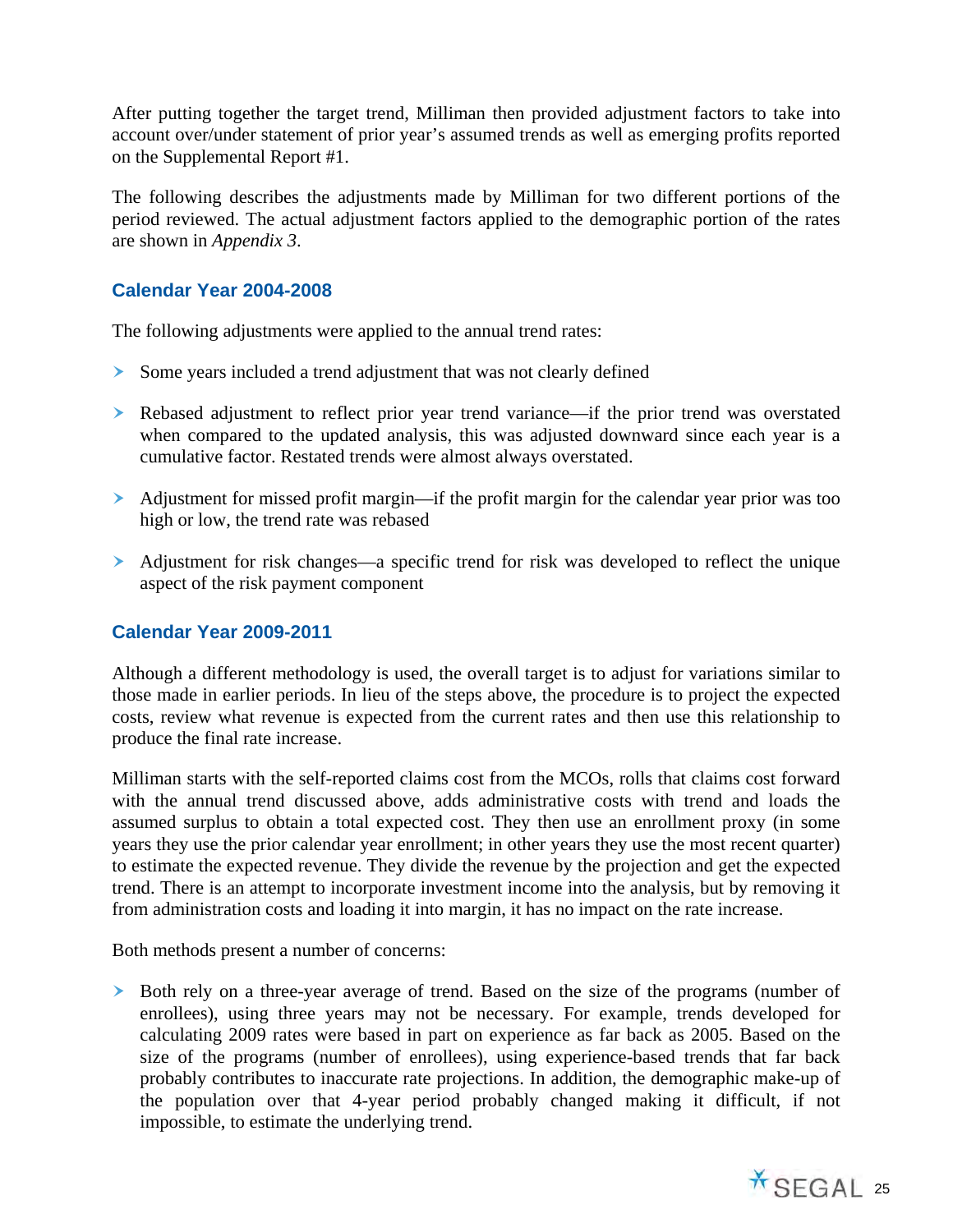After putting together the target trend, Milliman then provided adjustment factors to take into account over/under statement of prior year's assumed trends as well as emerging profits reported on the Supplemental Report #1.

The following describes the adjustments made by Milliman for two different portions of the period reviewed. The actual adjustment factors applied to the demographic portion of the rates are shown in *Appendix 3*.

### Calendar Year 2004-2008

The following adjustments were applied to the annual trend rates:

- Some years included a trend adjustment that was not clearly defined
- Rebased adjustment to reflect prior year trend variance—if the prior trend was overstated when compared to the updated analysis, this was adjusted downward since each year is a cumulative factor. Restated trends were almost always overstated.
- Adjustment for missed profit margin—if the profit margin for the calendar year prior was too high or low, the trend rate was rebased
- Adjustment for risk changes—a specific trend for risk was developed to reflect the unique aspect of the risk payment component

### Calendar Year 2009-2011

Although a different methodology is used, the overall target is to adjust for variations similar to those made in earlier periods. In lieu of the steps above, the procedure is to project the expected costs, review what revenue is expected from the current rates and then use this relationship to produce the final rate increase.

Milliman starts with the self-reported claims cost from the MCOs, rolls that claims cost forward with the annual trend discussed above, adds administrative costs with trend and loads the assumed surplus to obtain a total expected cost. They then use an enrollment proxy (in some years they use the prior calendar year enrollment; in other years they use the most recent quarter) to estimate the expected revenue. They divide the revenue by the projection and get the expected trend. There is an attempt to incorporate investment income into the analysis, but by removing it from administration costs and loading it into margin, it has no impact on the rate increase.

Both methods present a number of concerns:

- Both rely on a three-year average of trend. Based on the size of the programs (number of enrollees), using three years may not be necessary. For example, trends developed for calculating 2009 rates were based in part on experience as far back as 2005. Based on the size of the programs (number of enrollees), using experience-based trends that far back probably contributes to inaccurate rate projections. In addition, the demographic make-up of the population over that 4-year period probably changed making it difficult, if not impossible, to estimate the underlying trend.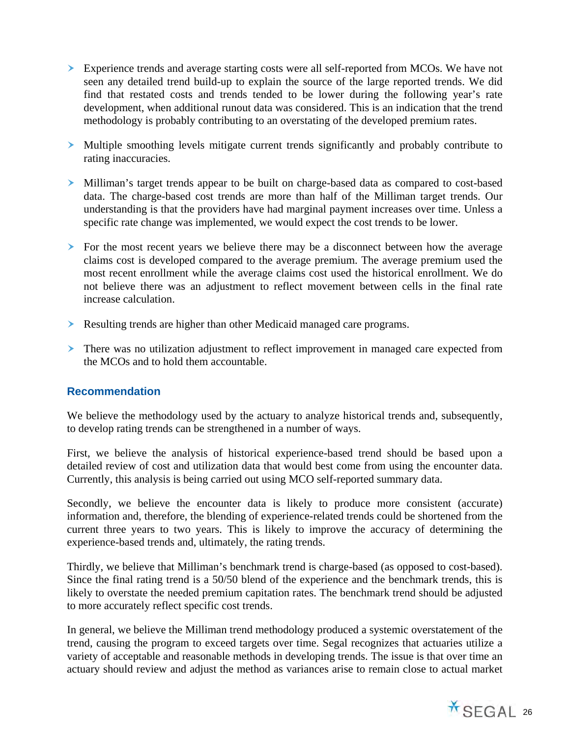- Experience trends and average starting costs were all self-reported from MCOs. We have not seen any detailed trend build-up to explain the source of the large reported trends. We did find that restated costs and trends tended to be lower during the following year's rate development, when additional runout data was considered. This is an indication that the trend methodology is probably contributing to an overstating of the developed premium rates.

- Multiple smoothing levels mitigate current trends significantly and probably contribute to rating inaccuracies.

- Milliman's target trends appear to be built on charge-based data as compared to cost-based data. The charge-based cost trends are more than half of the Milliman target trends. Our understanding is that the providers have had marginal payment increases over time. Unless a specific rate change was implemented, we would expect the cost trends to be lower.

- For the most recent years we believe there may be a disconnect between how the average claims cost is developed compared to the average premium. The average premium used the most recent enrollment while the average claims cost used the historical enrollment. We do not believe there was an adjustment to reflect movement between cells in the final rate increase calculation.

- Resulting trends are higher than other Medicaid managed care programs.

- There was no utilization adjustment to reflect improvement in managed care expected from the MCOs and to hold them accountable.

### Recommendation

We believe the methodology used by the actuary to analyze historical trends and, subsequently, to develop rating trends can be strengthened in a number of ways.

First, we believe the analysis of historical experience-based trend should be based upon a detailed review of cost and utilization data that would best come from using the encounter data. Currently, this analysis is being carried out using MCO self-reported summary data.

Secondly, we believe the encounter data is likely to produce more consistent (accurate) information and, therefore, the blending of experience-related trends could be shortened from the current three years to two years. This is likely to improve the accuracy of determining the experience-based trends and, ultimately, the rating trends.

Thirdly, we believe that Milliman's benchmark trend is charge-based (as opposed to cost-based). Since the final rating trend is a 50/50 blend of the experience and the benchmark trends, this is likely to overstate the needed premium capitation rates. The benchmark trend should be adjusted to more accurately reflect specific cost trends.

In general, we believe the Milliman trend methodology produced a systemic overstatement of the trend, causing the program to exceed targets over time. Segal recognizes that actuaries utilize a variety of acceptable and reasonable methods in developing trends. The issue is that over time an actuary should review and adjust the method as variances arise to remain close to actual market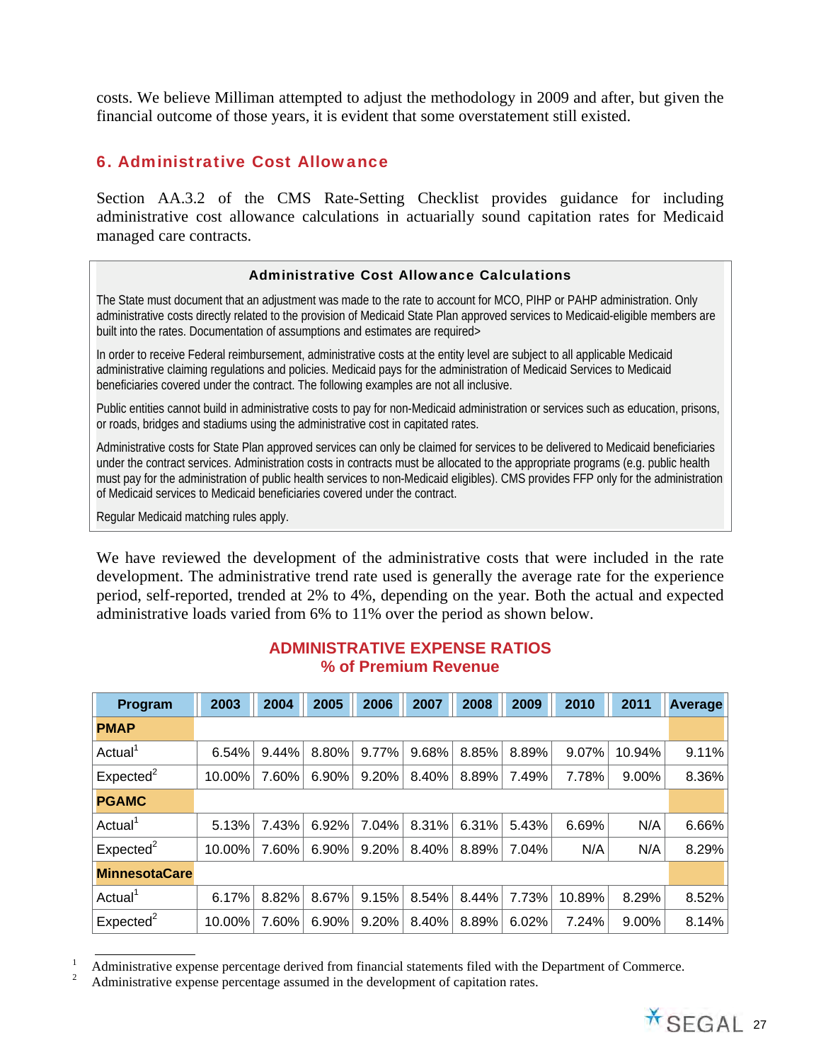costs. We believe Milliman attempted to adjust the methodology in 2009 and after, but given the financial outcome of those years, it is evident that some overstatement still existed.

## 6. Administrative Cost Allowance

Section AA.3.2 of the CMS Rate-Setting Checklist provides guidance for including administrative cost allowance calculations in actuarially sound capitation rates for Medicaid managed care contracts.

> **Administrative Cost Allowance Calculations**
>
> The State must document that an adjustment was made to the rate to account for MCO, PIHP or PAHP administration. Only administrative costs directly related to the provision of Medicaid State Plan approved services to Medicaid-eligible members are built into the rates. Documentation of assumptions and estimates are required>
>
> In order to receive Federal reimbursement, administrative costs at the entity level are subject to all applicable Medicaid administrative claiming regulations and policies. Medicaid pays for the administration of Medicaid Services to Medicaid beneficiaries covered under the contract. The following examples are not all inclusive.
>
> Public entities cannot build in administrative costs to pay for non-Medicaid administration or services such as education, prisons, or roads, bridges and stadiums using the administrative cost in capitated rates.
>
> Administrative costs for State Plan approved services can only be claimed for services to be delivered to Medicaid beneficiaries under the contract services. Administration costs in contracts must be allocated to the appropriate programs (e.g. public health must pay for the administration of public health services to non-Medicaid eligibles). CMS provides FFP only for the administration of Medicaid services to Medicaid beneficiaries covered under the contract.
>
> Regular Medicaid matching rules apply.

We have reviewed the development of the administrative costs that were included in the rate development. The administrative trend rate used is generally the average rate for the experience period, self-reported, trended at 2% to 4%, depending on the year. Both the actual and expected administrative loads varied from 6% to 11% over the period as shown below.

**ADMINISTRATIVE EXPENSE RATIOS**
**% of Premium Revenue**

| Program | 2003 | 2004 | 2005 | 2006 | 2007 | 2008 | 2009 | 2010 | 2011 | Average |
|---|---|---|---|---|---|---|---|---|---|---|
| **PMAP** | | | | | | | | | | |
| Actual[1] | 6.54% | 9.44% | 8.80% | 9.77% | 9.68% | 8.85% | 8.89% | 9.07% | 10.94% | 9.11% |
| Expected[2] | 10.00% | 7.60% | 6.90% | 9.20% | 8.40% | 8.89% | 7.49% | 7.78% | 9.00% | 8.36% |
| **PGAMC** | | | | | | | | | | |
| Actual[1] | 5.13% | 7.43% | 6.92% | 7.04% | 8.31% | 6.31% | 5.43% | 6.69% | N/A | 6.66% |
| Expected[2] | 10.00% | 7.60% | 6.90% | 9.20% | 8.40% | 8.89% | 7.04% | N/A | N/A | 8.29% |
| **MinnesotaCare** | | | | | | | | | | |
| Actual[1] | 6.17% | 8.82% | 8.67% | 9.15% | 8.54% | 8.44% | 7.73% | 10.89% | 8.29% | 8.52% |
| Expected[2] | 10.00% | 7.60% | 6.90% | 9.20% | 8.40% | 8.89% | 6.02% | 7.24% | 9.00% | 8.14% |

[1] Administrative expense percentage derived from financial statements filed with the Department of Commerce.

[2] Administrative expense percentage assumed in the development of capitation rates.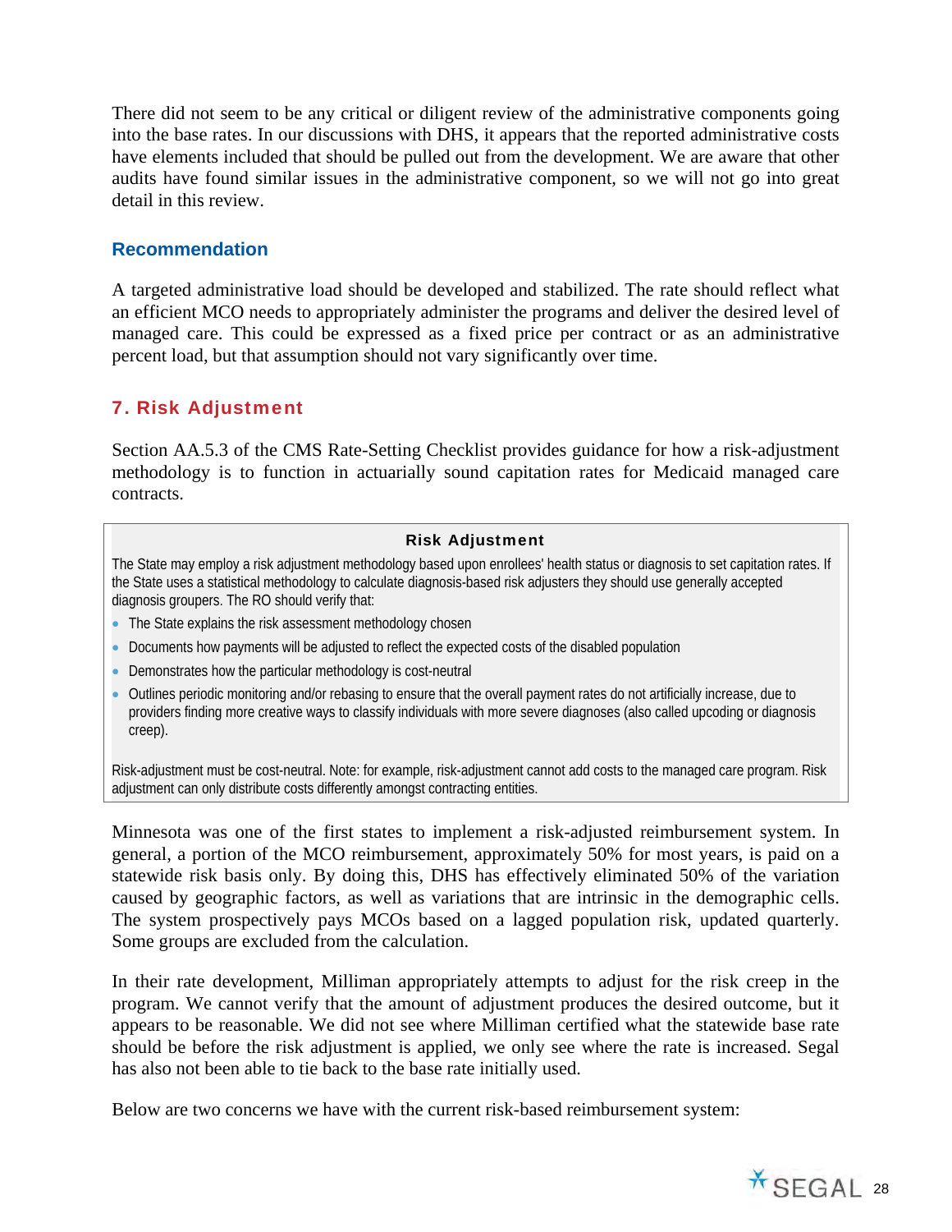There did not seem to be any critical or diligent review of the administrative components going into the base rates. In our discussions with DHS, it appears that the reported administrative costs have elements included that should be pulled out from the development. We are aware that other audits have found similar issues in the administrative component, so we will not go into great detail in this review.

### Recommendation

A targeted administrative load should be developed and stabilized. The rate should reflect what an efficient MCO needs to appropriately administer the programs and deliver the desired level of managed care. This could be expressed as a fixed price per contract or as an administrative percent load, but that assumption should not vary significantly over time.

## 7. Risk Adjustment

Section AA.5.3 of the CMS Rate-Setting Checklist provides guidance for how a risk-adjustment methodology is to function in actuarially sound capitation rates for Medicaid managed care contracts.

> **Risk Adjustment**
>
> The State may employ a risk adjustment methodology based upon enrollees' health status or diagnosis to set capitation rates. If the State uses a statistical methodology to calculate diagnosis-based risk adjusters they should use generally accepted diagnosis groupers. The RO should verify that:
>
> - The State explains the risk assessment methodology chosen
> - Documents how payments will be adjusted to reflect the expected costs of the disabled population
> - Demonstrates how the particular methodology is cost-neutral
> - Outlines periodic monitoring and/or rebasing to ensure that the overall payment rates do not artificially increase, due to providers finding more creative ways to classify individuals with more severe diagnoses (also called upcoding or diagnosis creep).
>
> Risk-adjustment must be cost-neutral. Note: for example, risk-adjustment cannot add costs to the managed care program. Risk adjustment can only distribute costs differently amongst contracting entities.

Minnesota was one of the first states to implement a risk-adjusted reimbursement system. In general, a portion of the MCO reimbursement, approximately 50% for most years, is paid on a statewide risk basis only. By doing this, DHS has effectively eliminated 50% of the variation caused by geographic factors, as well as variations that are intrinsic in the demographic cells. The system prospectively pays MCOs based on a lagged population risk, updated quarterly. Some groups are excluded from the calculation.

In their rate development, Milliman appropriately attempts to adjust for the risk creep in the program. We cannot verify that the amount of adjustment produces the desired outcome, but it appears to be reasonable. We did not see where Milliman certified what the statewide base rate should be before the risk adjustment is applied, we only see where the rate is increased. Segal has also not been able to tie back to the base rate initially used.

Below are two concerns we have with the current risk-based reimbursement system: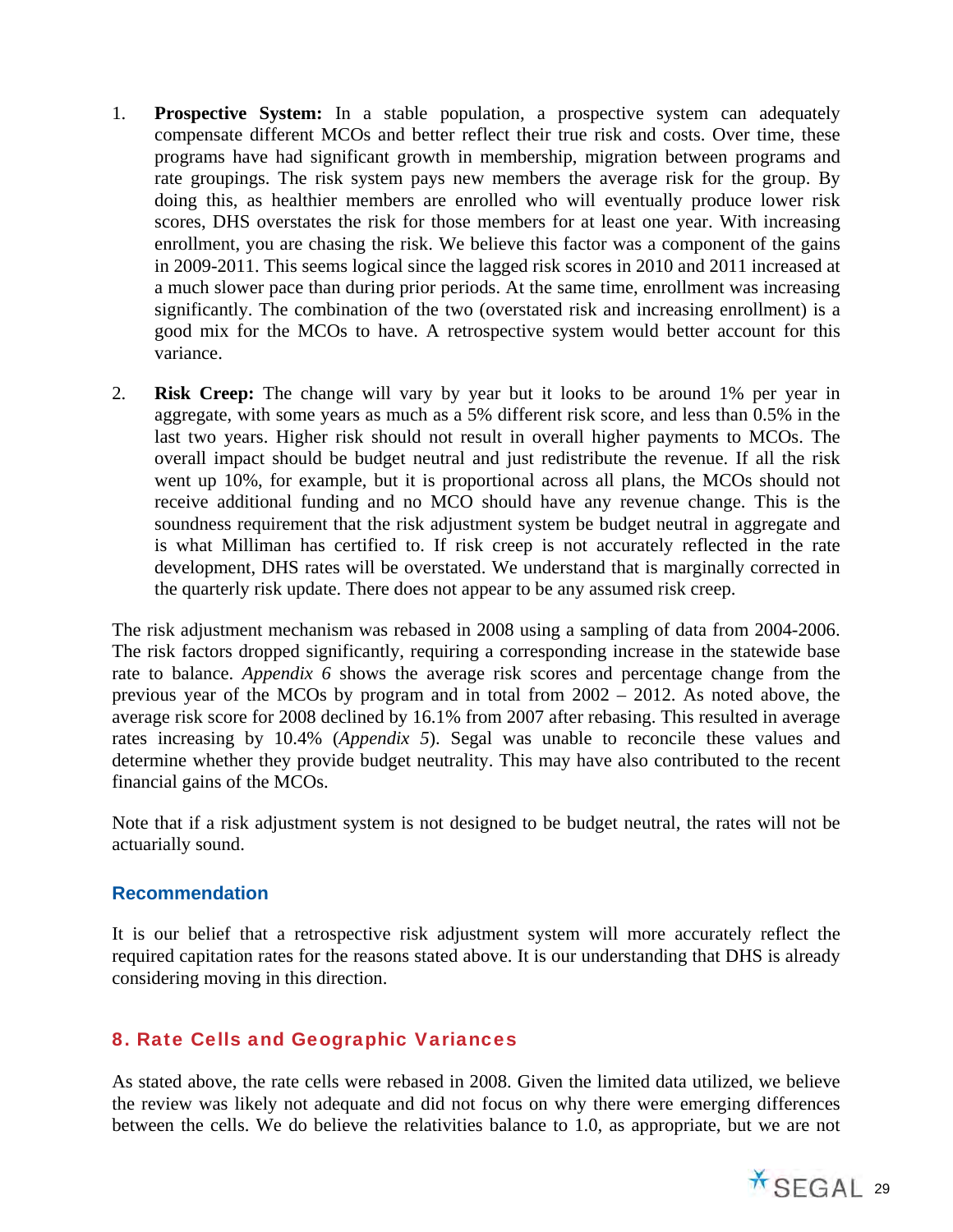1. **Prospective System:** In a stable population, a prospective system can adequately compensate different MCOs and better reflect their true risk and costs. Over time, these programs have had significant growth in membership, migration between programs and rate groupings. The risk system pays new members the average risk for the group. By doing this, as healthier members are enrolled who will eventually produce lower risk scores, DHS overstates the risk for those members for at least one year. With increasing enrollment, you are chasing the risk. We believe this factor was a component of the gains in 2009-2011. This seems logical since the lagged risk scores in 2010 and 2011 increased at a much slower pace than during prior periods. At the same time, enrollment was increasing significantly. The combination of the two (overstated risk and increasing enrollment) is a good mix for the MCOs to have. A retrospective system would better account for this variance.

2. **Risk Creep:** The change will vary by year but it looks to be around 1% per year in aggregate, with some years as much as a 5% different risk score, and less than 0.5% in the last two years. Higher risk should not result in overall higher payments to MCOs. The overall impact should be budget neutral and just redistribute the revenue. If all the risk went up 10%, for example, but it is proportional across all plans, the MCOs should not receive additional funding and no MCO should have any revenue change. This is the soundness requirement that the risk adjustment system be budget neutral in aggregate and is what Milliman has certified to. If risk creep is not accurately reflected in the rate development, DHS rates will be overstated. We understand that is marginally corrected in the quarterly risk update. There does not appear to be any assumed risk creep.

The risk adjustment mechanism was rebased in 2008 using a sampling of data from 2004-2006. The risk factors dropped significantly, requiring a corresponding increase in the statewide base rate to balance. *Appendix 6* shows the average risk scores and percentage change from the previous year of the MCOs by program and in total from 2002 – 2012. As noted above, the average risk score for 2008 declined by 16.1% from 2007 after rebasing. This resulted in average rates increasing by 10.4% (*Appendix 5*). Segal was unable to reconcile these values and determine whether they provide budget neutrality. This may have also contributed to the recent financial gains of the MCOs.

Note that if a risk adjustment system is not designed to be budget neutral, the rates will not be actuarially sound.

### Recommendation

It is our belief that a retrospective risk adjustment system will more accurately reflect the required capitation rates for the reasons stated above. It is our understanding that DHS is already considering moving in this direction.

## 8. Rate Cells and Geographic Variances

As stated above, the rate cells were rebased in 2008. Given the limited data utilized, we believe the review was likely not adequate and did not focus on why there were emerging differences between the cells. We do believe the relativities balance to 1.0, as appropriate, but we are not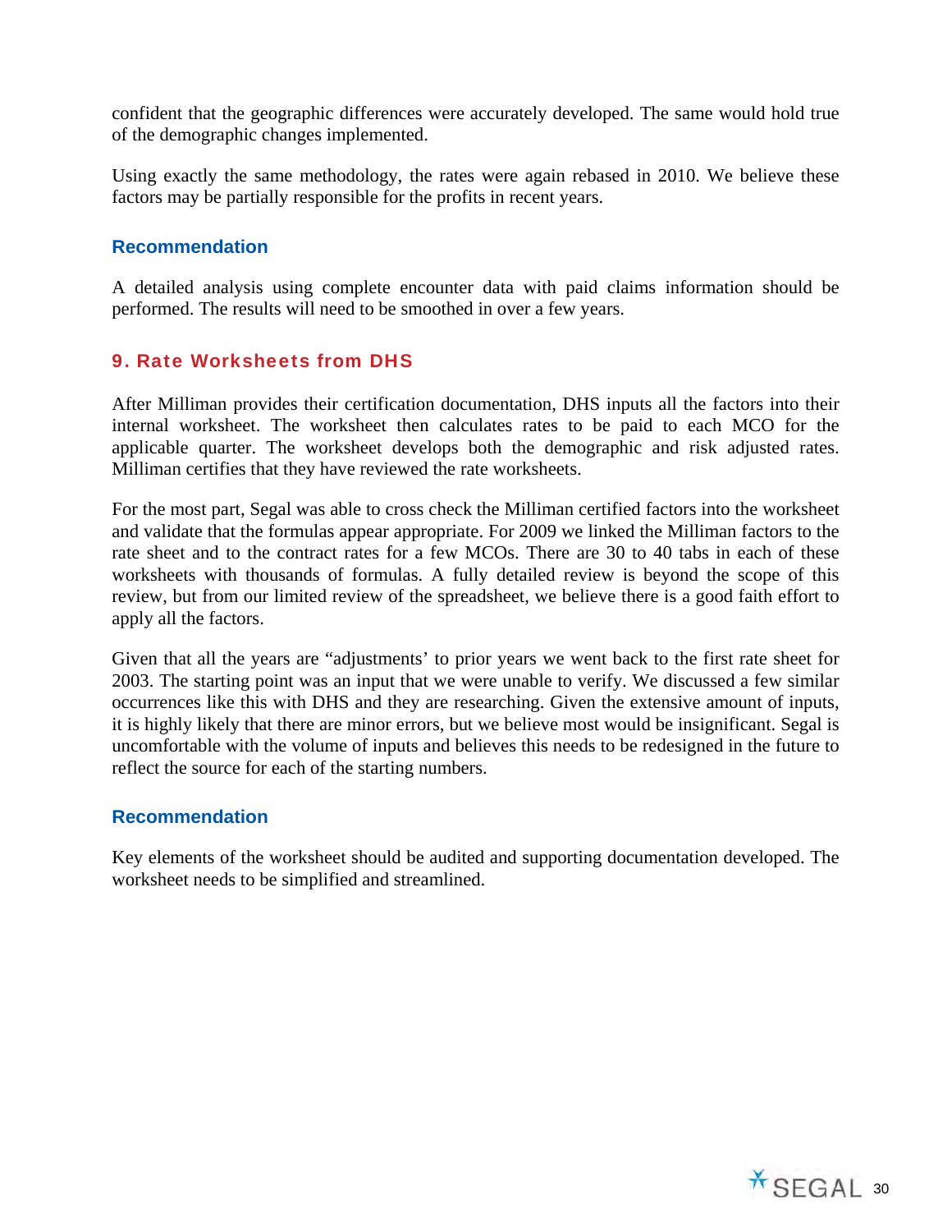confident that the geographic differences were accurately developed. The same would hold true of the demographic changes implemented.

Using exactly the same methodology, the rates were again rebased in 2010. We believe these factors may be partially responsible for the profits in recent years.

### Recommendation

A detailed analysis using complete encounter data with paid claims information should be performed. The results will need to be smoothed in over a few years.

## 9. Rate Worksheets from DHS

After Milliman provides their certification documentation, DHS inputs all the factors into their internal worksheet. The worksheet then calculates rates to be paid to each MCO for the applicable quarter. The worksheet develops both the demographic and risk adjusted rates. Milliman certifies that they have reviewed the rate worksheets.

For the most part, Segal was able to cross check the Milliman certified factors into the worksheet and validate that the formulas appear appropriate. For 2009 we linked the Milliman factors to the rate sheet and to the contract rates for a few MCOs. There are 30 to 40 tabs in each of these worksheets with thousands of formulas. A fully detailed review is beyond the scope of this review, but from our limited review of the spreadsheet, we believe there is a good faith effort to apply all the factors.

Given that all the years are "adjustments' to prior years we went back to the first rate sheet for 2003. The starting point was an input that we were unable to verify. We discussed a few similar occurrences like this with DHS and they are researching. Given the extensive amount of inputs, it is highly likely that there are minor errors, but we believe most would be insignificant. Segal is uncomfortable with the volume of inputs and believes this needs to be redesigned in the future to reflect the source for each of the starting numbers.

### Recommendation

Key elements of the worksheet should be audited and supporting documentation developed. The worksheet needs to be simplified and streamlined.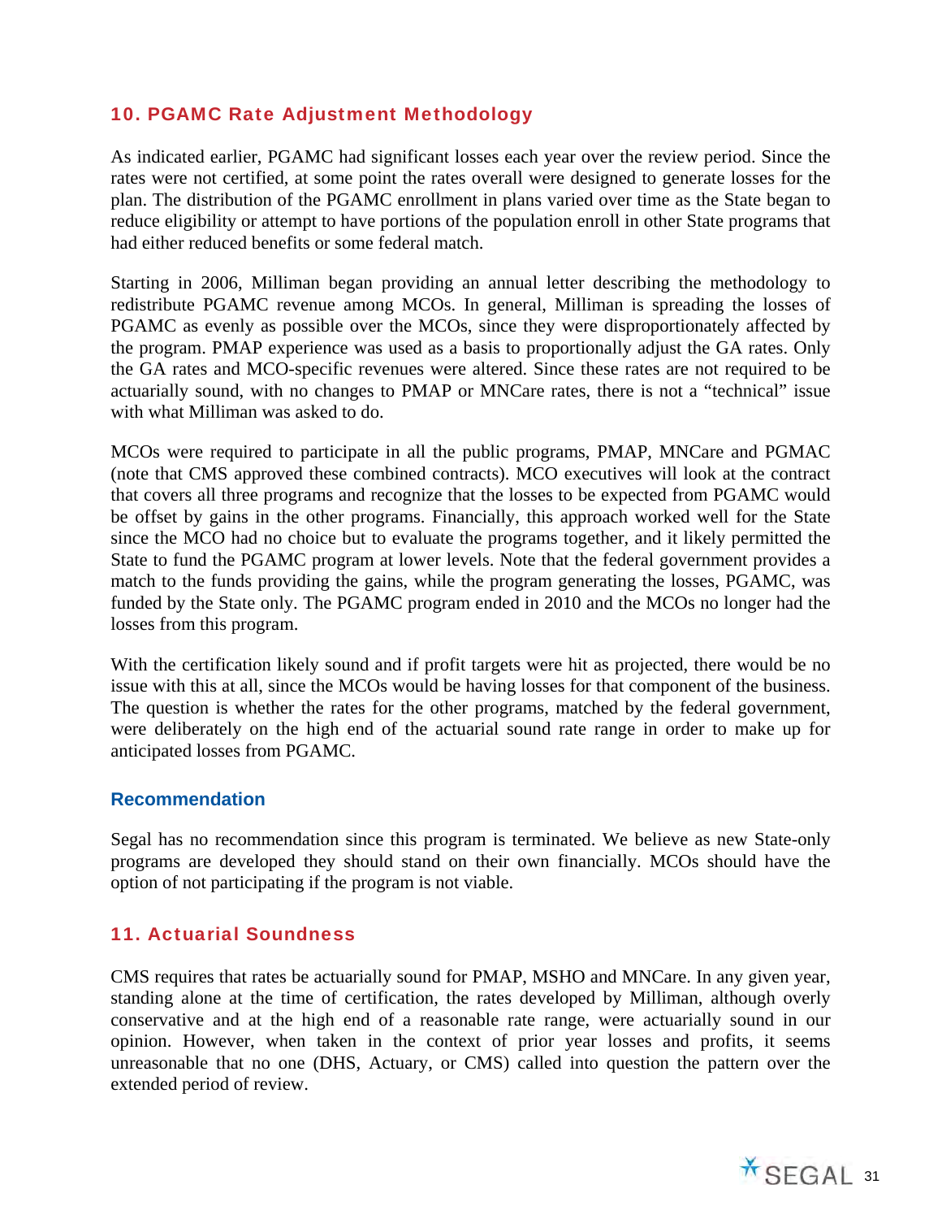## 10. PGAMC Rate Adjustment Methodology

As indicated earlier, PGAMC had significant losses each year over the review period. Since the rates were not certified, at some point the rates overall were designed to generate losses for the plan. The distribution of the PGAMC enrollment in plans varied over time as the State began to reduce eligibility or attempt to have portions of the population enroll in other State programs that had either reduced benefits or some federal match.

Starting in 2006, Milliman began providing an annual letter describing the methodology to redistribute PGAMC revenue among MCOs. In general, Milliman is spreading the losses of PGAMC as evenly as possible over the MCOs, since they were disproportionately affected by the program. PMAP experience was used as a basis to proportionally adjust the GA rates. Only the GA rates and MCO-specific revenues were altered. Since these rates are not required to be actuarially sound, with no changes to PMAP or MNCare rates, there is not a "technical" issue with what Milliman was asked to do.

MCOs were required to participate in all the public programs, PMAP, MNCare and PGMAC (note that CMS approved these combined contracts). MCO executives will look at the contract that covers all three programs and recognize that the losses to be expected from PGAMC would be offset by gains in the other programs. Financially, this approach worked well for the State since the MCO had no choice but to evaluate the programs together, and it likely permitted the State to fund the PGAMC program at lower levels. Note that the federal government provides a match to the funds providing the gains, while the program generating the losses, PGAMC, was funded by the State only. The PGAMC program ended in 2010 and the MCOs no longer had the losses from this program.

With the certification likely sound and if profit targets were hit as projected, there would be no issue with this at all, since the MCOs would be having losses for that component of the business. The question is whether the rates for the other programs, matched by the federal government, were deliberately on the high end of the actuarial sound rate range in order to make up for anticipated losses from PGAMC.

### Recommendation

Segal has no recommendation since this program is terminated. We believe as new State-only programs are developed they should stand on their own financially. MCOs should have the option of not participating if the program is not viable.

## 11. Actuarial Soundness

CMS requires that rates be actuarially sound for PMAP, MSHO and MNCare. In any given year, standing alone at the time of certification, the rates developed by Milliman, although overly conservative and at the high end of a reasonable rate range, were actuarially sound in our opinion. However, when taken in the context of prior year losses and profits, it seems unreasonable that no one (DHS, Actuary, or CMS) called into question the pattern over the extended period of review.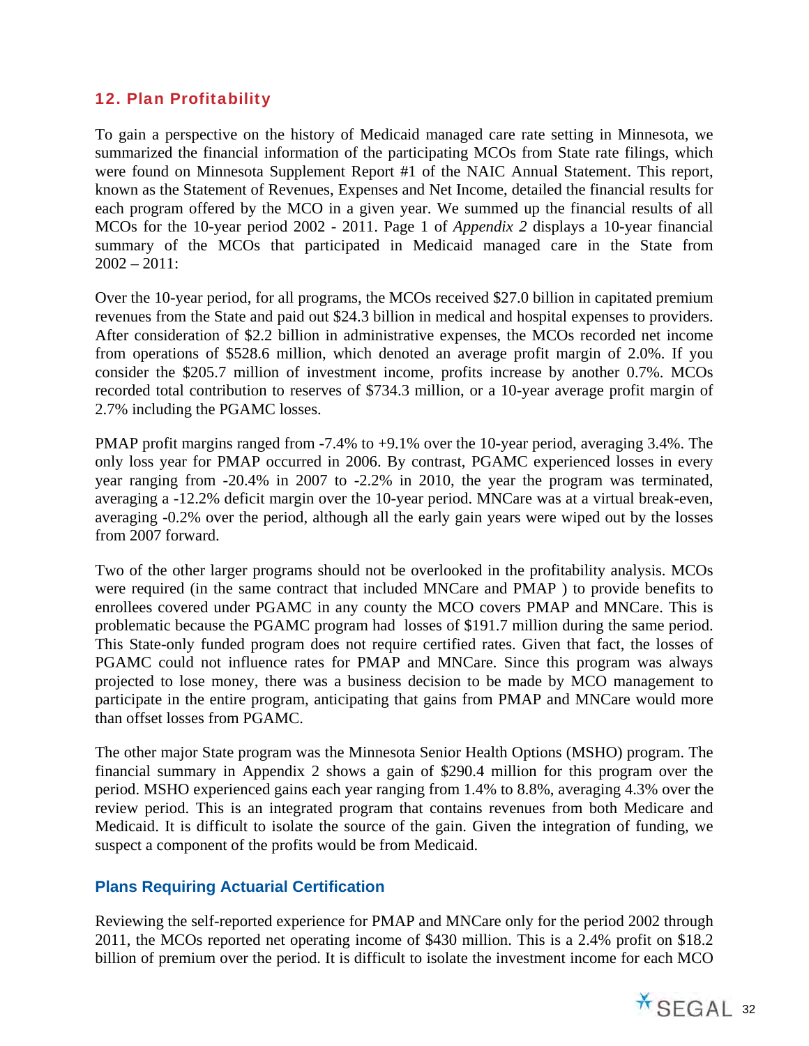## 12. Plan Profitability

To gain a perspective on the history of Medicaid managed care rate setting in Minnesota, we summarized the financial information of the participating MCOs from State rate filings, which were found on Minnesota Supplement Report #1 of the NAIC Annual Statement. This report, known as the Statement of Revenues, Expenses and Net Income, detailed the financial results for each program offered by the MCO in a given year. We summed up the financial results of all MCOs for the 10-year period 2002 - 2011. Page 1 of *Appendix 2* displays a 10-year financial summary of the MCOs that participated in Medicaid managed care in the State from 2002 – 2011:

Over the 10-year period, for all programs, the MCOs received $27.0 billion in capitated premium revenues from the State and paid out $24.3 billion in medical and hospital expenses to providers. After consideration of $2.2 billion in administrative expenses, the MCOs recorded net income from operations of $528.6 million, which denoted an average profit margin of 2.0%. If you consider the $205.7 million of investment income, profits increase by another 0.7%. MCOs recorded total contribution to reserves of $734.3 million, or a 10-year average profit margin of 2.7% including the PGAMC losses.

PMAP profit margins ranged from -7.4% to +9.1% over the 10-year period, averaging 3.4%. The only loss year for PMAP occurred in 2006. By contrast, PGAMC experienced losses in every year ranging from -20.4% in 2007 to -2.2% in 2010, the year the program was terminated, averaging a -12.2% deficit margin over the 10-year period. MNCare was at a virtual break-even, averaging -0.2% over the period, although all the early gain years were wiped out by the losses from 2007 forward.

Two of the other larger programs should not be overlooked in the profitability analysis. MCOs were required (in the same contract that included MNCare and PMAP ) to provide benefits to enrollees covered under PGAMC in any county the MCO covers PMAP and MNCare. This is problematic because the PGAMC program had losses of $191.7 million during the same period. This State-only funded program does not require certified rates. Given that fact, the losses of PGAMC could not influence rates for PMAP and MNCare. Since this program was always projected to lose money, there was a business decision to be made by MCO management to participate in the entire program, anticipating that gains from PMAP and MNCare would more than offset losses from PGAMC.

The other major State program was the Minnesota Senior Health Options (MSHO) program. The financial summary in Appendix 2 shows a gain of $290.4 million for this program over the period. MSHO experienced gains each year ranging from 1.4% to 8.8%, averaging 4.3% over the review period. This is an integrated program that contains revenues from both Medicare and Medicaid. It is difficult to isolate the source of the gain. Given the integration of funding, we suspect a component of the profits would be from Medicaid.

### Plans Requiring Actuarial Certification

Reviewing the self-reported experience for PMAP and MNCare only for the period 2002 through 2011, the MCOs reported net operating income of $430 million. This is a 2.4% profit on $18.2 billion of premium over the period. It is difficult to isolate the investment income for each MCO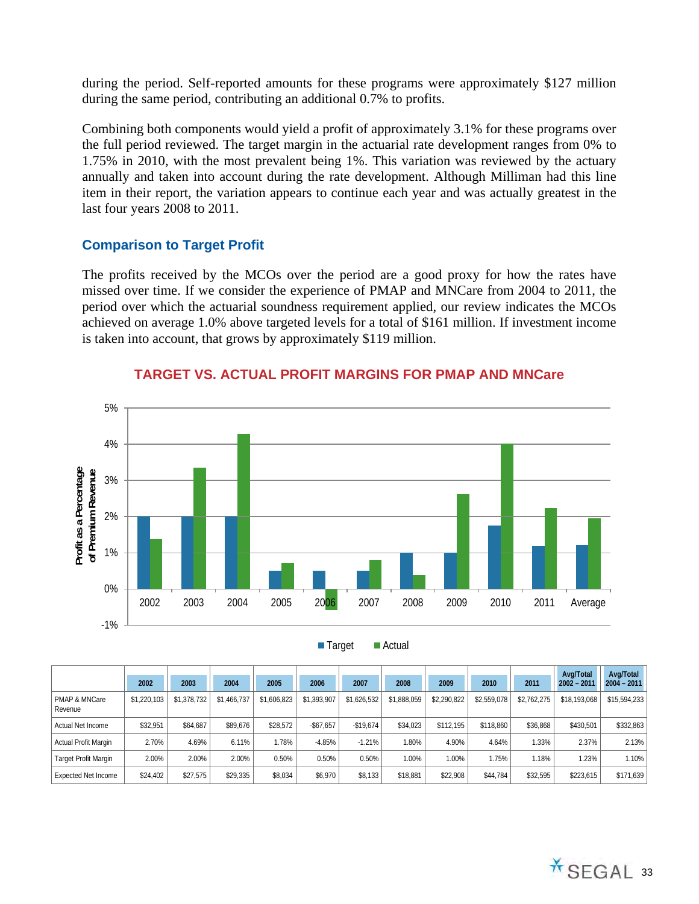during the period. Self-reported amounts for these programs were approximately $127 million during the same period, contributing an additional 0.7% to profits.

Combining both components would yield a profit of approximately 3.1% for these programs over the full period reviewed. The target margin in the actuarial rate development ranges from 0% to 1.75% in 2010, with the most prevalent being 1%. This variation was reviewed by the actuary annually and taken into account during the rate development. Although Milliman had this line item in their report, the variation appears to continue each year and was actually greatest in the last four years 2008 to 2011.

### Comparison to Target Profit

The profits received by the MCOs over the period are a good proxy for how the rates have missed over time. If we consider the experience of PMAP and MNCare from 2004 to 2011, the period over which the actuarial soundness requirement applied, our review indicates the MCOs achieved on average 1.0% above targeted levels for a total of $161 million. If investment income is taken into account, that grows by approximately $119 million.

**TARGET VS. ACTUAL PROFIT MARGINS FOR PMAP AND MNCare**

| | 2002 | 2003 | 2004 | 2005 | 2006 | 2007 | 2008 | 2009 | 2010 | 2011 | Avg/Total 2002 – 2011 | Avg/Total 2004 – 2011 |
|---|---|---|---|---|---|---|---|---|---|---|---|---|
| PMAP & MNCare Revenue | $1,220,103 | $1,378,732 | $1,466,737 | $1,606,823 | $1,393,907 | $1,626,532 | $1,888,059 | $2,290,822 | $2,559,078 | $2,762,275 | $18,193,068 | $15,594,233 |
| Actual Net Income | $32,951 | $64,687 | $89,676 | $28,572 | -$67,657 | -$19,674 | $34,023 | $112,195 | $118,860 | $36,868 | $430,501 | $332,863 |
| Actual Profit Margin | 2.70% | 4.69% | 6.11% | 1.78% | -4.85% | -1.21% | 1.80% | 4.90% | 4.64% | 1.33% | 2.37% | 2.13% |
| Target Profit Margin | 2.00% | 2.00% | 2.00% | 0.50% | 0.50% | 0.50% | 1.00% | 1.00% | 1.75% | 1.18% | 1.23% | 1.10% |
| Expected Net Income | $24,402 | $27,575 | $29,335 | $8,034 | $6,970 | $8,133 | $18,881 | $22,908 | $44,784 | $32,595 | $223,615 | $171,639 |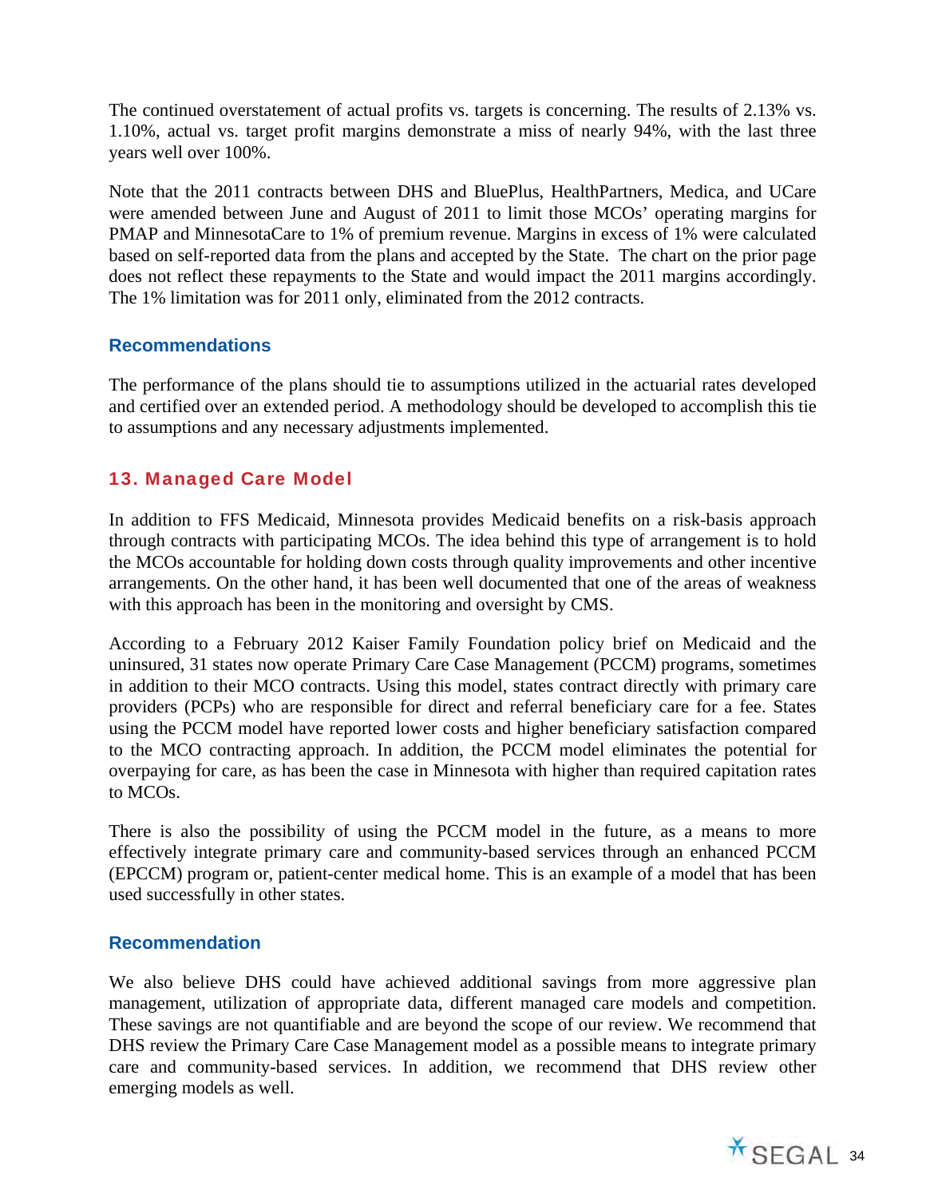The continued overstatement of actual profits vs. targets is concerning. The results of 2.13% vs. 1.10%, actual vs. target profit margins demonstrate a miss of nearly 94%, with the last three years well over 100%.

Note that the 2011 contracts between DHS and BluePlus, HealthPartners, Medica, and UCare were amended between June and August of 2011 to limit those MCOs' operating margins for PMAP and MinnesotaCare to 1% of premium revenue. Margins in excess of 1% were calculated based on self-reported data from the plans and accepted by the State. The chart on the prior page does not reflect these repayments to the State and would impact the 2011 margins accordingly. The 1% limitation was for 2011 only, eliminated from the 2012 contracts.

### Recommendations

The performance of the plans should tie to assumptions utilized in the actuarial rates developed and certified over an extended period. A methodology should be developed to accomplish this tie to assumptions and any necessary adjustments implemented.

## 13. Managed Care Model

In addition to FFS Medicaid, Minnesota provides Medicaid benefits on a risk-basis approach through contracts with participating MCOs. The idea behind this type of arrangement is to hold the MCOs accountable for holding down costs through quality improvements and other incentive arrangements. On the other hand, it has been well documented that one of the areas of weakness with this approach has been in the monitoring and oversight by CMS.

According to a February 2012 Kaiser Family Foundation policy brief on Medicaid and the uninsured, 31 states now operate Primary Care Case Management (PCCM) programs, sometimes in addition to their MCO contracts. Using this model, states contract directly with primary care providers (PCPs) who are responsible for direct and referral beneficiary care for a fee. States using the PCCM model have reported lower costs and higher beneficiary satisfaction compared to the MCO contracting approach. In addition, the PCCM model eliminates the potential for overpaying for care, as has been the case in Minnesota with higher than required capitation rates to MCOs.

There is also the possibility of using the PCCM model in the future, as a means to more effectively integrate primary care and community-based services through an enhanced PCCM (EPCCM) program or, patient-center medical home. This is an example of a model that has been used successfully in other states.

### Recommendation

We also believe DHS could have achieved additional savings from more aggressive plan management, utilization of appropriate data, different managed care models and competition. These savings are not quantifiable and are beyond the scope of our review. We recommend that DHS review the Primary Care Case Management model as a possible means to integrate primary care and community-based services. In addition, we recommend that DHS review other emerging models as well.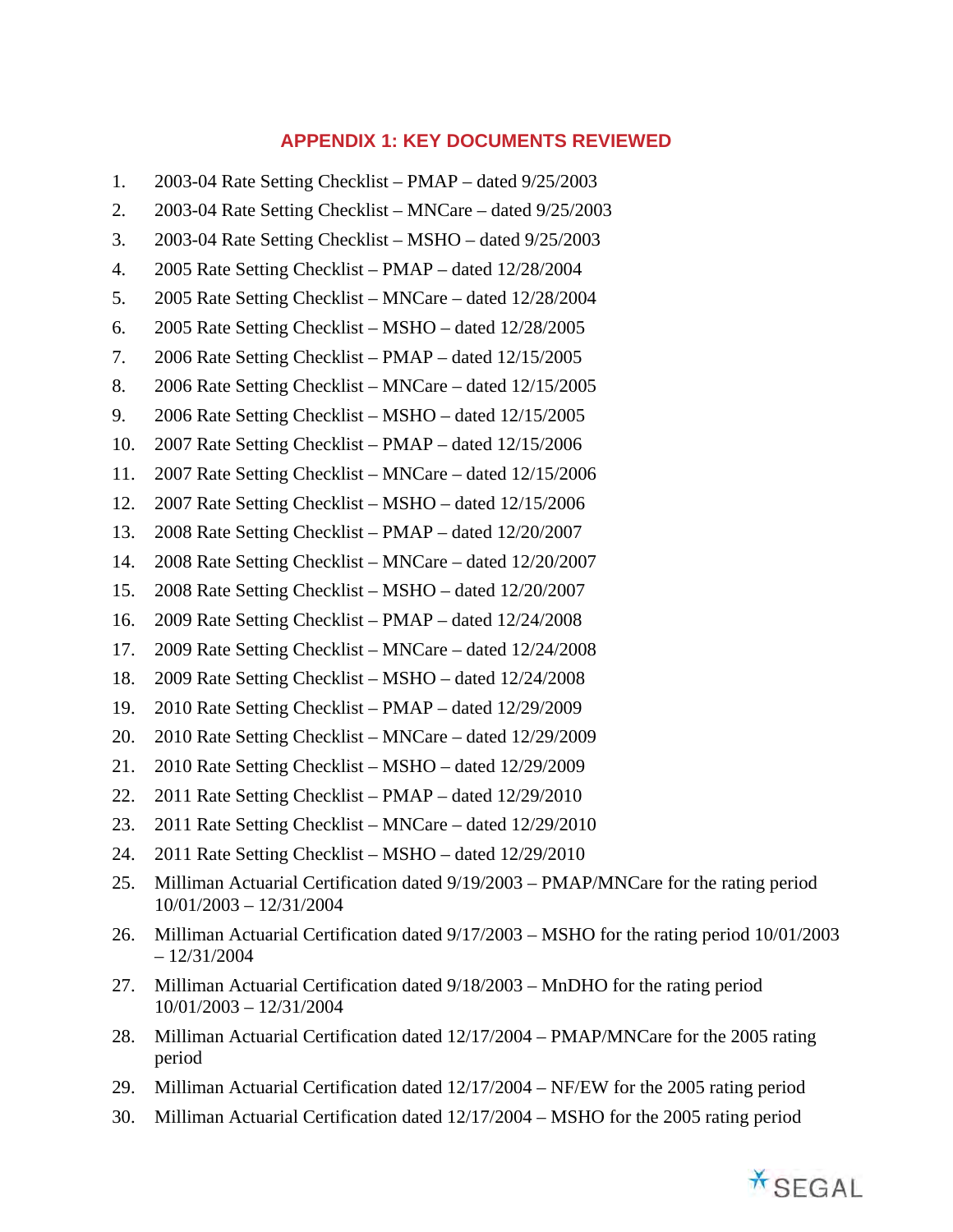## APPENDIX 1: KEY DOCUMENTS REVIEWED

1. 2003-04 Rate Setting Checklist – PMAP – dated 9/25/2003
2. 2003-04 Rate Setting Checklist – MNCare – dated 9/25/2003
3. 2003-04 Rate Setting Checklist – MSHO – dated 9/25/2003
4. 2005 Rate Setting Checklist – PMAP – dated 12/28/2004
5. 2005 Rate Setting Checklist – MNCare – dated 12/28/2004
6. 2005 Rate Setting Checklist – MSHO – dated 12/28/2005
7. 2006 Rate Setting Checklist – PMAP – dated 12/15/2005
8. 2006 Rate Setting Checklist – MNCare – dated 12/15/2005
9. 2006 Rate Setting Checklist – MSHO – dated 12/15/2005
10. 2007 Rate Setting Checklist – PMAP – dated 12/15/2006
11. 2007 Rate Setting Checklist – MNCare – dated 12/15/2006
12. 2007 Rate Setting Checklist – MSHO – dated 12/15/2006
13. 2008 Rate Setting Checklist – PMAP – dated 12/20/2007
14. 2008 Rate Setting Checklist – MNCare – dated 12/20/2007
15. 2008 Rate Setting Checklist – MSHO – dated 12/20/2007
16. 2009 Rate Setting Checklist – PMAP – dated 12/24/2008
17. 2009 Rate Setting Checklist – MNCare – dated 12/24/2008
18. 2009 Rate Setting Checklist – MSHO – dated 12/24/2008
19. 2010 Rate Setting Checklist – PMAP – dated 12/29/2009
20. 2010 Rate Setting Checklist – MNCare – dated 12/29/2009
21. 2010 Rate Setting Checklist – MSHO – dated 12/29/2009
22. 2011 Rate Setting Checklist – PMAP – dated 12/29/2010
23. 2011 Rate Setting Checklist – MNCare – dated 12/29/2010
24. 2011 Rate Setting Checklist – MSHO – dated 12/29/2010
25. Milliman Actuarial Certification dated 9/19/2003 – PMAP/MNCare for the rating period 10/01/2003 – 12/31/2004
26. Milliman Actuarial Certification dated 9/17/2003 – MSHO for the rating period 10/01/2003 – 12/31/2004
27. Milliman Actuarial Certification dated 9/18/2003 – MnDHO for the rating period 10/01/2003 – 12/31/2004
28. Milliman Actuarial Certification dated 12/17/2004 – PMAP/MNCare for the 2005 rating period
29. Milliman Actuarial Certification dated 12/17/2004 – NF/EW for the 2005 rating period
30. Milliman Actuarial Certification dated 12/17/2004 – MSHO for the 2005 rating period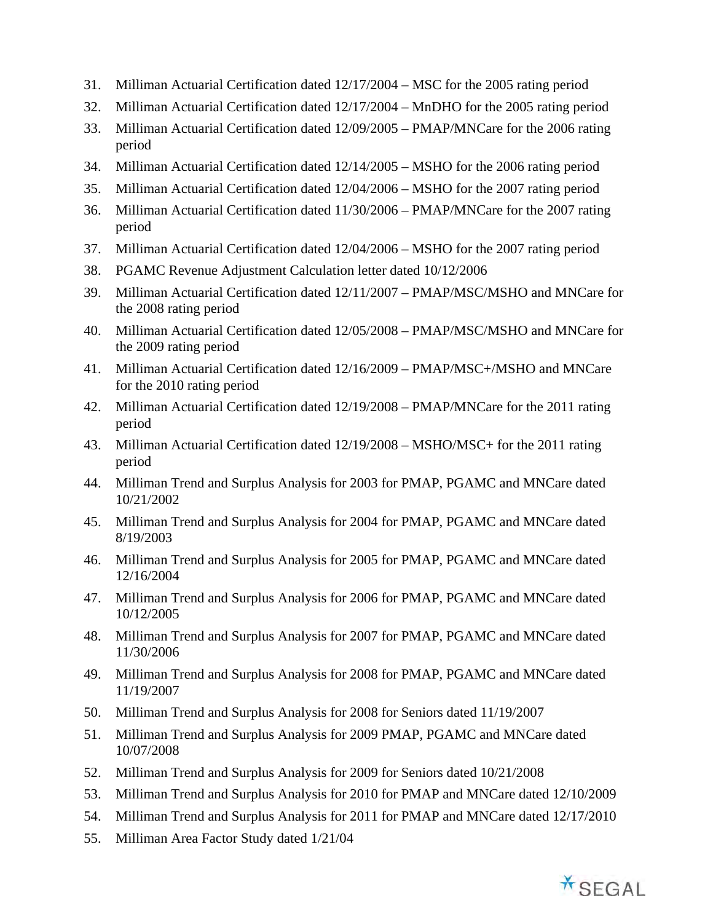31. Milliman Actuarial Certification dated 12/17/2004 – MSC for the 2005 rating period
32. Milliman Actuarial Certification dated 12/17/2004 – MnDHO for the 2005 rating period
33. Milliman Actuarial Certification dated 12/09/2005 – PMAP/MNCare for the 2006 rating period
34. Milliman Actuarial Certification dated 12/14/2005 – MSHO for the 2006 rating period
35. Milliman Actuarial Certification dated 12/04/2006 – MSHO for the 2007 rating period
36. Milliman Actuarial Certification dated 11/30/2006 – PMAP/MNCare for the 2007 rating period
37. Milliman Actuarial Certification dated 12/04/2006 – MSHO for the 2007 rating period
38. PGAMC Revenue Adjustment Calculation letter dated 10/12/2006
39. Milliman Actuarial Certification dated 12/11/2007 – PMAP/MSC/MSHO and MNCare for the 2008 rating period
40. Milliman Actuarial Certification dated 12/05/2008 – PMAP/MSC/MSHO and MNCare for the 2009 rating period
41. Milliman Actuarial Certification dated 12/16/2009 – PMAP/MSC+/MSHO and MNCare for the 2010 rating period
42. Milliman Actuarial Certification dated 12/19/2008 – PMAP/MNCare for the 2011 rating period
43. Milliman Actuarial Certification dated 12/19/2008 – MSHO/MSC+ for the 2011 rating period
44. Milliman Trend and Surplus Analysis for 2003 for PMAP, PGAMC and MNCare dated 10/21/2002
45. Milliman Trend and Surplus Analysis for 2004 for PMAP, PGAMC and MNCare dated 8/19/2003
46. Milliman Trend and Surplus Analysis for 2005 for PMAP, PGAMC and MNCare dated 12/16/2004
47. Milliman Trend and Surplus Analysis for 2006 for PMAP, PGAMC and MNCare dated 10/12/2005
48. Milliman Trend and Surplus Analysis for 2007 for PMAP, PGAMC and MNCare dated 11/30/2006
49. Milliman Trend and Surplus Analysis for 2008 for PMAP, PGAMC and MNCare dated 11/19/2007
50. Milliman Trend and Surplus Analysis for 2008 for Seniors dated 11/19/2007
51. Milliman Trend and Surplus Analysis for 2009 PMAP, PGAMC and MNCare dated 10/07/2008
52. Milliman Trend and Surplus Analysis for 2009 for Seniors dated 10/21/2008
53. Milliman Trend and Surplus Analysis for 2010 for PMAP and MNCare dated 12/10/2009
54. Milliman Trend and Surplus Analysis for 2011 for PMAP and MNCare dated 12/17/2010
55. Milliman Area Factor Study dated 1/21/04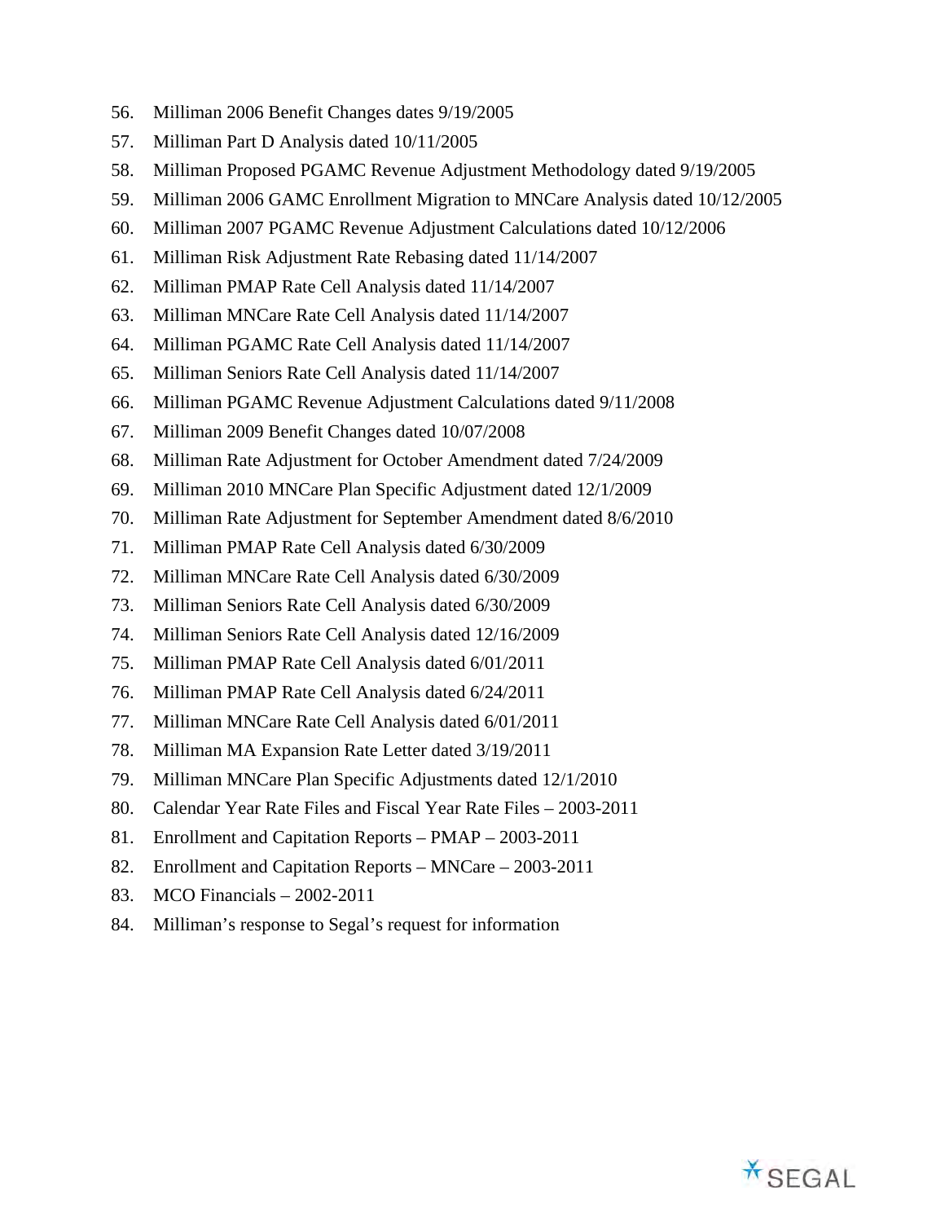56. Milliman 2006 Benefit Changes dates 9/19/2005
57. Milliman Part D Analysis dated 10/11/2005
58. Milliman Proposed PGAMC Revenue Adjustment Methodology dated 9/19/2005
59. Milliman 2006 GAMC Enrollment Migration to MNCare Analysis dated 10/12/2005
60. Milliman 2007 PGAMC Revenue Adjustment Calculations dated 10/12/2006
61. Milliman Risk Adjustment Rate Rebasing dated 11/14/2007
62. Milliman PMAP Rate Cell Analysis dated 11/14/2007
63. Milliman MNCare Rate Cell Analysis dated 11/14/2007
64. Milliman PGAMC Rate Cell Analysis dated 11/14/2007
65. Milliman Seniors Rate Cell Analysis dated 11/14/2007
66. Milliman PGAMC Revenue Adjustment Calculations dated 9/11/2008
67. Milliman 2009 Benefit Changes dated 10/07/2008
68. Milliman Rate Adjustment for October Amendment dated 7/24/2009
69. Milliman 2010 MNCare Plan Specific Adjustment dated 12/1/2009
70. Milliman Rate Adjustment for September Amendment dated 8/6/2010
71. Milliman PMAP Rate Cell Analysis dated 6/30/2009
72. Milliman MNCare Rate Cell Analysis dated 6/30/2009
73. Milliman Seniors Rate Cell Analysis dated 6/30/2009
74. Milliman Seniors Rate Cell Analysis dated 12/16/2009
75. Milliman PMAP Rate Cell Analysis dated 6/01/2011
76. Milliman PMAP Rate Cell Analysis dated 6/24/2011
77. Milliman MNCare Rate Cell Analysis dated 6/01/2011
78. Milliman MA Expansion Rate Letter dated 3/19/2011
79. Milliman MNCare Plan Specific Adjustments dated 12/1/2010
80. Calendar Year Rate Files and Fiscal Year Rate Files – 2003-2011
81. Enrollment and Capitation Reports – PMAP – 2003-2011
82. Enrollment and Capitation Reports – MNCare – 2003-2011
83. MCO Financials – 2002-2011
84. Milliman's response to Segal's request for information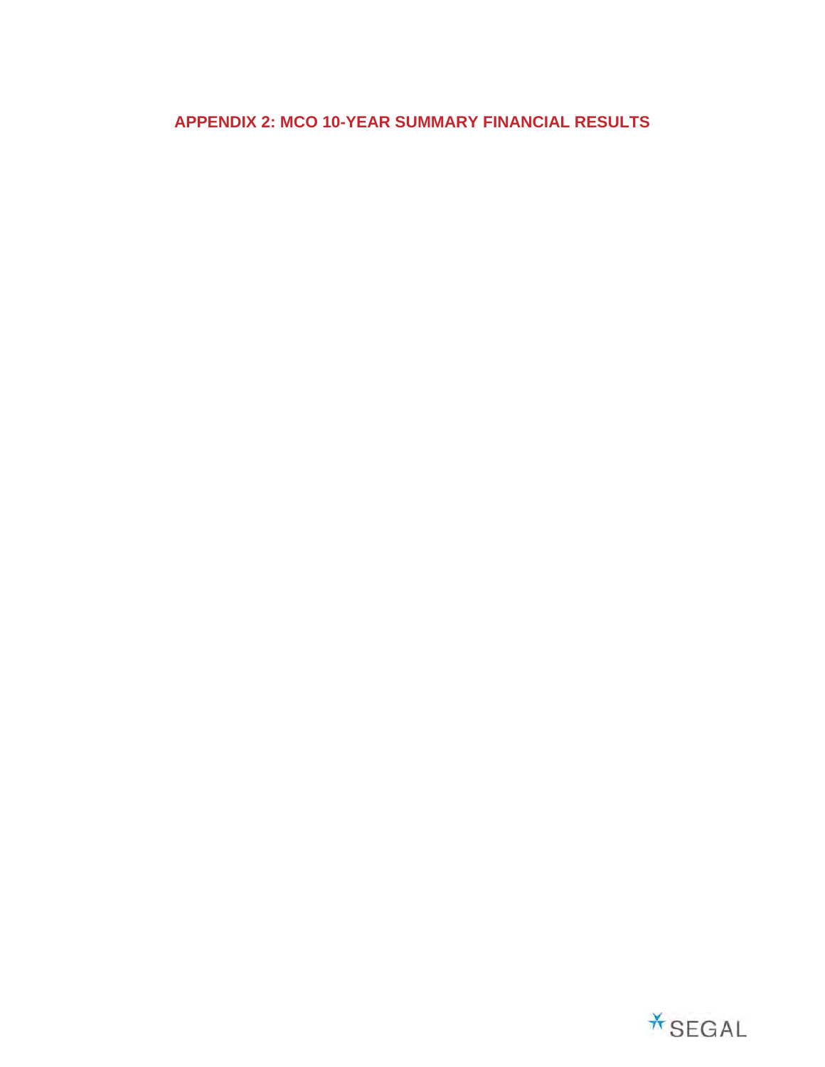## APPENDIX 2: MCO 10-YEAR SUMMARY FINANCIAL RESULTS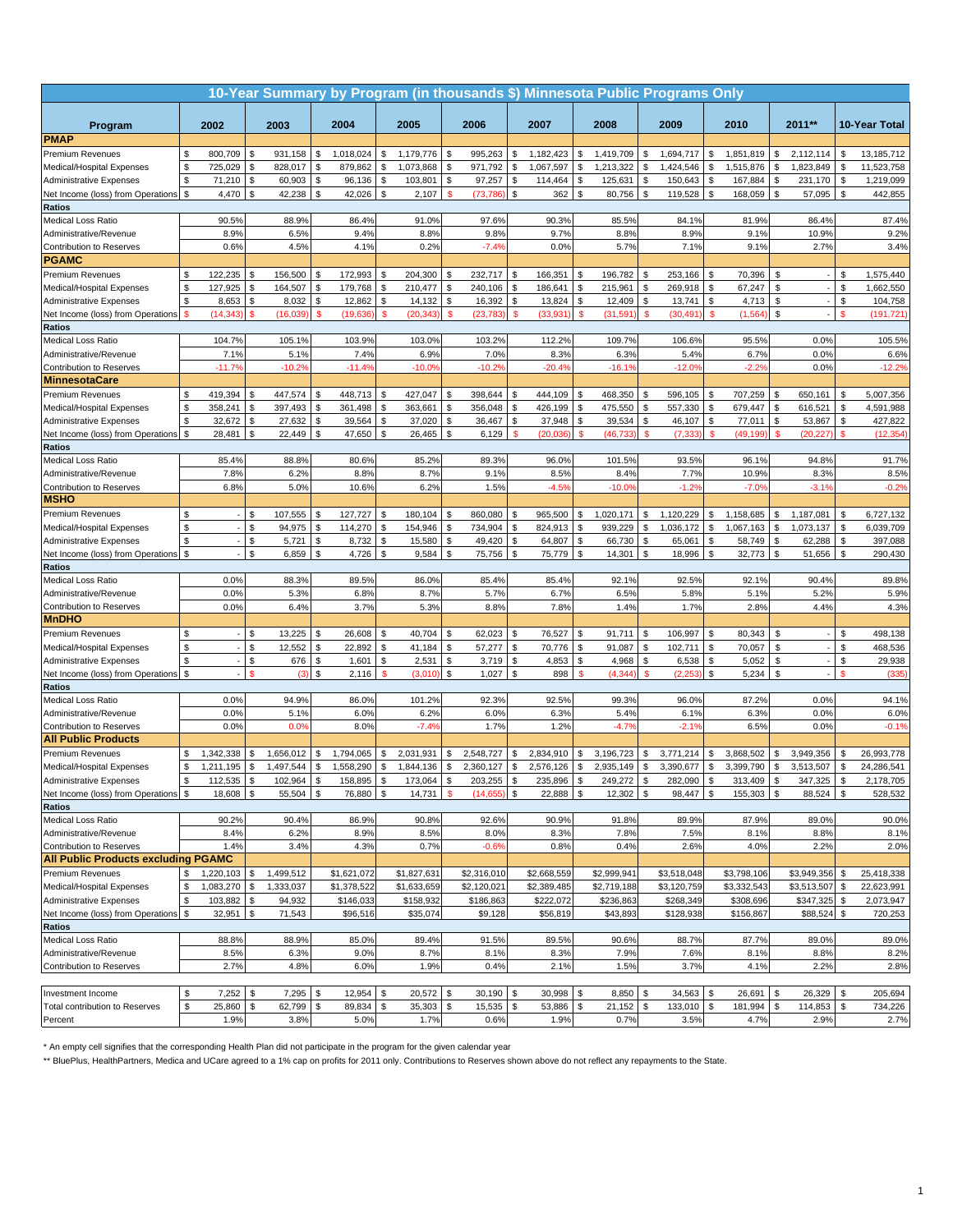## 10-Year Summary by Program (in thousands $) Minnesota Public Programs Only

| Program | 2002 | 2003 | 2004 | 2005 | 2006 | 2007 | 2008 | 2009 | 2010 | 2011** | 10-Year Total |
|---|---|---|---|---|---|---|---|---|---|---|---|
| **PMAP** | | | | | | | | | | | |
| Premium Revenues | $ 800,709 | $ 931,158 | $ 1,018,024 | $ 1,179,776 | $ 995,263 | $ 1,182,423 | $ 1,419,709 | $ 1,694,717 | $ 1,851,819 | $ 2,112,114 | $ 13,185,712 |
| Medical/Hospital Expenses | $ 725,029 | $ 828,017 | $ 879,862 | $ 1,073,868 | $ 971,792 | $ 1,067,597 | $ 1,213,322 | $ 1,424,546 | $ 1,515,876 | $ 1,823,849 | $ 11,523,758 |
| Administrative Expenses | $ 71,210 | $ 60,903 | $ 96,136 | $ 103,801 | $ 97,257 | $ 114,464 | $ 125,631 | $ 150,643 | $ 167,884 | $ 231,170 | $ 1,219,099 |
| Net Income (loss) from Operations | $ 4,470 | $ 42,238 | $ 42,026 | $ 2,107 | $ (73,786) | $ 362 | $ 80,756 | $ 119,528 | $ 168,059 | $ 57,095 | $ 442,855 |
| **Ratios** | | | | | | | | | | | |
| Medical Loss Ratio | 90.5% | 88.9% | 86.4% | 91.0% | 97.6% | 90.3% | 85.5% | 84.1% | 81.9% | 86.4% | 87.4% |
| Administrative/Revenue | 8.9% | 6.5% | 9.4% | 8.8% | 9.8% | 9.7% | 8.8% | 8.9% | 9.1% | 10.9% | 9.2% |
| Contribution to Reserves | 0.6% | 4.5% | 4.1% | 0.2% | -7.4% | 0.0% | 5.7% | 7.1% | 9.1% | 2.7% | 3.4% |
| **PGAMC** | | | | | | | | | | | |
| Premium Revenues | $ 122,235 | $ 156,500 | $ 172,993 | $ 204,300 | $ 232,717 | $ 166,351 | $ 196,782 | $ 253,166 | $ 70,396 | $ - | $ 1,575,440 |
| Medical/Hospital Expenses | $ 127,925 | $ 164,507 | $ 179,768 | $ 210,477 | $ 240,106 | $ 186,641 | $ 215,961 | $ 269,918 | $ 67,247 | $ - | $ 1,662,550 |
| Administrative Expenses | $ 8,653 | $ 8,032 | $ 12,862 | $ 14,132 | $ 16,392 | $ 13,824 | $ 12,409 | $ 13,741 | $ 4,713 | $ - | $ 104,758 |
| Net Income (loss) from Operations | $ (14,343) | $ (16,039) | $ (19,636) | $ (20,343) | $ (23,783) | $ (33,931) | $ (31,591) | $ (30,491) | $ (1,564) | $ - | $ (191,721) |
| **Ratios** | | | | | | | | | | | |
| Medical Loss Ratio | 104.7% | 105.1% | 103.9% | 103.0% | 103.2% | 112.2% | 109.7% | 106.6% | 95.5% | 0.0% | 105.5% |
| Administrative/Revenue | 7.1% | 5.1% | 7.4% | 6.9% | 7.0% | 8.3% | 6.3% | 5.4% | 6.7% | 0.0% | 6.6% |
| Contribution to Reserves | -11.7% | -10.2% | -11.4% | -10.0% | -10.2% | -20.4% | -16.1% | -12.0% | -2.2% | 0.0% | -12.2% |
| **MinnesotaCare** | | | | | | | | | | | |
| Premium Revenues | $ 419,394 | $ 447,574 | $ 448,713 | $ 427,047 | $ 398,644 | $ 444,109 | $ 468,350 | $ 596,105 | $ 707,259 | $ 650,161 | $ 5,007,356 |
| Medical/Hospital Expenses | $ 358,241 | $ 397,493 | $ 361,498 | $ 363,661 | $ 356,048 | $ 426,199 | $ 475,550 | $ 557,330 | $ 679,447 | $ 616,521 | $ 4,591,988 |
| Administrative Expenses | $ 32,672 | $ 27,632 | $ 39,564 | $ 37,020 | $ 36,467 | $ 37,948 | $ 39,534 | $ 46,107 | $ 77,011 | $ 53,867 | $ 427,822 |
| Net Income (loss) from Operations | $ 28,481 | $ 22,449 | $ 47,650 | $ 26,465 | $ 6,129 | $ (20,036) | $ (46,733) | $ (7,333) | $ (49,199) | $ (20,227) | $ (12,354) |
| **Ratios** | | | | | | | | | | | |
| Medical Loss Ratio | 85.4% | 88.8% | 80.6% | 85.2% | 89.3% | 96.0% | 101.5% | 93.5% | 96.1% | 94.8% | 91.7% |
| Administrative/Revenue | 7.8% | 6.2% | 8.8% | 8.7% | 9.1% | 8.5% | 8.4% | 7.7% | 10.9% | 8.3% | 8.5% |
| Contribution to Reserves | 6.8% | 5.0% | 10.6% | 6.2% | 1.5% | -4.5% | -10.0% | -1.2% | -7.0% | -3.1% | -0.2% |
| **MSHO** | | | | | | | | | | | |
| Premium Revenues | $ - | $ 107,555 | $ 127,727 | $ 180,104 | $ 860,080 | $ 965,500 | $ 1,020,171 | $ 1,120,229 | $ 1,158,685 | $ 1,187,081 | $ 6,727,132 |
| Medical/Hospital Expenses | $ - | $ 94,975 | $ 114,270 | $ 154,946 | $ 734,904 | $ 824,913 | $ 939,229 | $ 1,036,172 | $ 1,067,163 | $ 1,073,137 | $ 6,039,709 |
| Administrative Expenses | $ - | $ 5,721 | $ 8,732 | $ 15,580 | $ 49,420 | $ 64,807 | $ 66,730 | $ 65,061 | $ 58,749 | $ 62,288 | $ 397,088 |
| Net Income (loss) from Operations | $ - | $ 6,859 | $ 4,726 | $ 9,584 | $ 75,756 | $ 75,779 | $ 14,301 | $ 18,996 | $ 32,773 | $ 51,656 | $ 290,430 |
| **Ratios** | | | | | | | | | | | |
| Medical Loss Ratio | 0.0% | 88.3% | 89.5% | 86.0% | 85.4% | 85.4% | 92.1% | 92.5% | 92.1% | 90.4% | 89.8% |
| Administrative/Revenue | 0.0% | 5.3% | 6.8% | 8.7% | 5.7% | 6.7% | 6.5% | 5.8% | 5.1% | 5.2% | 5.9% |
| Contribution to Reserves | 0.0% | 6.4% | 3.7% | 5.3% | 8.8% | 7.8% | 1.4% | 1.7% | 2.8% | 4.4% | 4.3% |
| **MnDHO** | | | | | | | | | | | |
| Premium Revenues | $ - | $ 13,225 | $ 26,608 | $ 40,704 | $ 62,023 | $ 76,527 | $ 91,711 | $ 106,997 | $ 80,343 | $ - | $ 498,138 |
| Medical/Hospital Expenses | $ - | $ 12,552 | $ 22,892 | $ 41,184 | $ 57,277 | $ 70,776 | $ 91,087 | $ 102,711 | $ 70,057 | $ - | $ 468,536 |
| Administrative Expenses | $ - | $ 676 | $ 1,601 | $ 2,531 | $ 3,719 | $ 4,853 | $ 4,968 | $ 6,538 | $ 5,052 | $ - | $ 29,938 |
| Net Income (loss) from Operations | $ - | $ (3) | $ 2,116 | $ (3,010) | $ 1,027 | $ 898 | $ (4,344) | $ (2,253) | $ 5,234 | $ - | $ (335) |
| **Ratios** | | | | | | | | | | | |
| Medical Loss Ratio | 0.0% | 94.9% | 86.0% | 101.2% | 92.3% | 92.5% | 99.3% | 96.0% | 87.2% | 0.0% | 94.1% |
| Administrative/Revenue | 0.0% | 5.1% | 6.0% | 6.2% | 6.0% | 6.3% | 5.4% | 6.1% | 6.3% | 0.0% | 6.0% |
| Contribution to Reserves | 0.0% | 0.0% | 8.0% | -7.4% | 1.7% | 1.2% | -4.7% | -2.1% | 6.5% | 0.0% | -0.1% |
| **All Public Products** | | | | | | | | | | | |
| Premium Revenues | $ 1,342,338 | $ 1,656,012 | $ 1,794,065 | $ 2,031,931 | $ 2,548,727 | $ 2,834,910 | $ 3,196,723 | $ 3,771,214 | $ 3,868,502 | $ 3,949,356 | $ 26,993,778 |
| Medical/Hospital Expenses | $ 1,211,195 | $ 1,497,544 | $ 1,558,290 | $ 1,844,136 | $ 2,360,127 | $ 2,576,126 | $ 2,935,149 | $ 3,390,677 | $ 3,399,790 | $ 3,513,507 | $ 24,286,541 |
| Administrative Expenses | $ 112,535 | $ 102,964 | $ 158,895 | $ 173,064 | $ 203,255 | $ 235,896 | $ 249,272 | $ 282,090 | $ 313,409 | $ 347,325 | $ 2,178,705 |
| Net Income (loss) from Operations | $ 18,608 | $ 55,504 | $ 76,880 | $ 14,731 | $ (14,655) | $ 22,888 | $ 12,302 | $ 98,447 | $ 155,303 | $ 88,524 | $ 528,532 |
| **Ratios** | | | | | | | | | | | |
| Medical Loss Ratio | 90.2% | 90.4% | 86.9% | 90.8% | 92.6% | 90.9% | 91.8% | 89.9% | 87.9% | 89.0% | 90.0% |
| Administrative/Revenue | 8.4% | 6.2% | 8.9% | 8.5% | 8.0% | 8.3% | 7.8% | 7.5% | 8.1% | 8.8% | 8.1% |
| Contribution to Reserves | 1.4% | 3.4% | 4.3% | 0.7% | -0.6% | 0.8% | 0.4% | 2.6% | 4.0% | 2.2% | 2.0% |
| **All Public Products excluding PGAMC** | | | | | | | | | | | |
| Premium Revenues | $ 1,220,103 | $ 1,499,512 | $1,621,072 | $1,827,631 | $2,316,010 | $2,668,559 | $2,999,941 | $3,518,048 | $3,798,106 | $3,949,356 | $ 25,418,338 |
| Medical/Hospital Expenses | $ 1,083,270 | $ 1,333,037 | $1,378,522 | $1,633,659 | $2,120,021 | $2,389,485 | $2,719,188 | $3,120,759 | $3,332,543 | $3,513,507 | $ 22,623,991 |
| Administrative Expenses | $ 103,882 | $ 94,932 | $146,033 | $158,932 | $186,863 | $222,072 | $236,863 | $268,349 | $308,696 | $347,325 | $ 2,073,947 |
| Net Income (loss) from Operations | $ 32,951 | $ 71,543 | $96,516 | $35,074 | $9,128 | $56,819 | $43,893 | $128,938 | $156,867 | $88,524 | $ 720,253 |
| **Ratios** | | | | | | | | | | | |
| Medical Loss Ratio | 88.8% | 88.9% | 85.0% | 89.4% | 91.5% | 89.5% | 90.6% | 88.7% | 87.7% | 89.0% | 89.0% |
| Administrative/Revenue | 8.5% | 6.3% | 9.0% | 8.7% | 8.1% | 8.3% | 7.9% | 7.6% | 8.1% | 8.8% | 8.2% |
| Contribution to Reserves | 2.7% | 4.8% | 6.0% | 1.9% | 0.4% | 2.1% | 1.5% | 3.7% | 4.1% | 2.2% | 2.8% |
| | | | | | | | | | | | |
| Investment Income | $ 7,252 | $ 7,295 | $ 12,954 | $ 20,572 | $ 30,190 | $ 30,998 | $ 8,850 | $ 34,563 | $ 26,691 | $ 26,329 | $ 205,694 |
| Total contribution to Reserves | $ 25,860 | $ 62,799 | $ 89,834 | $ 35,303 | $ 15,535 | $ 53,886 | $ 21,152 | $ 133,010 | $ 181,994 | $ 114,853 | $ 734,226 |
| Percent | 1.9% | 3.8% | 5.0% | 1.7% | 0.6% | 1.9% | 0.7% | 3.5% | 4.7% | 2.9% | 2.7% |

* An empty cell signifies that the corresponding Health Plan did not participate in the program for the given calendar year

** BluePlus, HealthPartners, Medica and UCare agreed to a 1% cap on profits for 2011 only. Contributions to Reserves shown above do not reflect any repayments to the State.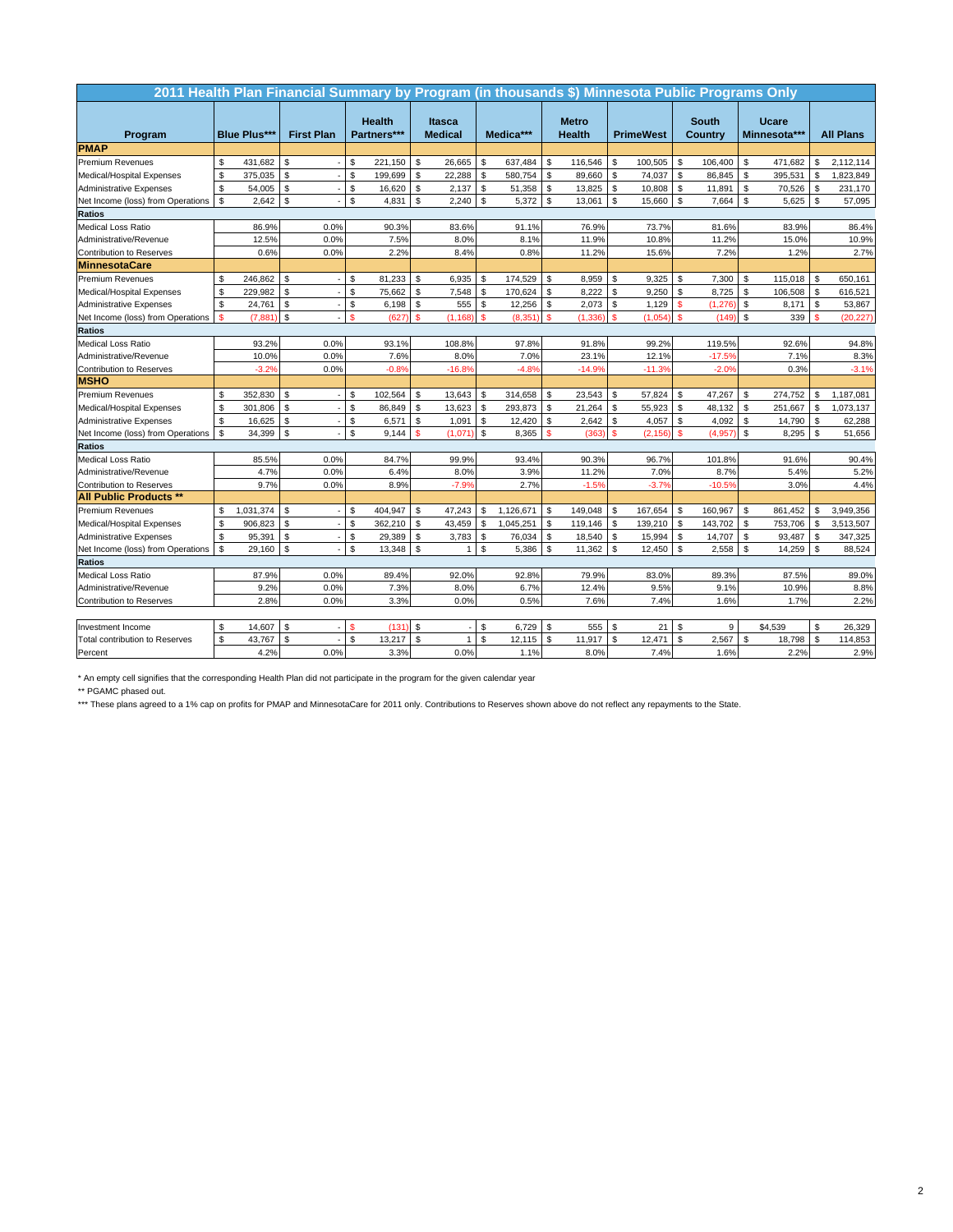## 2011 Health Plan Financial Summary by Program (in thousands $) Minnesota Public Programs Only

| Program | Blue Plus*** | First Plan | Health Partners*** | Itasca Medical | Medica*** | Metro Health | PrimeWest | South Country | Ucare Minnesota*** | All Plans |
|---|---|---|---|---|---|---|---|---|---|---|
| **PMAP** | | | | | | | | | | |
| Premium Revenues | $ 431,682 | $ - | $ 221,150 | $ 26,665 | $ 637,484 | $ 116,546 | $ 100,505 | $ 106,400 | $ 471,682 | $ 2,112,114 |
| Medical/Hospital Expenses | $ 375,035 | $ - | $ 199,699 | $ 22,288 | $ 580,754 | $ 89,660 | $ 74,037 | $ 86,845 | $ 395,531 | $ 1,823,849 |
| Administrative Expenses | $ 54,005 | $ - | $ 16,620 | $ 2,137 | $ 51,358 | $ 13,825 | $ 10,808 | $ 11,891 | $ 70,526 | $ 231,170 |
| Net Income (loss) from Operations | $ 2,642 | $ - | $ 4,831 | $ 2,240 | $ 5,372 | $ 13,061 | $ 15,660 | $ 7,664 | $ 5,625 | $ 57,095 |
| **Ratios** | | | | | | | | | | |
| Medical Loss Ratio | 86.9% | 0.0% | 90.3% | 83.6% | 91.1% | 76.9% | 73.7% | 81.6% | 83.9% | 86.4% |
| Administrative/Revenue | 12.5% | 0.0% | 7.5% | 8.0% | 8.1% | 11.9% | 10.8% | 11.2% | 15.0% | 10.9% |
| Contribution to Reserves | 0.6% | 0.0% | 2.2% | 8.4% | 0.8% | 11.2% | 15.6% | 7.2% | 1.2% | 2.7% |
| **MinnesotaCare** | | | | | | | | | | |
| Premium Revenues | $ 246,862 | $ - | $ 81,233 | $ 6,935 | $ 174,529 | $ 8,959 | $ 9,325 | $ 7,300 | $ 115,018 | $ 650,161 |
| Medical/Hospital Expenses | $ 229,982 | $ - | $ 75,662 | $ 7,548 | $ 170,624 | $ 8,222 | $ 9,250 | $ 8,725 | $ 106,508 | $ 616,521 |
| Administrative Expenses | $ 24,761 | $ - | $ 6,198 | $ 555 | $ 12,256 | $ 2,073 | $ 1,129 | $ (1,276) | $ 8,171 | $ 53,867 |
| Net Income (loss) from Operations | $ (7,881) | $ - | $ (627) | $ (1,168) | $ (8,351) | $ (1,336) | $ (1,054) | $ (149) | $ 339 | $ (20,227) |
| **Ratios** | | | | | | | | | | |
| Medical Loss Ratio | 93.2% | 0.0% | 93.1% | 108.8% | 97.8% | 91.8% | 99.2% | 119.5% | 92.6% | 94.8% |
| Administrative/Revenue | 10.0% | 0.0% | 7.6% | 8.0% | 7.0% | 23.1% | 12.1% | -17.5% | 7.1% | 8.3% |
| Contribution to Reserves | -3.2% | 0.0% | -0.8% | -16.8% | -4.8% | -14.9% | -11.3% | -2.0% | 0.3% | -3.1% |
| **MSHO** | | | | | | | | | | |
| Premium Revenues | $ 352,830 | $ - | $ 102,564 | $ 13,643 | $ 314,658 | $ 23,543 | $ 57,824 | $ 47,267 | $ 274,752 | $ 1,187,081 |
| Medical/Hospital Expenses | $ 301,806 | $ - | $ 86,849 | $ 13,623 | $ 293,873 | $ 21,264 | $ 55,923 | $ 48,132 | $ 251,667 | $ 1,073,137 |
| Administrative Expenses | $ 16,625 | $ - | $ 6,571 | $ 1,091 | $ 12,420 | $ 2,642 | $ 4,057 | $ 4,092 | $ 14,790 | $ 62,288 |
| Net Income (loss) from Operations | $ 34,399 | $ - | $ 9,144 | $ (1,071) | $ 8,365 | $ (363) | $ (2,156) | $ (4,957) | $ 8,295 | $ 51,656 |
| **Ratios** | | | | | | | | | | |
| Medical Loss Ratio | 85.5% | 0.0% | 84.7% | 99.9% | 93.4% | 90.3% | 96.7% | 101.8% | 91.6% | 90.4% |
| Administrative/Revenue | 4.7% | 0.0% | 6.4% | 8.0% | 3.9% | 11.2% | 7.0% | 8.7% | 5.4% | 5.2% |
| Contribution to Reserves | 9.7% | 0.0% | 8.9% | -7.9% | 2.7% | -1.5% | -3.7% | -10.5% | 3.0% | 4.4% |
| **All Public Products \*\*** | | | | | | | | | | |
| Premium Revenues | $ 1,031,374 | $ - | $ 404,947 | $ 47,243 | $ 1,126,671 | $ 149,048 | $ 167,654 | $ 160,967 | $ 861,452 | $ 3,949,356 |
| Medical/Hospital Expenses | $ 906,823 | $ - | $ 362,210 | $ 43,459 | $ 1,045,251 | $ 119,146 | $ 139,210 | $ 143,702 | $ 753,706 | $ 3,513,507 |
| Administrative Expenses | $ 95,391 | $ - | $ 29,389 | $ 3,783 | $ 76,034 | $ 18,540 | $ 15,994 | $ 14,707 | $ 93,487 | $ 347,325 |
| Net Income (loss) from Operations | $ 29,160 | $ - | $ 13,348 | $ 1 | $ 5,386 | $ 11,362 | $ 12,450 | $ 2,558 | $ 14,259 | $ 88,524 |
| **Ratios** | | | | | | | | | | |
| Medical Loss Ratio | 87.9% | 0.0% | 89.4% | 92.0% | 92.8% | 79.9% | 83.0% | 89.3% | 87.5% | 89.0% |
| Administrative/Revenue | 9.2% | 0.0% | 7.3% | 8.0% | 6.7% | 12.4% | 9.5% | 9.1% | 10.9% | 8.8% |
| Contribution to Reserves | 2.8% | 0.0% | 3.3% | 0.0% | 0.5% | 7.6% | 7.4% | 1.6% | 1.7% | 2.2% |
| | | | | | | | | | | |
| Investment Income | $ 14,607 | $ - | $ (131) | $ - | $ 6,729 | $ 555 | $ 21 | $ 9 | $4,539 | $ 26,329 |
| Total contribution to Reserves | $ 43,767 | $ - | $ 13,217 | $ 1 | $ 12,115 | $ 11,917 | $ 12,471 | $ 2,567 | $ 18,798 | $ 114,853 |
| Percent | 4.2% | 0.0% | 3.3% | 0.0% | 1.1% | 8.0% | 7.4% | 1.6% | 2.2% | 2.9% |

* An empty cell signifies that the corresponding Health Plan did not participate in the program for the given calendar year

** PGAMC phased out.

*** These plans agreed to a 1% cap on profits for PMAP and MinnesotaCare for 2011 only. Contributions to Reserves shown above do not reflect any repayments to the State.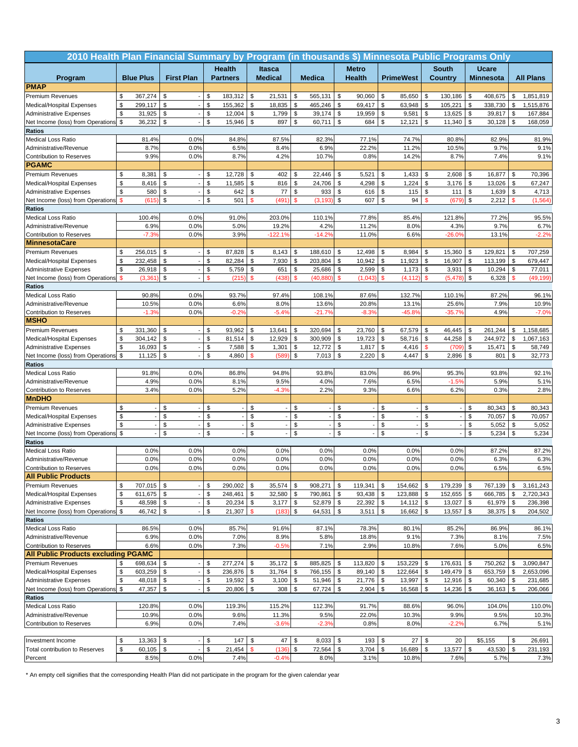# 2010 Health Plan Financial Summary by Program (in thousands $) Minnesota Public Programs Only

| Program | Blue Plus | First Plan | Health Partners | Itasca Medical | Medica | Metro Health | PrimeWest | South Country | Ucare Minnesota | All Plans |
|---|---|---|---|---|---|---|---|---|---|---|
| **PMAP** | | | | | | | | | | |
| Premium Revenues | $ 367,274 | $ - | $ 183,312 | $ 21,531 | $ 565,131 | $ 90,060 | $ 85,650 | $ 130,186 | $ 408,675 | $ 1,851,819 |
| Medical/Hospital Expenses | $ 299,117 | $ - | $ 155,362 | $ 18,835 | $ 465,246 | $ 69,417 | $ 63,948 | $ 105,221 | $ 338,730 | $ 1,515,876 |
| Administrative Expenses | $ 31,925 | $ - | $ 12,004 | $ 1,799 | $ 39,174 | $ 19,959 | $ 9,581 | $ 13,625 | $ 39,817 | $ 167,884 |
| Net Income (loss) from Operations | $ 36,232 | $ - | $ 15,946 | $ 897 | $ 60,711 | $ 684 | $ 12,121 | $ 11,340 | $ 30,128 | $ 168,059 |
| **Ratios** | | | | | | | | | | |
| Medical Loss Ratio | 81.4% | 0.0% | 84.8% | 87.5% | 82.3% | 77.1% | 74.7% | 80.8% | 82.9% | 81.9% |
| Administrative/Revenue | 8.7% | 0.0% | 6.5% | 8.4% | 6.9% | 22.2% | 11.2% | 10.5% | 9.7% | 9.1% |
| Contribution to Reserves | 9.9% | 0.0% | 8.7% | 4.2% | 10.7% | 0.8% | 14.2% | 8.7% | 7.4% | 9.1% |
| **PGAMC** | | | | | | | | | | |
| Premium Revenues | $ 8,381 | $ - | $ 12,728 | $ 402 | $ 22,446 | $ 5,521 | $ 1,433 | $ 2,608 | $ 16,877 | $ 70,396 |
| Medical/Hospital Expenses | $ 8,416 | $ - | $ 11,585 | $ 816 | $ 24,706 | $ 4,298 | $ 1,224 | $ 3,176 | $ 13,026 | $ 67,247 |
| Administrative Expenses | $ 580 | $ - | $ 642 | $ 77 | $ 933 | $ 616 | $ 115 | $ 111 | $ 1,639 | $ 4,713 |
| Net Income (loss) from Operations | $ (615) | $ - | $ 501 | $ (491) | $ (3,193) | $ 607 | $ 94 | $ (679) | $ 2,212 | $ (1,564) |
| **Ratios** | | | | | | | | | | |
| Medical Loss Ratio | 100.4% | 0.0% | 91.0% | 203.0% | 110.1% | 77.8% | 85.4% | 121.8% | 77.2% | 95.5% |
| Administrative/Revenue | 6.9% | 0.0% | 5.0% | 19.2% | 4.2% | 11.2% | 8.0% | 4.3% | 9.7% | 6.7% |
| Contribution to Reserves | -7.3% | 0.0% | 3.9% | -122.1% | -14.2% | 11.0% | 6.6% | -26.0% | 13.1% | -2.2% |
| **MinnesotaCare** | | | | | | | | | | |
| Premium Revenues | $ 256,015 | $ - | $ 87,828 | $ 8,143 | $ 188,610 | $ 12,498 | $ 8,984 | $ 15,360 | $ 129,821 | $ 707,259 |
| Medical/Hospital Expenses | $ 232,458 | $ - | $ 82,284 | $ 7,930 | $ 203,804 | $ 10,942 | $ 11,923 | $ 16,907 | $ 113,199 | $ 679,447 |
| Administrative Expenses | $ 26,918 | $ - | $ 5,759 | $ 651 | $ 25,686 | $ 2,599 | $ 1,173 | $ 3,931 | $ 10,294 | $ 77,011 |
| Net Income (loss) from Operations | $ (3,361) | $ - | $ (215) | $ (438) | $ (40,880) | $ (1,043) | $ (4,112) | $ (5,478) | $ 6,328 | $ (49,199) |
| **Ratios** | | | | | | | | | | |
| Medical Loss Ratio | 90.8% | 0.0% | 93.7% | 97.4% | 108.1% | 87.6% | 132.7% | 110.1% | 87.2% | 96.1% |
| Administrative/Revenue | 10.5% | 0.0% | 6.6% | 8.0% | 13.6% | 20.8% | 13.1% | 25.6% | 7.9% | 10.9% |
| Contribution to Reserves | -1.3% | 0.0% | -0.2% | -5.4% | -21.7% | -8.3% | -45.8% | -35.7% | 4.9% | -7.0% |
| **MSHO** | | | | | | | | | | |
| Premium Revenues | $ 331,360 | $ - | $ 93,962 | $ 13,641 | $ 320,694 | $ 23,760 | $ 67,579 | $ 46,445 | $ 261,244 | $ 1,158,685 |
| Medical/Hospital Expenses | $ 304,142 | $ - | $ 81,514 | $ 12,929 | $ 300,909 | $ 19,723 | $ 58,716 | $ 44,258 | $ 244,972 | $ 1,067,163 |
| Administrative Expenses | $ 16,093 | $ - | $ 7,588 | $ 1,301 | $ 12,772 | $ 1,817 | $ 4,416 | $ (709) | $ 15,471 | $ 58,749 |
| Net Income (loss) from Operations | $ 11,125 | $ - | $ 4,860 | $ (589) | $ 7,013 | $ 2,220 | $ 4,447 | $ 2,896 | $ 801 | $ 32,773 |
| **Ratios** | | | | | | | | | | |
| Medical Loss Ratio | 91.8% | 0.0% | 86.8% | 94.8% | 93.8% | 83.0% | 86.9% | 95.3% | 93.8% | 92.1% |
| Administrative/Revenue | 4.9% | 0.0% | 8.1% | 9.5% | 4.0% | 7.6% | 6.5% | -1.5% | 5.9% | 5.1% |
| Contribution to Reserves | 3.4% | 0.0% | 5.2% | -4.3% | 2.2% | 9.3% | 6.6% | 6.2% | 0.3% | 2.8% |
| **MnDHO** | | | | | | | | | | |
| Premium Revenues | $ - | $ - | $ - | $ - | $ - | $ - | $ - | $ - | $ 80,343 | $ 80,343 |
| Medical/Hospital Expenses | $ - | $ - | $ - | $ - | $ - | $ - | $ - | $ - | $ 70,057 | $ 70,057 |
| Administrative Expenses | $ - | $ - | $ - | $ - | $ - | $ - | $ - | $ - | $ 5,052 | $ 5,052 |
| Net Income (loss) from Operations | $ - | $ - | $ - | $ - | $ - | $ - | $ - | $ - | $ 5,234 | $ 5,234 |
| **Ratios** | | | | | | | | | | |
| Medical Loss Ratio | 0.0% | 0.0% | 0.0% | 0.0% | 0.0% | 0.0% | 0.0% | 0.0% | 87.2% | 87.2% |
| Administrative/Revenue | 0.0% | 0.0% | 0.0% | 0.0% | 0.0% | 0.0% | 0.0% | 0.0% | 6.3% | 6.3% |
| Contribution to Reserves | 0.0% | 0.0% | 0.0% | 0.0% | 0.0% | 0.0% | 0.0% | 0.0% | 6.5% | 6.5% |
| **All Public Products** | | | | | | | | | | |
| Premium Revenues | $ 707,015 | $ - | $ 290,002 | $ 35,574 | $ 908,271 | $ 119,341 | $ 154,662 | $ 179,239 | $ 767,139 | $ 3,161,243 |
| Medical/Hospital Expenses | $ 611,675 | $ - | $ 248,461 | $ 32,580 | $ 790,861 | $ 93,438 | $ 123,888 | $ 152,655 | $ 666,785 | $ 2,720,343 |
| Administrative Expenses | $ 48,598 | $ - | $ 20,234 | $ 3,177 | $ 52,879 | $ 22,392 | $ 14,112 | $ 13,027 | $ 61,979 | $ 236,398 |
| Net Income (loss) from Operations | $ 46,742 | $ - | $ 21,307 | $ (183) | $ 64,531 | $ 3,511 | $ 16,662 | $ 13,557 | $ 38,375 | $ 204,502 |
| **Ratios** | | | | | | | | | | |
| Medical Loss Ratio | 86.5% | 0.0% | 85.7% | 91.6% | 87.1% | 78.3% | 80.1% | 85.2% | 86.9% | 86.1% |
| Administrative/Revenue | 6.9% | 0.0% | 7.0% | 8.9% | 5.8% | 18.8% | 9.1% | 7.3% | 8.1% | 7.5% |
| Contribution to Reserves | 6.6% | 0.0% | 7.3% | -0.5% | 7.1% | 2.9% | 10.8% | 7.6% | 5.0% | 6.5% |
| **All Public Products excluding PGAMC** | | | | | | | | | | |
| Premium Revenues | $ 698,634 | $ - | $ 277,274 | $ 35,172 | $ 885,825 | $ 113,820 | $ 153,229 | $ 176,631 | $ 750,262 | $ 3,090,847 |
| Medical/Hospital Expenses | $ 603,259 | $ - | $ 236,876 | $ 31,764 | $ 766,155 | $ 89,140 | $ 122,664 | $ 149,479 | $ 653,759 | $ 2,653,096 |
| Administrative Expenses | $ 48,018 | $ - | $ 19,592 | $ 3,100 | $ 51,946 | $ 21,776 | $ 13,997 | $ 12,916 | $ 60,340 | $ 231,685 |
| Net Income (loss) from Operations | $ 47,357 | $ - | $ 20,806 | $ 308 | $ 67,724 | $ 2,904 | $ 16,568 | $ 14,236 | $ 36,163 | $ 206,066 |
| **Ratios** | | | | | | | | | | |
| Medical Loss Ratio | 120.8% | 0.0% | 119.3% | 115.2% | 112.3% | 91.7% | 88.6% | 96.0% | 104.0% | 110.0% |
| Administrative/Revenue | 10.9% | 0.0% | 9.6% | 11.3% | 9.5% | 22.0% | 10.3% | 9.9% | 9.5% | 10.3% |
| Contribution to Reserves | 6.9% | 0.0% | 7.4% | -3.6% | -2.3% | 0.8% | 8.0% | -2.2% | 6.7% | 5.1% |
| | | | | | | | | | | |
| Investment Income | $ 13,363 | $ - | $ 147 | $ 47 | $ 8,033 | $ 193 | $ 27 | $ 20 | $5,155 | $ 26,691 |
| Total contribution to Reserves | $ 60,105 | $ - | $ 21,454 | $ (136) | $ 72,564 | $ 3,704 | $ 16,689 | $ 13,577 | $ 43,530 | $ 231,193 |
| Percent | 8.5% | 0.0% | 7.4% | -0.4% | 8.0% | 3.1% | 10.8% | 7.6% | 5.7% | 7.3% |

* An empty cell signifies that the corresponding Health Plan did not participate in the program for the given calendar year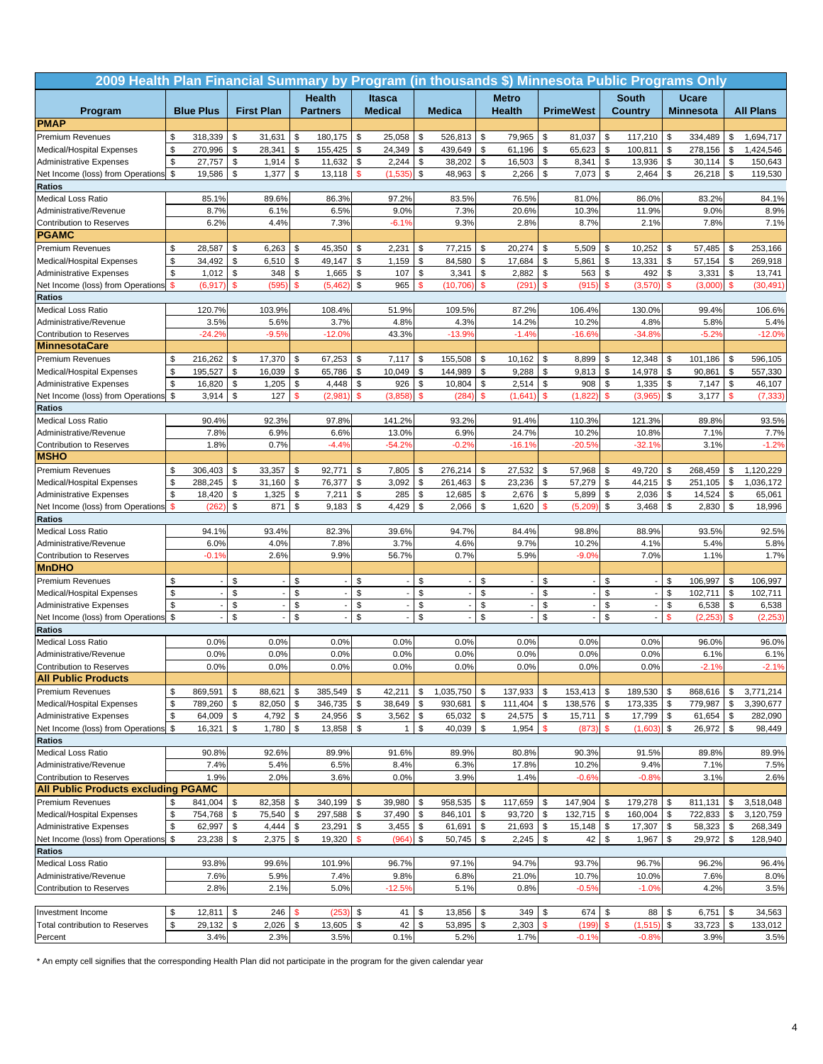## 2009 Health Plan Financial Summary by Program (in thousands $) Minnesota Public Programs Only

| Program | Blue Plus | First Plan | Health Partners | Itasca Medical | Medica | Metro Health | PrimeWest | South Country | Ucare Minnesota | All Plans |
|---|---|---|---|---|---|---|---|---|---|---|
| **PMAP** | | | | | | | | | | |
| Premium Revenues | $ 318,339 | $ 31,631 | $ 180,175 | $ 25,058 | $ 526,813 | $ 79,965 | $ 81,037 | $ 117,210 | $ 334,489 | $ 1,694,717 |
| Medical/Hospital Expenses | $ 270,996 | $ 28,341 | $ 155,425 | $ 24,349 | $ 439,649 | $ 61,196 | $ 65,623 | $ 100,811 | $ 278,156 | $ 1,424,546 |
| Administrative Expenses | $ 27,757 | $ 1,914 | $ 11,632 | $ 2,244 | $ 38,202 | $ 16,503 | $ 8,341 | $ 13,936 | $ 30,114 | $ 150,643 |
| Net Income (loss) from Operations | $ 19,586 | $ 1,377 | $ 13,118 | $ (1,535) | $ 48,963 | $ 2,266 | $ 7,073 | $ 2,464 | $ 26,218 | $ 119,530 |
| **Ratios** | | | | | | | | | | |
| Medical Loss Ratio | 85.1% | 89.6% | 86.3% | 97.2% | 83.5% | 76.5% | 81.0% | 86.0% | 83.2% | 84.1% |
| Administrative/Revenue | 8.7% | 6.1% | 6.5% | 9.0% | 7.3% | 20.6% | 10.3% | 11.9% | 9.0% | 8.9% |
| Contribution to Reserves | 6.2% | 4.4% | 7.3% | -6.1% | 9.3% | 2.8% | 8.7% | 2.1% | 7.8% | 7.1% |
| **PGAMC** | | | | | | | | | | |
| Premium Revenues | $ 28,587 | $ 6,263 | $ 45,350 | $ 2,231 | $ 77,215 | $ 20,274 | $ 5,509 | $ 10,252 | $ 57,485 | $ 253,166 |
| Medical/Hospital Expenses | $ 34,492 | $ 6,510 | $ 49,147 | $ 1,159 | $ 84,580 | $ 17,684 | $ 5,861 | $ 13,331 | $ 57,154 | $ 269,918 |
| Administrative Expenses | $ 1,012 | $ 348 | $ 1,665 | $ 107 | $ 3,341 | $ 2,882 | $ 563 | $ 492 | $ 3,331 | $ 13,741 |
| Net Income (loss) from Operations | $ (6,917) | $ (595) | $ (5,462) | $ 965 | $ (10,706) | $ (291) | $ (915) | $ (3,570) | $ (3,000) | $ (30,491) |
| **Ratios** | | | | | | | | | | |
| Medical Loss Ratio | 120.7% | 103.9% | 108.4% | 51.9% | 109.5% | 87.2% | 106.4% | 130.0% | 99.4% | 106.6% |
| Administrative/Revenue | 3.5% | 5.6% | 3.7% | 4.8% | 4.3% | 14.2% | 10.2% | 4.8% | 5.8% | 5.4% |
| Contribution to Reserves | -24.2% | -9.5% | -12.0% | 43.3% | -13.9% | -1.4% | -16.6% | -34.8% | -5.2% | -12.0% |
| **MinnesotaCare** | | | | | | | | | | |
| Premium Revenues | $ 216,262 | $ 17,370 | $ 67,253 | $ 7,117 | $ 155,508 | $ 10,162 | $ 8,899 | $ 12,348 | $ 101,186 | $ 596,105 |
| Medical/Hospital Expenses | $ 195,527 | $ 16,039 | $ 65,786 | $ 10,049 | $ 144,989 | $ 9,288 | $ 9,813 | $ 14,978 | $ 90,861 | $ 557,330 |
| Administrative Expenses | $ 16,820 | $ 1,205 | $ 4,448 | $ 926 | $ 10,804 | $ 2,514 | $ 908 | $ 1,335 | $ 7,147 | $ 46,107 |
| Net Income (loss) from Operations | $ 3,914 | $ 127 | $ (2,981) | $ (3,858) | $ (284) | $ (1,641) | $ (1,822) | $ (3,965) | $ 3,177 | $ (7,333) |
| **Ratios** | | | | | | | | | | |
| Medical Loss Ratio | 90.4% | 92.3% | 97.8% | 141.2% | 93.2% | 91.4% | 110.3% | 121.3% | 89.8% | 93.5% |
| Administrative/Revenue | 7.8% | 6.9% | 6.6% | 13.0% | 6.9% | 24.7% | 10.2% | 10.8% | 7.1% | 7.7% |
| Contribution to Reserves | 1.8% | 0.7% | -4.4% | -54.2% | -0.2% | -16.1% | -20.5% | -32.1% | 3.1% | -1.2% |
| **MSHO** | | | | | | | | | | |
| Premium Revenues | $ 306,403 | $ 33,357 | $ 92,771 | $ 7,805 | $ 276,214 | $ 27,532 | $ 57,968 | $ 49,720 | $ 268,459 | $ 1,120,229 |
| Medical/Hospital Expenses | $ 288,245 | $ 31,160 | $ 76,377 | $ 3,092 | $ 261,463 | $ 23,236 | $ 57,279 | $ 44,215 | $ 251,105 | $ 1,036,172 |
| Administrative Expenses | $ 18,420 | $ 1,325 | $ 7,211 | $ 285 | $ 12,685 | $ 2,676 | $ 5,899 | $ 2,036 | $ 14,524 | $ 65,061 |
| Net Income (loss) from Operations | $ (262) | $ 871 | $ 9,183 | $ 4,429 | $ 2,066 | $ 1,620 | $ (5,209) | $ 3,468 | $ 2,830 | $ 18,996 |
| **Ratios** | | | | | | | | | | |
| Medical Loss Ratio | 94.1% | 93.4% | 82.3% | 39.6% | 94.7% | 84.4% | 98.8% | 88.9% | 93.5% | 92.5% |
| Administrative/Revenue | 6.0% | 4.0% | 7.8% | 3.7% | 4.6% | 9.7% | 10.2% | 4.1% | 5.4% | 5.8% |
| Contribution to Reserves | -0.1% | 2.6% | 9.9% | 56.7% | 0.7% | 5.9% | -9.0% | 7.0% | 1.1% | 1.7% |
| **MnDHO** | | | | | | | | | | |
| Premium Revenues | $ - | $ - | $ - | $ - | $ - | $ - | $ - | $ - | $ 106,997 | $ 106,997 |
| Medical/Hospital Expenses | $ - | $ - | $ - | $ - | $ - | $ - | $ - | $ - | $ 102,711 | $ 102,711 |
| Administrative Expenses | $ - | $ - | $ - | $ - | $ - | $ - | $ - | $ - | $ 6,538 | $ 6,538 |
| Net Income (loss) from Operations | $ - | $ - | $ - | $ - | $ - | $ - | $ - | $ - | $ (2,253) | $ (2,253) |
| **Ratios** | | | | | | | | | | |
| Medical Loss Ratio | 0.0% | 0.0% | 0.0% | 0.0% | 0.0% | 0.0% | 0.0% | 0.0% | 96.0% | 96.0% |
| Administrative/Revenue | 0.0% | 0.0% | 0.0% | 0.0% | 0.0% | 0.0% | 0.0% | 0.0% | 6.1% | 6.1% |
| Contribution to Reserves | 0.0% | 0.0% | 0.0% | 0.0% | 0.0% | 0.0% | 0.0% | 0.0% | -2.1% | -2.1% |
| **All Public Products** | | | | | | | | | | |
| Premium Revenues | $ 869,591 | $ 88,621 | $ 385,549 | $ 42,211 | $ 1,035,750 | $ 137,933 | $ 153,413 | $ 189,530 | $ 868,616 | $ 3,771,214 |
| Medical/Hospital Expenses | $ 789,260 | $ 82,050 | $ 346,735 | $ 38,649 | $ 930,681 | $ 111,404 | $ 138,576 | $ 173,335 | $ 779,987 | $ 3,390,677 |
| Administrative Expenses | $ 64,009 | $ 4,792 | $ 24,956 | $ 3,562 | $ 65,032 | $ 24,575 | $ 15,711 | $ 17,799 | $ 61,654 | $ 282,090 |
| Net Income (loss) from Operations | $ 16,321 | $ 1,780 | $ 13,858 | $ 1 | $ 40,039 | $ 1,954 | $ (873) | $ (1,603) | $ 26,972 | $ 98,449 |
| **Ratios** | | | | | | | | | | |
| Medical Loss Ratio | 90.8% | 92.6% | 89.9% | 91.6% | 89.9% | 80.8% | 90.3% | 91.5% | 89.8% | 89.9% |
| Administrative/Revenue | 7.4% | 5.4% | 6.5% | 8.4% | 6.3% | 17.8% | 10.2% | 9.4% | 7.1% | 7.5% |
| Contribution to Reserves | 1.9% | 2.0% | 3.6% | 0.0% | 3.9% | 1.4% | -0.6% | -0.8% | 3.1% | 2.6% |
| **All Public Products excluding PGAMC** | | | | | | | | | | |
| Premium Revenues | $ 841,004 | $ 82,358 | $ 340,199 | $ 39,980 | $ 958,535 | $ 117,659 | $ 147,904 | $ 179,278 | $ 811,131 | $ 3,518,048 |
| Medical/Hospital Expenses | $ 754,768 | $ 75,540 | $ 297,588 | $ 37,490 | $ 846,101 | $ 93,720 | $ 132,715 | $ 160,004 | $ 722,833 | $ 3,120,759 |
| Administrative Expenses | $ 62,997 | $ 4,444 | $ 23,291 | $ 3,455 | $ 61,691 | $ 21,693 | $ 15,148 | $ 17,307 | $ 58,323 | $ 268,349 |
| Net Income (loss) from Operations | $ 23,238 | $ 2,375 | $ 19,320 | $ (964) | $ 50,745 | $ 2,245 | $ 42 | $ 1,967 | $ 29,972 | $ 128,940 |
| **Ratios** | | | | | | | | | | |
| Medical Loss Ratio | 93.8% | 99.6% | 101.9% | 96.7% | 97.1% | 94.7% | 93.7% | 96.7% | 96.2% | 96.4% |
| Administrative/Revenue | 7.6% | 5.9% | 7.4% | 9.8% | 6.8% | 21.0% | 10.7% | 10.0% | 7.6% | 8.0% |
| Contribution to Reserves | 2.8% | 2.1% | 5.0% | -12.5% | 5.1% | 0.8% | -0.5% | -1.0% | 4.2% | 3.5% |
| | | | | | | | | | | |
| Investment Income | $ 12,811 | $ 246 | $ (253) | $ 41 | $ 13,856 | $ 349 | $ 674 | $ 88 | $ 6,751 | $ 34,563 |
| Total contribution to Reserves | $ 29,132 | $ 2,026 | $ 13,605 | $ 42 | $ 53,895 | $ 2,303 | $ (199) | $ (1,515) | $ 33,723 | $ 133,012 |
| Percent | 3.4% | 2.3% | 3.5% | 0.1% | 5.2% | 1.7% | -0.1% | -0.8% | 3.9% | 3.5% |

* An empty cell signifies that the corresponding Health Plan did not participate in the program for the given calendar year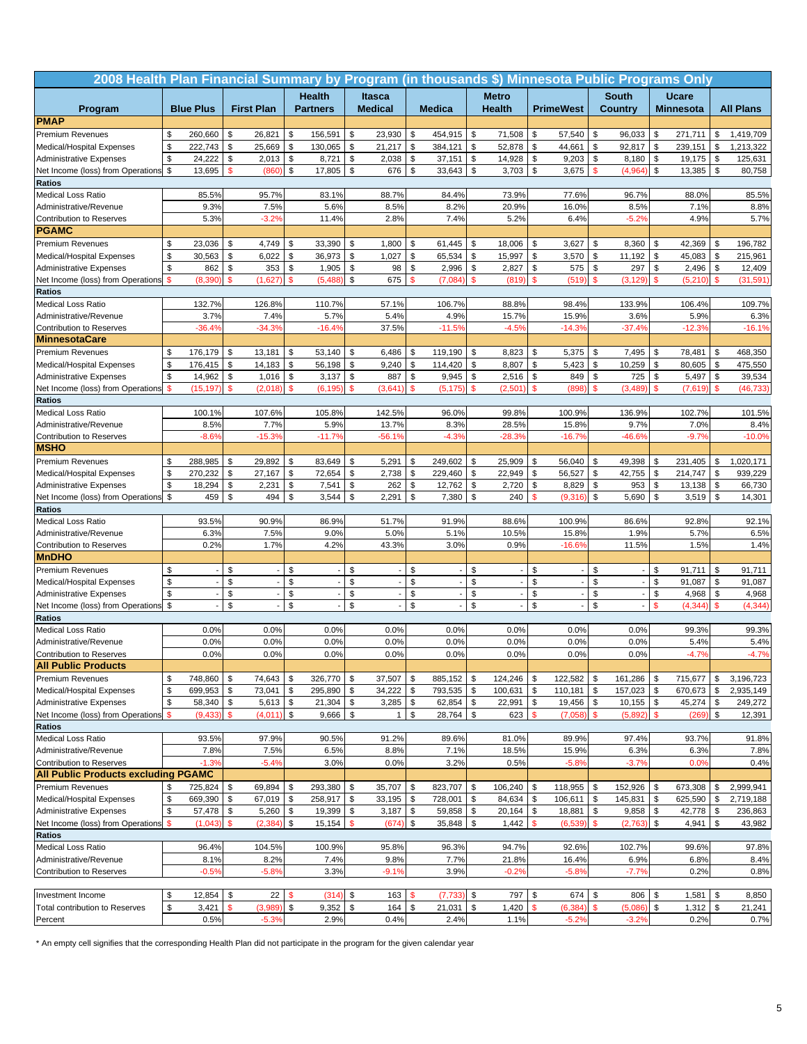## 2008 Health Plan Financial Summary by Program (in thousands $) Minnesota Public Programs Only

| Program | Blue Plus | First Plan | Health Partners | Itasca Medical | Medica | Metro Health | PrimeWest | South Country | Ucare Minnesota | All Plans |
|---|---|---|---|---|---|---|---|---|---|---|
| **PMAP** | | | | | | | | | | |
| Premium Revenues | $ 260,660 | $ 26,821 | $ 156,591 | $ 23,930 | $ 454,915 | $ 71,508 | $ 57,540 | $ 96,033 | $ 271,711 | $ 1,419,709 |
| Medical/Hospital Expenses | $ 222,743 | $ 25,669 | $ 130,065 | $ 21,217 | $ 384,121 | $ 52,878 | $ 44,661 | $ 92,817 | $ 239,151 | $ 1,213,322 |
| Administrative Expenses | $ 24,222 | $ 2,013 | $ 8,721 | $ 2,038 | $ 37,151 | $ 14,928 | $ 9,203 | $ 8,180 | $ 19,175 | $ 125,631 |
| Net Income (loss) from Operations | $ 13,695 | $ (860) | $ 17,805 | $ 676 | $ 33,643 | $ 3,703 | $ 3,675 | $ (4,964) | $ 13,385 | $ 80,758 |
| **Ratios** | | | | | | | | | | |
| Medical Loss Ratio | 85.5% | 95.7% | 83.1% | 88.7% | 84.4% | 73.9% | 77.6% | 96.7% | 88.0% | 85.5% |
| Administrative/Revenue | 9.3% | 7.5% | 5.6% | 8.5% | 8.2% | 20.9% | 16.0% | 8.5% | 7.1% | 8.8% |
| Contribution to Reserves | 5.3% | -3.2% | 11.4% | 2.8% | 7.4% | 5.2% | 6.4% | -5.2% | 4.9% | 5.7% |
| **PGAMC** | | | | | | | | | | |
| Premium Revenues | $ 23,036 | $ 4,749 | $ 33,390 | $ 1,800 | $ 61,445 | $ 18,006 | $ 3,627 | $ 8,360 | $ 42,369 | $ 196,782 |
| Medical/Hospital Expenses | $ 30,563 | $ 6,022 | $ 36,973 | $ 1,027 | $ 65,534 | $ 15,997 | $ 3,570 | $ 11,192 | $ 45,083 | $ 215,961 |
| Administrative Expenses | $ 862 | $ 353 | $ 1,905 | $ 98 | $ 2,996 | $ 2,827 | $ 575 | $ 297 | $ 2,496 | $ 12,409 |
| Net Income (loss) from Operations | $ (8,390) | $ (1,627) | $ (5,488) | $ 675 | $ (7,084) | $ (819) | $ (519) | $ (3,129) | $ (5,210) | $ (31,591) |
| **Ratios** | | | | | | | | | | |
| Medical Loss Ratio | 132.7% | 126.8% | 110.7% | 57.1% | 106.7% | 88.8% | 98.4% | 133.9% | 106.4% | 109.7% |
| Administrative/Revenue | 3.7% | 7.4% | 5.7% | 5.4% | 4.9% | 15.7% | 15.9% | 3.6% | 5.9% | 6.3% |
| Contribution to Reserves | -36.4% | -34.3% | -16.4% | 37.5% | -11.5% | -4.5% | -14.3% | -37.4% | -12.3% | -16.1% |
| **MinnesotaCare** | | | | | | | | | | |
| Premium Revenues | $ 176,179 | $ 13,181 | $ 53,140 | $ 6,486 | $ 119,190 | $ 8,823 | $ 5,375 | $ 7,495 | $ 78,481 | $ 468,350 |
| Medical/Hospital Expenses | $ 176,415 | $ 14,183 | $ 56,198 | $ 9,240 | $ 114,420 | $ 8,807 | $ 5,423 | $ 10,259 | $ 80,605 | $ 475,550 |
| Administrative Expenses | $ 14,962 | $ 1,016 | $ 3,137 | $ 887 | $ 9,945 | $ 2,516 | $ 849 | $ 725 | $ 5,497 | $ 39,534 |
| Net Income (loss) from Operations | $ (15,197) | $ (2,018) | $ (6,195) | $ (3,641) | $ (5,175) | $ (2,501) | $ (898) | $ (3,489) | $ (7,619) | $ (46,733) |
| **Ratios** | | | | | | | | | | |
| Medical Loss Ratio | 100.1% | 107.6% | 105.8% | 142.5% | 96.0% | 99.8% | 100.9% | 136.9% | 102.7% | 101.5% |
| Administrative/Revenue | 8.5% | 7.7% | 5.9% | 13.7% | 8.3% | 28.5% | 15.8% | 9.7% | 7.0% | 8.4% |
| Contribution to Reserves | -8.6% | -15.3% | -11.7% | -56.1% | -4.3% | -28.3% | -16.7% | -46.6% | -9.7% | -10.0% |
| **MSHO** | | | | | | | | | | |
| Premium Revenues | $ 288,985 | $ 29,892 | $ 83,649 | $ 5,291 | $ 249,602 | $ 25,909 | $ 56,040 | $ 49,398 | $ 231,405 | $ 1,020,171 |
| Medical/Hospital Expenses | $ 270,232 | $ 27,167 | $ 72,654 | $ 2,738 | $ 229,460 | $ 22,949 | $ 56,527 | $ 42,755 | $ 214,747 | $ 939,229 |
| Administrative Expenses | $ 18,294 | $ 2,231 | $ 7,541 | $ 262 | $ 12,762 | $ 2,720 | $ 8,829 | $ 953 | $ 13,138 | $ 66,730 |
| Net Income (loss) from Operations | $ 459 | $ 494 | $ 3,544 | $ 2,291 | $ 7,380 | $ 240 | $ (9,316) | $ 5,690 | $ 3,519 | $ 14,301 |
| **Ratios** | | | | | | | | | | |
| Medical Loss Ratio | 93.5% | 90.9% | 86.9% | 51.7% | 91.9% | 88.6% | 100.9% | 86.6% | 92.8% | 92.1% |
| Administrative/Revenue | 6.3% | 7.5% | 9.0% | 5.0% | 5.1% | 10.5% | 15.8% | 1.9% | 5.7% | 6.5% |
| Contribution to Reserves | 0.2% | 1.7% | 4.2% | 43.3% | 3.0% | 0.9% | -16.6% | 11.5% | 1.5% | 1.4% |
| **MnDHO** | | | | | | | | | | |
| Premium Revenues | $ - | $ - | $ - | $ - | $ - | $ - | $ - | $ - | $ 91,711 | $ 91,711 |
| Medical/Hospital Expenses | $ - | $ - | $ - | $ - | $ - | $ - | $ - | $ - | $ 91,087 | $ 91,087 |
| Administrative Expenses | $ - | $ - | $ - | $ - | $ - | $ - | $ - | $ - | $ 4,968 | $ 4,968 |
| Net Income (loss) from Operations | $ - | $ - | $ - | $ - | $ - | $ - | $ - | $ - | $ (4,344) | $ (4,344) |
| **Ratios** | | | | | | | | | | |
| Medical Loss Ratio | 0.0% | 0.0% | 0.0% | 0.0% | 0.0% | 0.0% | 0.0% | 0.0% | 99.3% | 99.3% |
| Administrative/Revenue | 0.0% | 0.0% | 0.0% | 0.0% | 0.0% | 0.0% | 0.0% | 0.0% | 5.4% | 5.4% |
| Contribution to Reserves | 0.0% | 0.0% | 0.0% | 0.0% | 0.0% | 0.0% | 0.0% | 0.0% | -4.7% | -4.7% |
| **All Public Products** | | | | | | | | | | |
| Premium Revenues | $ 748,860 | $ 74,643 | $ 326,770 | $ 37,507 | $ 885,152 | $ 124,246 | $ 122,582 | $ 161,286 | $ 715,677 | $ 3,196,723 |
| Medical/Hospital Expenses | $ 699,953 | $ 73,041 | $ 295,890 | $ 34,222 | $ 793,535 | $ 100,631 | $ 110,181 | $ 157,023 | $ 670,673 | $ 2,935,149 |
| Administrative Expenses | $ 58,340 | $ 5,613 | $ 21,304 | $ 3,285 | $ 62,854 | $ 22,991 | $ 19,456 | $ 10,155 | $ 45,274 | $ 249,272 |
| Net Income (loss) from Operations | $ (9,433) | $ (4,011) | $ 9,666 | $ 1 | $ 28,764 | $ 623 | $ (7,058) | $ (5,892) | $ (269) | $ 12,391 |
| **Ratios** | | | | | | | | | | |
| Medical Loss Ratio | 93.5% | 97.9% | 90.5% | 91.2% | 89.6% | 81.0% | 89.9% | 97.4% | 93.7% | 91.8% |
| Administrative/Revenue | 7.8% | 7.5% | 6.5% | 8.8% | 7.1% | 18.5% | 15.9% | 6.3% | 6.3% | 7.8% |
| Contribution to Reserves | -1.3% | -5.4% | 3.0% | 0.0% | 3.2% | 0.5% | -5.8% | -3.7% | 0.0% | 0.4% |
| **All Public Products excluding PGAMC** | | | | | | | | | | |
| Premium Revenues | $ 725,824 | $ 69,894 | $ 293,380 | $ 35,707 | $ 823,707 | $ 106,240 | $ 118,955 | $ 152,926 | $ 673,308 | $ 2,999,941 |
| Medical/Hospital Expenses | $ 669,390 | $ 67,019 | $ 258,917 | $ 33,195 | $ 728,001 | $ 84,634 | $ 106,611 | $ 145,831 | $ 625,590 | $ 2,719,188 |
| Administrative Expenses | $ 57,478 | $ 5,260 | $ 19,399 | $ 3,187 | $ 59,858 | $ 20,164 | $ 18,881 | $ 9,858 | $ 42,778 | $ 236,863 |
| Net Income (loss) from Operations | $ (1,043) | $ (2,384) | $ 15,154 | $ (674) | $ 35,848 | $ 1,442 | $ (6,539) | $ (2,763) | $ 4,941 | $ 43,982 |
| **Ratios** | | | | | | | | | | |
| Medical Loss Ratio | 96.4% | 104.5% | 100.9% | 95.8% | 96.3% | 94.7% | 92.6% | 102.7% | 99.6% | 97.8% |
| Administrative/Revenue | 8.1% | 8.2% | 7.4% | 9.8% | 7.7% | 21.8% | 16.4% | 6.9% | 6.8% | 8.4% |
| Contribution to Reserves | -0.5% | -5.8% | 3.3% | -9.1% | 3.9% | -0.2% | -5.8% | -7.7% | 0.2% | 0.8% |

| | Blue Plus | First Plan | Health Partners | Itasca Medical | Medica | Metro Health | PrimeWest | South Country | Ucare Minnesota | All Plans |
|---|---|---|---|---|---|---|---|---|---|---|
| Investment Income | $ 12,854 | $ 22 | $ (314) | $ 163 | $ (7,733) | $ 797 | $ 674 | $ 806 | $ 1,581 | $ 8,850 |
| Total contribution to Reserves | $ 3,421 | $ (3,989) | $ 9,352 | $ 164 | $ 21,031 | $ 1,420 | $ (6,384) | $ (5,086) | $ 1,312 | $ 21,241 |
| Percent | 0.5% | -5.3% | 2.9% | 0.4% | 2.4% | 1.1% | -5.2% | -3.2% | 0.2% | 0.7% |

* An empty cell signifies that the corresponding Health Plan did not participate in the program for the given calendar year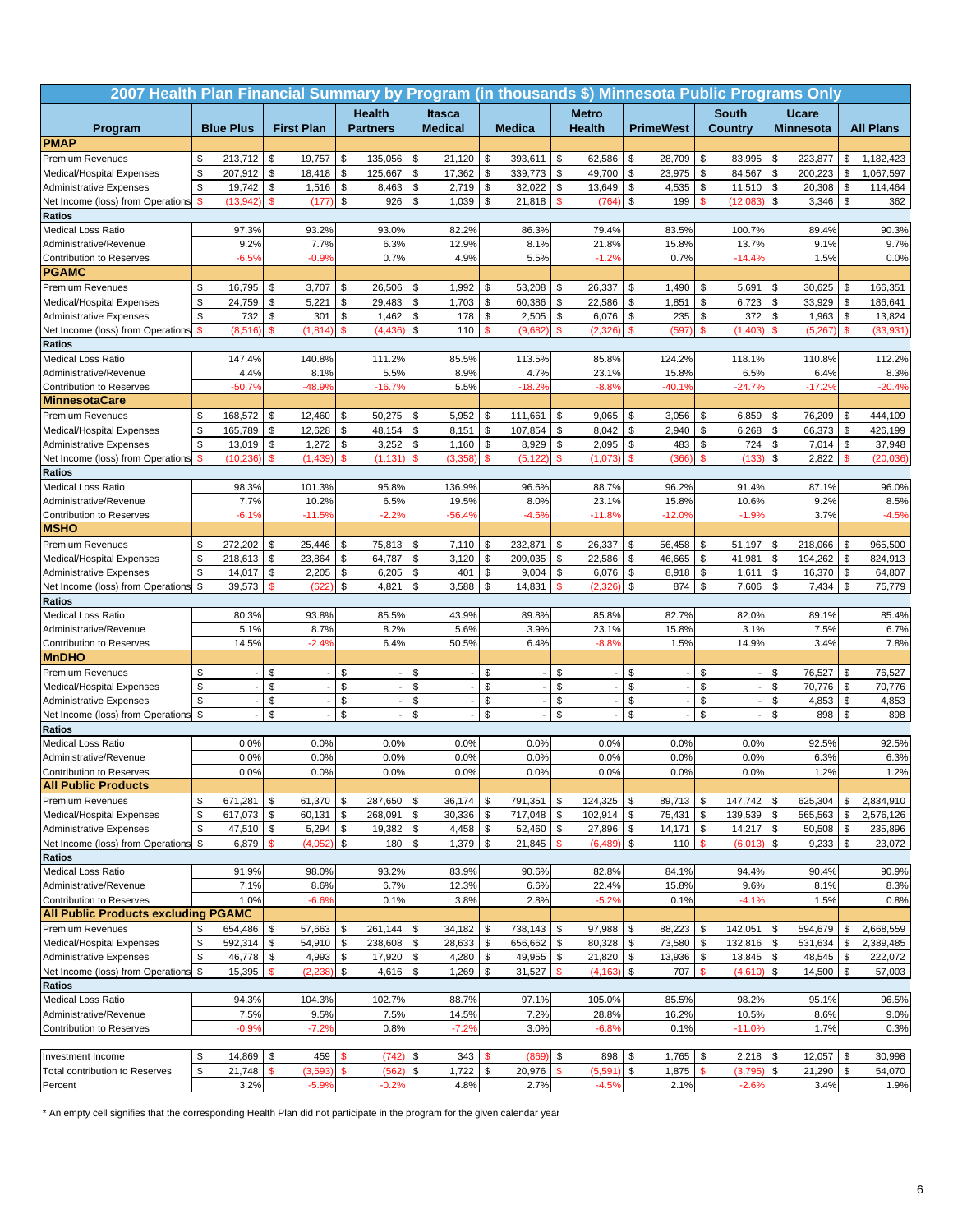## 2007 Health Plan Financial Summary by Program (in thousands $) Minnesota Public Programs Only

| Program | Blue Plus | First Plan | Health Partners | Itasca Medical | Medica | Metro Health | PrimeWest | South Country | Ucare Minnesota | All Plans |
|---|---|---|---|---|---|---|---|---|---|---|
| **PMAP** | | | | | | | | | | |
| Premium Revenues | $ 213,712 | $ 19,757 | $ 135,056 | $ 21,120 | $ 393,611 | $ 62,586 | $ 28,709 | $ 83,995 | $ 223,877 | $ 1,182,423 |
| Medical/Hospital Expenses | $ 207,912 | $ 18,418 | $ 125,667 | $ 17,362 | $ 339,773 | $ 49,700 | $ 23,975 | $ 84,567 | $ 200,223 | $ 1,067,597 |
| Administrative Expenses | $ 19,742 | $ 1,516 | $ 8,463 | $ 2,719 | $ 32,022 | $ 13,649 | $ 4,535 | $ 11,510 | $ 20,308 | $ 114,464 |
| Net Income (loss) from Operations | $ (13,942) | $ (177) | $ 926 | $ 1,039 | $ 21,818 | $ (764) | $ 199 | $ (12,083) | $ 3,346 | $ 362 |
| **Ratios** | | | | | | | | | | |
| Medical Loss Ratio | 97.3% | 93.2% | 93.0% | 82.2% | 86.3% | 79.4% | 83.5% | 100.7% | 89.4% | 90.3% |
| Administrative/Revenue | 9.2% | 7.7% | 6.3% | 12.9% | 8.1% | 21.8% | 15.8% | 13.7% | 9.1% | 9.7% |
| Contribution to Reserves | -6.5% | -0.9% | 0.7% | 4.9% | 5.5% | -1.2% | 0.7% | -14.4% | 1.5% | 0.0% |
| **PGAMC** | | | | | | | | | | |
| Premium Revenues | $ 16,795 | $ 3,707 | $ 26,506 | $ 1,992 | $ 53,208 | $ 26,337 | $ 1,490 | $ 5,691 | $ 30,625 | $ 166,351 |
| Medical/Hospital Expenses | $ 24,759 | $ 5,221 | $ 29,483 | $ 1,703 | $ 60,386 | $ 22,586 | $ 1,851 | $ 6,723 | $ 33,929 | $ 186,641 |
| Administrative Expenses | $ 732 | $ 301 | $ 1,462 | $ 178 | $ 2,505 | $ 6,076 | $ 235 | $ 372 | $ 1,963 | $ 13,824 |
| Net Income (loss) from Operations | $ (8,516) | $ (1,814) | $ (4,436) | $ 110 | $ (9,682) | $ (2,326) | $ (597) | $ (1,403) | $ (5,267) | $ (33,931) |
| **Ratios** | | | | | | | | | | |
| Medical Loss Ratio | 147.4% | 140.8% | 111.2% | 85.5% | 113.5% | 85.8% | 124.2% | 118.1% | 110.8% | 112.2% |
| Administrative/Revenue | 4.4% | 8.1% | 5.5% | 8.9% | 4.7% | 23.1% | 15.8% | 6.5% | 6.4% | 8.3% |
| Contribution to Reserves | -50.7% | -48.9% | -16.7% | 5.5% | -18.2% | -8.8% | -40.1% | -24.7% | -17.2% | -20.4% |
| **MinnesotaCare** | | | | | | | | | | |
| Premium Revenues | $ 168,572 | $ 12,460 | $ 50,275 | $ 5,952 | $ 111,661 | $ 9,065 | $ 3,056 | $ 6,859 | $ 76,209 | $ 444,109 |
| Medical/Hospital Expenses | $ 165,789 | $ 12,628 | $ 48,154 | $ 8,151 | $ 107,854 | $ 8,042 | $ 2,940 | $ 6,268 | $ 66,373 | $ 426,199 |
| Administrative Expenses | $ 13,019 | $ 1,272 | $ 3,252 | $ 1,160 | $ 8,929 | $ 2,095 | $ 483 | $ 724 | $ 7,014 | $ 37,948 |
| Net Income (loss) from Operations | $ (10,236) | $ (1,439) | $ (1,131) | $ (3,358) | $ (5,122) | $ (1,073) | $ (366) | $ (133) | $ 2,822 | $ (20,036) |
| **Ratios** | | | | | | | | | | |
| Medical Loss Ratio | 98.3% | 101.3% | 95.8% | 136.9% | 96.6% | 88.7% | 96.2% | 91.4% | 87.1% | 96.0% |
| Administrative/Revenue | 7.7% | 10.2% | 6.5% | 19.5% | 8.0% | 23.1% | 15.8% | 10.6% | 9.2% | 8.5% |
| Contribution to Reserves | -6.1% | -11.5% | -2.2% | -56.4% | -4.6% | -11.8% | -12.0% | -1.9% | 3.7% | -4.5% |
| **MSHO** | | | | | | | | | | |
| Premium Revenues | $ 272,202 | $ 25,446 | $ 75,813 | $ 7,110 | $ 232,871 | $ 26,337 | $ 56,458 | $ 51,197 | $ 218,066 | $ 965,500 |
| Medical/Hospital Expenses | $ 218,613 | $ 23,864 | $ 64,787 | $ 3,120 | $ 209,035 | $ 22,586 | $ 46,665 | $ 41,981 | $ 194,262 | $ 824,913 |
| Administrative Expenses | $ 14,017 | $ 2,205 | $ 6,205 | $ 401 | $ 9,004 | $ 6,076 | $ 8,918 | $ 1,611 | $ 16,370 | $ 64,807 |
| Net Income (loss) from Operations | $ 39,573 | $ (622) | $ 4,821 | $ 3,588 | $ 14,831 | $ (2,326) | $ 874 | $ 7,606 | $ 7,434 | $ 75,779 |
| **Ratios** | | | | | | | | | | |
| Medical Loss Ratio | 80.3% | 93.8% | 85.5% | 43.9% | 89.8% | 85.8% | 82.7% | 82.0% | 89.1% | 85.4% |
| Administrative/Revenue | 5.1% | 8.7% | 8.2% | 5.6% | 3.9% | 23.1% | 15.8% | 3.1% | 7.5% | 6.7% |
| Contribution to Reserves | 14.5% | -2.4% | 6.4% | 50.5% | 6.4% | -8.8% | 1.5% | 14.9% | 3.4% | 7.8% |
| **MnDHO** | | | | | | | | | | |
| Premium Revenues | $ - | $ - | $ - | $ - | $ - | $ - | $ - | $ - | $ 76,527 | $ 76,527 |
| Medical/Hospital Expenses | $ - | $ - | $ - | $ - | $ - | $ - | $ - | $ - | $ 70,776 | $ 70,776 |
| Administrative Expenses | $ - | $ - | $ - | $ - | $ - | $ - | $ - | $ - | $ 4,853 | $ 4,853 |
| Net Income (loss) from Operations | $ - | $ - | $ - | $ - | $ - | $ - | $ - | $ - | $ 898 | $ 898 |
| **Ratios** | | | | | | | | | | |
| Medical Loss Ratio | 0.0% | 0.0% | 0.0% | 0.0% | 0.0% | 0.0% | 0.0% | 0.0% | 92.5% | 92.5% |
| Administrative/Revenue | 0.0% | 0.0% | 0.0% | 0.0% | 0.0% | 0.0% | 0.0% | 0.0% | 6.3% | 6.3% |
| Contribution to Reserves | 0.0% | 0.0% | 0.0% | 0.0% | 0.0% | 0.0% | 0.0% | 0.0% | 1.2% | 1.2% |
| **All Public Products** | | | | | | | | | | |
| Premium Revenues | $ 671,281 | $ 61,370 | $ 287,650 | $ 36,174 | $ 791,351 | $ 124,325 | $ 89,713 | $ 147,742 | $ 625,304 | $ 2,834,910 |
| Medical/Hospital Expenses | $ 617,073 | $ 60,131 | $ 268,091 | $ 30,336 | $ 717,048 | $ 102,914 | $ 75,431 | $ 139,539 | $ 565,563 | $ 2,576,126 |
| Administrative Expenses | $ 47,510 | $ 5,294 | $ 19,382 | $ 4,458 | $ 52,460 | $ 27,896 | $ 14,171 | $ 14,217 | $ 50,508 | $ 235,896 |
| Net Income (loss) from Operations | $ 6,879 | $ (4,052) | $ 180 | $ 1,379 | $ 21,845 | $ (6,489) | $ 110 | $ (6,013) | $ 9,233 | $ 23,072 |
| **Ratios** | | | | | | | | | | |
| Medical Loss Ratio | 91.9% | 98.0% | 93.2% | 83.9% | 90.6% | 82.8% | 84.1% | 94.4% | 90.4% | 90.9% |
| Administrative/Revenue | 7.1% | 8.6% | 6.7% | 12.3% | 6.6% | 22.4% | 15.8% | 9.6% | 8.1% | 8.3% |
| Contribution to Reserves | 1.0% | -6.6% | 0.1% | 3.8% | 2.8% | -5.2% | 0.1% | -4.1% | 1.5% | 0.8% |
| **All Public Products excluding PGAMC** | | | | | | | | | | |
| Premium Revenues | $ 654,486 | $ 57,663 | $ 261,144 | $ 34,182 | $ 738,143 | $ 97,988 | $ 88,223 | $ 142,051 | $ 594,679 | $ 2,668,559 |
| Medical/Hospital Expenses | $ 592,314 | $ 54,910 | $ 238,608 | $ 28,633 | $ 656,662 | $ 80,328 | $ 73,580 | $ 132,816 | $ 531,634 | $ 2,389,485 |
| Administrative Expenses | $ 46,778 | $ 4,993 | $ 17,920 | $ 4,280 | $ 49,955 | $ 21,820 | $ 13,936 | $ 13,845 | $ 48,545 | $ 222,072 |
| Net Income (loss) from Operations | $ 15,395 | $ (2,238) | $ 4,616 | $ 1,269 | $ 31,527 | $ (4,163) | $ 707 | $ (4,610) | $ 14,500 | $ 57,003 |
| **Ratios** | | | | | | | | | | |
| Medical Loss Ratio | 94.3% | 104.3% | 102.7% | 88.7% | 97.1% | 105.0% | 85.5% | 98.2% | 95.1% | 96.5% |
| Administrative/Revenue | 7.5% | 9.5% | 7.5% | 14.5% | 7.2% | 28.8% | 16.2% | 10.5% | 8.6% | 9.0% |
| Contribution to Reserves | -0.9% | -7.2% | 0.8% | -7.2% | 3.0% | -6.8% | 0.1% | -11.0% | 1.7% | 0.3% |
| | | | | | | | | | | |
| Investment Income | $ 14,869 | $ 459 | $ (742) | $ 343 | $ (869) | $ 898 | $ 1,765 | $ 2,218 | $ 12,057 | $ 30,998 |
| Total contribution to Reserves | $ 21,748 | $ (3,593) | $ (562) | $ 1,722 | $ 20,976 | $ (5,591) | $ 1,875 | $ (3,795) | $ 21,290 | $ 54,070 |
| Percent | 3.2% | -5.9% | -0.2% | 4.8% | 2.7% | -4.5% | 2.1% | -2.6% | 3.4% | 1.9% |

* An empty cell signifies that the corresponding Health Plan did not participate in the program for the given calendar year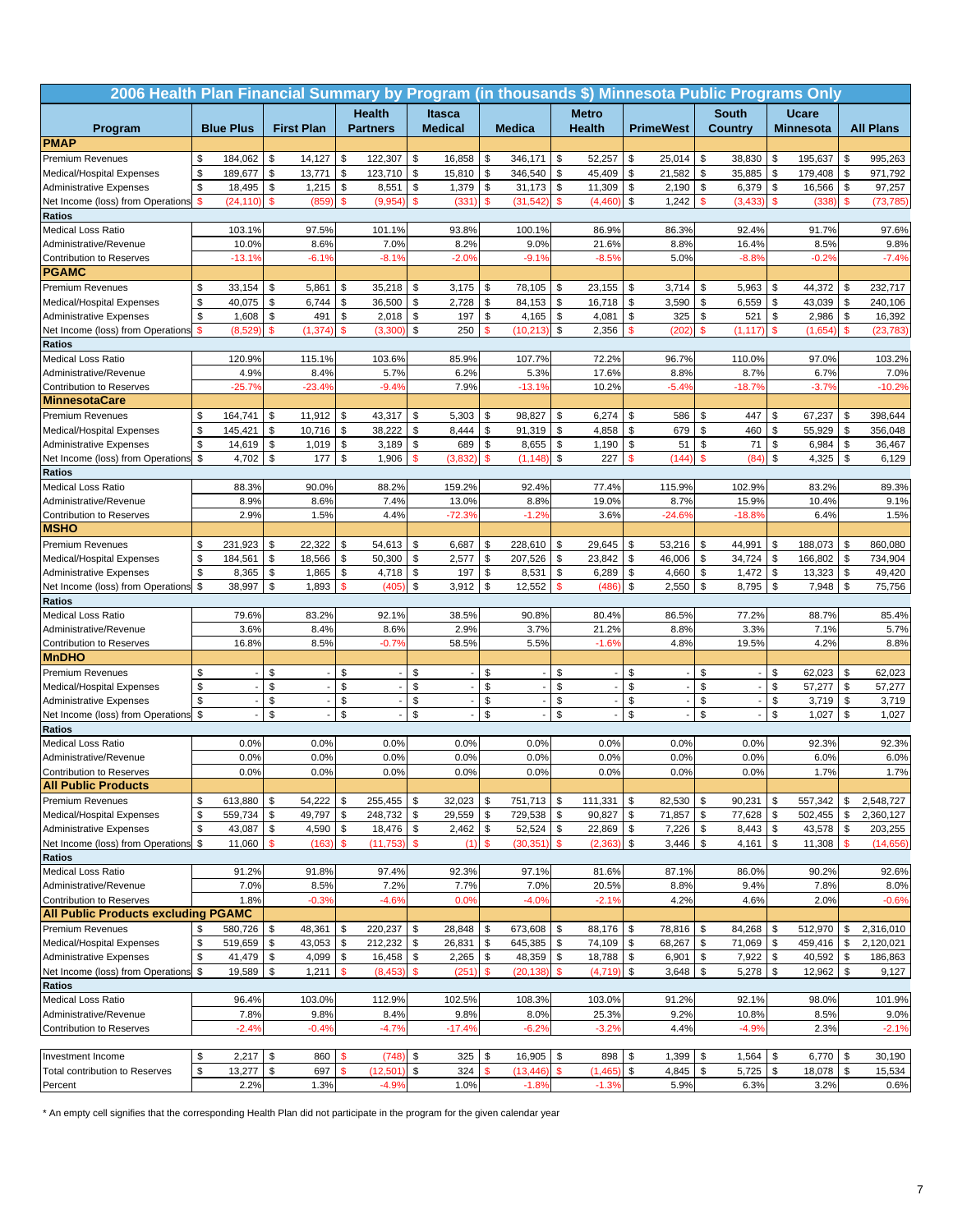# 2006 Health Plan Financial Summary by Program (in thousands $) Minnesota Public Programs Only

| Program | Blue Plus | First Plan | Health Partners | Itasca Medical | Medica | Metro Health | PrimeWest | South Country | Ucare Minnesota | All Plans |
|---|---|---|---|---|---|---|---|---|---|---|
| **PMAP** | | | | | | | | | | |
| Premium Revenues | $ 184,062 | $ 14,127 | $ 122,307 | $ 16,858 | $ 346,171 | $ 52,257 | $ 25,014 | $ 38,830 | $ 195,637 | $ 995,263 |
| Medical/Hospital Expenses | $ 189,677 | $ 13,771 | $ 123,710 | $ 15,810 | $ 346,540 | $ 45,409 | $ 21,582 | $ 35,885 | $ 179,408 | $ 971,792 |
| Administrative Expenses | $ 18,495 | $ 1,215 | $ 8,551 | $ 1,379 | $ 31,173 | $ 11,309 | $ 2,190 | $ 6,379 | $ 16,566 | $ 97,257 |
| Net Income (loss) from Operations | $ (24,110) | $ (859) | $ (9,954) | $ (331) | $ (31,542) | $ (4,460) | $ 1,242 | $ (3,433) | $ (338) | $ (73,785) |
| **Ratios** | | | | | | | | | | |
| Medical Loss Ratio | 103.1% | 97.5% | 101.1% | 93.8% | 100.1% | 86.9% | 86.3% | 92.4% | 91.7% | 97.6% |
| Administrative/Revenue | 10.0% | 8.6% | 7.0% | 8.2% | 9.0% | 21.6% | 8.8% | 16.4% | 8.5% | 9.8% |
| Contribution to Reserves | -13.1% | -6.1% | -8.1% | -2.0% | -9.1% | -8.5% | 5.0% | -8.8% | -0.2% | -7.4% |
| **PGAMC** | | | | | | | | | | |
| Premium Revenues | $ 33,154 | $ 5,861 | $ 35,218 | $ 3,175 | $ 78,105 | $ 23,155 | $ 3,714 | $ 5,963 | $ 44,372 | $ 232,717 |
| Medical/Hospital Expenses | $ 40,075 | $ 6,744 | $ 36,500 | $ 2,728 | $ 84,153 | $ 16,718 | $ 3,590 | $ 6,559 | $ 43,039 | $ 240,106 |
| Administrative Expenses | $ 1,608 | $ 491 | $ 2,018 | $ 197 | $ 4,165 | $ 4,081 | $ 325 | $ 521 | $ 2,986 | $ 16,392 |
| Net Income (loss) from Operations | $ (8,529) | $ (1,374) | $ (3,300) | $ 250 | $ (10,213) | $ 2,356 | $ (202) | $ (1,117) | $ (1,654) | $ (23,783) |
| **Ratios** | | | | | | | | | | |
| Medical Loss Ratio | 120.9% | 115.1% | 103.6% | 85.9% | 107.7% | 72.2% | 96.7% | 110.0% | 97.0% | 103.2% |
| Administrative/Revenue | 4.9% | 8.4% | 5.7% | 6.2% | 5.3% | 17.6% | 8.8% | 8.7% | 6.7% | 7.0% |
| Contribution to Reserves | -25.7% | -23.4% | -9.4% | 7.9% | -13.1% | 10.2% | -5.4% | -18.7% | -3.7% | -10.2% |
| **MinnesotaCare** | | | | | | | | | | |
| Premium Revenues | $ 164,741 | $ 11,912 | $ 43,317 | $ 5,303 | $ 98,827 | $ 6,274 | $ 586 | $ 447 | $ 67,237 | $ 398,644 |
| Medical/Hospital Expenses | $ 145,421 | $ 10,716 | $ 38,222 | $ 8,444 | $ 91,319 | $ 4,858 | $ 679 | $ 460 | $ 55,929 | $ 356,048 |
| Administrative Expenses | $ 14,619 | $ 1,019 | $ 3,189 | $ 689 | $ 8,655 | $ 1,190 | $ 51 | $ 71 | $ 6,984 | $ 36,467 |
| Net Income (loss) from Operations | $ 4,702 | $ 177 | $ 1,906 | $ (3,832) | $ (1,148) | $ 227 | $ (144) | $ (84) | $ 4,325 | $ 6,129 |
| **Ratios** | | | | | | | | | | |
| Medical Loss Ratio | 88.3% | 90.0% | 88.2% | 159.2% | 92.4% | 77.4% | 115.9% | 102.9% | 83.2% | 89.3% |
| Administrative/Revenue | 8.9% | 8.6% | 7.4% | 13.0% | 8.8% | 19.0% | 8.7% | 15.9% | 10.4% | 9.1% |
| Contribution to Reserves | 2.9% | 1.5% | 4.4% | -72.3% | -1.2% | 3.6% | -24.6% | -18.8% | 6.4% | 1.5% |
| **MSHO** | | | | | | | | | | |
| Premium Revenues | $ 231,923 | $ 22,322 | $ 54,613 | $ 6,687 | $ 228,610 | $ 29,645 | $ 53,216 | $ 44,991 | $ 188,073 | $ 860,080 |
| Medical/Hospital Expenses | $ 184,561 | $ 18,566 | $ 50,300 | $ 2,577 | $ 207,526 | $ 23,842 | $ 46,006 | $ 34,724 | $ 166,802 | $ 734,904 |
| Administrative Expenses | $ 8,365 | $ 1,865 | $ 4,718 | $ 197 | $ 8,531 | $ 6,289 | $ 4,660 | $ 1,472 | $ 13,323 | $ 49,420 |
| Net Income (loss) from Operations | $ 38,997 | $ 1,893 | $ (405) | $ 3,912 | $ 12,552 | $ (486) | $ 2,550 | $ 8,795 | $ 7,948 | $ 75,756 |
| **Ratios** | | | | | | | | | | |
| Medical Loss Ratio | 79.6% | 83.2% | 92.1% | 38.5% | 90.8% | 80.4% | 86.5% | 77.2% | 88.7% | 85.4% |
| Administrative/Revenue | 3.6% | 8.4% | 8.6% | 2.9% | 3.7% | 21.2% | 8.8% | 3.3% | 7.1% | 5.7% |
| Contribution to Reserves | 16.8% | 8.5% | -0.7% | 58.5% | 5.5% | -1.6% | 4.8% | 19.5% | 4.2% | 8.8% |
| **MnDHO** | | | | | | | | | | |
| Premium Revenues | $ - | $ - | $ - | $ - | $ - | $ - | $ - | $ - | $ 62,023 | $ 62,023 |
| Medical/Hospital Expenses | $ - | $ - | $ - | $ - | $ - | $ - | $ - | $ - | $ 57,277 | $ 57,277 |
| Administrative Expenses | $ - | $ - | $ - | $ - | $ - | $ - | $ - | $ - | $ 3,719 | $ 3,719 |
| Net Income (loss) from Operations | $ - | $ - | $ - | $ - | $ - | $ - | $ - | $ - | $ 1,027 | $ 1,027 |
| **Ratios** | | | | | | | | | | |
| Medical Loss Ratio | 0.0% | 0.0% | 0.0% | 0.0% | 0.0% | 0.0% | 0.0% | 0.0% | 92.3% | 92.3% |
| Administrative/Revenue | 0.0% | 0.0% | 0.0% | 0.0% | 0.0% | 0.0% | 0.0% | 0.0% | 6.0% | 6.0% |
| Contribution to Reserves | 0.0% | 0.0% | 0.0% | 0.0% | 0.0% | 0.0% | 0.0% | 0.0% | 1.7% | 1.7% |
| **All Public Products** | | | | | | | | | | |
| Premium Revenues | $ 613,880 | $ 54,222 | $ 255,455 | $ 32,023 | $ 751,713 | $ 111,331 | $ 82,530 | $ 90,231 | $ 557,342 | $ 2,548,727 |
| Medical/Hospital Expenses | $ 559,734 | $ 49,797 | $ 248,732 | $ 29,559 | $ 729,538 | $ 90,827 | $ 71,857 | $ 77,628 | $ 502,455 | $ 2,360,127 |
| Administrative Expenses | $ 43,087 | $ 4,590 | $ 18,476 | $ 2,462 | $ 52,524 | $ 22,869 | $ 7,226 | $ 8,443 | $ 43,578 | $ 203,255 |
| Net Income (loss) from Operations | $ 11,060 | $ (163) | $ (11,753) | $ (1) | $ (30,351) | $ (2,363) | $ 3,446 | $ 4,161 | $ 11,308 | $ (14,656) |
| **Ratios** | | | | | | | | | | |
| Medical Loss Ratio | 91.2% | 91.8% | 97.4% | 92.3% | 97.1% | 81.6% | 87.1% | 86.0% | 90.2% | 92.6% |
| Administrative/Revenue | 7.0% | 8.5% | 7.2% | 7.7% | 7.0% | 20.5% | 8.8% | 9.4% | 7.8% | 8.0% |
| Contribution to Reserves | 1.8% | -0.3% | -4.6% | 0.0% | -4.0% | -2.1% | 4.2% | 4.6% | 2.0% | -0.6% |
| **All Public Products excluding PGAMC** | | | | | | | | | | |
| Premium Revenues | $ 580,726 | $ 48,361 | $ 220,237 | $ 28,848 | $ 673,608 | $ 88,176 | $ 78,816 | $ 84,268 | $ 512,970 | $ 2,316,010 |
| Medical/Hospital Expenses | $ 519,659 | $ 43,053 | $ 212,232 | $ 26,831 | $ 645,385 | $ 74,109 | $ 68,267 | $ 71,069 | $ 459,416 | $ 2,120,021 |
| Administrative Expenses | $ 41,479 | $ 4,099 | $ 16,458 | $ 2,265 | $ 48,359 | $ 18,788 | $ 6,901 | $ 7,922 | $ 40,592 | $ 186,863 |
| Net Income (loss) from Operations | $ 19,589 | $ 1,211 | $ (8,453) | $ (251) | $ (20,138) | $ (4,719) | $ 3,648 | $ 5,278 | $ 12,962 | $ 9,127 |
| **Ratios** | | | | | | | | | | |
| Medical Loss Ratio | 96.4% | 103.0% | 112.9% | 102.5% | 108.3% | 103.0% | 91.2% | 92.1% | 98.0% | 101.9% |
| Administrative/Revenue | 7.8% | 9.8% | 8.4% | 9.8% | 8.0% | 25.3% | 9.2% | 10.8% | 8.5% | 9.0% |
| Contribution to Reserves | -2.4% | -0.4% | -4.7% | -17.4% | -6.2% | -3.2% | 4.4% | -4.9% | 2.3% | -2.1% |
| | | | | | | | | | | |
| Investment Income | $ 2,217 | $ 860 | $ (748) | $ 325 | $ 16,905 | $ 898 | $ 1,399 | $ 1,564 | $ 6,770 | $ 30,190 |
| Total contribution to Reserves | $ 13,277 | $ 697 | $ (12,501) | $ 324 | $ (13,446) | $ (1,465) | $ 4,845 | $ 5,725 | $ 18,078 | $ 15,534 |
| Percent | 2.2% | 1.3% | -4.9% | 1.0% | -1.8% | -1.3% | 5.9% | 6.3% | 3.2% | 0.6% |

* An empty cell signifies that the corresponding Health Plan did not participate in the program for the given calendar year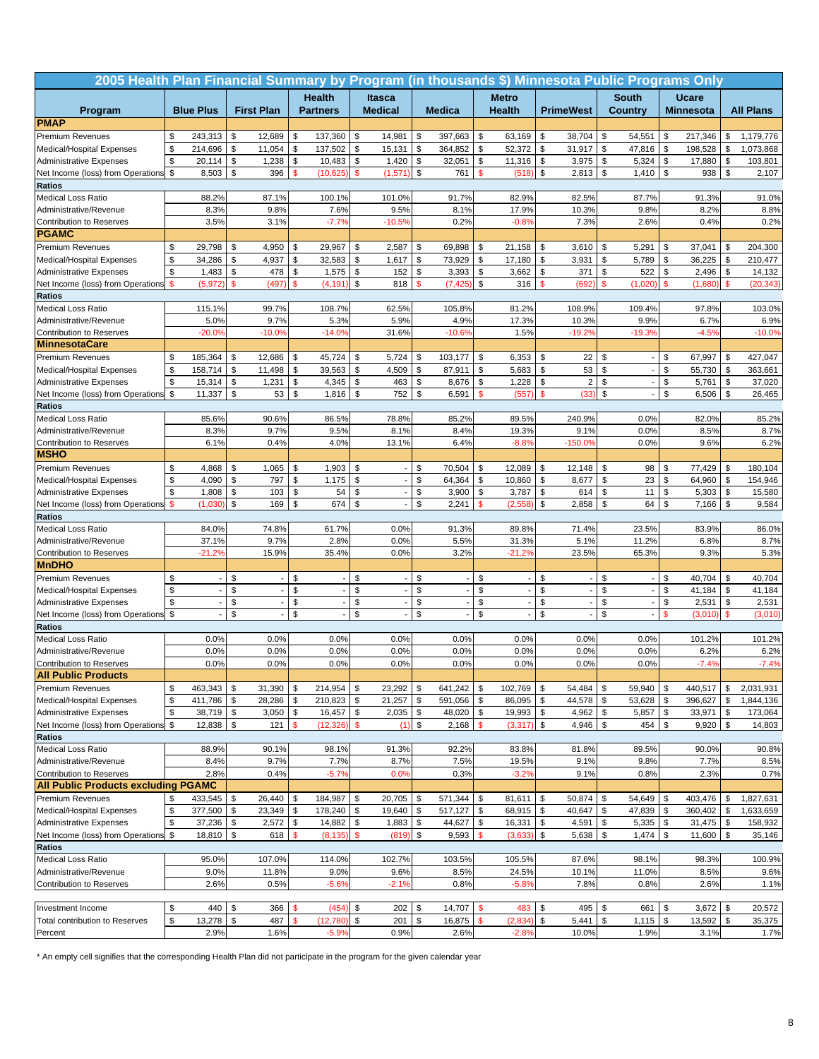# 2005 Health Plan Financial Summary by Program (in thousands $) Minnesota Public Programs Only

| Program | Blue Plus | First Plan | Health Partners | Itasca Medical | Medica | Metro Health | PrimeWest | South Country | Ucare Minnesota | All Plans |
|---|---|---|---|---|---|---|---|---|---|---|
| **PMAP** | | | | | | | | | | |
| Premium Revenues | $ 243,313 | $ 12,689 | $ 137,360 | $ 14,981 | $ 397,663 | $ 63,169 | $ 38,704 | $ 54,551 | $ 217,346 | $ 1,179,776 |
| Medical/Hospital Expenses | $ 214,696 | $ 11,054 | $ 137,502 | $ 15,131 | $ 364,852 | $ 52,372 | $ 31,917 | $ 47,816 | $ 198,528 | $ 1,073,868 |
| Administrative Expenses | $ 20,114 | $ 1,238 | $ 10,483 | $ 1,420 | $ 32,051 | $ 11,316 | $ 3,975 | $ 5,324 | $ 17,880 | $ 103,801 |
| Net Income (loss) from Operations | $ 8,503 | $ 396 | $ (10,625) | $ (1,571) | $ 761 | $ (518) | $ 2,813 | $ 1,410 | $ 938 | $ 2,107 |
| **Ratios** | | | | | | | | | | |
| Medical Loss Ratio | 88.2% | 87.1% | 100.1% | 101.0% | 91.7% | 82.9% | 82.5% | 87.7% | 91.3% | 91.0% |
| Administrative/Revenue | 8.3% | 9.8% | 7.6% | 9.5% | 8.1% | 17.9% | 10.3% | 9.8% | 8.2% | 8.8% |
| Contribution to Reserves | 3.5% | 3.1% | -7.7% | -10.5% | 0.2% | -0.8% | 7.3% | 2.6% | 0.4% | 0.2% |
| **PGAMC** | | | | | | | | | | |
| Premium Revenues | $ 29,798 | $ 4,950 | $ 29,967 | $ 2,587 | $ 69,898 | $ 21,158 | $ 3,610 | $ 5,291 | $ 37,041 | $ 204,300 |
| Medical/Hospital Expenses | $ 34,286 | $ 4,937 | $ 32,583 | $ 1,617 | $ 73,929 | $ 17,180 | $ 3,931 | $ 5,789 | $ 36,225 | $ 210,477 |
| Administrative Expenses | $ 1,483 | $ 478 | $ 1,575 | $ 152 | $ 3,393 | $ 3,662 | $ 371 | $ 522 | $ 2,496 | $ 14,132 |
| Net Income (loss) from Operations | $ (5,972) | $ (497) | $ (4,191) | $ 818 | $ (7,425) | $ 316 | $ (692) | $ (1,020) | $ (1,680) | $ (20,343) |
| **Ratios** | | | | | | | | | | |
| Medical Loss Ratio | 115.1% | 99.7% | 108.7% | 62.5% | 105.8% | 81.2% | 108.9% | 109.4% | 97.8% | 103.0% |
| Administrative/Revenue | 5.0% | 9.7% | 5.3% | 5.9% | 4.9% | 17.3% | 10.3% | 9.9% | 6.7% | 6.9% |
| Contribution to Reserves | -20.0% | -10.0% | -14.0% | 31.6% | -10.6% | 1.5% | -19.2% | -19.3% | -4.5% | -10.0% |
| **MinnesotaCare** | | | | | | | | | | |
| Premium Revenues | $ 185,364 | $ 12,686 | $ 45,724 | $ 5,724 | $ 103,177 | $ 6,353 | $ 22 | $ - | $ 67,997 | $ 427,047 |
| Medical/Hospital Expenses | $ 158,714 | $ 11,498 | $ 39,563 | $ 4,509 | $ 87,911 | $ 5,683 | $ 53 | $ - | $ 55,730 | $ 363,661 |
| Administrative Expenses | $ 15,314 | $ 1,231 | $ 4,345 | $ 463 | $ 8,676 | $ 1,228 | $ 2 | $ - | $ 5,761 | $ 37,020 |
| Net Income (loss) from Operations | $ 11,337 | $ 53 | $ 1,816 | $ 752 | $ 6,591 | $ (557) | $ (33) | $ - | $ 6,506 | $ 26,465 |
| **Ratios** | | | | | | | | | | |
| Medical Loss Ratio | 85.6% | 90.6% | 86.5% | 78.8% | 85.2% | 89.5% | 240.9% | 0.0% | 82.0% | 85.2% |
| Administrative/Revenue | 8.3% | 9.7% | 9.5% | 8.1% | 8.4% | 19.3% | 9.1% | 0.0% | 8.5% | 8.7% |
| Contribution to Reserves | 6.1% | 0.4% | 4.0% | 13.1% | 6.4% | -8.8% | -150.0% | 0.0% | 9.6% | 6.2% |
| **MSHO** | | | | | | | | | | |
| Premium Revenues | $ 4,868 | $ 1,065 | $ 1,903 | $ - | $ 70,504 | $ 12,089 | $ 12,148 | $ 98 | $ 77,429 | $ 180,104 |
| Medical/Hospital Expenses | $ 4,090 | $ 797 | $ 1,175 | $ - | $ 64,364 | $ 10,860 | $ 8,677 | $ 23 | $ 64,960 | $ 154,946 |
| Administrative Expenses | $ 1,808 | $ 103 | $ 54 | $ - | $ 3,900 | $ 3,787 | $ 614 | $ 11 | $ 5,303 | $ 15,580 |
| Net Income (loss) from Operations | $ (1,030) | $ 169 | $ 674 | $ - | $ 2,241 | $ (2,558) | $ 2,858 | $ 64 | $ 7,166 | $ 9,584 |
| **Ratios** | | | | | | | | | | |
| Medical Loss Ratio | 84.0% | 74.8% | 61.7% | 0.0% | 91.3% | 89.8% | 71.4% | 23.5% | 83.9% | 86.0% |
| Administrative/Revenue | 37.1% | 9.7% | 2.8% | 0.0% | 5.5% | 31.3% | 5.1% | 11.2% | 6.8% | 8.7% |
| Contribution to Reserves | -21.2% | 15.9% | 35.4% | 0.0% | 3.2% | -21.2% | 23.5% | 65.3% | 9.3% | 5.3% |
| **MnDHO** | | | | | | | | | | |
| Premium Revenues | $ - | $ - | $ - | $ - | $ - | $ - | $ - | $ - | $ 40,704 | $ 40,704 |
| Medical/Hospital Expenses | $ - | $ - | $ - | $ - | $ - | $ - | $ - | $ - | $ 41,184 | $ 41,184 |
| Administrative Expenses | $ - | $ - | $ - | $ - | $ - | $ - | $ - | $ - | $ 2,531 | $ 2,531 |
| Net Income (loss) from Operations | $ - | $ - | $ - | $ - | $ - | $ - | $ - | $ - | $ (3,010) | $ (3,010) |
| **Ratios** | | | | | | | | | | |
| Medical Loss Ratio | 0.0% | 0.0% | 0.0% | 0.0% | 0.0% | 0.0% | 0.0% | 0.0% | 101.2% | 101.2% |
| Administrative/Revenue | 0.0% | 0.0% | 0.0% | 0.0% | 0.0% | 0.0% | 0.0% | 0.0% | 6.2% | 6.2% |
| Contribution to Reserves | 0.0% | 0.0% | 0.0% | 0.0% | 0.0% | 0.0% | 0.0% | 0.0% | -7.4% | -7.4% |
| **All Public Products** | | | | | | | | | | |
| Premium Revenues | $ 463,343 | $ 31,390 | $ 214,954 | $ 23,292 | $ 641,242 | $ 102,769 | $ 54,484 | $ 59,940 | $ 440,517 | $ 2,031,931 |
| Medical/Hospital Expenses | $ 411,786 | $ 28,286 | $ 210,823 | $ 21,257 | $ 591,056 | $ 86,095 | $ 44,578 | $ 53,628 | $ 396,627 | $ 1,844,136 |
| Administrative Expenses | $ 38,719 | $ 3,050 | $ 16,457 | $ 2,035 | $ 48,020 | $ 19,993 | $ 4,962 | $ 5,857 | $ 33,971 | $ 173,064 |
| Net Income (loss) from Operations | $ 12,838 | $ 121 | $ (12,326) | $ (1) | $ 2,168 | $ (3,317) | $ 4,946 | $ 454 | $ 9,920 | $ 14,803 |
| **Ratios** | | | | | | | | | | |
| Medical Loss Ratio | 88.9% | 90.1% | 98.1% | 91.3% | 92.2% | 83.8% | 81.8% | 89.5% | 90.0% | 90.8% |
| Administrative/Revenue | 8.4% | 9.7% | 7.7% | 8.7% | 7.5% | 19.5% | 9.1% | 9.8% | 7.7% | 8.5% |
| Contribution to Reserves | 2.8% | 0.4% | -5.7% | 0.0% | 0.3% | -3.2% | 9.1% | 0.8% | 2.3% | 0.7% |
| **All Public Products excluding PGAMC** | | | | | | | | | | |
| Premium Revenues | $ 433,545 | $ 26,440 | $ 184,987 | $ 20,705 | $ 571,344 | $ 81,611 | $ 50,874 | $ 54,649 | $ 403,476 | $ 1,827,631 |
| Medical/Hospital Expenses | $ 377,500 | $ 23,349 | $ 178,240 | $ 19,640 | $ 517,127 | $ 68,915 | $ 40,647 | $ 47,839 | $ 360,402 | $ 1,633,659 |
| Administrative Expenses | $ 37,236 | $ 2,572 | $ 14,882 | $ 1,883 | $ 44,627 | $ 16,331 | $ 4,591 | $ 5,335 | $ 31,475 | $ 158,932 |
| Net Income (loss) from Operations | $ 18,810 | $ 618 | $ (8,135) | $ (819) | $ 9,593 | $ (3,633) | $ 5,638 | $ 1,474 | $ 11,600 | $ 35,146 |
| **Ratios** | | | | | | | | | | |
| Medical Loss Ratio | 95.0% | 107.0% | 114.0% | 102.7% | 103.5% | 105.5% | 87.6% | 98.1% | 98.3% | 100.9% |
| Administrative/Revenue | 9.0% | 11.8% | 9.0% | 9.6% | 8.5% | 24.5% | 10.1% | 11.0% | 8.5% | 9.6% |
| Contribution to Reserves | 2.6% | 0.5% | -5.6% | -2.1% | 0.8% | -5.8% | 7.8% | 0.8% | 2.6% | 1.1% |
| | | | | | | | | | | |
| Investment Income | $ 440 | $ 366 | $ (454) | $ 202 | $ 14,707 | $ 483 | $ 495 | $ 661 | $ 3,672 | $ 20,572 |
| Total contribution to Reserves | $ 13,278 | $ 487 | $ (12,780) | $ 201 | $ 16,875 | $ (2,834) | $ 5,441 | $ 1,115 | $ 13,592 | $ 35,375 |
| Percent | 2.9% | 1.6% | -5.9% | 0.9% | 2.6% | -2.8% | 10.0% | 1.9% | 3.1% | 1.7% |

* An empty cell signifies that the corresponding Health Plan did not participate in the program for the given calendar year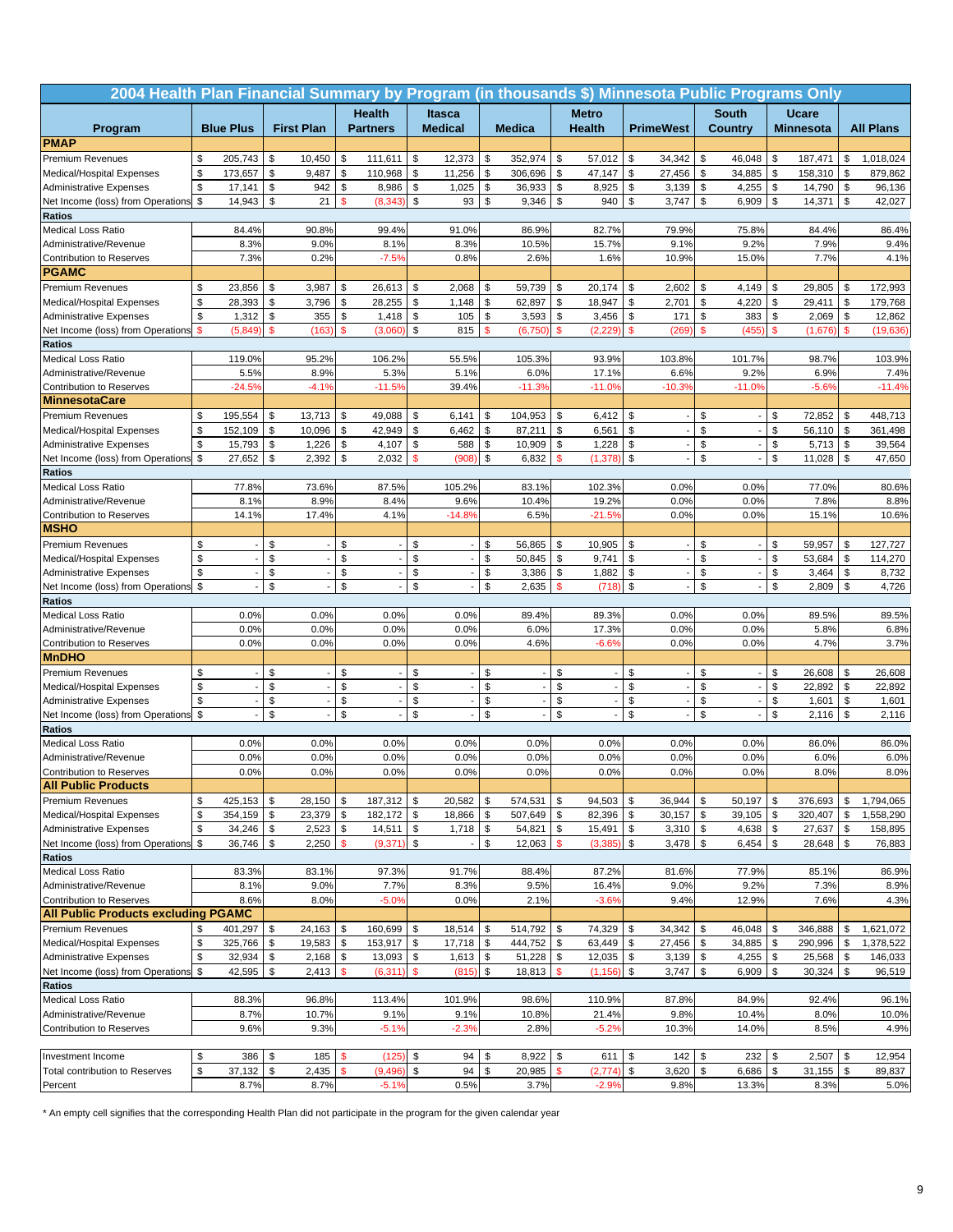# 2004 Health Plan Financial Summary by Program (in thousands $) Minnesota Public Programs Only

| Program | Blue Plus | First Plan | Health Partners | Itasca Medical | Medica | Metro Health | PrimeWest | South Country | Ucare Minnesota | All Plans |
|---|---|---|---|---|---|---|---|---|---|---|
| **PMAP** | | | | | | | | | | |
| Premium Revenues | $ 205,743 | $ 10,450 | $ 111,611 | $ 12,373 | $ 352,974 | $ 57,012 | $ 34,342 | $ 46,048 | $ 187,471 | $ 1,018,024 |
| Medical/Hospital Expenses | $ 173,657 | $ 9,487 | $ 110,968 | $ 11,256 | $ 306,696 | $ 47,147 | $ 27,456 | $ 34,885 | $ 158,310 | $ 879,862 |
| Administrative Expenses | $ 17,141 | $ 942 | $ 8,986 | $ 1,025 | $ 36,933 | $ 8,925 | $ 3,139 | $ 4,255 | $ 14,790 | $ 96,136 |
| Net Income (loss) from Operations | $ 14,943 | $ 21 | $ (8,343) | $ 93 | $ 9,346 | $ 940 | $ 3,747 | $ 6,909 | $ 14,371 | $ 42,027 |
| **Ratios** | | | | | | | | | | |
| Medical Loss Ratio | 84.4% | 90.8% | 99.4% | 91.0% | 86.9% | 82.7% | 79.9% | 75.8% | 84.4% | 86.4% |
| Administrative/Revenue | 8.3% | 9.0% | 8.1% | 8.3% | 10.5% | 15.7% | 9.1% | 9.2% | 7.9% | 9.4% |
| Contribution to Reserves | 7.3% | 0.2% | -7.5% | 0.8% | 2.6% | 1.6% | 10.9% | 15.0% | 7.7% | 4.1% |
| **PGAMC** | | | | | | | | | | |
| Premium Revenues | $ 23,856 | $ 3,987 | $ 26,613 | $ 2,068 | $ 59,739 | $ 20,174 | $ 2,602 | $ 4,149 | $ 29,805 | $ 172,993 |
| Medical/Hospital Expenses | $ 28,393 | $ 3,796 | $ 28,255 | $ 1,148 | $ 62,897 | $ 18,947 | $ 2,701 | $ 4,220 | $ 29,411 | $ 179,768 |
| Administrative Expenses | $ 1,312 | $ 355 | $ 1,418 | $ 105 | $ 3,593 | $ 3,456 | $ 171 | $ 383 | $ 2,069 | $ 12,862 |
| Net Income (loss) from Operations | $ (5,849) | $ (163) | $ (3,060) | $ 815 | $ (6,750) | $ (2,229) | $ (269) | $ (455) | $ (1,676) | $ (19,636) |
| **Ratios** | | | | | | | | | | |
| Medical Loss Ratio | 119.0% | 95.2% | 106.2% | 55.5% | 105.3% | 93.9% | 103.8% | 101.7% | 98.7% | 103.9% |
| Administrative/Revenue | 5.5% | 8.9% | 5.3% | 5.1% | 6.0% | 17.1% | 6.6% | 9.2% | 6.9% | 7.4% |
| Contribution to Reserves | -24.5% | -4.1% | -11.5% | 39.4% | -11.3% | -11.0% | -10.3% | -11.0% | -5.6% | -11.4% |
| **MinnesotaCare** | | | | | | | | | | |
| Premium Revenues | $ 195,554 | $ 13,713 | $ 49,088 | $ 6,141 | $ 104,953 | $ 6,412 | $ - | $ - | $ 72,852 | $ 448,713 |
| Medical/Hospital Expenses | $ 152,109 | $ 10,096 | $ 42,949 | $ 6,462 | $ 87,211 | $ 6,561 | $ - | $ - | $ 56,110 | $ 361,498 |
| Administrative Expenses | $ 15,793 | $ 1,226 | $ 4,107 | $ 588 | $ 10,909 | $ 1,228 | $ - | $ - | $ 5,713 | $ 39,564 |
| Net Income (loss) from Operations | $ 27,652 | $ 2,392 | $ 2,032 | $ (908) | $ 6,832 | $ (1,378) | $ - | $ - | $ 11,028 | $ 47,650 |
| **Ratios** | | | | | | | | | | |
| Medical Loss Ratio | 77.8% | 73.6% | 87.5% | 105.2% | 83.1% | 102.3% | 0.0% | 0.0% | 77.0% | 80.6% |
| Administrative/Revenue | 8.1% | 8.9% | 8.4% | 9.6% | 10.4% | 19.2% | 0.0% | 0.0% | 7.8% | 8.8% |
| Contribution to Reserves | 14.1% | 17.4% | 4.1% | -14.8% | 6.5% | -21.5% | 0.0% | 0.0% | 15.1% | 10.6% |
| **MSHO** | | | | | | | | | | |
| Premium Revenues | $ - | $ - | $ - | $ - | $ 56,865 | $ 10,905 | $ - | $ - | $ 59,957 | $ 127,727 |
| Medical/Hospital Expenses | $ - | $ - | $ - | $ - | $ 50,845 | $ 9,741 | $ - | $ - | $ 53,684 | $ 114,270 |
| Administrative Expenses | $ - | $ - | $ - | $ - | $ 3,386 | $ 1,882 | $ - | $ - | $ 3,464 | $ 8,732 |
| Net Income (loss) from Operations | $ - | $ - | $ - | $ - | $ 2,635 | $ (718) | $ - | $ - | $ 2,809 | $ 4,726 |
| **Ratios** | | | | | | | | | | |
| Medical Loss Ratio | 0.0% | 0.0% | 0.0% | 0.0% | 89.4% | 89.3% | 0.0% | 0.0% | 89.5% | 89.5% |
| Administrative/Revenue | 0.0% | 0.0% | 0.0% | 0.0% | 6.0% | 17.3% | 0.0% | 0.0% | 5.8% | 6.8% |
| Contribution to Reserves | 0.0% | 0.0% | 0.0% | 0.0% | 4.6% | -6.6% | 0.0% | 0.0% | 4.7% | 3.7% |
| **MnDHO** | | | | | | | | | | |
| Premium Revenues | $ - | $ - | $ - | $ - | $ - | $ - | $ - | $ - | $ 26,608 | $ 26,608 |
| Medical/Hospital Expenses | $ - | $ - | $ - | $ - | $ - | $ - | $ - | $ - | $ 22,892 | $ 22,892 |
| Administrative Expenses | $ - | $ - | $ - | $ - | $ - | $ - | $ - | $ - | $ 1,601 | $ 1,601 |
| Net Income (loss) from Operations | $ - | $ - | $ - | $ - | $ - | $ - | $ - | $ - | $ 2,116 | $ 2,116 |
| **Ratios** | | | | | | | | | | |
| Medical Loss Ratio | 0.0% | 0.0% | 0.0% | 0.0% | 0.0% | 0.0% | 0.0% | 0.0% | 86.0% | 86.0% |
| Administrative/Revenue | 0.0% | 0.0% | 0.0% | 0.0% | 0.0% | 0.0% | 0.0% | 0.0% | 6.0% | 6.0% |
| Contribution to Reserves | 0.0% | 0.0% | 0.0% | 0.0% | 0.0% | 0.0% | 0.0% | 0.0% | 8.0% | 8.0% |
| **All Public Products** | | | | | | | | | | |
| Premium Revenues | $ 425,153 | $ 28,150 | $ 187,312 | $ 20,582 | $ 574,531 | $ 94,503 | $ 36,944 | $ 50,197 | $ 376,693 | $ 1,794,065 |
| Medical/Hospital Expenses | $ 354,159 | $ 23,379 | $ 182,172 | $ 18,866 | $ 507,649 | $ 82,396 | $ 30,157 | $ 39,105 | $ 320,407 | $ 1,558,290 |
| Administrative Expenses | $ 34,246 | $ 2,523 | $ 14,511 | $ 1,718 | $ 54,821 | $ 15,491 | $ 3,310 | $ 4,638 | $ 27,637 | $ 158,895 |
| Net Income (loss) from Operations | $ 36,746 | $ 2,250 | $ (9,371) | $ - | $ 12,063 | $ (3,385) | $ 3,478 | $ 6,454 | $ 28,648 | $ 76,883 |
| **Ratios** | | | | | | | | | | |
| Medical Loss Ratio | 83.3% | 83.1% | 97.3% | 91.7% | 88.4% | 87.2% | 81.6% | 77.9% | 85.1% | 86.9% |
| Administrative/Revenue | 8.1% | 9.0% | 7.7% | 8.3% | 9.5% | 16.4% | 9.0% | 9.2% | 7.3% | 8.9% |
| Contribution to Reserves | 8.6% | 8.0% | -5.0% | 0.0% | 2.1% | -3.6% | 9.4% | 12.9% | 7.6% | 4.3% |
| **All Public Products excluding PGAMC** | | | | | | | | | | |
| Premium Revenues | $ 401,297 | $ 24,163 | $ 160,699 | $ 18,514 | $ 514,792 | $ 74,329 | $ 34,342 | $ 46,048 | $ 346,888 | $ 1,621,072 |
| Medical/Hospital Expenses | $ 325,766 | $ 19,583 | $ 153,917 | $ 17,718 | $ 444,752 | $ 63,449 | $ 27,456 | $ 34,885 | $ 290,996 | $ 1,378,522 |
| Administrative Expenses | $ 32,934 | $ 2,168 | $ 13,093 | $ 1,613 | $ 51,228 | $ 12,035 | $ 3,139 | $ 4,255 | $ 25,568 | $ 146,033 |
| Net Income (loss) from Operations | $ 42,595 | $ 2,413 | $ (6,311) | $ (815) | $ 18,813 | $ (1,156) | $ 3,747 | $ 6,909 | $ 30,324 | $ 96,519 |
| **Ratios** | | | | | | | | | | |
| Medical Loss Ratio | 88.3% | 96.8% | 113.4% | 101.9% | 98.6% | 110.9% | 87.8% | 84.9% | 92.4% | 96.1% |
| Administrative/Revenue | 8.7% | 10.7% | 9.1% | 9.1% | 10.8% | 21.4% | 9.8% | 10.4% | 8.0% | 10.0% |
| Contribution to Reserves | 9.6% | 9.3% | -5.1% | -2.3% | 2.8% | -5.2% | 10.3% | 14.0% | 8.5% | 4.9% |
| | | | | | | | | | | |
| Investment Income | $ 386 | $ 185 | $ (125) | $ 94 | $ 8,922 | $ 611 | $ 142 | $ 232 | $ 2,507 | $ 12,954 |
| Total contribution to Reserves | $ 37,132 | $ 2,435 | $ (9,496) | $ 94 | $ 20,985 | $ (2,774) | $ 3,620 | $ 6,686 | $ 31,155 | $ 89,837 |
| Percent | 8.7% | 8.7% | -5.1% | 0.5% | 3.7% | -2.9% | 9.8% | 13.3% | 8.3% | 5.0% |

* An empty cell signifies that the corresponding Health Plan did not participate in the program for the given calendar year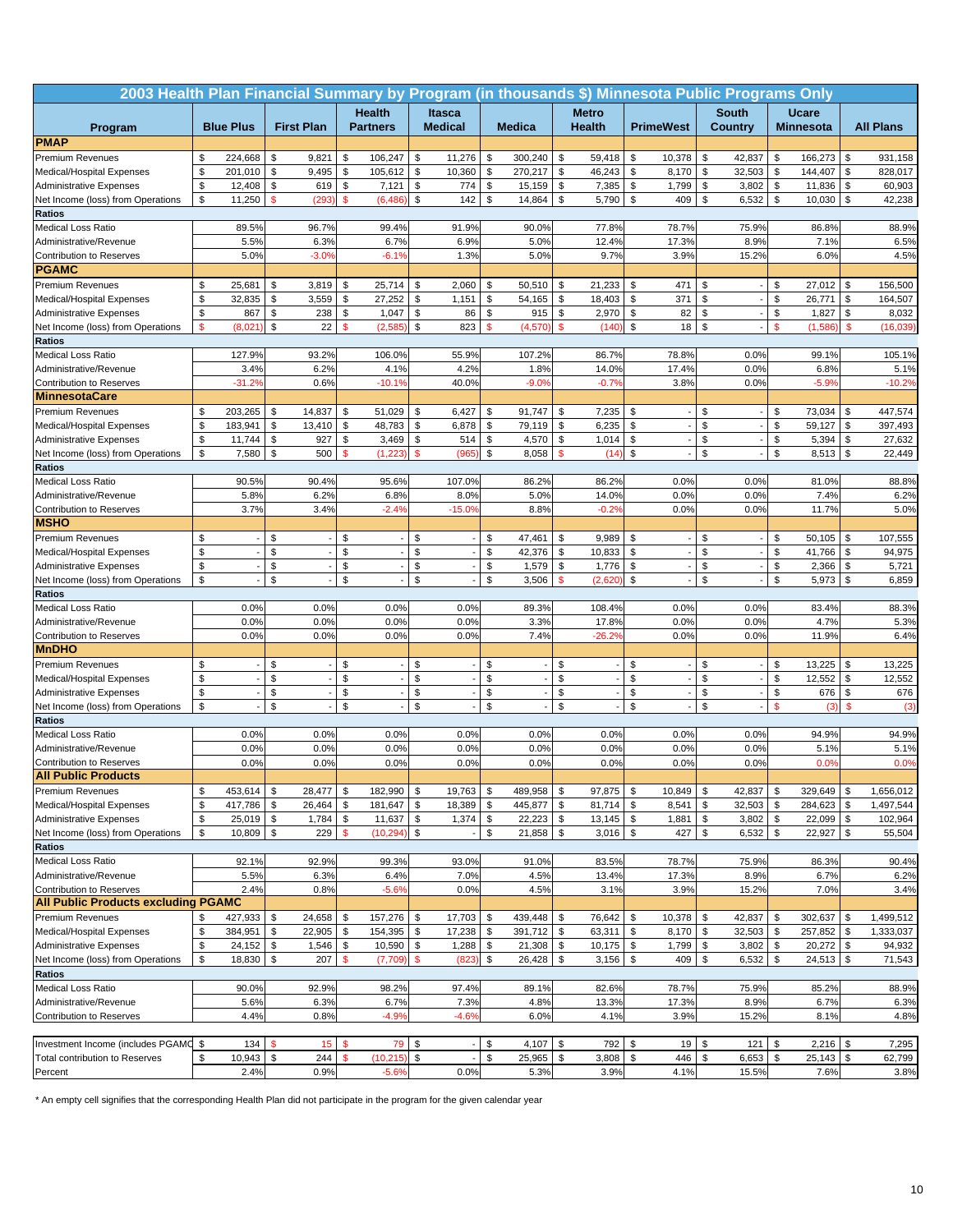# 2003 Health Plan Financial Summary by Program (in thousands $) Minnesota Public Programs Only

| Program | Blue Plus | First Plan | Health Partners | Itasca Medical | Medica | Metro Health | PrimeWest | South Country | Ucare Minnesota | All Plans |
|---|---|---|---|---|---|---|---|---|---|---|
| **PMAP** | | | | | | | | | | |
| Premium Revenues | $ 224,668 | $ 9,821 | $ 106,247 | $ 11,276 | $ 300,240 | $ 59,418 | $ 10,378 | $ 42,837 | $ 166,273 | $ 931,158 |
| Medical/Hospital Expenses | $ 201,010 | $ 9,495 | $ 105,612 | $ 10,360 | $ 270,217 | $ 46,243 | $ 8,170 | $ 32,503 | $ 144,407 | $ 828,017 |
| Administrative Expenses | $ 12,408 | $ 619 | $ 7,121 | $ 774 | $ 15,159 | $ 7,385 | $ 1,799 | $ 3,802 | $ 11,836 | $ 60,903 |
| Net Income (loss) from Operations | $ 11,250 | $ (293) | $ (6,486) | $ 142 | $ 14,864 | $ 5,790 | $ 409 | $ 6,532 | $ 10,030 | $ 42,238 |
| **Ratios** | | | | | | | | | | |
| Medical Loss Ratio | 89.5% | 96.7% | 99.4% | 91.9% | 90.0% | 77.8% | 78.7% | 75.9% | 86.8% | 88.9% |
| Administrative/Revenue | 5.5% | 6.3% | 6.7% | 6.9% | 5.0% | 12.4% | 17.3% | 8.9% | 7.1% | 6.5% |
| Contribution to Reserves | 5.0% | -3.0% | -6.1% | 1.3% | 5.0% | 9.7% | 3.9% | 15.2% | 6.0% | 4.5% |
| **PGAMC** | | | | | | | | | | |
| Premium Revenues | $ 25,681 | $ 3,819 | $ 25,714 | $ 2,060 | $ 50,510 | $ 21,233 | $ 471 | $ - | $ 27,012 | $ 156,500 |
| Medical/Hospital Expenses | $ 32,835 | $ 3,559 | $ 27,252 | $ 1,151 | $ 54,165 | $ 18,403 | $ 371 | $ - | $ 26,771 | $ 164,507 |
| Administrative Expenses | $ 867 | $ 238 | $ 1,047 | $ 86 | $ 915 | $ 2,970 | $ 82 | $ - | $ 1,827 | $ 8,032 |
| Net Income (loss) from Operations | $ (8,021) | $ 22 | $ (2,585) | $ 823 | $ (4,570) | $ (140) | $ 18 | $ - | $ (1,586) | $ (16,039) |
| **Ratios** | | | | | | | | | | |
| Medical Loss Ratio | 127.9% | 93.2% | 106.0% | 55.9% | 107.2% | 86.7% | 78.8% | 0.0% | 99.1% | 105.1% |
| Administrative/Revenue | 3.4% | 6.2% | 4.1% | 4.2% | 1.8% | 14.0% | 17.4% | 0.0% | 6.8% | 5.1% |
| Contribution to Reserves | -31.2% | 0.6% | -10.1% | 40.0% | -9.0% | -0.7% | 3.8% | 0.0% | -5.9% | -10.2% |
| **MinnesotaCare** | | | | | | | | | | |
| Premium Revenues | $ 203,265 | $ 14,837 | $ 51,029 | $ 6,427 | $ 91,747 | $ 7,235 | $ - | $ - | $ 73,034 | $ 447,574 |
| Medical/Hospital Expenses | $ 183,941 | $ 13,410 | $ 48,783 | $ 6,878 | $ 79,119 | $ 6,235 | $ - | $ - | $ 59,127 | $ 397,493 |
| Administrative Expenses | $ 11,744 | $ 927 | $ 3,469 | $ 514 | $ 4,570 | $ 1,014 | $ - | $ - | $ 5,394 | $ 27,632 |
| Net Income (loss) from Operations | $ 7,580 | $ 500 | $ (1,223) | $ (965) | $ 8,058 | $ (14) | $ - | $ - | $ 8,513 | $ 22,449 |
| **Ratios** | | | | | | | | | | |
| Medical Loss Ratio | 90.5% | 90.4% | 95.6% | 107.0% | 86.2% | 86.2% | 0.0% | 0.0% | 81.0% | 88.8% |
| Administrative/Revenue | 5.8% | 6.2% | 6.8% | 8.0% | 5.0% | 14.0% | 0.0% | 0.0% | 7.4% | 6.2% |
| Contribution to Reserves | 3.7% | 3.4% | -2.4% | -15.0% | 8.8% | -0.2% | 0.0% | 0.0% | 11.7% | 5.0% |
| **MSHO** | | | | | | | | | | |
| Premium Revenues | $ - | $ - | $ - | $ - | $ 47,461 | $ 9,989 | $ - | $ - | $ 50,105 | $ 107,555 |
| Medical/Hospital Expenses | $ - | $ - | $ - | $ - | $ 42,376 | $ 10,833 | $ - | $ - | $ 41,766 | $ 94,975 |
| Administrative Expenses | $ - | $ - | $ - | $ - | $ 1,579 | $ 1,776 | $ - | $ - | $ 2,366 | $ 5,721 |
| Net Income (loss) from Operations | $ - | $ - | $ - | $ - | $ 3,506 | $ (2,620) | $ - | $ - | $ 5,973 | $ 6,859 |
| **Ratios** | | | | | | | | | | |
| Medical Loss Ratio | 0.0% | 0.0% | 0.0% | 0.0% | 89.3% | 108.4% | 0.0% | 0.0% | 83.4% | 88.3% |
| Administrative/Revenue | 0.0% | 0.0% | 0.0% | 0.0% | 3.3% | 17.8% | 0.0% | 0.0% | 4.7% | 5.3% |
| Contribution to Reserves | 0.0% | 0.0% | 0.0% | 0.0% | 7.4% | -26.2% | 0.0% | 0.0% | 11.9% | 6.4% |
| **MnDHO** | | | | | | | | | | |
| Premium Revenues | $ - | $ - | $ - | $ - | $ - | $ - | $ - | $ - | $ 13,225 | $ 13,225 |
| Medical/Hospital Expenses | $ - | $ - | $ - | $ - | $ - | $ - | $ - | $ - | $ 12,552 | $ 12,552 |
| Administrative Expenses | $ - | $ - | $ - | $ - | $ - | $ - | $ - | $ - | $ 676 | $ 676 |
| Net Income (loss) from Operations | $ - | $ - | $ - | $ - | $ - | $ - | $ - | $ - | $ (3) | $ (3) |
| **Ratios** | | | | | | | | | | |
| Medical Loss Ratio | 0.0% | 0.0% | 0.0% | 0.0% | 0.0% | 0.0% | 0.0% | 0.0% | 94.9% | 94.9% |
| Administrative/Revenue | 0.0% | 0.0% | 0.0% | 0.0% | 0.0% | 0.0% | 0.0% | 0.0% | 5.1% | 5.1% |
| Contribution to Reserves | 0.0% | 0.0% | 0.0% | 0.0% | 0.0% | 0.0% | 0.0% | 0.0% | 0.0% | 0.0% |
| **All Public Products** | | | | | | | | | | |
| Premium Revenues | $ 453,614 | $ 28,477 | $ 182,990 | $ 19,763 | $ 489,958 | $ 97,875 | $ 10,849 | $ 42,837 | $ 329,649 | $ 1,656,012 |
| Medical/Hospital Expenses | $ 417,786 | $ 26,464 | $ 181,647 | $ 18,389 | $ 445,877 | $ 81,714 | $ 8,541 | $ 32,503 | $ 284,623 | $ 1,497,544 |
| Administrative Expenses | $ 25,019 | $ 1,784 | $ 11,637 | $ 1,374 | $ 22,223 | $ 13,145 | $ 1,881 | $ 3,802 | $ 22,099 | $ 102,964 |
| Net Income (loss) from Operations | $ 10,809 | $ 229 | $ (10,294) | $ - | $ 21,858 | $ 3,016 | $ 427 | $ 6,532 | $ 22,927 | $ 55,504 |
| **Ratios** | | | | | | | | | | |
| Medical Loss Ratio | 92.1% | 92.9% | 99.3% | 93.0% | 91.0% | 83.5% | 78.7% | 75.9% | 86.3% | 90.4% |
| Administrative/Revenue | 5.5% | 6.3% | 6.4% | 7.0% | 4.5% | 13.4% | 17.3% | 8.9% | 6.7% | 6.2% |
| Contribution to Reserves | 2.4% | 0.8% | -5.6% | 0.0% | 4.5% | 3.1% | 3.9% | 15.2% | 7.0% | 3.4% |
| **All Public Products excluding PGAMC** | | | | | | | | | | |
| Premium Revenues | $ 427,933 | $ 24,658 | $ 157,276 | $ 17,703 | $ 439,448 | $ 76,642 | $ 10,378 | $ 42,837 | $ 302,637 | $ 1,499,512 |
| Medical/Hospital Expenses | $ 384,951 | $ 22,905 | $ 154,395 | $ 17,238 | $ 391,712 | $ 63,311 | $ 8,170 | $ 32,503 | $ 257,852 | $ 1,333,037 |
| Administrative Expenses | $ 24,152 | $ 1,546 | $ 10,590 | $ 1,288 | $ 21,308 | $ 10,175 | $ 1,799 | $ 3,802 | $ 20,272 | $ 94,932 |
| Net Income (loss) from Operations | $ 18,830 | $ 207 | $ (7,709) | $ (823) | $ 26,428 | $ 3,156 | $ 409 | $ 6,532 | $ 24,513 | $ 71,543 |
| **Ratios** | | | | | | | | | | |
| Medical Loss Ratio | 90.0% | 92.9% | 98.2% | 97.4% | 89.1% | 82.6% | 78.7% | 75.9% | 85.2% | 88.9% |
| Administrative/Revenue | 5.6% | 6.3% | 6.7% | 7.3% | 4.8% | 13.3% | 17.3% | 8.9% | 6.7% | 6.3% |
| Contribution to Reserves | 4.4% | 0.8% | -4.9% | -4.6% | 6.0% | 4.1% | 3.9% | 15.2% | 8.1% | 4.8% |
| | | | | | | | | | | |
| Investment Income (includes PGAMC) | $ 134 | $ 15 | $ 79 | $ - | $ 4,107 | $ 792 | $ 19 | $ 121 | $ 2,216 | $ 7,295 |
| Total contribution to Reserves | $ 10,943 | $ 244 | $ (10,215) | $ - | $ 25,965 | $ 3,808 | $ 446 | $ 6,653 | $ 25,143 | $ 62,799 |
| Percent | 2.4% | 0.9% | -5.6% | 0.0% | 5.3% | 3.9% | 4.1% | 15.5% | 7.6% | 3.8% |

* An empty cell signifies that the corresponding Health Plan did not participate in the program for the given calendar year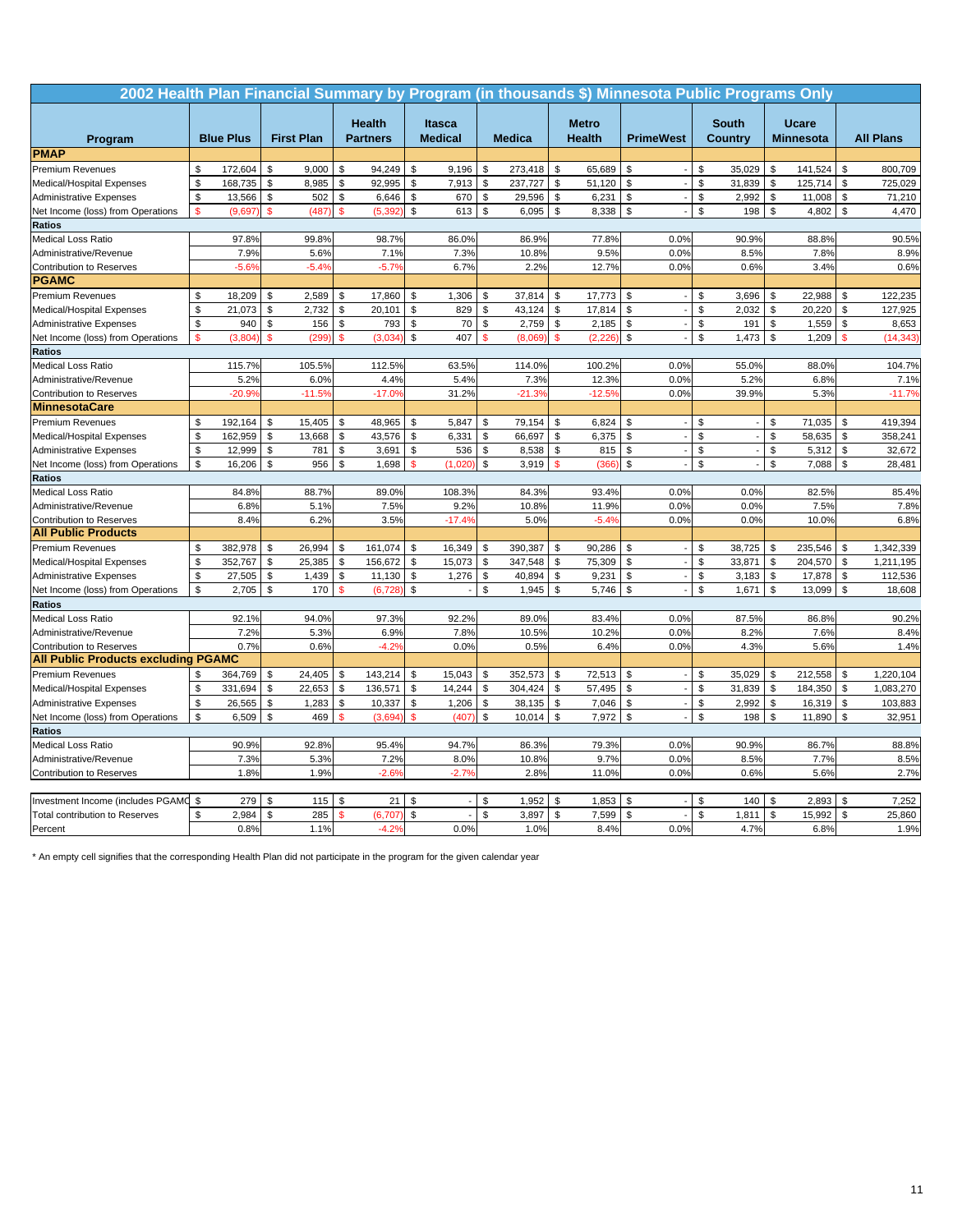# 2002 Health Plan Financial Summary by Program (in thousands $) Minnesota Public Programs Only

| Program | Blue Plus | First Plan | Health Partners | Itasca Medical | Medica | Metro Health | PrimeWest | South Country | Ucare Minnesota | All Plans |
|---|---|---|---|---|---|---|---|---|---|---|
| **PMAP** | | | | | | | | | | |
| Premium Revenues | $ 172,604 | $ 9,000 | $ 94,249 | $ 9,196 | $ 273,418 | $ 65,689 | $ - | $ 35,029 | $ 141,524 | $ 800,709 |
| Medical/Hospital Expenses | $ 168,735 | $ 8,985 | $ 92,995 | $ 7,913 | $ 237,727 | $ 51,120 | $ - | $ 31,839 | $ 125,714 | $ 725,029 |
| Administrative Expenses | $ 13,566 | $ 502 | $ 6,646 | $ 670 | $ 29,596 | $ 6,231 | $ - | $ 2,992 | $ 11,008 | $ 71,210 |
| Net Income (loss) from Operations | $ (9,697) | $ (487) | $ (5,392) | $ 613 | $ 6,095 | $ 8,338 | $ - | $ 198 | $ 4,802 | $ 4,470 |
| **Ratios** | | | | | | | | | | |
| Medical Loss Ratio | 97.8% | 99.8% | 98.7% | 86.0% | 86.9% | 77.8% | 0.0% | 90.9% | 88.8% | 90.5% |
| Administrative/Revenue | 7.9% | 5.6% | 7.1% | 7.3% | 10.8% | 9.5% | 0.0% | 8.5% | 7.8% | 8.9% |
| Contribution to Reserves | -5.6% | -5.4% | -5.7% | 6.7% | 2.2% | 12.7% | 0.0% | 0.6% | 3.4% | 0.6% |
| **PGAMC** | | | | | | | | | | |
| Premium Revenues | $ 18,209 | $ 2,589 | $ 17,860 | $ 1,306 | $ 37,814 | $ 17,773 | $ - | $ 3,696 | $ 22,988 | $ 122,235 |
| Medical/Hospital Expenses | $ 21,073 | $ 2,732 | $ 20,101 | $ 829 | $ 43,124 | $ 17,814 | $ - | $ 2,032 | $ 20,220 | $ 127,925 |
| Administrative Expenses | $ 940 | $ 156 | $ 793 | $ 70 | $ 2,759 | $ 2,185 | $ - | $ 191 | $ 1,559 | $ 8,653 |
| Net Income (loss) from Operations | $ (3,804) | $ (299) | $ (3,034) | $ 407 | $ (8,069) | $ (2,226) | $ - | $ 1,473 | $ 1,209 | $ (14,343) |
| **Ratios** | | | | | | | | | | |
| Medical Loss Ratio | 115.7% | 105.5% | 112.5% | 63.5% | 114.0% | 100.2% | 0.0% | 55.0% | 88.0% | 104.7% |
| Administrative/Revenue | 5.2% | 6.0% | 4.4% | 5.4% | 7.3% | 12.3% | 0.0% | 5.2% | 6.8% | 7.1% |
| Contribution to Reserves | -20.9% | -11.5% | -17.0% | 31.2% | -21.3% | -12.5% | 0.0% | 39.9% | 5.3% | -11.7% |
| **MinnesotaCare** | | | | | | | | | | |
| Premium Revenues | $ 192,164 | $ 15,405 | $ 48,965 | $ 5,847 | $ 79,154 | $ 6,824 | $ - | $ - | $ 71,035 | $ 419,394 |
| Medical/Hospital Expenses | $ 162,959 | $ 13,668 | $ 43,576 | $ 6,331 | $ 66,697 | $ 6,375 | $ - | $ - | $ 58,635 | $ 358,241 |
| Administrative Expenses | $ 12,999 | $ 781 | $ 3,691 | $ 536 | $ 8,538 | $ 815 | $ - | $ - | $ 5,312 | $ 32,672 |
| Net Income (loss) from Operations | $ 16,206 | $ 956 | $ 1,698 | $ (1,020) | $ 3,919 | $ (366) | $ - | $ - | $ 7,088 | $ 28,481 |
| **Ratios** | | | | | | | | | | |
| Medical Loss Ratio | 84.8% | 88.7% | 89.0% | 108.3% | 84.3% | 93.4% | 0.0% | 0.0% | 82.5% | 85.4% |
| Administrative/Revenue | 6.8% | 5.1% | 7.5% | 9.2% | 10.8% | 11.9% | 0.0% | 0.0% | 7.5% | 7.8% |
| Contribution to Reserves | 8.4% | 6.2% | 3.5% | -17.4% | 5.0% | -5.4% | 0.0% | 0.0% | 10.0% | 6.8% |
| **All Public Products** | | | | | | | | | | |
| Premium Revenues | $ 382,978 | $ 26,994 | $ 161,074 | $ 16,349 | $ 390,387 | $ 90,286 | $ - | $ 38,725 | $ 235,546 | $ 1,342,339 |
| Medical/Hospital Expenses | $ 352,767 | $ 25,385 | $ 156,672 | $ 15,073 | $ 347,548 | $ 75,309 | $ - | $ 33,871 | $ 204,570 | $ 1,211,195 |
| Administrative Expenses | $ 27,505 | $ 1,439 | $ 11,130 | $ 1,276 | $ 40,894 | $ 9,231 | $ - | $ 3,183 | $ 17,878 | $ 112,536 |
| Net Income (loss) from Operations | $ 2,705 | $ 170 | $ (6,728) | $ - | $ 1,945 | $ 5,746 | $ - | $ 1,671 | $ 13,099 | $ 18,608 |
| **Ratios** | | | | | | | | | | |
| Medical Loss Ratio | 92.1% | 94.0% | 97.3% | 92.2% | 89.0% | 83.4% | 0.0% | 87.5% | 86.8% | 90.2% |
| Administrative/Revenue | 7.2% | 5.3% | 6.9% | 7.8% | 10.5% | 10.2% | 0.0% | 8.2% | 7.6% | 8.4% |
| Contribution to Reserves | 0.7% | 0.6% | -4.2% | 0.0% | 0.5% | 6.4% | 0.0% | 4.3% | 5.6% | 1.4% |
| **All Public Products excluding PGAMC** | | | | | | | | | | |
| Premium Revenues | $ 364,769 | $ 24,405 | $ 143,214 | $ 15,043 | $ 352,573 | $ 72,513 | $ - | $ 35,029 | $ 212,558 | $ 1,220,104 |
| Medical/Hospital Expenses | $ 331,694 | $ 22,653 | $ 136,571 | $ 14,244 | $ 304,424 | $ 57,495 | $ - | $ 31,839 | $ 184,350 | $ 1,083,270 |
| Administrative Expenses | $ 26,565 | $ 1,283 | $ 10,337 | $ 1,206 | $ 38,135 | $ 7,046 | $ - | $ 2,992 | $ 16,319 | $ 103,883 |
| Net Income (loss) from Operations | $ 6,509 | $ 469 | $ (3,694) | $ (407) | $ 10,014 | $ 7,972 | $ - | $ 198 | $ 11,890 | $ 32,951 |
| **Ratios** | | | | | | | | | | |
| Medical Loss Ratio | 90.9% | 92.8% | 95.4% | 94.7% | 86.3% | 79.3% | 0.0% | 90.9% | 86.7% | 88.8% |
| Administrative/Revenue | 7.3% | 5.3% | 7.2% | 8.0% | 10.8% | 9.7% | 0.0% | 8.5% | 7.7% | 8.5% |
| Contribution to Reserves | 1.8% | 1.9% | -2.6% | -2.7% | 2.8% | 11.0% | 0.0% | 0.6% | 5.6% | 2.7% |
| | | | | | | | | | | |
| Investment Income (includes PGAMC) | $ 279 | $ 115 | $ 21 | $ - | $ 1,952 | $ 1,853 | $ - | $ 140 | $ 2,893 | $ 7,252 |
| Total contribution to Reserves | $ 2,984 | $ 285 | $ (6,707) | $ - | $ 3,897 | $ 7,599 | $ - | $ 1,811 | $ 15,992 | $ 25,860 |
| Percent | 0.8% | 1.1% | -4.2% | 0.0% | 1.0% | 8.4% | 0.0% | 4.7% | 6.8% | 1.9% |

* An empty cell signifies that the corresponding Health Plan did not participate in the program for the given calendar year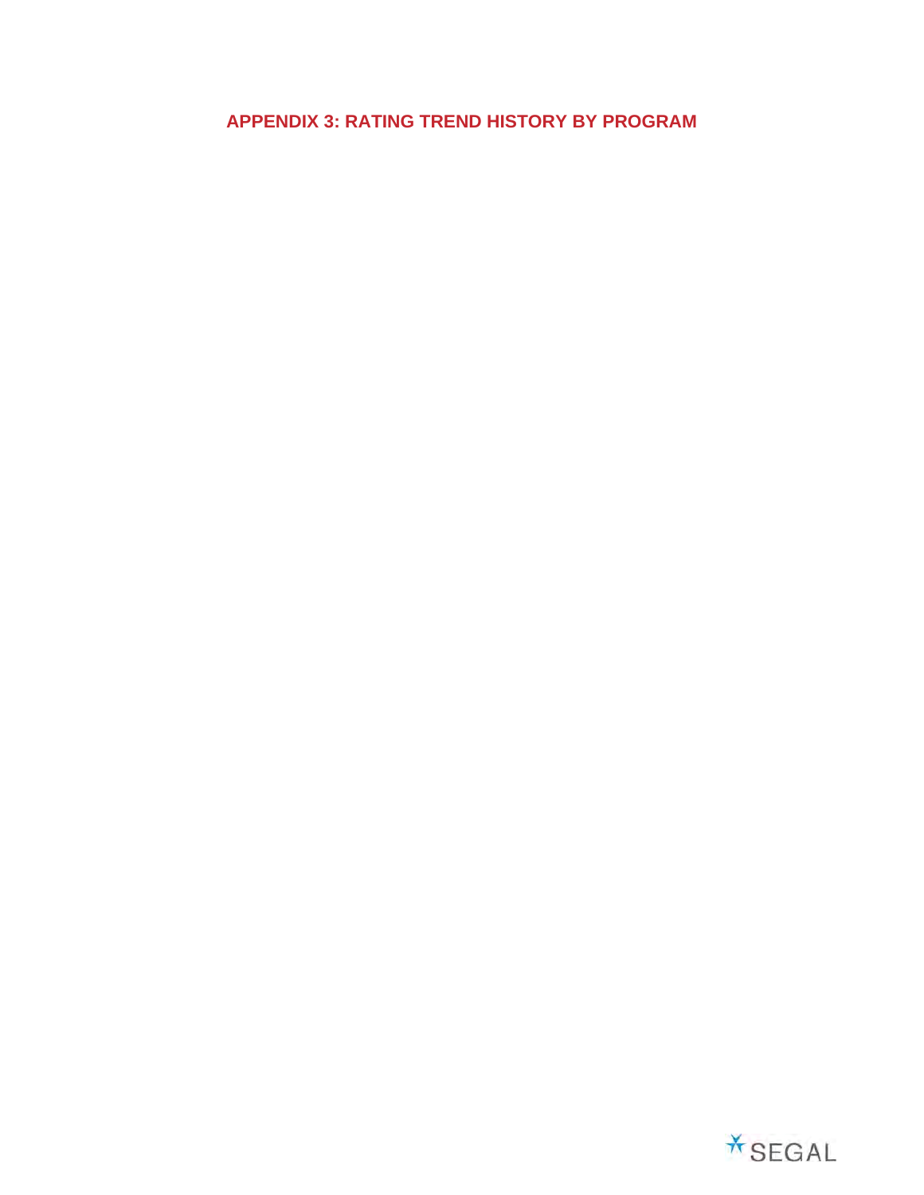# APPENDIX 3: RATING TREND HISTORY BY PROGRAM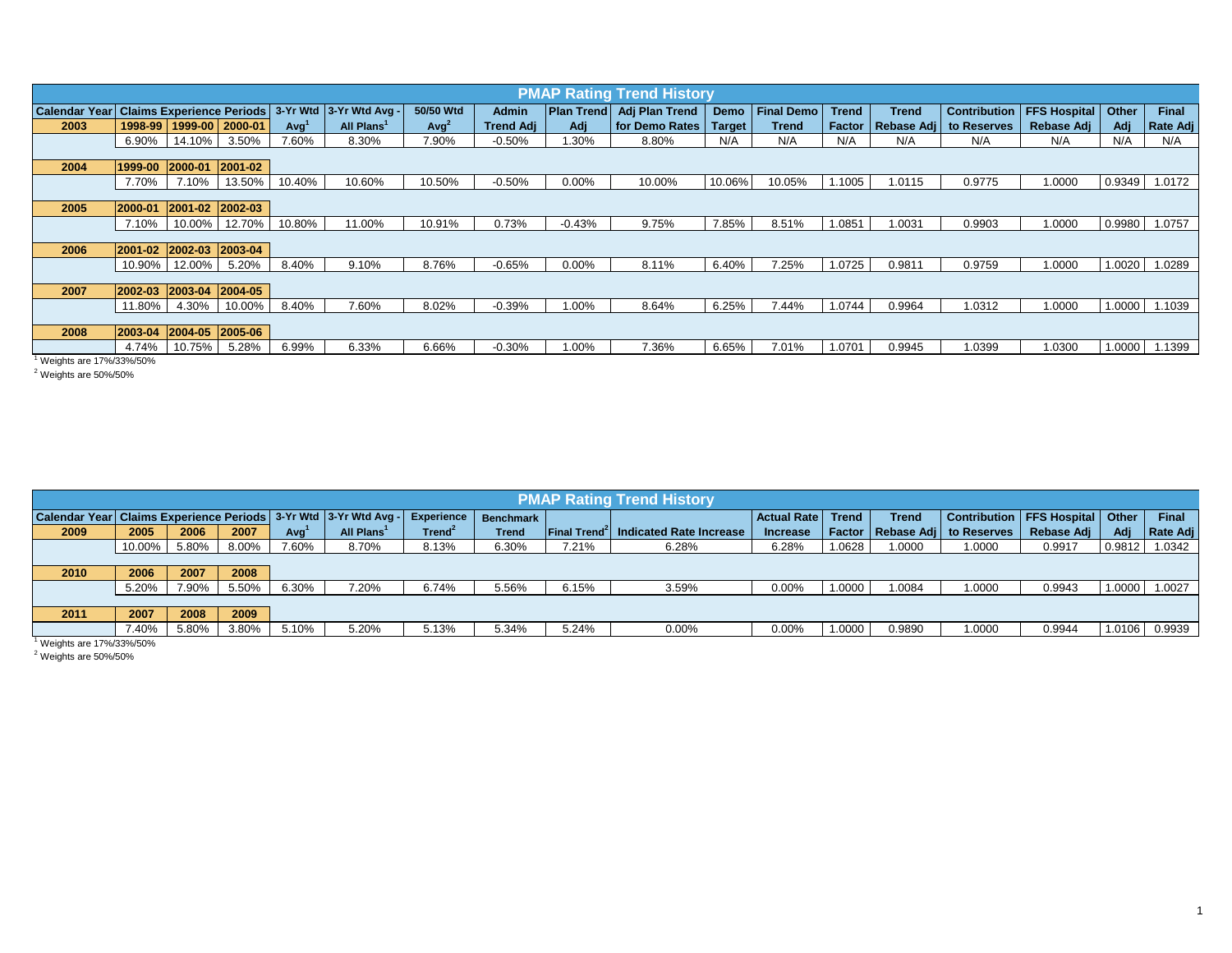## PMAP Rating Trend History

| Calendar Year | Claims Experience Periods | | | 3-Yr Wtd Avg[1] | 3-Yr Wtd Avg - All Plans[1] | 50/50 Wtd Avg[2] | Admin Trend Adj | Plan Trend Adj | Adj Plan Trend for Demo Rates | Demo Target | Final Demo Trend | Trend Factor | Trend Rebase Adj | Contribution to Reserves | FFS Hospital Rebase Adj | Other Adj | Final Rate Adj |
|---|---|---|---|---|---|---|---|---|---|---|---|---|---|---|---|---|---|
| 2003 | 1998-99 | 1999-00 | 2000-01 | | | | | | | | | | | | | | |
| | 6.90% | 14.10% | 3.50% | 7.60% | 8.30% | 7.90% | -0.50% | 1.30% | 8.80% | N/A | N/A | N/A | N/A | N/A | N/A | N/A | N/A |
| 2004 | 1999-00 | 2000-01 | 2001-02 | | | | | | | | | | | | | | |
| | 7.70% | 7.10% | 13.50% | 10.40% | 10.60% | 10.50% | -0.50% | 0.00% | 10.00% | 10.06% | 10.05% | 1.1005 | 1.0115 | 0.9775 | 1.0000 | 0.9349 | 1.0172 |
| 2005 | 2000-01 | 2001-02 | 2002-03 | | | | | | | | | | | | | | |
| | 7.10% | 10.00% | 12.70% | 10.80% | 11.00% | 10.91% | 0.73% | -0.43% | 9.75% | 7.85% | 8.51% | 1.0851 | 1.0031 | 0.9903 | 1.0000 | 0.9980 | 1.0757 |
| 2006 | 2001-02 | 2002-03 | 2003-04 | | | | | | | | | | | | | | |
| | 10.90% | 12.00% | 5.20% | 8.40% | 9.10% | 8.76% | -0.65% | 0.00% | 8.11% | 6.40% | 7.25% | 1.0725 | 0.9811 | 0.9759 | 1.0000 | 1.0020 | 1.0289 |
| 2007 | 2002-03 | 2003-04 | 2004-05 | | | | | | | | | | | | | | |
| | 11.80% | 4.30% | 10.00% | 8.40% | 7.60% | 8.02% | -0.39% | 1.00% | 8.64% | 6.25% | 7.44% | 1.0744 | 0.9964 | 1.0312 | 1.0000 | 1.0000 | 1.1039 |
| 2008 | 2003-04 | 2004-05 | 2005-06 | | | | | | | | | | | | | | |
| | 4.74% | 10.75% | 5.28% | 6.99% | 6.33% | 6.66% | -0.30% | 1.00% | 7.36% | 6.65% | 7.01% | 1.0701 | 0.9945 | 1.0399 | 1.0300 | 1.0000 | 1.1399 |

[1] Weights are 17%/33%/50%

[2] Weights are 50%/50%

## PMAP Rating Trend History

| Calendar Year | Claims Experience Periods | | | 3-Yr Wtd Avg[1] | 3-Yr Wtd Avg - All Plans[1] | Experience Trend[2] | Benchmark Trend | Final Trend[2] | Indicated Rate Increase | Actual Rate Increase | Trend Factor | Trend Rebase Adj | Contribution to Reserves | FFS Hospital Rebase Adj | Other Adj | Final Rate Adj |
|---|---|---|---|---|---|---|---|---|---|---|---|---|---|---|---|---|
| 2009 | 2005 | 2006 | 2007 | | | | | | | | | | | | | |
| | 10.00% | 5.80% | 8.00% | 7.60% | 8.70% | 8.13% | 6.30% | 7.21% | 6.28% | 6.28% | 1.0628 | 1.0000 | 1.0000 | 0.9917 | 0.9812 | 1.0342 |
| 2010 | 2006 | 2007 | 2008 | | | | | | | | | | | | | |
| | 5.20% | 7.90% | 5.50% | 6.30% | 7.20% | 6.74% | 5.56% | 6.15% | 3.59% | 0.00% | 1.0000 | 1.0084 | 1.0000 | 0.9943 | 1.0000 | 1.0027 |
| 2011 | 2007 | 2008 | 2009 | | | | | | | | | | | | | |
| | 7.40% | 5.80% | 3.80% | 5.10% | 5.20% | 5.13% | 5.34% | 5.24% | 0.00% | 0.00% | 1.0000 | 0.9890 | 1.0000 | 0.9944 | 1.0106 | 0.9939 |

[1] Weights are 17%/33%/50%

[2] Weights are 50%/50%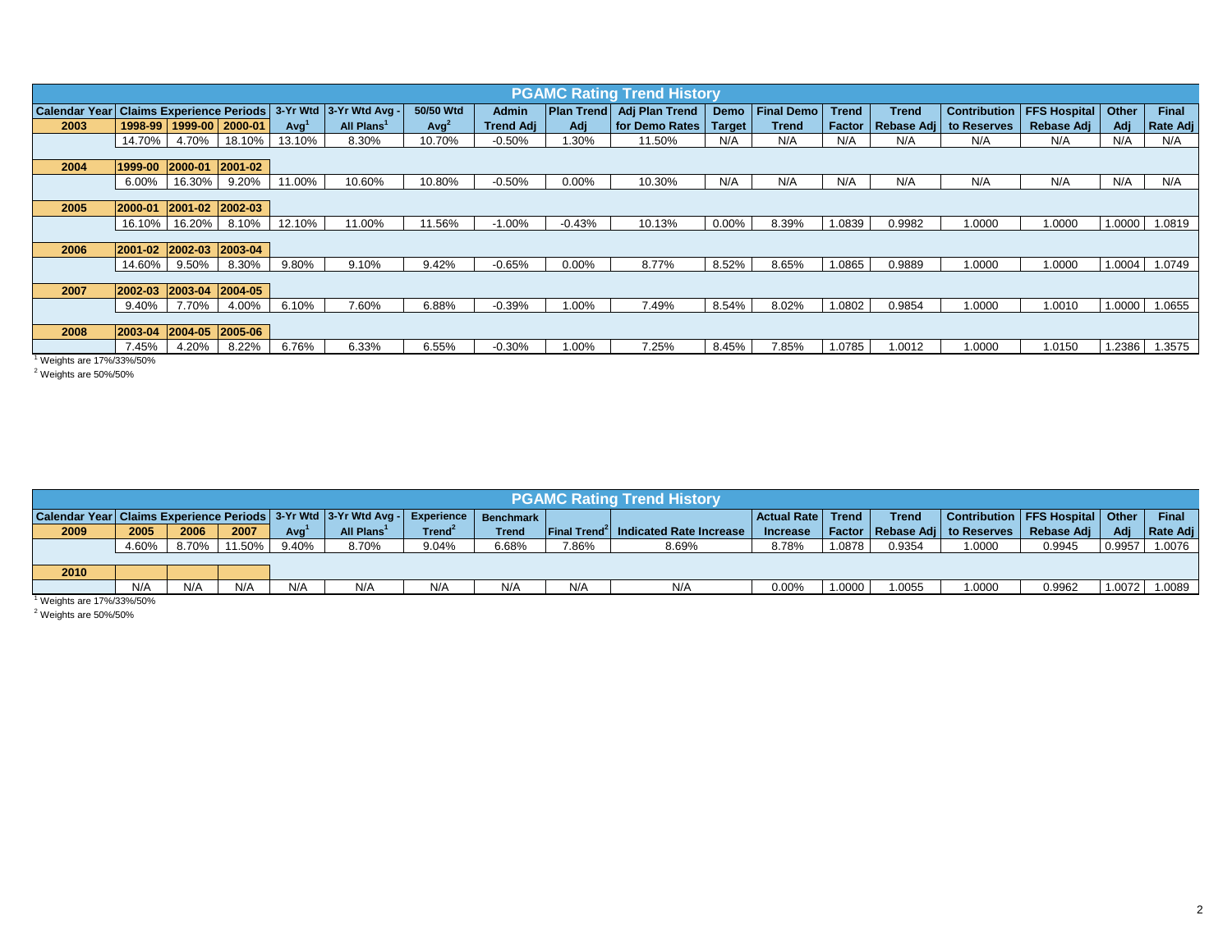## PGAMC Rating Trend History

| Calendar Year | Claims Experience Periods | | | 3-Yr Wtd Avg[1] | 3-Yr Wtd Avg - All Plans[1] | 50/50 Wtd Avg[2] | Admin Trend Adj | Plan Trend Adj | Adj Plan Trend for Demo Rates | Demo Target | Final Demo Trend | Trend Factor | Trend Rebase Adj | Contribution to Reserves | FFS Hospital Rebase Adj | Other Adj | Final Rate Adj |
|---|---|---|---|---|---|---|---|---|---|---|---|---|---|---|---|---|---|
| 2003 | 1998-99 | 1999-00 | 2000-01 | | | | | | | | | | | | | | |
| | 14.70% | 4.70% | 18.10% | 13.10% | 8.30% | 10.70% | -0.50% | 1.30% | 11.50% | N/A | N/A | N/A | N/A | N/A | N/A | N/A | N/A |
| 2004 | 1999-00 | 2000-01 | 2001-02 | | | | | | | | | | | | | | |
| | 6.00% | 16.30% | 9.20% | 11.00% | 10.60% | 10.80% | -0.50% | 0.00% | 10.30% | N/A | N/A | N/A | N/A | N/A | N/A | N/A | N/A |
| 2005 | 2000-01 | 2001-02 | 2002-03 | | | | | | | | | | | | | | |
| | 16.10% | 16.20% | 8.10% | 12.10% | 11.00% | 11.56% | -1.00% | -0.43% | 10.13% | 0.00% | 8.39% | 1.0839 | 0.9982 | 1.0000 | 1.0000 | 1.0000 | 1.0819 |
| 2006 | 2001-02 | 2002-03 | 2003-04 | | | | | | | | | | | | | | |
| | 14.60% | 9.50% | 8.30% | 9.80% | 9.10% | 9.42% | -0.65% | 0.00% | 8.77% | 8.52% | 8.65% | 1.0865 | 0.9889 | 1.0000 | 1.0000 | 1.0004 | 1.0749 |
| 2007 | 2002-03 | 2003-04 | 2004-05 | | | | | | | | | | | | | | |
| | 9.40% | 7.70% | 4.00% | 6.10% | 7.60% | 6.88% | -0.39% | 1.00% | 7.49% | 8.54% | 8.02% | 1.0802 | 0.9854 | 1.0000 | 1.0010 | 1.0000 | 1.0655 |
| 2008 | 2003-04 | 2004-05 | 2005-06 | | | | | | | | | | | | | | |
| | 7.45% | 4.20% | 8.22% | 6.76% | 6.33% | 6.55% | -0.30% | 1.00% | 7.25% | 8.45% | 7.85% | 1.0785 | 1.0012 | 1.0000 | 1.0150 | 1.2386 | 1.3575 |

[1] Weights are 17%/33%/50%

[2] Weights are 50%/50%

## PGAMC Rating Trend History

| Calendar Year | Claims Experience Periods | | | 3-Yr Wtd Avg[1] | 3-Yr Wtd Avg - All Plans[1] | Experience Trend[2] | Benchmark Trend | Final Trend[2] | Indicated Rate Increase | Actual Rate Increase | Trend Factor | Trend Rebase Adj | Contribution to Reserves | FFS Hospital Rebase Adj | Other Adj | Final Rate Adj |
|---|---|---|---|---|---|---|---|---|---|---|---|---|---|---|---|---|
| 2009 | 2005 | 2006 | 2007 | | | | | | | | | | | | | |
| | 4.60% | 8.70% | 11.50% | 9.40% | 8.70% | 9.04% | 6.68% | 7.86% | 8.69% | 8.78% | 1.0878 | 0.9354 | 1.0000 | 0.9945 | 0.9957 | 1.0076 |
| 2010 | | | | | | | | | | | | | | | | |
| | N/A | N/A | N/A | N/A | N/A | N/A | N/A | N/A | N/A | 0.00% | 1.0000 | 1.0055 | 1.0000 | 0.9962 | 1.0072 | 1.0089 |

[1] Weights are 17%/33%/50%

[2] Weights are 50%/50%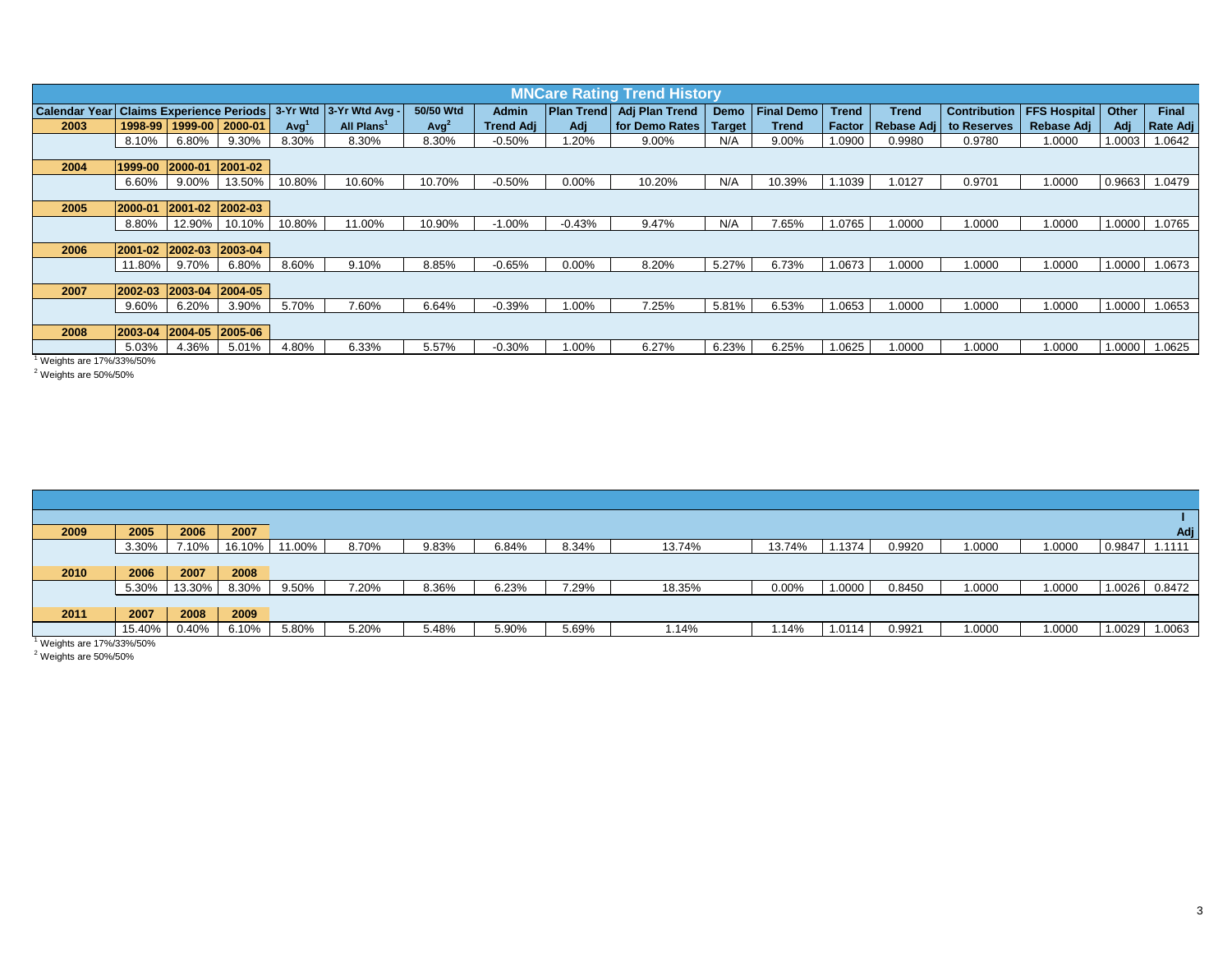# MNCare Rating Trend History

| Calendar Year | Claims Experience Periods | | | 3-Yr Wtd Avg[1] | 3-Yr Wtd Avg - All Plans[1] | 50/50 Wtd Avg[2] | Admin Trend Adj | Plan Trend Adj | Adj Plan Trend for Demo Rates | Demo Target | Final Demo Trend | Trend Factor | Trend Rebase Adj | Contribution to Reserves | FFS Hospital Rebase Adj | Other Adj | Final Rate Adj |
|---|---|---|---|---|---|---|---|---|---|---|---|---|---|---|---|---|---|
| 2003 | 1998-99 | 1999-00 | 2000-01 | | | | | | | | | | | | | | |
| | 8.10% | 6.80% | 9.30% | 8.30% | 8.30% | 8.30% | -0.50% | 1.20% | 9.00% | N/A | 9.00% | 1.0900 | 0.9980 | 0.9780 | 1.0000 | 1.0003 | 1.0642 |
| 2004 | 1999-00 | 2000-01 | 2001-02 | | | | | | | | | | | | | | |
| | 6.60% | 9.00% | 13.50% | 10.80% | 10.60% | 10.70% | -0.50% | 0.00% | 10.20% | N/A | 10.39% | 1.1039 | 1.0127 | 0.9701 | 1.0000 | 0.9663 | 1.0479 |
| 2005 | 2000-01 | 2001-02 | 2002-03 | | | | | | | | | | | | | | |
| | 8.80% | 12.90% | 10.10% | 10.80% | 11.00% | 10.90% | -1.00% | -0.43% | 9.47% | N/A | 7.65% | 1.0765 | 1.0000 | 1.0000 | 1.0000 | 1.0000 | 1.0765 |
| 2006 | 2001-02 | 2002-03 | 2003-04 | | | | | | | | | | | | | | |
| | 11.80% | 9.70% | 6.80% | 8.60% | 9.10% | 8.85% | -0.65% | 0.00% | 8.20% | 5.27% | 6.73% | 1.0673 | 1.0000 | 1.0000 | 1.0000 | 1.0000 | 1.0673 |
| 2007 | 2002-03 | 2003-04 | 2004-05 | | | | | | | | | | | | | | |
| | 9.60% | 6.20% | 3.90% | 5.70% | 7.60% | 6.64% | -0.39% | 1.00% | 7.25% | 5.81% | 6.53% | 1.0653 | 1.0000 | 1.0000 | 1.0000 | 1.0000 | 1.0653 |
| 2008 | 2003-04 | 2004-05 | 2005-06 | | | | | | | | | | | | | | |
| | 5.03% | 4.36% | 5.01% | 4.80% | 6.33% | 5.57% | -0.30% | 1.00% | 6.27% | 6.23% | 6.25% | 1.0625 | 1.0000 | 1.0000 | 1.0000 | 1.0000 | 1.0625 |

[1] Weights are 17%/33%/50%

[2] Weights are 50%/50%

| | | | | | | | | | | | | | | | | I Adj |
|---|---|---|---|---|---|---|---|---|---|---|---|---|---|---|---|---|
| 2009 | 2005 | 2006 | 2007 | | | | | | | | | | | | | |
| | 3.30% | 7.10% | 16.10% | 11.00% | 8.70% | 9.83% | 6.84% | 8.34% | 13.74% | 13.74% | 1.1374 | 0.9920 | 1.0000 | 1.0000 | 0.9847 | 1.1111 |
| 2010 | 2006 | 2007 | 2008 | | | | | | | | | | | | | |
| | 5.30% | 13.30% | 8.30% | 9.50% | 7.20% | 8.36% | 6.23% | 7.29% | 18.35% | 0.00% | 1.0000 | 0.8450 | 1.0000 | 1.0000 | 1.0026 | 0.8472 |
| 2011 | 2007 | 2008 | 2009 | | | | | | | | | | | | | |
| | 15.40% | 0.40% | 6.10% | 5.80% | 5.20% | 5.48% | 5.90% | 5.69% | 1.14% | 1.14% | 1.0114 | 0.9921 | 1.0000 | 1.0000 | 1.0029 | 1.0063 |

[1] Weights are 17%/33%/50%

[2] Weights are 50%/50%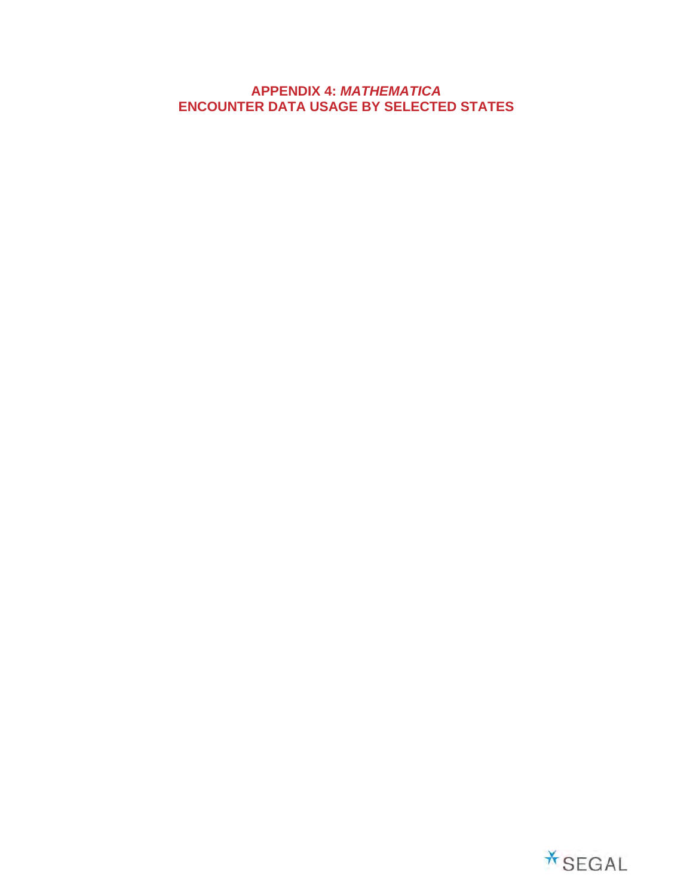# APPENDIX 4: *MATHEMATICA*
# ENCOUNTER DATA USAGE BY SELECTED STATES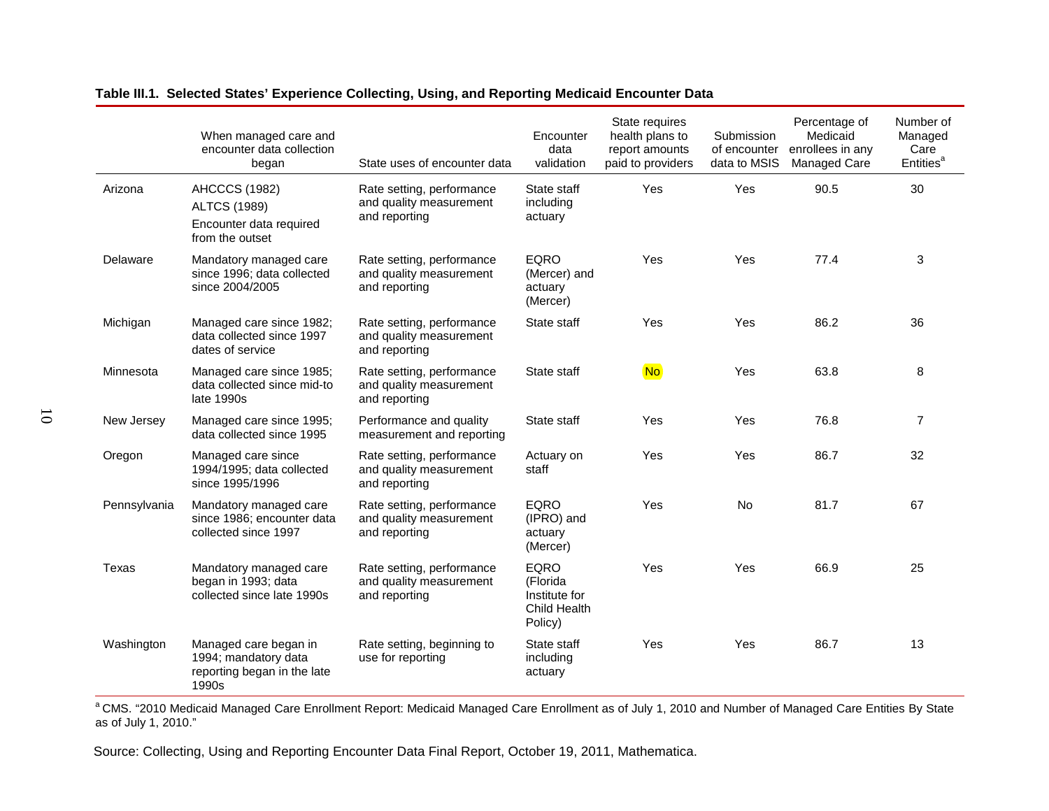**Table III.1. Selected States' Experience Collecting, Using, and Reporting Medicaid Encounter Data**

| | When managed care and encounter data collection began | State uses of encounter data | Encounter data validation | State requires health plans to report amounts paid to providers | Submission of encounter data to MSIS | Percentage of Medicaid enrollees in any Managed Care | Number of Managed Care Entities[a] |
|---|---|---|---|---|---|---|---|
| Arizona | AHCCCS (1982) ALTCS (1989) Encounter data required from the outset | Rate setting, performance and quality measurement and reporting | State staff including actuary | Yes | Yes | 90.5 | 30 |
| Delaware | Mandatory managed care since 1996; data collected since 2004/2005 | Rate setting, performance and quality measurement and reporting | EQRO (Mercer) and actuary (Mercer) | Yes | Yes | 77.4 | 3 |
| Michigan | Managed care since 1982; data collected since 1997 dates of service | Rate setting, performance and quality measurement and reporting | State staff | Yes | Yes | 86.2 | 36 |
| Minnesota | Managed care since 1985; data collected since mid-to late 1990s | Rate setting, performance and quality measurement and reporting | State staff | No | Yes | 63.8 | 8 |
| New Jersey | Managed care since 1995; data collected since 1995 | Performance and quality measurement and reporting | State staff | Yes | Yes | 76.8 | 7 |
| Oregon | Managed care since 1994/1995; data collected since 1995/1996 | Rate setting, performance and quality measurement and reporting | Actuary on staff | Yes | Yes | 86.7 | 32 |
| Pennsylvania | Mandatory managed care since 1986; encounter data collected since 1997 | Rate setting, performance and quality measurement and reporting | EQRO (IPRO) and actuary (Mercer) | Yes | No | 81.7 | 67 |
| Texas | Mandatory managed care began in 1993; data collected since late 1990s | Rate setting, performance and quality measurement and reporting | EQRO (Florida Institute for Child Health Policy) | Yes | Yes | 66.9 | 25 |
| Washington | Managed care began in 1994; mandatory data reporting began in the late 1990s | Rate setting, beginning to use for reporting | State staff including actuary | Yes | Yes | 86.7 | 13 |

[a] CMS. "2010 Medicaid Managed Care Enrollment Report: Medicaid Managed Care Enrollment as of July 1, 2010 and Number of Managed Care Entities By State as of July 1, 2010."

Source: Collecting, Using and Reporting Encounter Data Final Report, October 19, 2011, Mathematica.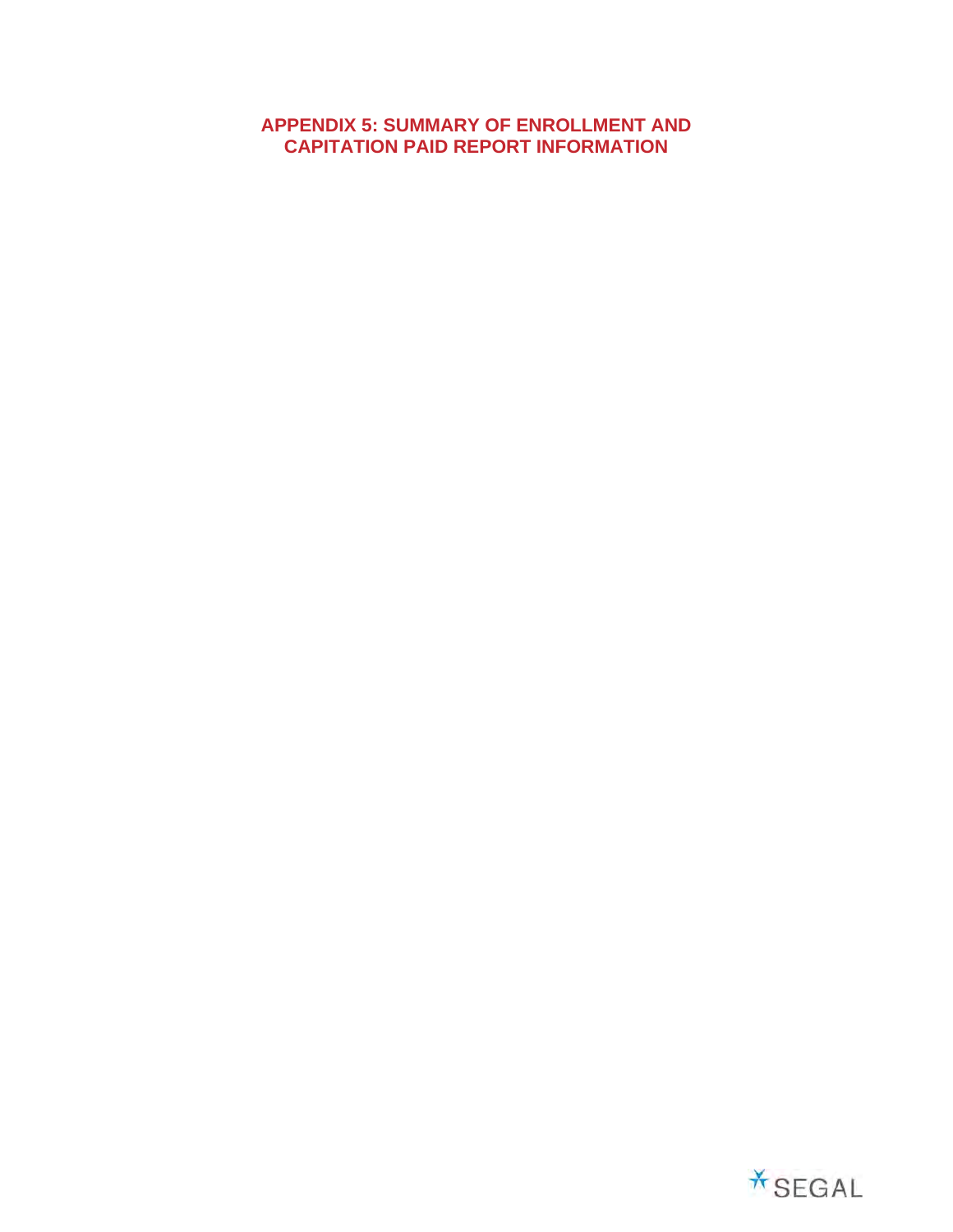# APPENDIX 5: SUMMARY OF ENROLLMENT AND CAPITATION PAID REPORT INFORMATION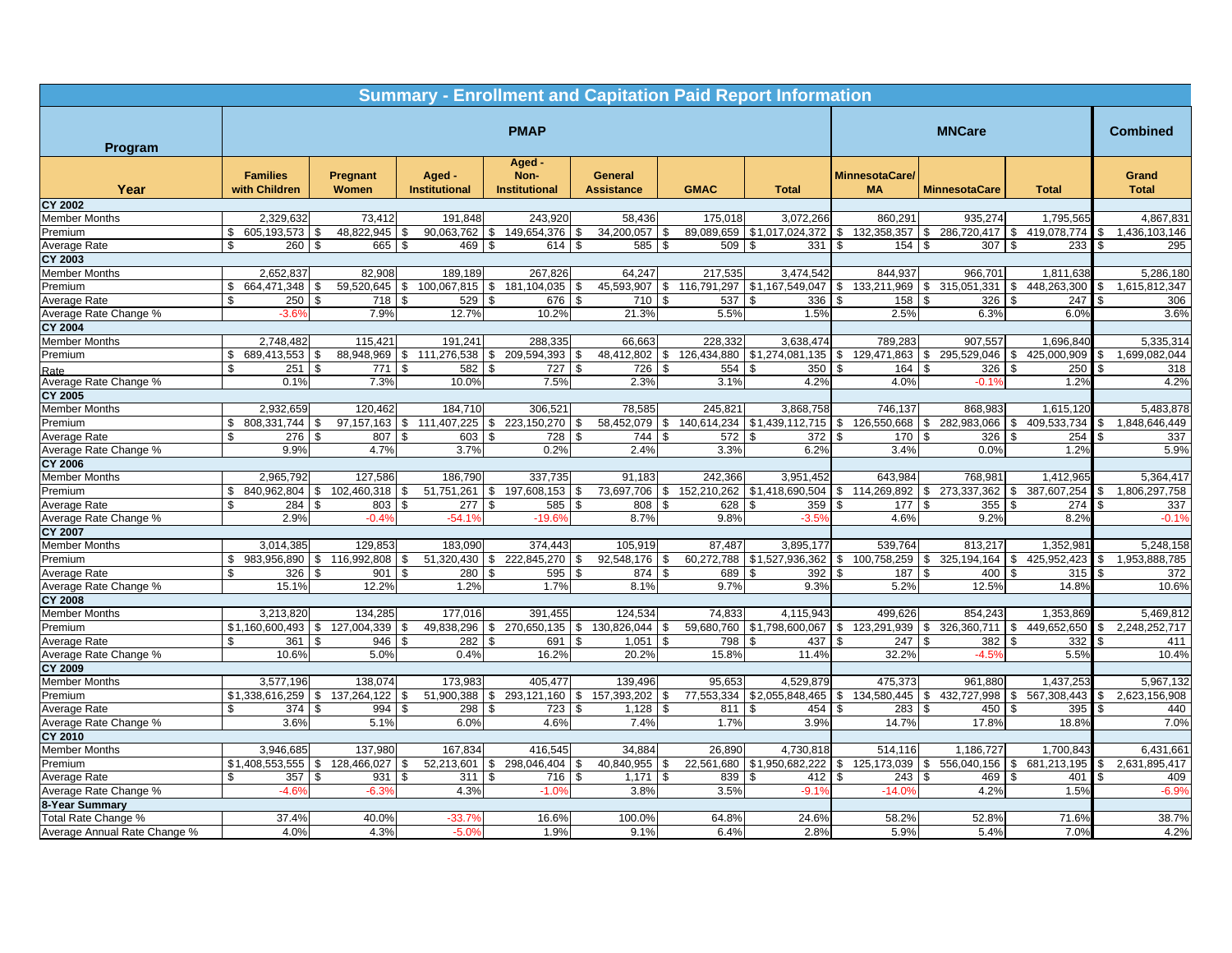# Summary - Enrollment and Capitation Paid Report Information

| Program | PMAP | | | | | | | MNCare | | | Combined |
|---|---|---|---|---|---|---|---|---|---|---|---|
| **Year** | **Families with Children** | **Pregnant Women** | **Aged - Institutional** | **Aged - Non-Institutional** | **General Assistance** | **GMAC** | **Total** | **MinnesotaCare/ MA** | **MinnesotaCare** | **Total** | **Grand Total** |
| **CY 2002** | | | | | | | | | | | |
| Member Months | 2,329,632 | 73,412 | 191,848 | 243,920 | 58,436 | 175,018 | 3,072,266 | 860,291 | 935,274 | 1,795,565 | 4,867,831 |
| Premium | $ 605,193,573 | $ 48,822,945 | $ 90,063,762 | $ 149,654,376 | $ 34,200,057 | $ 89,089,659 | $1,017,024,372 | $ 132,358,357 | $ 286,720,417 | $ 419,078,774 | $ 1,436,103,146 |
| Average Rate | $ 260 | $ 665 | $ 469 | $ 614 | $ 585 | $ 509 | $ 331 | $ 154 | $ 307 | $ 233 | $ 295 |
| **CY 2003** | | | | | | | | | | | |
| Member Months | 2,652,837 | 82,908 | 189,189 | 267,826 | 64,247 | 217,535 | 3,474,542 | 844,937 | 966,701 | 1,811,638 | 5,286,180 |
| Premium | $ 664,471,348 | $ 59,520,645 | $ 100,067,815 | $ 181,104,035 | $ 45,593,907 | $ 116,791,297 | $1,167,549,047 | $ 133,211,969 | $ 315,051,331 | $ 448,263,300 | $ 1,615,812,347 |
| Average Rate | $ 250 | $ 718 | $ 529 | $ 676 | $ 710 | $ 537 | $ 336 | $ 158 | $ 326 | $ 247 | $ 306 |
| Average Rate Change % | -3.6% | 7.9% | 12.7% | 10.2% | 21.3% | 5.5% | 1.5% | 2.5% | 6.3% | 6.0% | 3.6% |
| **CY 2004** | | | | | | | | | | | |
| Member Months | 2,748,482 | 115,421 | 191,241 | 288,335 | 66,663 | 228,332 | 3,638,474 | 789,283 | 907,557 | 1,696,840 | 5,335,314 |
| Premium | $ 689,413,553 | $ 88,948,969 | $ 111,276,538 | $ 209,594,393 | $ 48,412,802 | $ 126,434,880 | $1,274,081,135 | $ 129,471,863 | $ 295,529,046 | $ 425,000,909 | $ 1,699,082,044 |
| Rate | $ 251 | $ 771 | $ 582 | $ 727 | $ 726 | $ 554 | $ 350 | $ 164 | $ 326 | $ 250 | $ 318 |
| Average Rate Change % | 0.1% | 7.3% | 10.0% | 7.5% | 2.3% | 3.1% | 4.2% | 4.0% | -0.1% | 1.2% | 4.2% |
| **CY 2005** | | | | | | | | | | | |
| Member Months | 2,932,659 | 120,462 | 184,710 | 306,521 | 78,585 | 245,821 | 3,868,758 | 746,137 | 868,983 | 1,615,120 | 5,483,878 |
| Premium | $ 808,331,744 | $ 97,157,163 | $ 111,407,225 | $ 223,150,270 | $ 58,452,079 | $ 140,614,234 | $1,439,112,715 | $ 126,550,668 | $ 282,983,066 | $ 409,533,734 | $ 1,848,646,449 |
| Average Rate | $ 276 | $ 807 | $ 603 | $ 728 | $ 744 | $ 572 | $ 372 | $ 170 | $ 326 | $ 254 | $ 337 |
| Average Rate Change % | 9.9% | 4.7% | 3.7% | 0.2% | 2.4% | 3.3% | 6.2% | 3.4% | 0.0% | 1.2% | 5.9% |
| **CY 2006** | | | | | | | | | | | |
| Member Months | 2,965,792 | 127,586 | 186,790 | 337,735 | 91,183 | 242,366 | 3,951,452 | 643,984 | 768,981 | 1,412,965 | 5,364,417 |
| Premium | $ 840,962,804 | $ 102,460,318 | $ 51,751,261 | $ 197,608,153 | $ 73,697,706 | $ 152,210,262 | $1,418,690,504 | $ 114,269,892 | $ 273,337,362 | $ 387,607,254 | $ 1,806,297,758 |
| Average Rate | $ 284 | $ 803 | $ 277 | $ 585 | $ 808 | $ 628 | $ 359 | $ 177 | $ 355 | $ 274 | $ 337 |
| Average Rate Change % | 2.9% | -0.4% | -54.1% | -19.6% | 8.7% | 9.8% | -3.5% | 4.6% | 9.2% | 8.2% | -0.1% |
| **CY 2007** | | | | | | | | | | | |
| Member Months | 3,014,385 | 129,853 | 183,090 | 374,443 | 105,919 | 87,487 | 3,895,177 | 539,764 | 813,217 | 1,352,981 | 5,248,158 |
| Premium | $ 983,956,890 | $ 116,992,808 | $ 51,320,430 | $ 222,845,270 | $ 92,548,176 | $ 60,272,788 | $1,527,936,362 | $ 100,758,259 | $ 325,194,164 | $ 425,952,423 | $ 1,953,888,785 |
| Average Rate | $ 326 | $ 901 | $ 280 | $ 595 | $ 874 | $ 689 | $ 392 | $ 187 | $ 400 | $ 315 | $ 372 |
| Average Rate Change % | 15.1% | 12.2% | 1.2% | 1.7% | 8.1% | 9.7% | 9.3% | 5.2% | 12.5% | 14.8% | 10.6% |
| **CY 2008** | | | | | | | | | | | |
| Member Months | 3,213,820 | 134,285 | 177,016 | 391,455 | 124,534 | 74,833 | 4,115,943 | 499,626 | 854,243 | 1,353,869 | 5,469,812 |
| Premium | $1,160,600,493 | $ 127,004,339 | $ 49,838,296 | $ 270,650,135 | $ 130,826,044 | $ 59,680,760 | $1,798,600,067 | $ 123,291,939 | $ 326,360,711 | $ 449,652,650 | $ 2,248,252,717 |
| Average Rate | $ 361 | $ 946 | $ 282 | $ 691 | $ 1,051 | $ 798 | $ 437 | $ 247 | $ 382 | $ 332 | $ 411 |
| Average Rate Change % | 10.6% | 5.0% | 0.4% | 16.2% | 20.2% | 15.8% | 11.4% | 32.2% | -4.5% | 5.5% | 10.4% |
| **CY 2009** | | | | | | | | | | | |
| Member Months | 3,577,196 | 138,074 | 173,983 | 405,477 | 139,496 | 95,653 | 4,529,879 | 475,373 | 961,880 | 1,437,253 | 5,967,132 |
| Premium | $1,338,616,259 | $ 137,264,122 | $ 51,900,388 | $ 293,121,160 | $ 157,393,202 | $ 77,553,334 | $2,055,848,465 | $ 134,580,445 | $ 432,727,998 | $ 567,308,443 | $ 2,623,156,908 |
| Average Rate | $ 374 | $ 994 | $ 298 | $ 723 | $ 1,128 | $ 811 | $ 454 | $ 283 | $ 450 | $ 395 | $ 440 |
| Average Rate Change % | 3.6% | 5.1% | 6.0% | 4.6% | 7.4% | 1.7% | 3.9% | 14.7% | 17.8% | 18.8% | 7.0% |
| **CY 2010** | | | | | | | | | | | |
| Member Months | 3,946,685 | 137,980 | 167,834 | 416,545 | 34,884 | 26,890 | 4,730,818 | 514,116 | 1,186,727 | 1,700,843 | 6,431,661 |
| Premium | $1,408,553,555 | $ 128,466,027 | $ 52,213,601 | $ 298,046,404 | $ 40,840,955 | $ 22,561,680 | $1,950,682,222 | $ 125,173,039 | $ 556,040,156 | $ 681,213,195 | $ 2,631,895,417 |
| Average Rate | $ 357 | $ 931 | $ 311 | $ 716 | $ 1,171 | $ 839 | $ 412 | $ 243 | $ 469 | $ 401 | $ 409 |
| Average Rate Change % | -4.6% | -6.3% | 4.3% | -1.0% | 3.8% | 3.5% | -9.1% | -14.0% | 4.2% | 1.5% | -6.9% |
| **8-Year Summary** | | | | | | | | | | | |
| Total Rate Change % | 37.4% | 40.0% | -33.7% | 16.6% | 100.0% | 64.8% | 24.6% | 58.2% | 52.8% | 71.6% | 38.7% |
| Average Annual Rate Change % | 4.0% | 4.3% | -5.0% | 1.9% | 9.1% | 6.4% | 2.8% | 5.9% | 5.4% | 7.0% | 4.2% |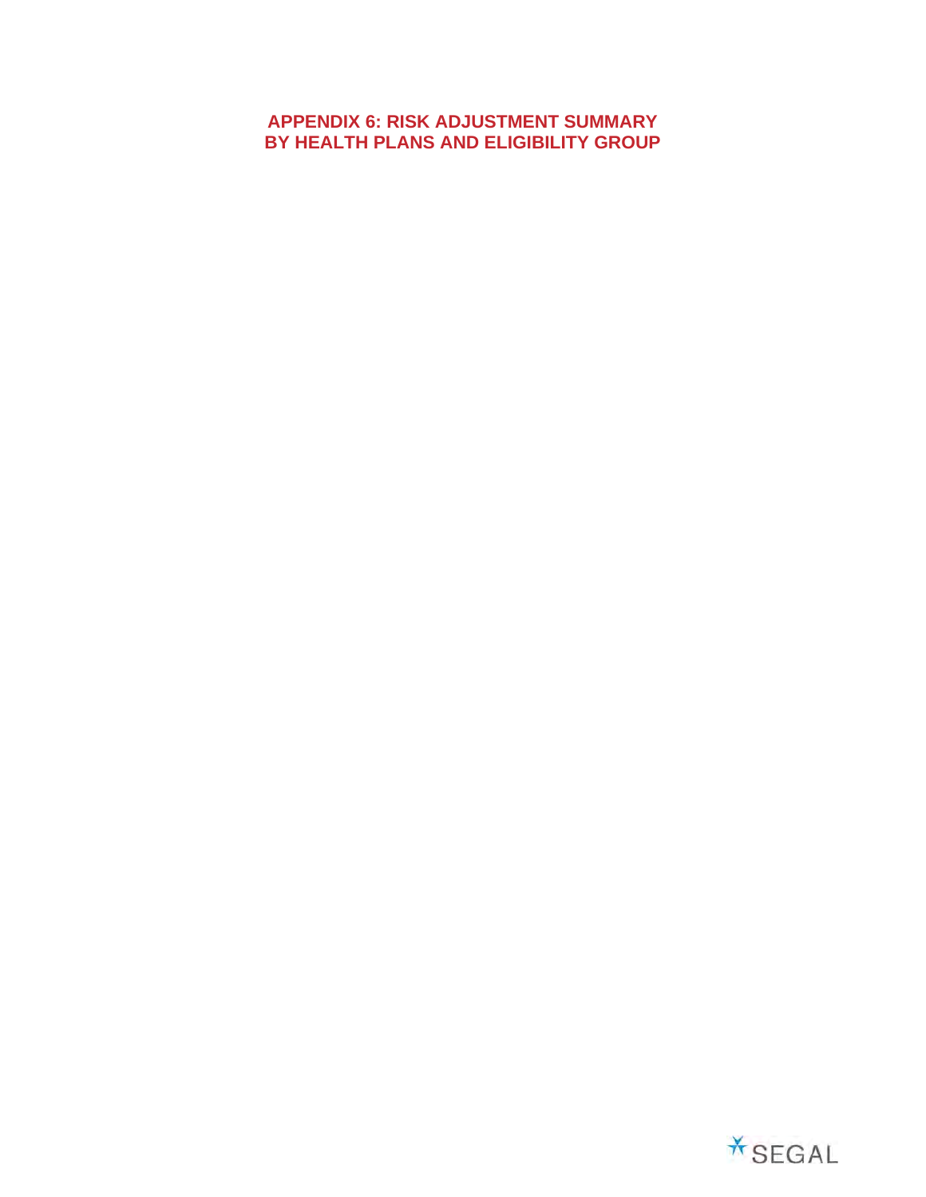# APPENDIX 6: RISK ADJUSTMENT SUMMARY BY HEALTH PLANS AND ELIGIBILITY GROUP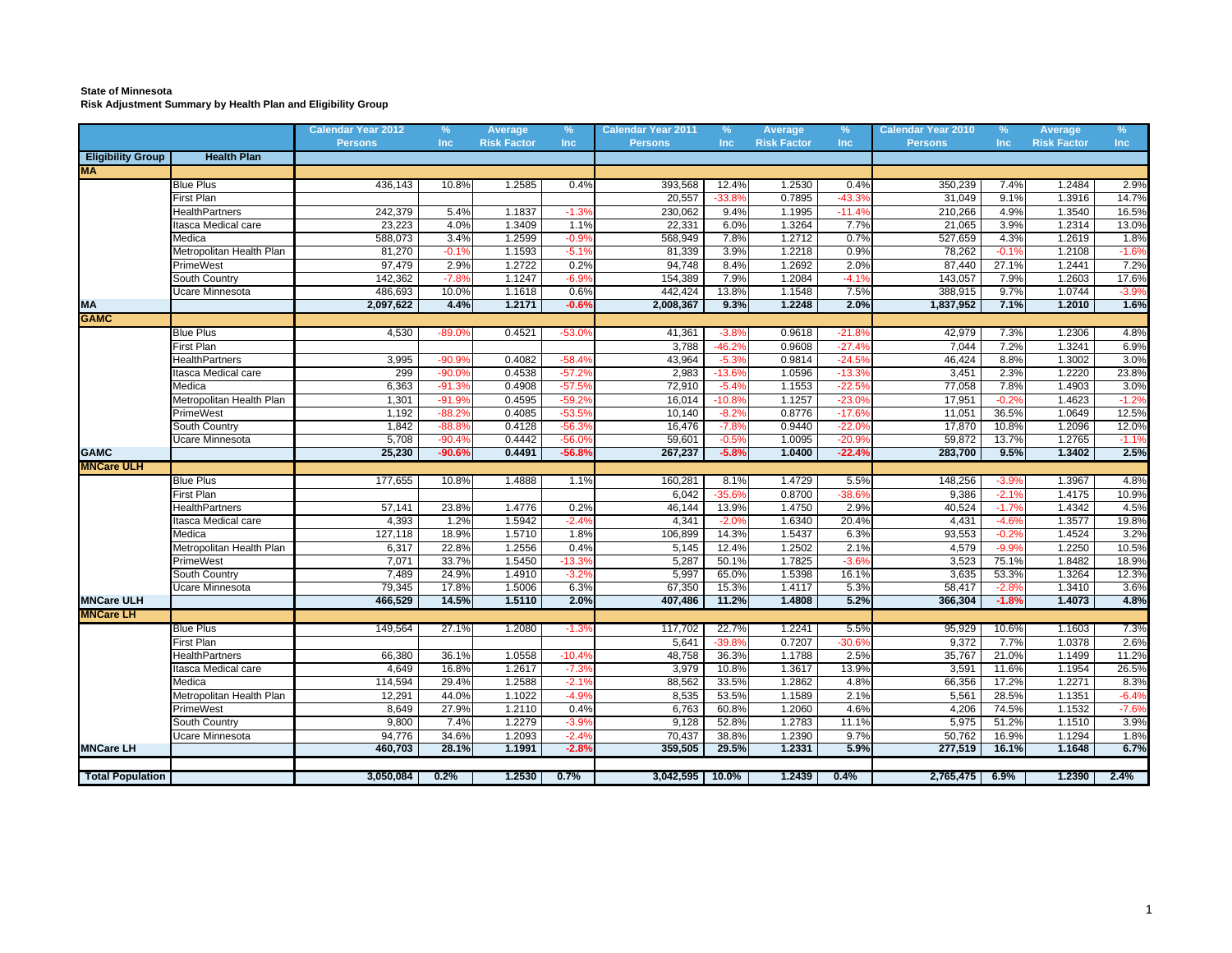**State of Minnesota**
**Risk Adjustment Summary by Health Plan and Eligibility Group**

| Eligibility Group | Health Plan | Calendar Year 2012 Persons | % Inc | Average Risk Factor | % Inc | Calendar Year 2011 Persons | % Inc | Average Risk Factor | % Inc | Calendar Year 2010 Persons | % Inc | Average Risk Factor | % Inc |
|---|---|---|---|---|---|---|---|---|---|---|---|---|---|
| **MA** | | | | | | | | | | | | | |
| | Blue Plus | 436,143 | 10.8% | 1.2585 | 0.4% | 393,568 | 12.4% | 1.2530 | 0.4% | 350,239 | 7.4% | 1.2484 | 2.9% |
| | First Plan | | | | | 20,557 | -33.8% | 0.7895 | -43.3% | 31,049 | 9.1% | 1.3916 | 14.7% |
| | HealthPartners | 242,379 | 5.4% | 1.1837 | -1.3% | 230,062 | 9.4% | 1.1995 | -11.4% | 210,266 | 4.9% | 1.3540 | 16.5% |
| | Itasca Medical care | 23,223 | 4.0% | 1.3409 | 1.1% | 22,331 | 6.0% | 1.3264 | 7.7% | 21,065 | 3.9% | 1.2314 | 13.0% |
| | Medica | 588,073 | 3.4% | 1.2599 | -0.9% | 568,949 | 7.8% | 1.2712 | 0.7% | 527,659 | 4.3% | 1.2619 | 1.8% |
| | Metropolitan Health Plan | 81,270 | -0.1% | 1.1593 | -5.1% | 81,339 | 3.9% | 1.2218 | 0.9% | 78,262 | -0.1% | 1.2108 | -1.6% |
| | PrimeWest | 97,479 | 2.9% | 1.2722 | 0.2% | 94,748 | 8.4% | 1.2692 | 2.0% | 87,440 | 27.1% | 1.2441 | 7.2% |
| | South Country | 142,362 | -7.8% | 1.1247 | -6.9% | 154,389 | 7.9% | 1.2084 | -4.1% | 143,057 | 7.9% | 1.2603 | 17.6% |
| | Ucare Minnesota | 486,693 | 10.0% | 1.1618 | 0.6% | 442,424 | 13.8% | 1.1548 | 7.5% | 388,915 | 9.7% | 1.0744 | -3.9% |
| **MA** | | **2,097,622** | **4.4%** | **1.2171** | **-0.6%** | **2,008,367** | **9.3%** | **1.2248** | **2.0%** | **1,837,952** | **7.1%** | **1.2010** | **1.6%** |
| **GAMC** | | | | | | | | | | | | | |
| | Blue Plus | 4,530 | -89.0% | 0.4521 | -53.0% | 41,361 | -3.8% | 0.9618 | -21.8% | 42,979 | 7.3% | 1.2306 | 4.8% |
| | First Plan | | | | | 3,788 | -46.2% | 0.9608 | -27.4% | 7,044 | 7.2% | 1.3241 | 6.9% |
| | HealthPartners | 3,995 | -90.9% | 0.4082 | -58.4% | 43,964 | -5.3% | 0.9814 | -24.5% | 46,424 | 8.8% | 1.3002 | 3.0% |
| | Itasca Medical care | 299 | -90.0% | 0.4538 | -57.2% | 2,983 | -13.6% | 1.0596 | -13.3% | 3,451 | 2.3% | 1.2220 | 23.8% |
| | Medica | 6,363 | -91.3% | 0.4908 | -57.5% | 72,910 | -5.4% | 1.1553 | -22.5% | 77,058 | 7.8% | 1.4903 | 3.0% |
| | Metropolitan Health Plan | 1,301 | -91.9% | 0.4595 | -59.2% | 16,014 | -10.8% | 1.1257 | -23.0% | 17,951 | -0.2% | 1.4623 | -1.2% |
| | PrimeWest | 1,192 | -88.2% | 0.4085 | -53.5% | 10,140 | -8.2% | 0.8776 | -17.6% | 11,051 | 36.5% | 1.0649 | 12.5% |
| | South Country | 1,842 | -88.8% | 0.4128 | -56.3% | 16,476 | -7.8% | 0.9440 | -22.0% | 17,870 | 10.8% | 1.2096 | 12.0% |
| | Ucare Minnesota | 5,708 | -90.4% | 0.4442 | -56.0% | 59,601 | -0.5% | 1.0095 | -20.9% | 59,872 | 13.7% | 1.2765 | -1.1% |
| **GAMC** | | **25,230** | **-90.6%** | **0.4491** | **-56.8%** | **267,237** | **-5.8%** | **1.0400** | **-22.4%** | **283,700** | **9.5%** | **1.3402** | **2.5%** |
| **MNCare ULH** | | | | | | | | | | | | | |
| | Blue Plus | 177,655 | 10.8% | 1.4888 | 1.1% | 160,281 | 8.1% | 1.4729 | 5.5% | 148,256 | -3.9% | 1.3967 | 4.8% |
| | First Plan | | | | | 6,042 | -35.6% | 0.8700 | -38.6% | 9,386 | -2.1% | 1.4175 | 10.9% |
| | HealthPartners | 57,141 | 23.8% | 1.4776 | 0.2% | 46,144 | 13.9% | 1.4750 | 2.9% | 40,524 | -1.7% | 1.4342 | 4.5% |
| | Itasca Medical care | 4,393 | 1.2% | 1.5942 | -2.4% | 4,341 | -2.0% | 1.6340 | 20.4% | 4,431 | -4.6% | 1.3577 | 19.8% |
| | Medica | 127,118 | 18.9% | 1.5710 | 1.8% | 106,899 | 14.3% | 1.5437 | 6.3% | 93,553 | -0.2% | 1.4524 | 3.2% |
| | Metropolitan Health Plan | 6,317 | 22.8% | 1.2556 | 0.4% | 5,145 | 12.4% | 1.2502 | 2.1% | 4,579 | -9.9% | 1.2250 | 10.5% |
| | PrimeWest | 7,071 | 33.7% | 1.5450 | -13.3% | 5,287 | 50.1% | 1.7825 | -3.6% | 3,523 | 75.1% | 1.8482 | 18.9% |
| | South Country | 7,489 | 24.9% | 1.4910 | -3.2% | 5,997 | 65.0% | 1.5398 | 16.1% | 3,635 | 53.3% | 1.3264 | 12.3% |
| | Ucare Minnesota | 79,345 | 17.8% | 1.5006 | 6.3% | 67,350 | 15.3% | 1.4117 | 5.3% | 58,417 | -2.8% | 1.3410 | 3.6% |
| **MNCare ULH** | | **466,529** | **14.5%** | **1.5110** | **2.0%** | **407,486** | **11.2%** | **1.4808** | **5.2%** | **366,304** | **-1.8%** | **1.4073** | **4.8%** |
| **MNCare LH** | | | | | | | | | | | | | |
| | Blue Plus | 149,564 | 27.1% | 1.2080 | -1.3% | 117,702 | 22.7% | 1.2241 | 5.5% | 95,929 | 10.6% | 1.1603 | 7.3% |
| | First Plan | | | | | 5,641 | -39.8% | 0.7207 | -30.6% | 9,372 | 7.7% | 1.0378 | 2.6% |
| | HealthPartners | 66,380 | 36.1% | 1.0558 | -10.4% | 48,758 | 36.3% | 1.1788 | 2.5% | 35,767 | 21.0% | 1.1499 | 11.2% |
| | Itasca Medical care | 4,649 | 16.8% | 1.2617 | -7.3% | 3,979 | 10.8% | 1.3617 | 13.9% | 3,591 | 11.6% | 1.1954 | 26.5% |
| | Medica | 114,594 | 29.4% | 1.2588 | -2.1% | 88,562 | 33.5% | 1.2862 | 4.8% | 66,356 | 17.2% | 1.2271 | 8.3% |
| | Metropolitan Health Plan | 12,291 | 44.0% | 1.1022 | -4.9% | 8,535 | 53.5% | 1.1589 | 2.1% | 5,561 | 28.5% | 1.1351 | -6.4% |
| | PrimeWest | 8,649 | 27.9% | 1.2110 | 0.4% | 6,763 | 60.8% | 1.2060 | 4.6% | 4,206 | 74.5% | 1.1532 | -7.6% |
| | South Country | 9,800 | 7.4% | 1.2279 | -3.9% | 9,128 | 52.8% | 1.2783 | 11.1% | 5,975 | 51.2% | 1.1510 | 3.9% |
| | Ucare Minnesota | 94,776 | 34.6% | 1.2093 | -2.4% | 70,437 | 38.8% | 1.2390 | 9.7% | 50,762 | 16.9% | 1.1294 | 1.8% |
| **MNCare LH** | | **460,703** | **28.1%** | **1.1991** | **-2.8%** | **359,505** | **29.5%** | **1.2331** | **5.9%** | **277,519** | **16.1%** | **1.1648** | **6.7%** |
| | | | | | | | | | | | | | |
| **Total Population** | | **3,050,084** | **0.2%** | **1.2530** | **0.7%** | **3,042,595** | **10.0%** | **1.2439** | **0.4%** | **2,765,475** | **6.9%** | **1.2390** | **2.4%** |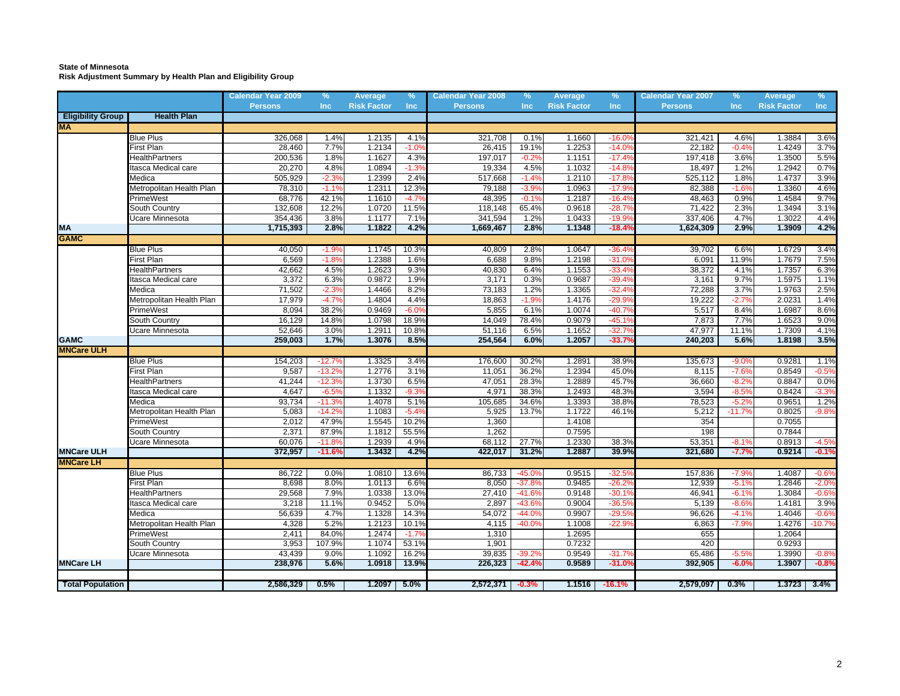**State of Minnesota**
**Risk Adjustment Summary by Health Plan and Eligibility Group**

| Eligibility Group | Health Plan | Calendar Year 2009 Persons | % Inc | Average Risk Factor | % Inc | Calendar Year 2008 Persons | % Inc | Average Risk Factor | % Inc | Calendar Year 2007 Persons | % Inc | Average Risk Factor | % Inc |
|---|---|---|---|---|---|---|---|---|---|---|---|---|---|
| **MA** | | | | | | | | | | | | | |
| | Blue Plus | 326,068 | 1.4% | 1.2135 | 4.1% | 321,708 | 0.1% | 1.1660 | -16.0% | 321,421 | 4.6% | 1.3884 | 3.6% |
| | First Plan | 28,460 | 7.7% | 1.2134 | -1.0% | 26,415 | 19.1% | 1.2253 | -14.0% | 22,182 | -0.4% | 1.4249 | 3.7% |
| | HealthPartners | 200,536 | 1.8% | 1.1627 | 4.3% | 197,017 | -0.2% | 1.1151 | -17.4% | 197,418 | 3.6% | 1.3500 | 5.5% |
| | Itasca Medical care | 20,270 | 4.8% | 1.0894 | -1.3% | 19,334 | 4.5% | 1.1032 | -14.8% | 18,497 | 1.2% | 1.2942 | 0.7% |
| | Medica | 505,929 | -2.3% | 1.2399 | 2.4% | 517,668 | -1.4% | 1.2110 | -17.8% | 525,112 | 1.8% | 1.4737 | 3.9% |
| | Metropolitan Health Plan | 78,310 | -1.1% | 1.2311 | 12.3% | 79,188 | -3.9% | 1.0963 | -17.9% | 82,388 | -1.6% | 1.3360 | 4.6% |
| | PrimeWest | 68,776 | 42.1% | 1.1610 | -4.7% | 48,395 | -0.1% | 1.2187 | -16.4% | 48,463 | 0.9% | 1.4584 | 9.7% |
| | South Country | 132,608 | 12.2% | 1.0720 | 11.5% | 118,148 | 65.4% | 0.9618 | -28.7% | 71,422 | 2.3% | 1.3494 | 3.1% |
| | Ucare Minnesota | 354,436 | 3.8% | 1.1177 | 7.1% | 341,594 | 1.2% | 1.0433 | -19.9% | 337,406 | 4.7% | 1.3022 | 4.4% |
| **MA** | | **1,715,393** | **2.8%** | **1.1822** | **4.2%** | **1,669,467** | **2.8%** | **1.1348** | **-18.4%** | **1,624,309** | **2.9%** | **1.3909** | **4.2%** |
| **GAMC** | | | | | | | | | | | | | |
| | Blue Plus | 40,050 | -1.9% | 1.1745 | 10.3% | 40,809 | 2.8% | 1.0647 | -36.4% | 39,702 | 6.6% | 1.6729 | 3.4% |
| | First Plan | 6,569 | -1.8% | 1.2388 | 1.6% | 6,688 | 9.8% | 1.2198 | -31.0% | 6,091 | 11.9% | 1.7679 | 7.5% |
| | HealthPartners | 42,662 | 4.5% | 1.2623 | 9.3% | 40,830 | 6.4% | 1.1553 | -33.4% | 38,372 | 4.1% | 1.7357 | 6.3% |
| | Itasca Medical care | 3,372 | 6.3% | 0.9872 | 1.9% | 3,171 | 0.3% | 0.9687 | -39.4% | 3,161 | 9.7% | 1.5975 | 1.1% |
| | Medica | 71,502 | -2.3% | 1.4466 | 8.2% | 73,183 | 1.2% | 1.3365 | -32.4% | 72,288 | 3.7% | 1.9763 | 2.5% |
| | Metropolitan Health Plan | 17,979 | -4.7% | 1.4804 | 4.4% | 18,863 | -1.9% | 1.4176 | -29.9% | 19,222 | -2.7% | 2.0231 | 1.4% |
| | PrimeWest | 8,094 | 38.2% | 0.9469 | -6.0% | 5,855 | 6.1% | 1.0074 | -40.7% | 5,517 | 8.4% | 1.6987 | 8.6% |
| | South Country | 16,129 | 14.8% | 1.0798 | 18.9% | 14,049 | 78.4% | 0.9079 | -45.1% | 7,873 | 7.7% | 1.6523 | 9.0% |
| | Ucare Minnesota | 52,646 | 3.0% | 1.2911 | 10.8% | 51,116 | 6.5% | 1.1652 | -32.7% | 47,977 | 11.1% | 1.7309 | 4.1% |
| **GAMC** | | **259,003** | **1.7%** | **1.3076** | **8.5%** | **254,564** | **6.0%** | **1.2057** | **-33.7%** | **240,203** | **5.6%** | **1.8198** | **3.5%** |
| **MNCare ULH** | | | | | | | | | | | | | |
| | Blue Plus | 154,203 | -12.7% | 1.3325 | 3.4% | 176,600 | 30.2% | 1.2891 | 38.9% | 135,673 | -9.0% | 0.9281 | 1.1% |
| | First Plan | 9,587 | -13.2% | 1.2776 | 3.1% | 11,051 | 36.2% | 1.2394 | 45.0% | 8,115 | -7.6% | 0.8549 | -0.5% |
| | HealthPartners | 41,244 | -12.3% | 1.3730 | 6.5% | 47,051 | 28.3% | 1.2889 | 45.7% | 36,660 | -8.2% | 0.8847 | 0.0% |
| | Itasca Medical care | 4,647 | -6.5% | 1.1332 | -9.3% | 4,971 | 38.3% | 1.2493 | 48.3% | 3,594 | -8.5% | 0.8424 | -3.3% |
| | Medica | 93,734 | -11.3% | 1.4078 | 5.1% | 105,685 | 34.6% | 1.3393 | 38.8% | 78,523 | -5.2% | 0.9651 | 1.2% |
| | Metropolitan Health Plan | 5,083 | -14.2% | 1.1083 | -5.4% | 5,925 | 13.7% | 1.1722 | 46.1% | 5,212 | -11.7% | 0.8025 | -9.8% |
| | PrimeWest | 2,012 | 47.9% | 1.5545 | 10.2% | 1,360 | | 1.4108 | | 354 | | 0.7055 | |
| | South Country | 2,371 | 87.9% | 1.1812 | 55.5% | 1,262 | | 0.7595 | | 198 | | 0.7844 | |
| | Ucare Minnesota | 60,076 | -11.8% | 1.2939 | 4.9% | 68,112 | 27.7% | 1.2330 | 38.3% | 53,351 | -8.1% | 0.8913 | -4.5% |
| **MNCare ULH** | | **372,957** | **-11.6%** | **1.3432** | **4.2%** | **422,017** | **31.2%** | **1.2887** | **39.9%** | **321,680** | **-7.7%** | **0.9214** | **-0.1%** |
| **MNCare LH** | | | | | | | | | | | | | |
| | Blue Plus | 86,722 | 0.0% | 1.0810 | 13.6% | 86,733 | -45.0% | 0.9515 | -32.5% | 157,836 | -7.9% | 1.4087 | -0.6% |
| | First Plan | 8,698 | 8.0% | 1.0113 | 6.6% | 8,050 | -37.8% | 0.9485 | -26.2% | 12,939 | -5.1% | 1.2846 | -2.0% |
| | HealthPartners | 29,568 | 7.9% | 1.0338 | 13.0% | 27,410 | -41.6% | 0.9148 | -30.1% | 46,941 | -6.1% | 1.3084 | -0.6% |
| | Itasca Medical care | 3,218 | 11.1% | 0.9452 | 5.0% | 2,897 | -43.6% | 0.9004 | -36.5% | 5,139 | -8.6% | 1.4181 | 3.9% |
| | Medica | 56,639 | 4.7% | 1.1328 | 14.3% | 54,072 | -44.0% | 0.9907 | -29.5% | 96,626 | -4.1% | 1.4046 | -0.6% |
| | Metropolitan Health Plan | 4,328 | 5.2% | 1.2123 | 10.1% | 4,115 | -40.0% | 1.1008 | -22.9% | 6,863 | -7.9% | 1.4276 | -10.7% |
| | PrimeWest | 2,411 | 84.0% | 1.2474 | -1.7% | 1,310 | | 1.2695 | | 655 | | 1.2064 | |
| | South Country | 3,953 | 107.9% | 1.1074 | 53.1% | 1,901 | | 0.7232 | | 420 | | 0.9293 | |
| | Ucare Minnesota | 43,439 | 9.0% | 1.1092 | 16.2% | 39,835 | -39.2% | 0.9549 | -31.7% | 65,486 | -5.5% | 1.3990 | -0.8% |
| **MNCare LH** | | **238,976** | **5.6%** | **1.0918** | **13.9%** | **226,323** | **-42.4%** | **0.9589** | **-31.0%** | **392,905** | **-6.0%** | **1.3907** | **-0.8%** |
| **Total Population** | | **2,586,329** | **0.5%** | **1.2097** | **5.0%** | **2,572,371** | **-0.3%** | **1.1516** | **-16.1%** | **2,579,097** | **0.3%** | **1.3723** | **3.4%** |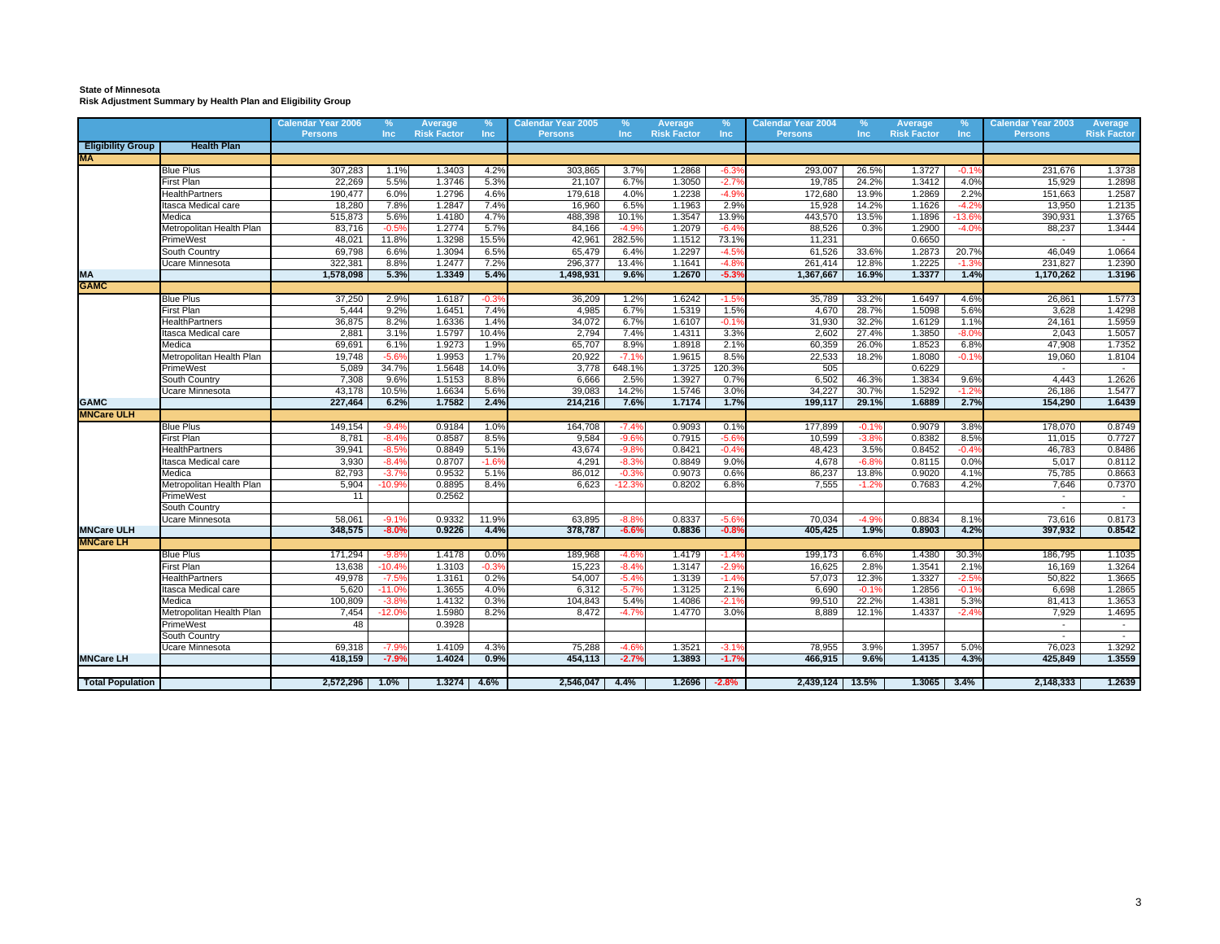**State of Minnesota**
**Risk Adjustment Summary by Health Plan and Eligibility Group**

| Eligibility Group | Health Plan | Calendar Year 2006 Persons | % Inc | Average Risk Factor | % Inc | Calendar Year 2005 Persons | % Inc | Average Risk Factor | % Inc | Calendar Year 2004 Persons | % Inc | Average Risk Factor | % Inc | Calendar Year 2003 Persons | Average Risk Factor |
|---|---|---|---|---|---|---|---|---|---|---|---|---|---|---|---|
| **MA** | | | | | | | | | | | | | | | |
| | Blue Plus | 307,283 | 1.1% | 1.3403 | 4.2% | 303,865 | 3.7% | 1.2868 | -6.3% | 293,007 | 26.5% | 1.3727 | -0.1% | 231,676 | 1.3738 |
| | First Plan | 22,269 | 5.5% | 1.3746 | 5.3% | 21,107 | 6.7% | 1.3050 | -2.7% | 19,785 | 24.2% | 1.3412 | 4.0% | 15,929 | 1.2898 |
| | HealthPartners | 190,477 | 6.0% | 1.2796 | 4.6% | 179,618 | 4.0% | 1.2238 | -4.9% | 172,680 | 13.9% | 1.2869 | 2.2% | 151,663 | 1.2587 |
| | Itasca Medical care | 18,280 | 7.8% | 1.2847 | 7.4% | 16,960 | 6.5% | 1.1963 | 2.9% | 15,928 | 14.2% | 1.1626 | -4.2% | 13,950 | 1.2135 |
| | Medica | 515,873 | 5.6% | 1.4180 | 4.7% | 488,398 | 10.1% | 1.3547 | 13.9% | 443,570 | 13.5% | 1.1896 | -13.6% | 390,931 | 1.3765 |
| | Metropolitan Health Plan | 83,716 | -0.5% | 1.2774 | 5.7% | 84,166 | -4.9% | 1.2079 | -6.4% | 88,526 | 0.3% | 1.2900 | -4.0% | 88,237 | 1.3444 |
| | PrimeWest | 48,021 | 11.8% | 1.3298 | 15.5% | 42,961 | 282.5% | 1.1512 | 73.1% | 11,231 | | 0.6650 | | - | - |
| | South Country | 69,798 | 6.6% | 1.3094 | 6.5% | 65,479 | 6.4% | 1.2297 | -4.5% | 61,526 | 33.6% | 1.2873 | 20.7% | 46,049 | 1.0664 |
| | Ucare Minnesota | 322,381 | 8.8% | 1.2477 | 7.2% | 296,377 | 13.4% | 1.1641 | -4.8% | 261,414 | 12.8% | 1.2225 | -1.3% | 231,827 | 1.2390 |
| **MA** | | **1,578,098** | **5.3%** | **1.3349** | **5.4%** | **1,498,931** | **9.6%** | **1.2670** | **-5.3%** | **1,367,667** | **16.9%** | **1.3377** | **1.4%** | **1,170,262** | **1.3196** |
| **GAMC** | | | | | | | | | | | | | | | |
| | Blue Plus | 37,250 | 2.9% | 1.6187 | -0.3% | 36,209 | 1.2% | 1.6242 | -1.5% | 35,789 | 33.2% | 1.6497 | 4.6% | 26,861 | 1.5773 |
| | First Plan | 5,444 | 9.2% | 1.6451 | 7.4% | 4,985 | 6.7% | 1.5319 | 1.5% | 4,670 | 28.7% | 1.5098 | 5.6% | 3,628 | 1.4298 |
| | HealthPartners | 36,875 | 8.2% | 1.6336 | 1.4% | 34,072 | 6.7% | 1.6107 | -0.1% | 31,930 | 32.2% | 1.6129 | 1.1% | 24,161 | 1.5959 |
| | Itasca Medical care | 2,881 | 3.1% | 1.5797 | 10.4% | 2,794 | 7.4% | 1.4311 | 3.3% | 2,602 | 27.4% | 1.3850 | -8.0% | 2,043 | 1.5057 |
| | Medica | 69,691 | 6.1% | 1.9273 | 1.9% | 65,707 | 8.9% | 1.8918 | 2.1% | 60,359 | 26.0% | 1.8523 | 6.8% | 47,908 | 1.7352 |
| | Metropolitan Health Plan | 19,748 | -5.6% | 1.9953 | 1.7% | 20,922 | -7.1% | 1.9615 | 8.5% | 22,533 | 18.2% | 1.8080 | -0.1% | 19,060 | 1.8104 |
| | PrimeWest | 5,089 | 34.7% | 1.5648 | 14.0% | 3,778 | 648.1% | 1.3725 | 120.3% | 505 | | 0.6229 | | - | - |
| | South Country | 7,308 | 9.6% | 1.5153 | 8.8% | 6,666 | 2.5% | 1.3927 | 0.7% | 6,502 | 46.3% | 1.3834 | 9.6% | 4,443 | 1.2626 |
| | Ucare Minnesota | 43,178 | 10.5% | 1.6634 | 5.6% | 39,083 | 14.2% | 1.5746 | 3.0% | 34,227 | 30.7% | 1.5292 | -1.2% | 26,186 | 1.5477 |
| **GAMC** | | **227,464** | **6.2%** | **1.7582** | **2.4%** | **214,216** | **7.6%** | **1.7174** | **1.7%** | **199,117** | **29.1%** | **1.6889** | **2.7%** | **154,290** | **1.6439** |
| **MNCare ULH** | | | | | | | | | | | | | | | |
| | Blue Plus | 149,154 | -9.4% | 0.9184 | 1.0% | 164,708 | -7.4% | 0.9093 | 0.1% | 177,899 | -0.1% | 0.9079 | 3.8% | 178,070 | 0.8749 |
| | First Plan | 8,781 | -8.4% | 0.8587 | 8.5% | 9,584 | -9.6% | 0.7915 | -5.6% | 10,599 | -3.8% | 0.8382 | 8.5% | 11,015 | 0.7727 |
| | HealthPartners | 39,941 | -8.5% | 0.8849 | 5.1% | 43,674 | -9.8% | 0.8421 | -0.4% | 48,423 | 3.5% | 0.8452 | -0.4% | 46,783 | 0.8486 |
| | Itasca Medical care | 3,930 | -8.4% | 0.8707 | -1.6% | 4,291 | -8.3% | 0.8849 | 9.0% | 4,678 | -6.8% | 0.8115 | 0.0% | 5,017 | 0.8112 |
| | Medica | 82,793 | -3.7% | 0.9532 | 5.1% | 86,012 | -0.3% | 0.9073 | 0.6% | 86,237 | 13.8% | 0.9020 | 4.1% | 75,785 | 0.8663 |
| | Metropolitan Health Plan | 5,904 | -10.9% | 0.8895 | 8.4% | 6,623 | -12.3% | 0.8202 | 6.8% | 7,555 | -1.2% | 0.7683 | 4.2% | 7,646 | 0.7370 |
| | PrimeWest | 11 | | 0.2562 | | | | | | | | | | - | - |
| | South Country | | | | | | | | | | | | | - | - |
| | Ucare Minnesota | 58,061 | -9.1% | 0.9332 | 11.9% | 63,895 | -8.8% | 0.8337 | -5.6% | 70,034 | -4.9% | 0.8834 | 8.1% | 73,616 | 0.8173 |
| **MNCare ULH** | | **348,575** | **-8.0%** | **0.9226** | **4.4%** | **378,787** | **-6.6%** | **0.8836** | **-0.8%** | **405,425** | **1.9%** | **0.8903** | **4.2%** | **397,932** | **0.8542** |
| **MNCare LH** | | | | | | | | | | | | | | | |
| | Blue Plus | 171,294 | -9.8% | 1.4178 | 0.0% | 189,968 | -4.6% | 1.4179 | -1.4% | 199,173 | 6.6% | 1.4380 | 30.3% | 186,795 | 1.1035 |
| | First Plan | 13,638 | -10.4% | 1.3103 | -0.3% | 15,223 | -8.4% | 1.3147 | -2.9% | 16,625 | 2.8% | 1.3541 | 2.1% | 16,169 | 1.3264 |
| | HealthPartners | 49,978 | -7.5% | 1.3161 | 0.2% | 54,007 | -5.4% | 1.3139 | -1.4% | 57,073 | 12.3% | 1.3327 | -2.5% | 50,822 | 1.3665 |
| | Itasca Medical care | 5,620 | -11.0% | 1.3655 | 4.0% | 6,312 | -5.7% | 1.3125 | 2.1% | 6,690 | -0.1% | 1.2856 | -0.1% | 6,698 | 1.2865 |
| | Medica | 100,809 | -3.8% | 1.4132 | 0.3% | 104,843 | 5.4% | 1.4086 | -2.1% | 99,510 | 22.2% | 1.4381 | 5.3% | 81,413 | 1.3653 |
| | Metropolitan Health Plan | 7,454 | -12.0% | 1.5980 | 8.2% | 8,472 | -4.7% | 1.4770 | 3.0% | 8,889 | 12.1% | 1.4337 | -2.4% | 7,929 | 1.4695 |
| | PrimeWest | 48 | | 0.3928 | | | | | | | | | | - | - |
| | South Country | | | | | | | | | | | | | - | - |
| | Ucare Minnesota | 69,318 | -7.9% | 1.4109 | 4.3% | 75,288 | -4.6% | 1.3521 | -3.1% | 78,955 | 3.9% | 1.3957 | 5.0% | 76,023 | 1.3292 |
| **MNCare LH** | | **418,159** | **-7.9%** | **1.4024** | **0.9%** | **454,113** | **-2.7%** | **1.3893** | **-1.7%** | **466,915** | **9.6%** | **1.4135** | **4.3%** | **425,849** | **1.3559** |
| **Total Population** | | **2,572,296** | **1.0%** | **1.3274** | **4.6%** | **2,546,047** | **4.4%** | **1.2696** | **-2.8%** | **2,439,124** | **13.5%** | **1.3065** | **3.4%** | **2,148,333** | **1.2639** |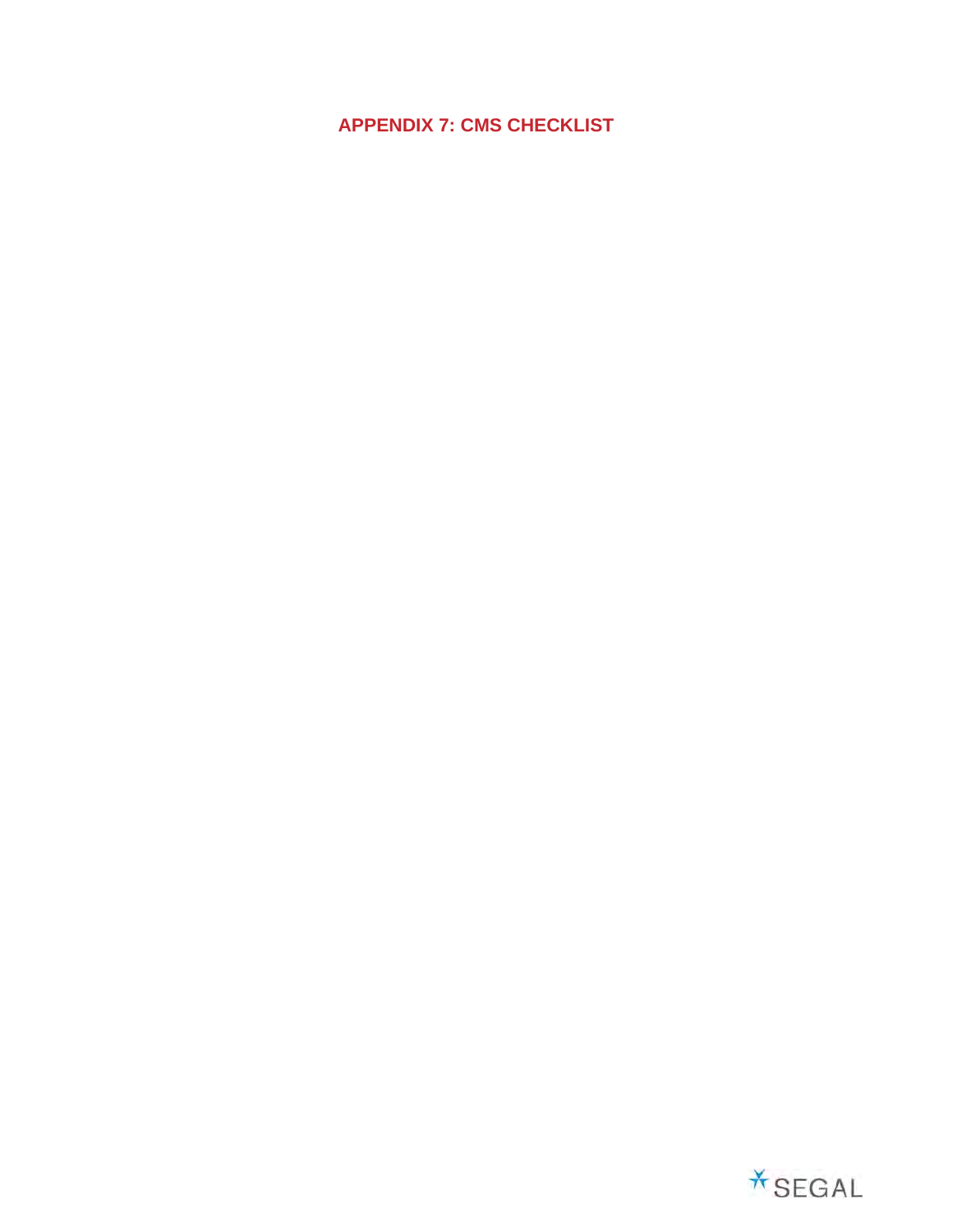# APPENDIX 7: CMS CHECKLIST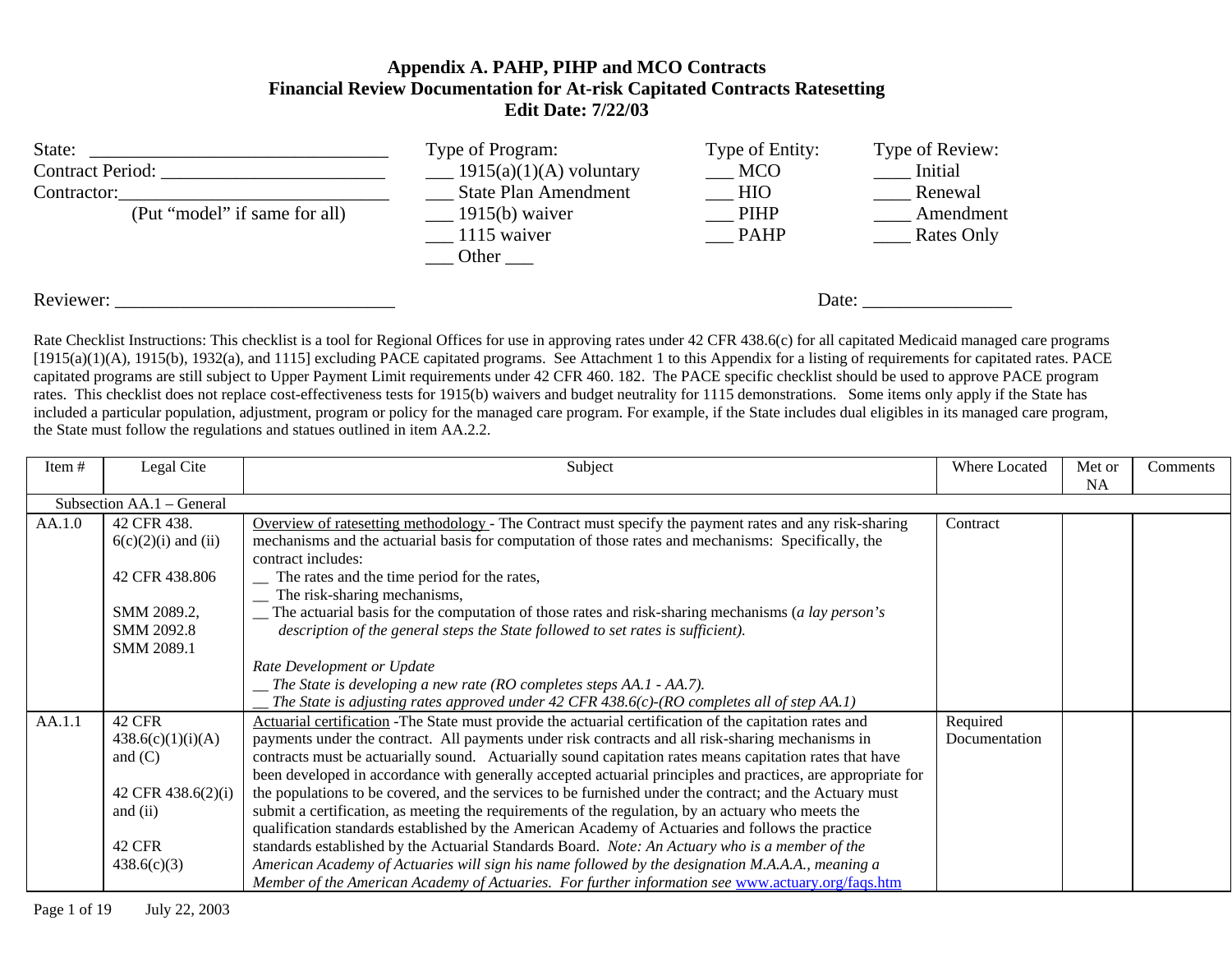# Appendix A. PAHP, PIHP and MCO Contracts
## Financial Review Documentation for At-risk Capitated Contracts Ratesetting
### Edit Date: 7/22/03

State: _______________________________
Contract Period: _______________________
Contractor:____________________________
(Put "model" if same for all)

Type of Program:
___ 1915(a)(1)(A) voluntary
___ State Plan Amendment
___ 1915(b) waiver
___ 1115 waiver
___ Other ___

Type of Entity:
___ MCO
___ HIO
___ PIHP
___ PAHP

Type of Review:
____ Initial
____ Renewal
____ Amendment
____ Rates Only

Reviewer: _____________________________

Date: _______________

Rate Checklist Instructions: This checklist is a tool for Regional Offices for use in approving rates under 42 CFR 438.6(c) for all capitated Medicaid managed care programs [1915(a)(1)(A), 1915(b), 1932(a), and 1115] excluding PACE capitated programs. See Attachment 1 to this Appendix for a listing of requirements for capitated rates. PACE capitated programs are still subject to Upper Payment Limit requirements under 42 CFR 460. 182. The PACE specific checklist should be used to approve PACE program rates. This checklist does not replace cost-effectiveness tests for 1915(b) waivers and budget neutrality for 1115 demonstrations. Some items only apply if the State has included a particular population, adjustment, program or policy for the managed care program. For example, if the State includes dual eligibles in its managed care program, the State must follow the regulations and statues outlined in item AA.2.2.

| Item # | Legal Cite | Subject | Where Located | Met or NA | Comments |
|---|---|---|---|---|---|
| Subsection AA.1 – General | | | | | |
| AA.1.0 | 42 CFR 438. 6(c)(2)(i) and (ii)<br><br>42 CFR 438.806<br><br>SMM 2089.2, SMM 2092.8 SMM 2089.1 | Overview of ratesetting methodology - The Contract must specify the payment rates and any risk-sharing mechanisms and the actuarial basis for computation of those rates and mechanisms: Specifically, the contract includes:<br>__ The rates and the time period for the rates,<br>__ The risk-sharing mechanisms,<br>__ The actuarial basis for the computation of those rates and risk-sharing mechanisms (*a lay person's description of the general steps the State followed to set rates is sufficient).*<br><br>*Rate Development or Update*<br>*__ The State is developing a new rate (RO completes steps AA.1 - AA.7).*<br>*__ The State is adjusting rates approved under 42 CFR 438.6(c)-(RO completes all of step AA.1)* | Contract | | |
| AA.1.1 | 42 CFR 438.6(c)(1)(i)(A) and (C)<br><br>42 CFR 438.6(2)(i) and (ii)<br><br>42 CFR 438.6(c)(3) | Actuarial certification -The State must provide the actuarial certification of the capitation rates and payments under the contract. All payments under risk contracts and all risk-sharing mechanisms in contracts must be actuarially sound. Actuarially sound capitation rates means capitation rates that have been developed in accordance with generally accepted actuarial principles and practices, are appropriate for the populations to be covered, and the services to be furnished under the contract; and the Actuary must submit a certification, as meeting the requirements of the regulation, by an actuary who meets the qualification standards established by the American Academy of Actuaries and follows the practice standards established by the Actuarial Standards Board. *Note: An Actuary who is a member of the American Academy of Actuaries will sign his name followed by the designation M.A.A.A., meaning a Member of the American Academy of Actuaries. For further information see* www.actuary.org/faqs.htm | Required Documentation | | |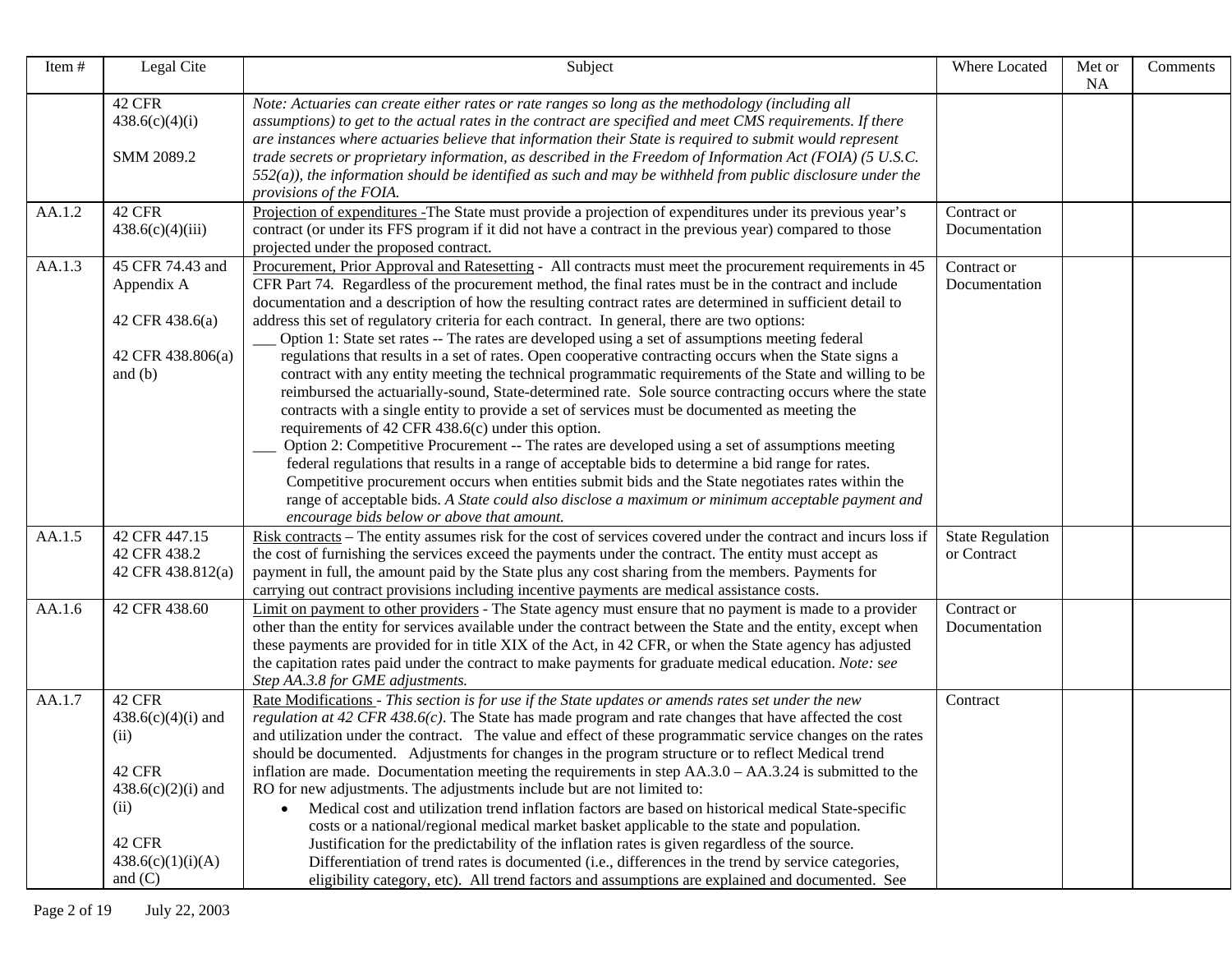| Item # | Legal Cite | Subject | Where Located | Met or NA | Comments |
|---|---|---|---|---|---|
| | 42 CFR 438.6(c)(4)(i)<br><br>SMM 2089.2 | *Note: Actuaries can create either rates or rate ranges so long as the methodology (including all assumptions) to get to the actual rates in the contract are specified and meet CMS requirements. If there are instances where actuaries believe that information their State is required to submit would represent trade secrets or proprietary information, as described in the Freedom of Information Act (FOIA) (5 U.S.C. 552(a)), the information should be identified as such and may be withheld from public disclosure under the provisions of the FOIA.* | | | |
| AA.1.2 | 42 CFR 438.6(c)(4)(iii) | Projection of expenditures -The State must provide a projection of expenditures under its previous year's contract (or under its FFS program if it did not have a contract in the previous year) compared to those projected under the proposed contract. | Contract or Documentation | | |
| AA.1.3 | 45 CFR 74.43 and Appendix A<br><br>42 CFR 438.6(a)<br><br>42 CFR 438.806(a) and (b) | Procurement, Prior Approval and Ratesetting - All contracts must meet the procurement requirements in 45 CFR Part 74. Regardless of the procurement method, the final rates must be in the contract and include documentation and a description of how the resulting contract rates are determined in sufficient detail to address this set of regulatory criteria for each contract. In general, there are two options:<br>___ Option 1: State set rates -- The rates are developed using a set of assumptions meeting federal regulations that results in a set of rates. Open cooperative contracting occurs when the State signs a contract with any entity meeting the technical programmatic requirements of the State and willing to be reimbursed the actuarially-sound, State-determined rate. Sole source contracting occurs where the state contracts with a single entity to provide a set of services must be documented as meeting the requirements of 42 CFR 438.6(c) under this option.<br>___ Option 2: Competitive Procurement -- The rates are developed using a set of assumptions meeting federal regulations that results in a range of acceptable bids to determine a bid range for rates. Competitive procurement occurs when entities submit bids and the State negotiates rates within the range of acceptable bids. *A State could also disclose a maximum or minimum acceptable payment and encourage bids below or above that amount.* | Contract or Documentation | | |
| AA.1.5 | 42 CFR 447.15<br>42 CFR 438.2<br>42 CFR 438.812(a) | Risk contracts – The entity assumes risk for the cost of services covered under the contract and incurs loss if the cost of furnishing the services exceed the payments under the contract. The entity must accept as payment in full, the amount paid by the State plus any cost sharing from the members. Payments for carrying out contract provisions including incentive payments are medical assistance costs. | State Regulation or Contract | | |
| AA.1.6 | 42 CFR 438.60 | Limit on payment to other providers - The State agency must ensure that no payment is made to a provider other than the entity for services available under the contract between the State and the entity, except when these payments are provided for in title XIX of the Act, in 42 CFR, or when the State agency has adjusted the capitation rates paid under the contract to make payments for graduate medical education. *Note: see Step AA.3.8 for GME adjustments.* | Contract or Documentation | | |
| AA.1.7 | 42 CFR 438.6(c)(4)(i) and (ii)<br><br>42 CFR 438.6(c)(2)(i) and (ii)<br><br>42 CFR 438.6(c)(1)(i)(A) and (C) | Rate Modifications - *This section is for use if the State updates or amends rates set under the new regulation at 42 CFR 438.6(c)*. The State has made program and rate changes that have affected the cost and utilization under the contract. The value and effect of these programmatic service changes on the rates should be documented. Adjustments for changes in the program structure or to reflect Medical trend inflation are made. Documentation meeting the requirements in step AA.3.0 – AA.3.24 is submitted to the RO for new adjustments. The adjustments include but are not limited to:<br>• Medical cost and utilization trend inflation factors are based on historical medical State-specific costs or a national/regional medical market basket applicable to the state and population. Justification for the predictability of the inflation rates is given regardless of the source. Differentiation of trend rates is documented (i.e., differences in the trend by service categories, eligibility category, etc). All trend factors and assumptions are explained and documented. See | Contract | | |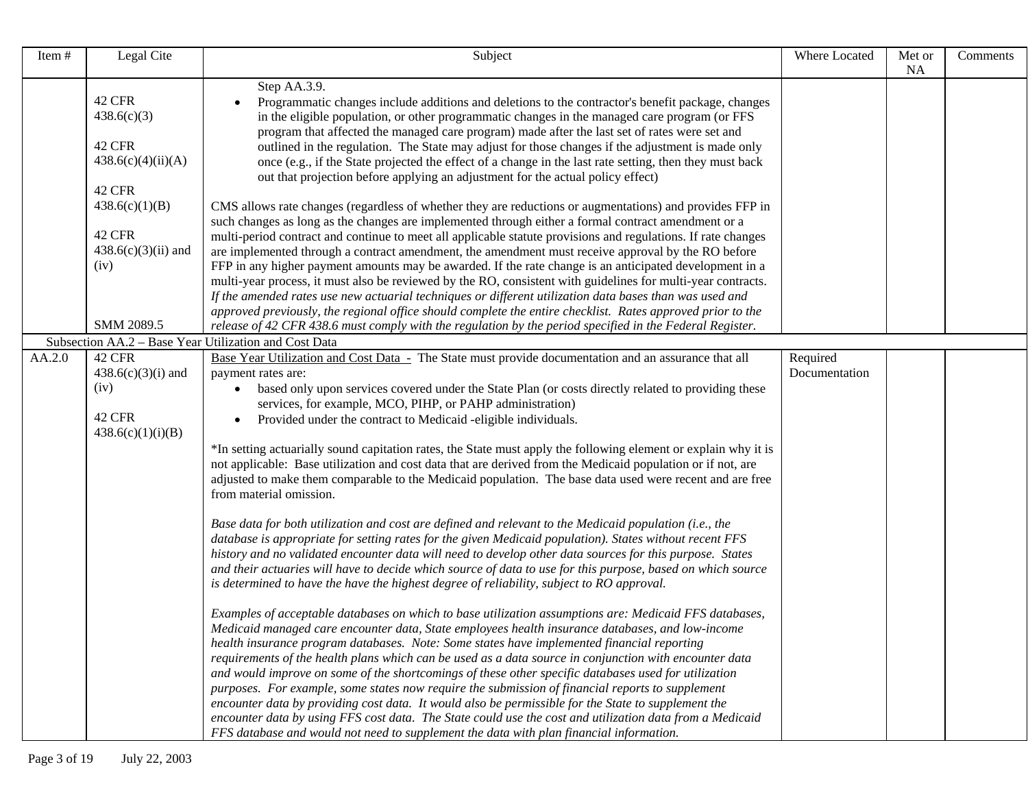| Item # | Legal Cite | Subject | Where Located | Met or NA | Comments |
|---|---|---|---|---|---|
| | 42 CFR 438.6(c)(3)<br><br>42 CFR 438.6(c)(4)(ii)(A)<br><br>42 CFR 438.6(c)(1)(B)<br><br>42 CFR 438.6(c)(3)(ii) and (iv)<br><br>SMM 2089.5 | Step AA.3.9.<br>• Programmatic changes include additions and deletions to the contractor's benefit package, changes in the eligible population, or other programmatic changes in the managed care program (or FFS program that affected the managed care program) made after the last set of rates were set and outlined in the regulation. The State may adjust for those changes if the adjustment is made only once (e.g., if the State projected the effect of a change in the last rate setting, then they must back out that projection before applying an adjustment for the actual policy effect)<br><br>CMS allows rate changes (regardless of whether they are reductions or augmentations) and provides FFP in such changes as long as the changes are implemented through either a formal contract amendment or a multi-period contract and continue to meet all applicable statute provisions and regulations. If rate changes are implemented through a contract amendment, the amendment must receive approval by the RO before FFP in any higher payment amounts may be awarded. If the rate change is an anticipated development in a multi-year process, it must also be reviewed by the RO, consistent with guidelines for multi-year contracts. *If the amended rates use new actuarial techniques or different utilization data bases than was used and approved previously, the regional office should complete the entire checklist. Rates approved prior to the release of 42 CFR 438.6 must comply with the regulation by the period specified in the Federal Register.* | | | |
| Subsection AA.2 – Base Year Utilization and Cost Data | | | | | |
| AA.2.0 | 42 CFR 438.6(c)(3)(i) and (iv)<br><br>42 CFR 438.6(c)(1)(i)(B) | <u>Base Year Utilization and Cost Data -</u> The State must provide documentation and an assurance that all payment rates are:<br>• based only upon services covered under the State Plan (or costs directly related to providing these services, for example, MCO, PIHP, or PAHP administration)<br>• Provided under the contract to Medicaid -eligible individuals.<br><br>*In setting actuarially sound capitation rates, the State must apply the following element or explain why it is not applicable: Base utilization and cost data that are derived from the Medicaid population or if not, are adjusted to make them comparable to the Medicaid population. The base data used were recent and are free from material omission.<br><br>*Base data for both utilization and cost are defined and relevant to the Medicaid population (i.e., the database is appropriate for setting rates for the given Medicaid population). States without recent FFS history and no validated encounter data will need to develop other data sources for this purpose. States and their actuaries will have to decide which source of data to use for this purpose, based on which source is determined to have the have the highest degree of reliability, subject to RO approval.*<br><br>*Examples of acceptable databases on which to base utilization assumptions are: Medicaid FFS databases, Medicaid managed care encounter data, State employees health insurance databases, and low-income health insurance program databases. Note: Some states have implemented financial reporting requirements of the health plans which can be used as a data source in conjunction with encounter data and would improve on some of the shortcomings of these other specific databases used for utilization purposes. For example, some states now require the submission of financial reports to supplement encounter data by providing cost data. It would also be permissible for the State to supplement the encounter data by using FFS cost data. The State could use the cost and utilization data from a Medicaid FFS database and would not need to supplement the data with plan financial information.* | Required Documentation | | |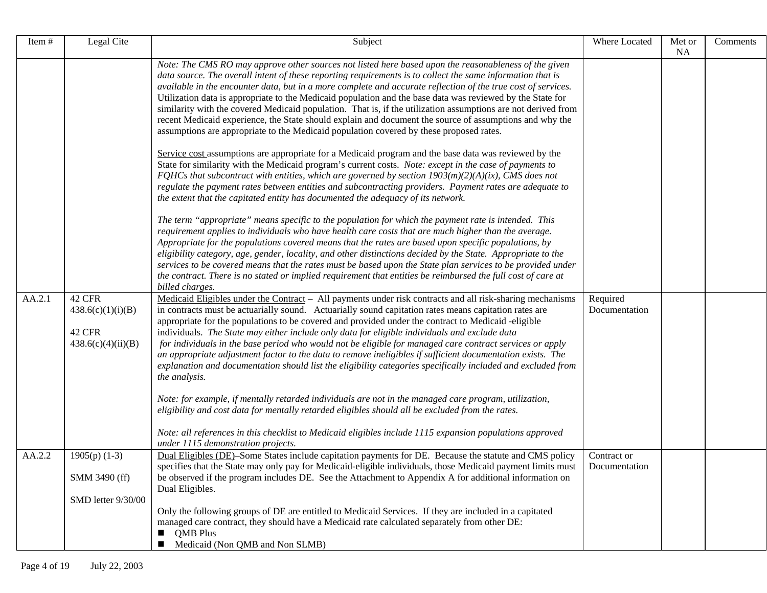| Item # | Legal Cite | Subject | Where Located | Met or NA | Comments |
|---|---|---|---|---|---|
| | | *Note: The CMS RO may approve other sources not listed here based upon the reasonableness of the given data source. The overall intent of these reporting requirements is to collect the same information that is available in the encounter data, but in a more complete and accurate reflection of the true cost of services.* Utilization data is appropriate to the Medicaid population and the base data was reviewed by the State for similarity with the covered Medicaid population. That is, if the utilization assumptions are not derived from recent Medicaid experience, the State should explain and document the source of assumptions and why the assumptions are appropriate to the Medicaid population covered by these proposed rates.<br><br>Service cost assumptions are appropriate for a Medicaid program and the base data was reviewed by the State for similarity with the Medicaid program's current costs. *Note: except in the case of payments to FQHCs that subcontract with entities, which are governed by section 1903(m)(2)(A)(ix), CMS does not regulate the payment rates between entities and subcontracting providers. Payment rates are adequate to the extent that the capitated entity has documented the adequacy of its network.*<br><br>*The term "appropriate" means specific to the population for which the payment rate is intended. This requirement applies to individuals who have health care costs that are much higher than the average. Appropriate for the populations covered means that the rates are based upon specific populations, by eligibility category, age, gender, locality, and other distinctions decided by the State. Appropriate to the services to be covered means that the rates must be based upon the State plan services to be provided under the contract. There is no stated or implied requirement that entities be reimbursed the full cost of care at billed charges.* | | | |
| AA.2.1 | 42 CFR 438.6(c)(1)(i)(B)<br><br>42 CFR 438.6(c)(4)(ii)(B) | Medicaid Eligibles under the Contract – All payments under risk contracts and all risk-sharing mechanisms in contracts must be actuarially sound. Actuarially sound capitation rates means capitation rates are appropriate for the populations to be covered and provided under the contract to Medicaid -eligible individuals. *The State may either include only data for eligible individuals and exclude data for individuals in the base period who would not be eligible for managed care contract services or apply an appropriate adjustment factor to the data to remove ineligibles if sufficient documentation exists. The explanation and documentation should list the eligibility categories specifically included and excluded from the analysis.*<br><br>*Note: for example, if mentally retarded individuals are not in the managed care program, utilization, eligibility and cost data for mentally retarded eligibles should all be excluded from the rates.*<br><br>*Note: all references in this checklist to Medicaid eligibles include 1115 expansion populations approved under 1115 demonstration projects.* | Required Documentation | | |
| AA.2.2 | 1905(p) (1-3)<br><br>SMM 3490 (ff)<br><br>SMD letter 9/30/00 | Dual Eligibles (DE)–Some States include capitation payments for DE. Because the statute and CMS policy specifies that the State may only pay for Medicaid-eligible individuals, those Medicaid payment limits must be observed if the program includes DE. See the Attachment to Appendix A for additional information on Dual Eligibles.<br><br>Only the following groups of DE are entitled to Medicaid Services. If they are included in a capitated managed care contract, they should have a Medicaid rate calculated separately from other DE:<br>■ QMB Plus<br>■ Medicaid (Non QMB and Non SLMB) | Contract or Documentation | | |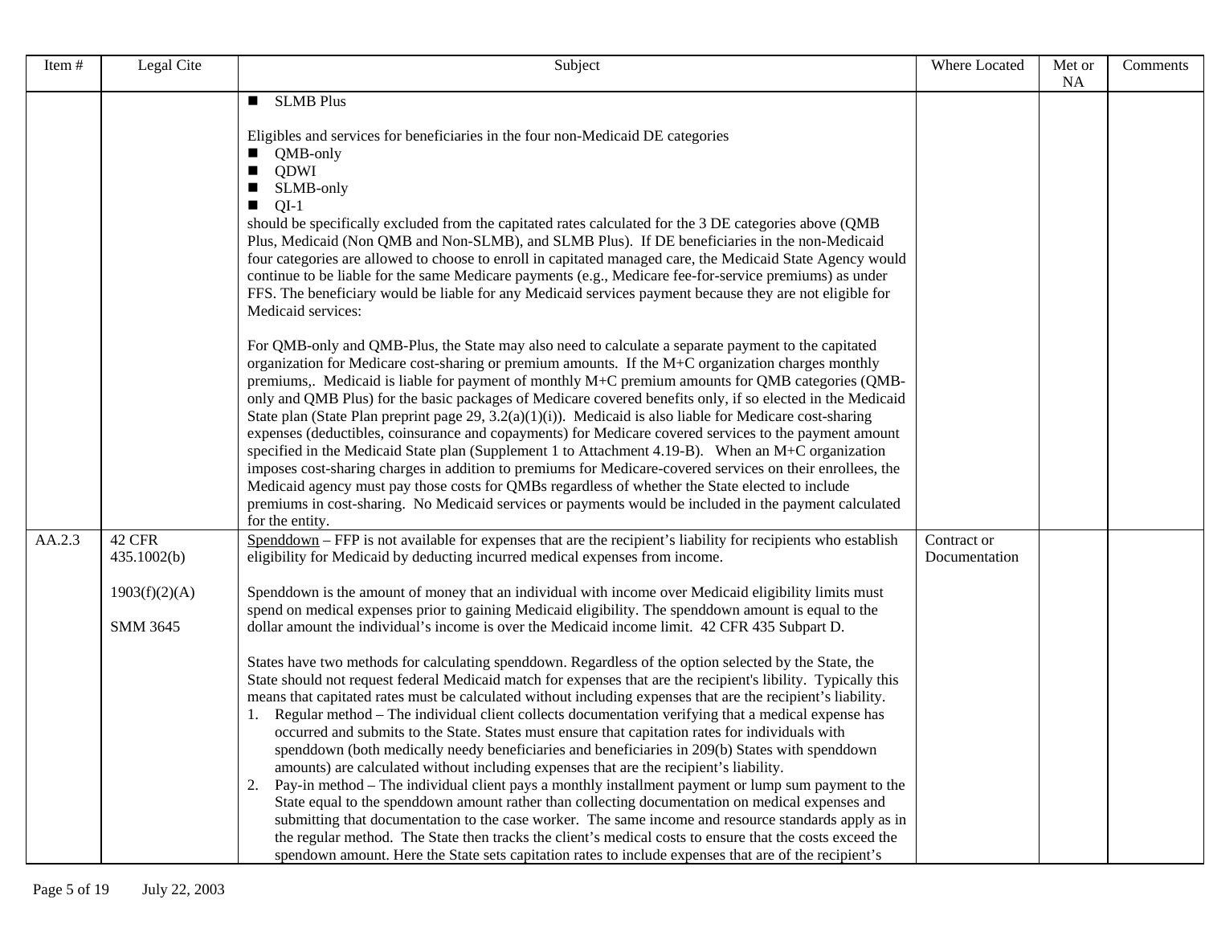| Item # | Legal Cite | Subject | Where Located | Met or NA | Comments |
|---|---|---|---|---|---|
| | | ■ SLMB Plus<br><br>Eligibles and services for beneficiaries in the four non-Medicaid DE categories<br>■ QMB-only<br>■ QDWI<br>■ SLMB-only<br>■ QI-1<br>should be specifically excluded from the capitated rates calculated for the 3 DE categories above (QMB Plus, Medicaid (Non QMB and Non-SLMB), and SLMB Plus). If DE beneficiaries in the non-Medicaid four categories are allowed to choose to enroll in capitated managed care, the Medicaid State Agency would continue to be liable for the same Medicare payments (e.g., Medicare fee-for-service premiums) as under FFS. The beneficiary would be liable for any Medicaid services payment because they are not eligible for Medicaid services:<br><br>For QMB-only and QMB-Plus, the State may also need to calculate a separate payment to the capitated organization for Medicare cost-sharing or premium amounts. If the M+C organization charges monthly premiums,. Medicaid is liable for payment of monthly M+C premium amounts for QMB categories (QMB-only and QMB Plus) for the basic packages of Medicare covered benefits only, if so elected in the Medicaid State plan (State Plan preprint page 29, 3.2(a)(1)(i)). Medicaid is also liable for Medicare cost-sharing expenses (deductibles, coinsurance and copayments) for Medicare covered services to the payment amount specified in the Medicaid State plan (Supplement 1 to Attachment 4.19-B). When an M+C organization imposes cost-sharing charges in addition to premiums for Medicare-covered services on their enrollees, the Medicaid agency must pay those costs for QMBs regardless of whether the State elected to include premiums in cost-sharing. No Medicaid services or payments would be included in the payment calculated for the entity. | | | |
| AA.2.3 | 42 CFR 435.1002(b)<br><br>1903(f)(2)(A)<br><br>SMM 3645 | <u>Spenddown</u> – FFP is not available for expenses that are the recipient's liability for recipients who establish eligibility for Medicaid by deducting incurred medical expenses from income.<br><br>Spenddown is the amount of money that an individual with income over Medicaid eligibility limits must spend on medical expenses prior to gaining Medicaid eligibility. The spenddown amount is equal to the dollar amount the individual's income is over the Medicaid income limit. 42 CFR 435 Subpart D.<br><br>States have two methods for calculating spenddown. Regardless of the option selected by the State, the State should not request federal Medicaid match for expenses that are the recipient's libility. Typically this means that capitated rates must be calculated without including expenses that are the recipient's liability.<br>1. Regular method – The individual client collects documentation verifying that a medical expense has occurred and submits to the State. States must ensure that capitation rates for individuals with spenddown (both medically needy beneficiaries and beneficiaries in 209(b) States with spenddown amounts) are calculated without including expenses that are the recipient's liability.<br>2. Pay-in method – The individual client pays a monthly installment payment or lump sum payment to the State equal to the spenddown amount rather than collecting documentation on medical expenses and submitting that documentation to the case worker. The same income and resource standards apply as in the regular method. The State then tracks the client's medical costs to ensure that the costs exceed the spendown amount. Here the State sets capitation rates to include expenses that are of the recipient's | Contract or Documentation | | |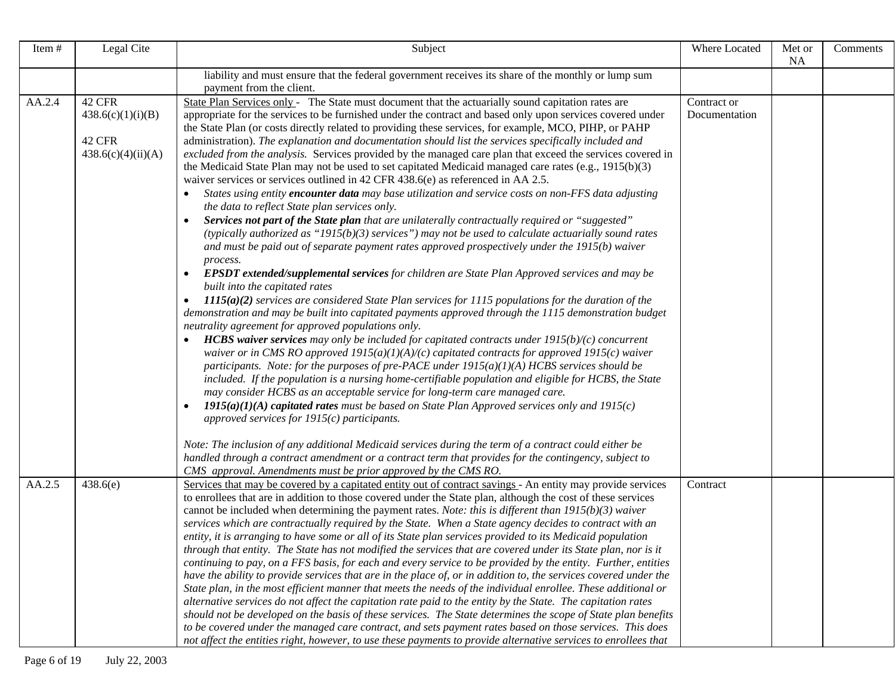| Item # | Legal Cite | Subject | Where Located | Met or NA | Comments |
|---|---|---|---|---|---|
| | | liability and must ensure that the federal government receives its share of the monthly or lump sum payment from the client. | | | |
| AA.2.4 | 42 CFR 438.6(c)(1)(i)(B)<br><br>42 CFR 438.6(c)(4)(ii)(A) | State Plan Services only - The State must document that the actuarially sound capitation rates are appropriate for the services to be furnished under the contract and based only upon services covered under the State Plan (or costs directly related to providing these services, for example, MCO, PIHP, or PAHP administration). *The explanation and documentation should list the services specifically included and excluded from the analysis.* Services provided by the managed care plan that exceed the services covered in the Medicaid State Plan may not be used to set capitated Medicaid managed care rates (e.g., 1915(b)(3) waiver services or services outlined in 42 CFR 438.6(e) as referenced in AA 2.5.<br>• *States using entity **encounter data** may base utilization and service costs on non-FFS data adjusting the data to reflect State plan services only.*<br>• ***Services not part of the State plan** that are unilaterally contractually required or "suggested" (typically authorized as "1915(b)(3) services") may not be used to calculate actuarially sound rates and must be paid out of separate payment rates approved prospectively under the 1915(b) waiver process.*<br>• ***EPSDT extended/supplemental services** for children are State Plan Approved services and may be built into the capitated rates*<br>• ***1115(a)(2)** services are considered State Plan services for 1115 populations for the duration of the demonstration and may be built into capitated payments approved through the 1115 demonstration budget neutrality agreement for approved populations only.*<br>• ***HCBS waiver services** may only be included for capitated contracts under 1915(b)/(c) concurrent waiver or in CMS RO approved 1915(a)(1)(A)/(c) capitated contracts for approved 1915(c) waiver participants. Note: for the purposes of pre-PACE under 1915(a)(1)(A) HCBS services should be included. If the population is a nursing home-certifiable population and eligible for HCBS, the State may consider HCBS as an acceptable service for long-term care managed care.*<br>• ***1915(a)(1)(A) capitated rates** must be based on State Plan Approved services only and 1915(c) approved services for 1915(c) participants.*<br><br>*Note: The inclusion of any additional Medicaid services during the term of a contract could either be handled through a contract amendment or a contract term that provides for the contingency, subject to CMS approval. Amendments must be prior approved by the CMS RO.* | Contract or Documentation | | |
| AA.2.5 | 438.6(e) | Services that may be covered by a capitated entity out of contract savings - An entity may provide services to enrollees that are in addition to those covered under the State plan, although the cost of these services cannot be included when determining the payment rates. *Note: this is different than 1915(b)(3) waiver services which are contractually required by the State. When a State agency decides to contract with an entity, it is arranging to have some or all of its State plan services provided to its Medicaid population through that entity. The State has not modified the services that are covered under its State plan, nor is it continuing to pay, on a FFS basis, for each and every service to be provided by the entity. Further, entities have the ability to provide services that are in the place of, or in addition to, the services covered under the State plan, in the most efficient manner that meets the needs of the individual enrollee. These additional or alternative services do not affect the capitation rate paid to the entity by the State. The capitation rates should not be developed on the basis of these services. The State determines the scope of State plan benefits to be covered under the managed care contract, and sets payment rates based on those services. This does not affect the entities right, however, to use these payments to provide alternative services to enrollees that* | Contract | | |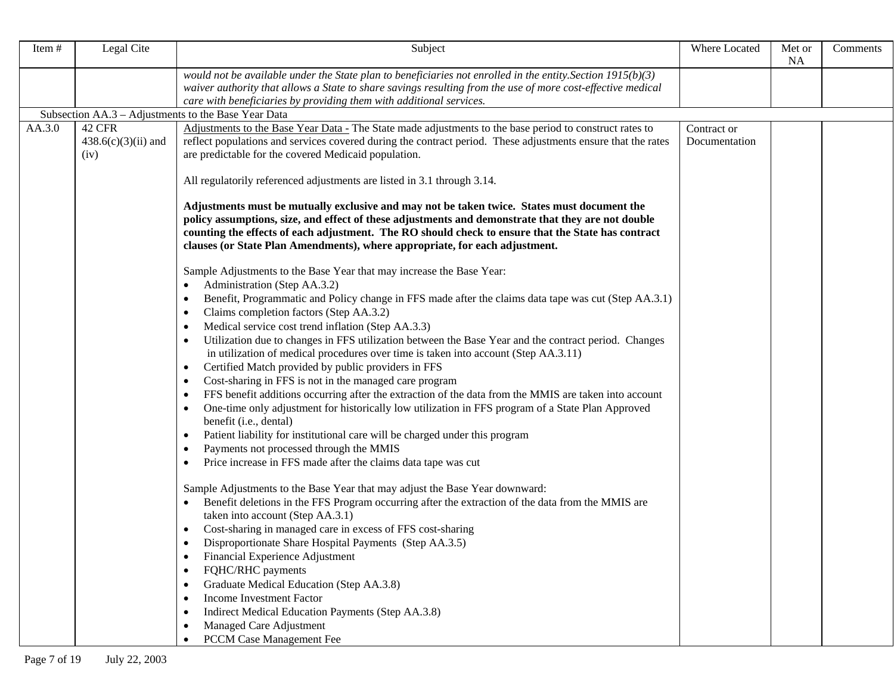| Item # | Legal Cite | Subject | Where Located | Met or NA | Comments |
|---|---|---|---|---|---|
| | | *would not be available under the State plan to beneficiaries not enrolled in the entity.Section 1915(b)(3) waiver authority that allows a State to share savings resulting from the use of more cost-effective medical care with beneficiaries by providing them with additional services.* | | | |
| Subsection AA.3 – Adjustments to the Base Year Data | | | | | |
| AA.3.0 | 42 CFR 438.6(c)(3)(ii) and (iv) | Adjustments to the Base Year Data - The State made adjustments to the base period to construct rates to reflect populations and services covered during the contract period. These adjustments ensure that the rates are predictable for the covered Medicaid population.<br><br>All regulatorily referenced adjustments are listed in 3.1 through 3.14.<br><br>**Adjustments must be mutually exclusive and may not be taken twice. States must document the policy assumptions, size, and effect of these adjustments and demonstrate that they are not double counting the effects of each adjustment. The RO should check to ensure that the State has contract clauses (or State Plan Amendments), where appropriate, for each adjustment.**<br><br>Sample Adjustments to the Base Year that may increase the Base Year:<br>• Administration (Step AA.3.2)<br>• Benefit, Programmatic and Policy change in FFS made after the claims data tape was cut (Step AA.3.1)<br>• Claims completion factors (Step AA.3.2)<br>• Medical service cost trend inflation (Step AA.3.3)<br>• Utilization due to changes in FFS utilization between the Base Year and the contract period. Changes in utilization of medical procedures over time is taken into account (Step AA.3.11)<br>• Certified Match provided by public providers in FFS<br>• Cost-sharing in FFS is not in the managed care program<br>• FFS benefit additions occurring after the extraction of the data from the MMIS are taken into account<br>• One-time only adjustment for historically low utilization in FFS program of a State Plan Approved benefit (i.e., dental)<br>• Patient liability for institutional care will be charged under this program<br>• Payments not processed through the MMIS<br>• Price increase in FFS made after the claims data tape was cut<br><br>Sample Adjustments to the Base Year that may adjust the Base Year downward:<br>• Benefit deletions in the FFS Program occurring after the extraction of the data from the MMIS are taken into account (Step AA.3.1)<br>• Cost-sharing in managed care in excess of FFS cost-sharing<br>• Disproportionate Share Hospital Payments (Step AA.3.5)<br>• Financial Experience Adjustment<br>• FQHC/RHC payments<br>• Graduate Medical Education (Step AA.3.8)<br>• Income Investment Factor<br>• Indirect Medical Education Payments (Step AA.3.8)<br>• Managed Care Adjustment<br>• PCCM Case Management Fee | Contract or Documentation | | |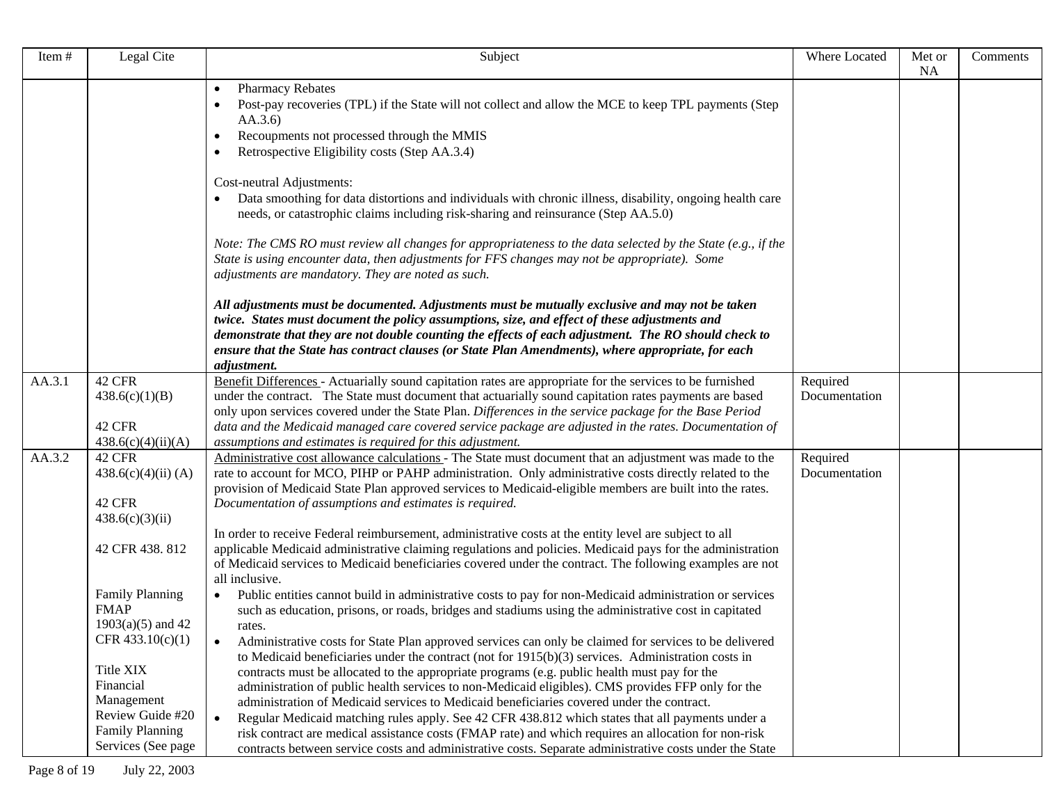| Item # | Legal Cite | Subject | Where Located | Met or NA | Comments |
|---|---|---|---|---|---|
| | | • Pharmacy Rebates<br>• Post-pay recoveries (TPL) if the State will not collect and allow the MCE to keep TPL payments (Step AA.3.6)<br>• Recoupments not processed through the MMIS<br>• Retrospective Eligibility costs (Step AA.3.4)<br><br>Cost-neutral Adjustments:<br>• Data smoothing for data distortions and individuals with chronic illness, disability, ongoing health care needs, or catastrophic claims including risk-sharing and reinsurance (Step AA.5.0)<br><br>*Note: The CMS RO must review all changes for appropriateness to the data selected by the State (e.g., if the State is using encounter data, then adjustments for FFS changes may not be appropriate). Some adjustments are mandatory. They are noted as such.*<br><br>***All adjustments must be documented. Adjustments must be mutually exclusive and may not be taken twice. States must document the policy assumptions, size, and effect of these adjustments and demonstrate that they are not double counting the effects of each adjustment. The RO should check to ensure that the State has contract clauses (or State Plan Amendments), where appropriate, for each adjustment.*** | | | |
| AA.3.1 | 42 CFR 438.6(c)(1)(B)<br><br>42 CFR 438.6(c)(4)(ii)(A) | Benefit Differences - Actuarially sound capitation rates are appropriate for the services to be furnished under the contract. The State must document that actuarially sound capitation rates payments are based only upon services covered under the State Plan. *Differences in the service package for the Base Period data and the Medicaid managed care covered service package are adjusted in the rates. Documentation of assumptions and estimates is required for this adjustment.* | Required Documentation | | |
| AA.3.2 | 42 CFR 438.6(c)(4)(ii) (A)<br><br>42 CFR 438.6(c)(3)(ii)<br><br>42 CFR 438. 812<br><br>Family Planning FMAP 1903(a)(5) and 42 CFR 433.10(c)(1)<br><br>Title XIX Financial Management Review Guide #20 Family Planning Services (See page | Administrative cost allowance calculations - The State must document that an adjustment was made to the rate to account for MCO, PIHP or PAHP administration. Only administrative costs directly related to the provision of Medicaid State Plan approved services to Medicaid-eligible members are built into the rates. *Documentation of assumptions and estimates is required.*<br><br>In order to receive Federal reimbursement, administrative costs at the entity level are subject to all applicable Medicaid administrative claiming regulations and policies. Medicaid pays for the administration of Medicaid services to Medicaid beneficiaries covered under the contract. The following examples are not all inclusive.<br>• Public entities cannot build in administrative costs to pay for non-Medicaid administration or services such as education, prisons, or roads, bridges and stadiums using the administrative cost in capitated rates.<br>• Administrative costs for State Plan approved services can only be claimed for services to be delivered to Medicaid beneficiaries under the contract (not for 1915(b)(3) services. Administration costs in contracts must be allocated to the appropriate programs (e.g. public health must pay for the administration of public health services to non-Medicaid eligibles). CMS provides FFP only for the administration of Medicaid services to Medicaid beneficiaries covered under the contract.<br>• Regular Medicaid matching rules apply. See 42 CFR 438.812 which states that all payments under a risk contract are medical assistance costs (FMAP rate) and which requires an allocation for non-risk contracts between service costs and administrative costs. Separate administrative costs under the State | Required Documentation | | |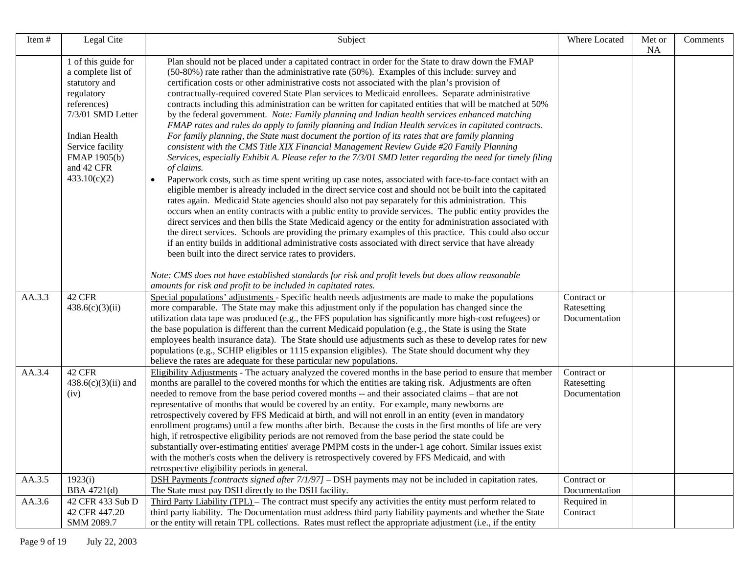| Item # | Legal Cite | Subject | Where Located | Met or NA | Comments |
|---|---|---|---|---|---|
| | 1 of this guide for a complete list of statutory and regulatory references) 7/3/01 SMD Letter<br><br>Indian Health Service facility FMAP 1905(b) and 42 CFR 433.10(c)(2) | Plan should not be placed under a capitated contract in order for the State to draw down the FMAP (50-80%) rate rather than the administrative rate (50%). Examples of this include: survey and certification costs or other administrative costs not associated with the plan's provision of contractually-required covered State Plan services to Medicaid enrollees. Separate administrative contracts including this administration can be written for capitated entities that will be matched at 50% by the federal government. *Note: Family planning and Indian health services enhanced matching FMAP rates and rules do apply to family planning and Indian Health services in capitated contracts. For family planning, the State must document the portion of its rates that are family planning consistent with the CMS Title XIX Financial Management Review Guide #20 Family Planning Services, especially Exhibit A. Please refer to the 7/3/01 SMD letter regarding the need for timely filing of claims.*<br>• Paperwork costs, such as time spent writing up case notes, associated with face-to-face contact with an eligible member is already included in the direct service cost and should not be built into the capitated rates again. Medicaid State agencies should also not pay separately for this administration. This occurs when an entity contracts with a public entity to provide services. The public entity provides the direct services and then bills the State Medicaid agency or the entity for administration associated with the direct services. Schools are providing the primary examples of this practice. This could also occur if an entity builds in additional administrative costs associated with direct service that have already been built into the direct service rates to providers.<br><br>*Note: CMS does not have established standards for risk and profit levels but does allow reasonable amounts for risk and profit to be included in capitated rates.* | | | |
| AA.3.3 | 42 CFR 438.6(c)(3)(ii) | Special populations' adjustments - Specific health needs adjustments are made to make the populations more comparable. The State may make this adjustment only if the population has changed since the utilization data tape was produced (e.g., the FFS population has significantly more high-cost refugees) or the base population is different than the current Medicaid population (e.g., the State is using the State employees health insurance data). The State should use adjustments such as these to develop rates for new populations (e.g., SCHIP eligibles or 1115 expansion eligibles). The State should document why they believe the rates are adequate for these particular new populations. | Contract or Ratesetting Documentation | | |
| AA.3.4 | 42 CFR 438.6(c)(3)(ii) and (iv) | Eligibility Adjustments - The actuary analyzed the covered months in the base period to ensure that member months are parallel to the covered months for which the entities are taking risk. Adjustments are often needed to remove from the base period covered months -- and their associated claims – that are not representative of months that would be covered by an entity. For example, many newborns are retrospectively covered by FFS Medicaid at birth, and will not enroll in an entity (even in mandatory enrollment programs) until a few months after birth. Because the costs in the first months of life are very high, if retrospective eligibility periods are not removed from the base period the state could be substantially over-estimating entities' average PMPM costs in the under-1 age cohort. Similar issues exist with the mother's costs when the delivery is retrospectively covered by FFS Medicaid, and with retrospective eligibility periods in general. | Contract or Ratesetting Documentation | | |
| AA.3.5 | 1923(i) BBA 4721(d) | DSH Payments *[contracts signed after 7/1/97]* – DSH payments may not be included in capitation rates. The State must pay DSH directly to the DSH facility. | Contract or Documentation | | |
| AA.3.6 | 42 CFR 433 Sub D 42 CFR 447.20 SMM 2089.7 | Third Party Liability (TPL) – The contract must specify any activities the entity must perform related to third party liability. The Documentation must address third party liability payments and whether the State or the entity will retain TPL collections. Rates must reflect the appropriate adjustment (i.e., if the entity | Required in Contract | | |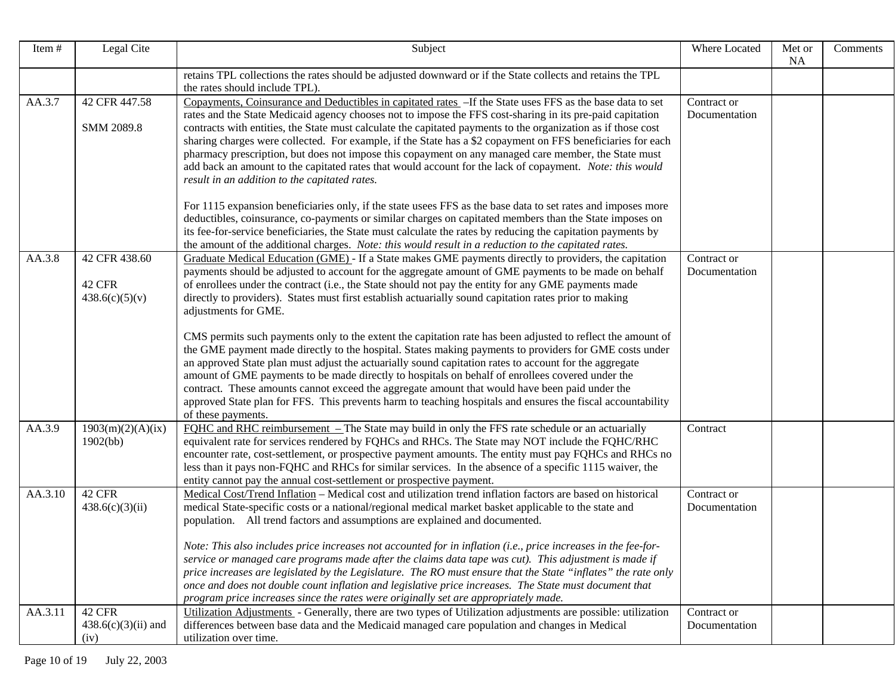| Item # | Legal Cite | Subject | Where Located | Met or NA | Comments |
|---|---|---|---|---|---|
| | | retains TPL collections the rates should be adjusted downward or if the State collects and retains the TPL the rates should include TPL). | | | |
| AA.3.7 | 42 CFR 447.58<br><br>SMM 2089.8 | Copayments, Coinsurance and Deductibles in capitated rates –If the State uses FFS as the base data to set rates and the State Medicaid agency chooses not to impose the FFS cost-sharing in its pre-paid capitation contracts with entities, the State must calculate the capitated payments to the organization as if those cost sharing charges were collected. For example, if the State has a $2 copayment on FFS beneficiaries for each pharmacy prescription, but does not impose this copayment on any managed care member, the State must add back an amount to the capitated rates that would account for the lack of copayment. *Note: this would result in an addition to the capitated rates.*<br><br>For 1115 expansion beneficiaries only, if the state usees FFS as the base data to set rates and imposes more deductibles, coinsurance, co-payments or similar charges on capitated members than the State imposes on its fee-for-service beneficiaries, the State must calculate the rates by reducing the capitation payments by the amount of the additional charges. *Note: this would result in a reduction to the capitated rates.* | Contract or Documentation | | |
| AA.3.8 | 42 CFR 438.60<br><br>42 CFR 438.6(c)(5)(v) | Graduate Medical Education (GME) - If a State makes GME payments directly to providers, the capitation payments should be adjusted to account for the aggregate amount of GME payments to be made on behalf of enrollees under the contract (i.e., the State should not pay the entity for any GME payments made directly to providers). States must first establish actuarially sound capitation rates prior to making adjustments for GME.<br><br>CMS permits such payments only to the extent the capitation rate has been adjusted to reflect the amount of the GME payment made directly to the hospital. States making payments to providers for GME costs under an approved State plan must adjust the actuarially sound capitation rates to account for the aggregate amount of GME payments to be made directly to hospitals on behalf of enrollees covered under the contract. These amounts cannot exceed the aggregate amount that would have been paid under the approved State plan for FFS. This prevents harm to teaching hospitals and ensures the fiscal accountability of these payments. | Contract or Documentation | | |
| AA.3.9 | 1903(m)(2)(A)(ix) 1902(bb) | FQHC and RHC reimbursement – The State may build in only the FFS rate schedule or an actuarially equivalent rate for services rendered by FQHCs and RHCs. The State may NOT include the FQHC/RHC encounter rate, cost-settlement, or prospective payment amounts. The entity must pay FQHCs and RHCs no less than it pays non-FQHC and RHCs for similar services. In the absence of a specific 1115 waiver, the entity cannot pay the annual cost-settlement or prospective payment. | Contract | | |
| AA.3.10 | 42 CFR 438.6(c)(3)(ii) | Medical Cost/Trend Inflation – Medical cost and utilization trend inflation factors are based on historical medical State-specific costs or a national/regional medical market basket applicable to the state and population. All trend factors and assumptions are explained and documented.<br><br>*Note: This also includes price increases not accounted for in inflation (i.e., price increases in the fee-for-service or managed care programs made after the claims data tape was cut). This adjustment is made if price increases are legislated by the Legislature. The RO must ensure that the State "inflates" the rate only once and does not double count inflation and legislative price increases. The State must document that program price increases since the rates were originally set are appropriately made.* | Contract or Documentation | | |
| AA.3.11 | 42 CFR 438.6(c)(3)(ii) and (iv) | Utilization Adjustments - Generally, there are two types of Utilization adjustments are possible: utilization differences between base data and the Medicaid managed care population and changes in Medical utilization over time. | Contract or Documentation | | |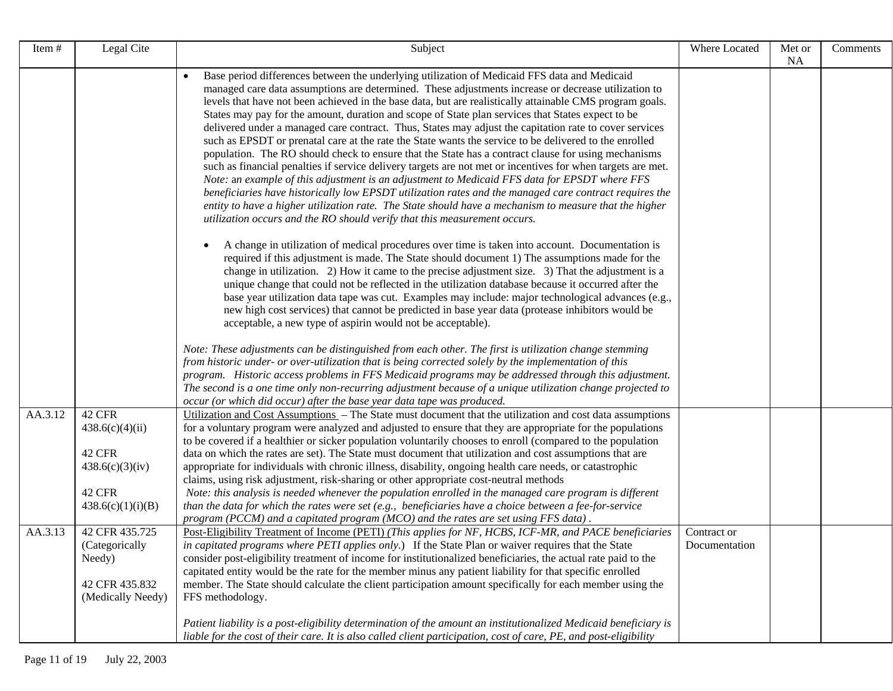| Item # | Legal Cite | Subject | Where Located | Met or NA | Comments |
|---|---|---|---|---|---|
| | | • Base period differences between the underlying utilization of Medicaid FFS data and Medicaid managed care data assumptions are determined. These adjustments increase or decrease utilization to levels that have not been achieved in the base data, but are realistically attainable CMS program goals. States may pay for the amount, duration and scope of State plan services that States expect to be delivered under a managed care contract. Thus, States may adjust the capitation rate to cover services such as EPSDT or prenatal care at the rate the State wants the service to be delivered to the enrolled population. The RO should check to ensure that the State has a contract clause for using mechanisms such as financial penalties if service delivery targets are not met or incentives for when targets are met. *Note: an example of this adjustment is an adjustment to Medicaid FFS data for EPSDT where FFS beneficiaries have historically low EPSDT utilization rates and the managed care contract requires the entity to have a higher utilization rate. The State should have a mechanism to measure that the higher utilization occurs and the RO should verify that this measurement occurs.*<br><br>• A change in utilization of medical procedures over time is taken into account. Documentation is required if this adjustment is made. The State should document 1) The assumptions made for the change in utilization. 2) How it came to the precise adjustment size. 3) That the adjustment is a unique change that could not be reflected in the utilization database because it occurred after the base year utilization data tape was cut. Examples may include: major technological advances (e.g., new high cost services) that cannot be predicted in base year data (protease inhibitors would be acceptable, a new type of aspirin would not be acceptable).<br><br>*Note: These adjustments can be distinguished from each other. The first is utilization change stemming from historic under- or over-utilization that is being corrected solely by the implementation of this program. Historic access problems in FFS Medicaid programs may be addressed through this adjustment. The second is a one time only non-recurring adjustment because of a unique utilization change projected to occur (or which did occur) after the base year data tape was produced.* | | | |
| AA.3.12 | 42 CFR 438.6(c)(4)(ii)<br><br>42 CFR 438.6(c)(3)(iv)<br><br>42 CFR 438.6(c)(1)(i)(B) | Utilization and Cost Assumptions – The State must document that the utilization and cost data assumptions for a voluntary program were analyzed and adjusted to ensure that they are appropriate for the populations to be covered if a healthier or sicker population voluntarily chooses to enroll (compared to the population data on which the rates are set). The State must document that utilization and cost assumptions that are appropriate for individuals with chronic illness, disability, ongoing health care needs, or catastrophic claims, using risk adjustment, risk-sharing or other appropriate cost-neutral methods<br>*Note: this analysis is needed whenever the population enrolled in the managed care program is different than the data for which the rates were set (e.g., beneficiaries have a choice between a fee-for-service program (PCCM) and a capitated program (MCO) and the rates are set using FFS data) .* | | | |
| AA.3.13 | 42 CFR 435.725 (Categorically Needy)<br><br>42 CFR 435.832 (Medically Needy) | Post-Eligibility Treatment of Income (PETI) (*This applies for NF, HCBS, ICF-MR, and PACE beneficiaries in capitated programs where PETI applies only*.) If the State Plan or waiver requires that the State consider post-eligibility treatment of income for institutionalized beneficiaries, the actual rate paid to the capitated entity would be the rate for the member minus any patient liability for that specific enrolled member. The State should calculate the client participation amount specifically for each member using the FFS methodology.<br><br>*Patient liability is a post-eligibility determination of the amount an institutionalized Medicaid beneficiary is liable for the cost of their care. It is also called client participation, cost of care, PE, and post-eligibility* | Contract or Documentation | | |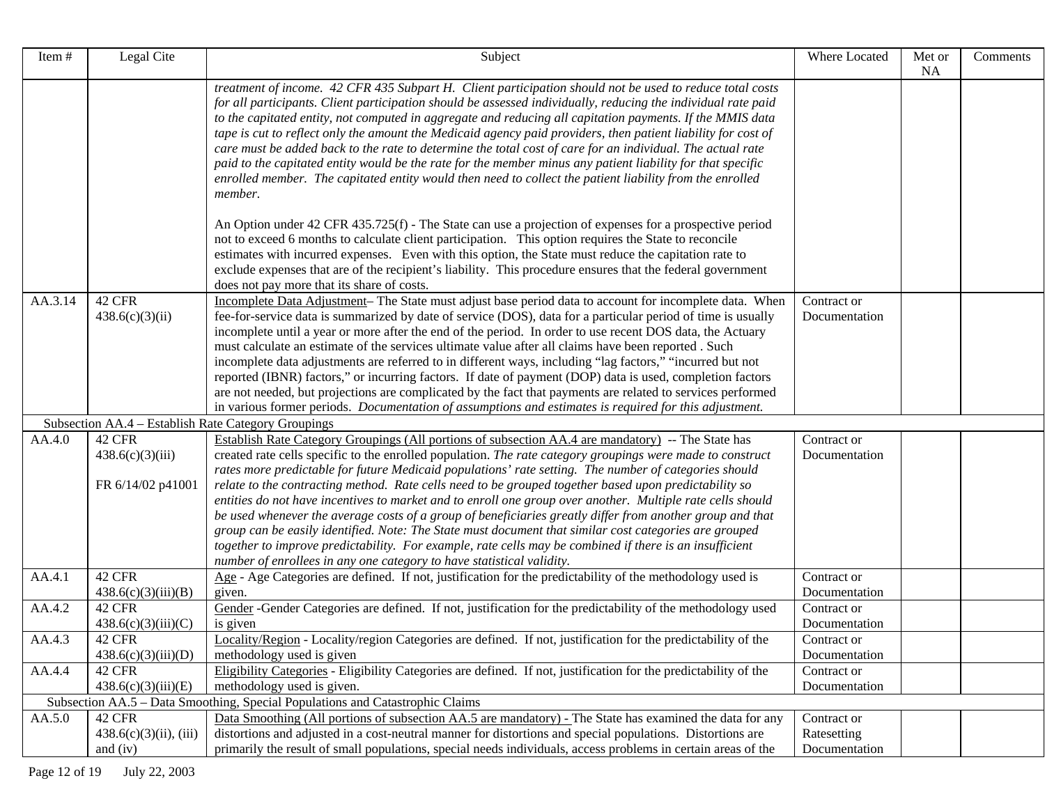| Item # | Legal Cite | Subject | Where Located | Met or NA | Comments |
|---|---|---|---|---|---|
| | | *treatment of income. 42 CFR 435 Subpart H. Client participation should not be used to reduce total costs for all participants. Client participation should be assessed individually, reducing the individual rate paid to the capitated entity, not computed in aggregate and reducing all capitation payments. If the MMIS data tape is cut to reflect only the amount the Medicaid agency paid providers, then patient liability for cost of care must be added back to the rate to determine the total cost of care for an individual. The actual rate paid to the capitated entity would be the rate for the member minus any patient liability for that specific enrolled member. The capitated entity would then need to collect the patient liability from the enrolled member.*<br><br>An Option under 42 CFR 435.725(f) - The State can use a projection of expenses for a prospective period not to exceed 6 months to calculate client participation. This option requires the State to reconcile estimates with incurred expenses. Even with this option, the State must reduce the capitation rate to exclude expenses that are of the recipient's liability. This procedure ensures that the federal government does not pay more that its share of costs. | | | |
| AA.3.14 | 42 CFR 438.6(c)(3)(ii) | <u>Incomplete Data Adjustment</u>– The State must adjust base period data to account for incomplete data. When fee-for-service data is summarized by date of service (DOS), data for a particular period of time is usually incomplete until a year or more after the end of the period. In order to use recent DOS data, the Actuary must calculate an estimate of the services ultimate value after all claims have been reported . Such incomplete data adjustments are referred to in different ways, including "lag factors," "incurred but not reported (IBNR) factors," or incurring factors. If date of payment (DOP) data is used, completion factors are not needed, but projections are complicated by the fact that payments are related to services performed in various former periods. *Documentation of assumptions and estimates is required for this adjustment.* | Contract or Documentation | | |
| Subsection AA.4 – Establish Rate Category Groupings | | | | | |
| AA.4.0 | 42 CFR 438.6(c)(3)(iii)<br><br>FR 6/14/02 p41001 | <u>Establish Rate Category Groupings (All portions of subsection AA.4 are mandatory)</u> -- The State has created rate cells specific to the enrolled population. *The rate category groupings were made to construct rates more predictable for future Medicaid populations' rate setting. The number of categories should relate to the contracting method. Rate cells need to be grouped together based upon predictability so entities do not have incentives to market and to enroll one group over another. Multiple rate cells should be used whenever the average costs of a group of beneficiaries greatly differ from another group and that group can be easily identified. Note: The State must document that similar cost categories are grouped together to improve predictability. For example, rate cells may be combined if there is an insufficient number of enrollees in any one category to have statistical validity.* | Contract or Documentation | | |
| AA.4.1 | 42 CFR 438.6(c)(3)(iii)(B) | <u>Age</u> - Age Categories are defined. If not, justification for the predictability of the methodology used is given. | Contract or Documentation | | |
| AA.4.2 | 42 CFR 438.6(c)(3)(iii)(C) | <u>Gender</u> -Gender Categories are defined. If not, justification for the predictability of the methodology used is given | Contract or Documentation | | |
| AA.4.3 | 42 CFR 438.6(c)(3)(iii)(D) | <u>Locality/Region</u> - Locality/region Categories are defined. If not, justification for the predictability of the methodology used is given | Contract or Documentation | | |
| AA.4.4 | 42 CFR 438.6(c)(3)(iii)(E) | <u>Eligibility Categories</u> - Eligibility Categories are defined. If not, justification for the predictability of the methodology used is given. | Contract or Documentation | | |
| Subsection AA.5 – Data Smoothing, Special Populations and Catastrophic Claims | | | | | |
| AA.5.0 | 42 CFR 438.6(c)(3)(ii), (iii) and (iv) | <u>Data Smoothing (All portions of subsection AA.5 are mandatory) -</u> The State has examined the data for any distortions and adjusted in a cost-neutral manner for distortions and special populations. Distortions are primarily the result of small populations, special needs individuals, access problems in certain areas of the | Contract or Ratesetting Documentation | | |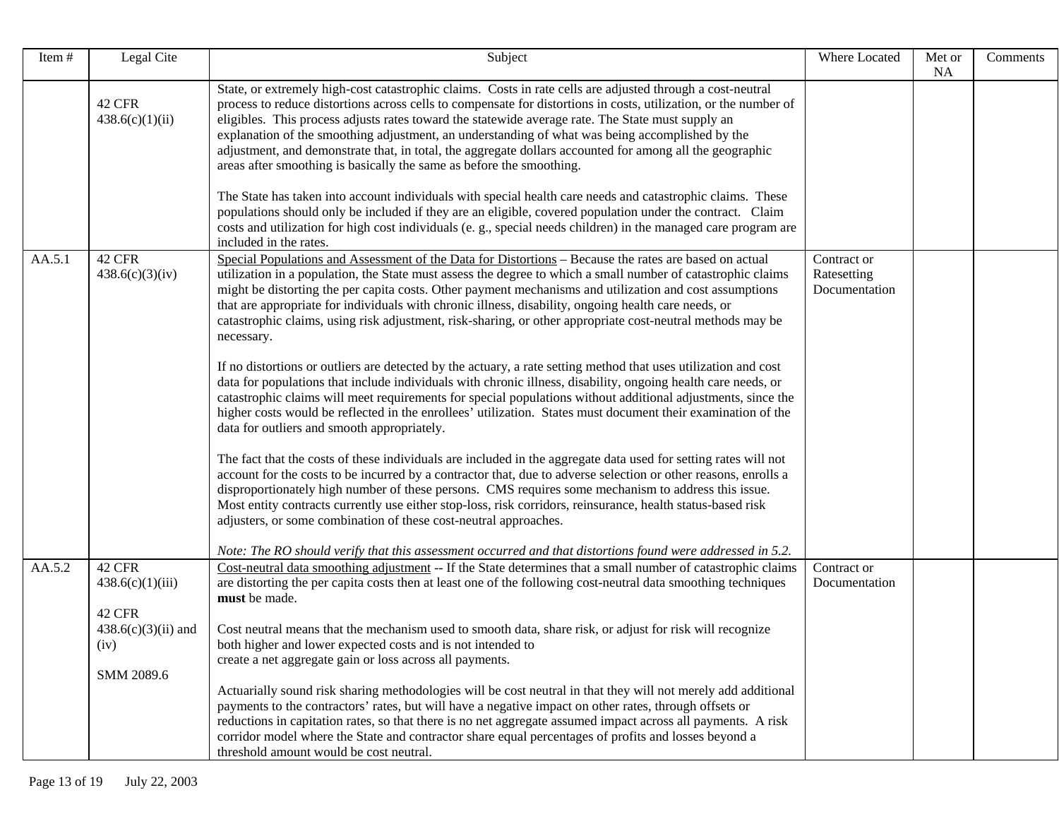| Item # | Legal Cite | Subject | Where Located | Met or NA | Comments |
|---|---|---|---|---|---|
| | 42 CFR 438.6(c)(1)(ii) | State, or extremely high-cost catastrophic claims. Costs in rate cells are adjusted through a cost-neutral process to reduce distortions across cells to compensate for distortions in costs, utilization, or the number of eligibles. This process adjusts rates toward the statewide average rate. The State must supply an explanation of the smoothing adjustment, an understanding of what was being accomplished by the adjustment, and demonstrate that, in total, the aggregate dollars accounted for among all the geographic areas after smoothing is basically the same as before the smoothing.<br><br>The State has taken into account individuals with special health care needs and catastrophic claims. These populations should only be included if they are an eligible, covered population under the contract. Claim costs and utilization for high cost individuals (e. g., special needs children) in the managed care program are included in the rates. | | | |
| AA.5.1 | 42 CFR 438.6(c)(3)(iv) | Special Populations and Assessment of the Data for Distortions – Because the rates are based on actual utilization in a population, the State must assess the degree to which a small number of catastrophic claims might be distorting the per capita costs. Other payment mechanisms and utilization and cost assumptions that are appropriate for individuals with chronic illness, disability, ongoing health care needs, or catastrophic claims, using risk adjustment, risk-sharing, or other appropriate cost-neutral methods may be necessary.<br><br>If no distortions or outliers are detected by the actuary, a rate setting method that uses utilization and cost data for populations that include individuals with chronic illness, disability, ongoing health care needs, or catastrophic claims will meet requirements for special populations without additional adjustments, since the higher costs would be reflected in the enrollees' utilization. States must document their examination of the data for outliers and smooth appropriately.<br><br>The fact that the costs of these individuals are included in the aggregate data used for setting rates will not account for the costs to be incurred by a contractor that, due to adverse selection or other reasons, enrolls a disproportionately high number of these persons. CMS requires some mechanism to address this issue. Most entity contracts currently use either stop-loss, risk corridors, reinsurance, health status-based risk adjusters, or some combination of these cost-neutral approaches.<br><br>*Note: The RO should verify that this assessment occurred and that distortions found were addressed in 5.2.* | Contract or Ratesetting Documentation | | |
| AA.5.2 | 42 CFR 438.6(c)(1)(iii)<br><br>42 CFR 438.6(c)(3)(ii) and (iv)<br><br>SMM 2089.6 | Cost-neutral data smoothing adjustment -- If the State determines that a small number of catastrophic claims are distorting the per capita costs then at least one of the following cost-neutral data smoothing techniques **must** be made.<br><br>Cost neutral means that the mechanism used to smooth data, share risk, or adjust for risk will recognize both higher and lower expected costs and is not intended to create a net aggregate gain or loss across all payments.<br><br>Actuarially sound risk sharing methodologies will be cost neutral in that they will not merely add additional payments to the contractors' rates, but will have a negative impact on other rates, through offsets or reductions in capitation rates, so that there is no net aggregate assumed impact across all payments. A risk corridor model where the State and contractor share equal percentages of profits and losses beyond a threshold amount would be cost neutral. | Contract or Documentation | | |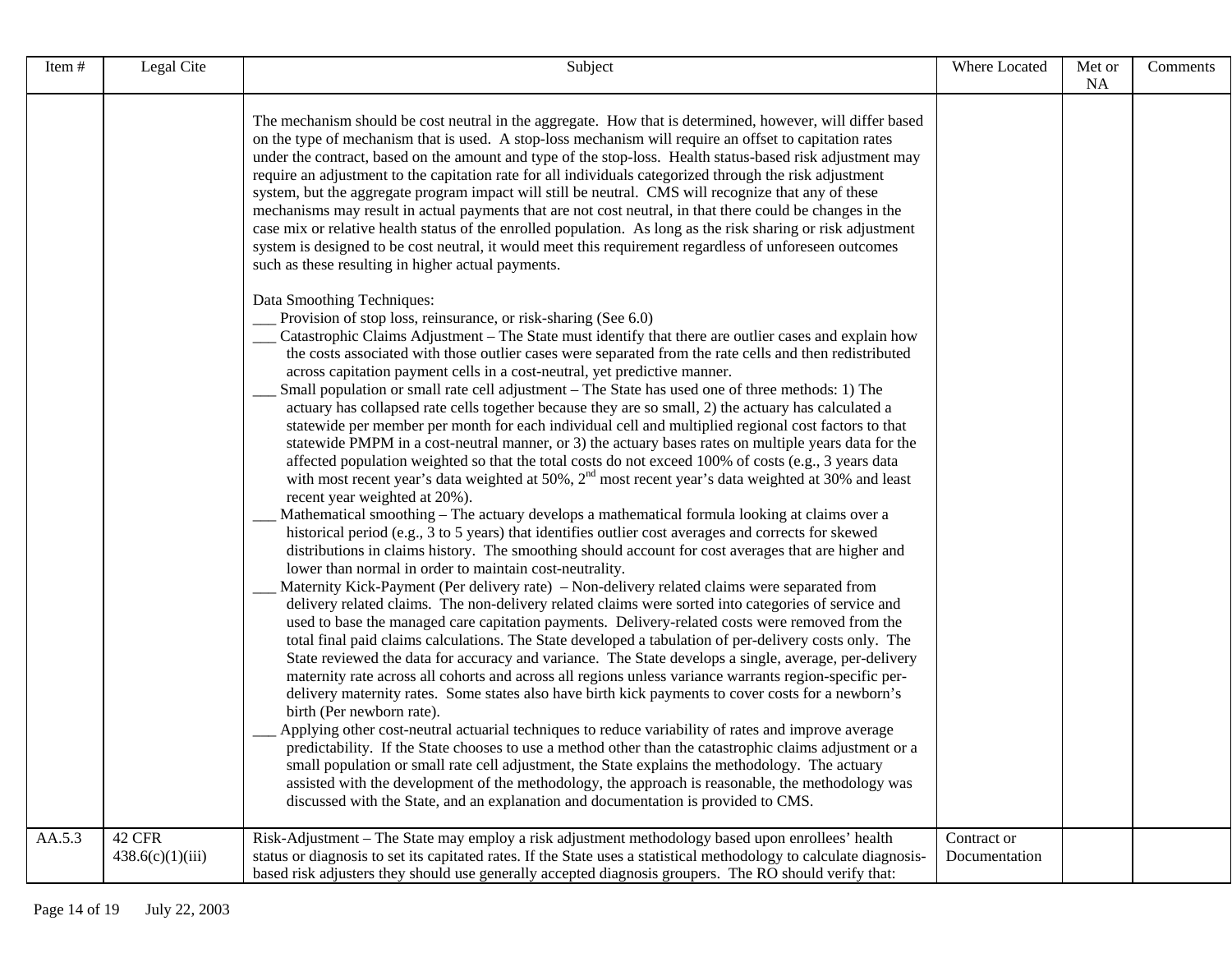| Item # | Legal Cite | Subject | Where Located | Met or NA | Comments |
|---|---|---|---|---|---|
| | | The mechanism should be cost neutral in the aggregate. How that is determined, however, will differ based on the type of mechanism that is used. A stop-loss mechanism will require an offset to capitation rates under the contract, based on the amount and type of the stop-loss. Health status-based risk adjustment may require an adjustment to the capitation rate for all individuals categorized through the risk adjustment system, but the aggregate program impact will still be neutral. CMS will recognize that any of these mechanisms may result in actual payments that are not cost neutral, in that there could be changes in the case mix or relative health status of the enrolled population. As long as the risk sharing or risk adjustment system is designed to be cost neutral, it would meet this requirement regardless of unforeseen outcomes such as these resulting in higher actual payments.<br><br>Data Smoothing Techniques:<br>___ Provision of stop loss, reinsurance, or risk-sharing (See 6.0)<br>___ Catastrophic Claims Adjustment – The State must identify that there are outlier cases and explain how the costs associated with those outlier cases were separated from the rate cells and then redistributed across capitation payment cells in a cost-neutral, yet predictive manner.<br>___ Small population or small rate cell adjustment – The State has used one of three methods: 1) The actuary has collapsed rate cells together because they are so small, 2) the actuary has calculated a statewide per member per month for each individual cell and multiplied regional cost factors to that statewide PMPM in a cost-neutral manner, or 3) the actuary bases rates on multiple years data for the affected population weighted so that the total costs do not exceed 100% of costs (e.g., 3 years data with most recent year's data weighted at 50%, 2nd most recent year's data weighted at 30% and least recent year weighted at 20%).<br>___ Mathematical smoothing – The actuary develops a mathematical formula looking at claims over a historical period (e.g., 3 to 5 years) that identifies outlier cost averages and corrects for skewed distributions in claims history. The smoothing should account for cost averages that are higher and lower than normal in order to maintain cost-neutrality.<br>___ Maternity Kick-Payment (Per delivery rate) – Non-delivery related claims were separated from delivery related claims. The non-delivery related claims were sorted into categories of service and used to base the managed care capitation payments. Delivery-related costs were removed from the total final paid claims calculations. The State developed a tabulation of per-delivery costs only. The State reviewed the data for accuracy and variance. The State develops a single, average, per-delivery maternity rate across all cohorts and across all regions unless variance warrants region-specific per-delivery maternity rates. Some states also have birth kick payments to cover costs for a newborn's birth (Per newborn rate).<br>___ Applying other cost-neutral actuarial techniques to reduce variability of rates and improve average predictability. If the State chooses to use a method other than the catastrophic claims adjustment or a small population or small rate cell adjustment, the State explains the methodology. The actuary assisted with the development of the methodology, the approach is reasonable, the methodology was discussed with the State, and an explanation and documentation is provided to CMS. | | | |
| AA.5.3 | 42 CFR 438.6(c)(1)(iii) | Risk-Adjustment – The State may employ a risk adjustment methodology based upon enrollees' health status or diagnosis to set its capitated rates. If the State uses a statistical methodology to calculate diagnosis-based risk adjusters they should use generally accepted diagnosis groupers. The RO should verify that: | Contract or Documentation | | |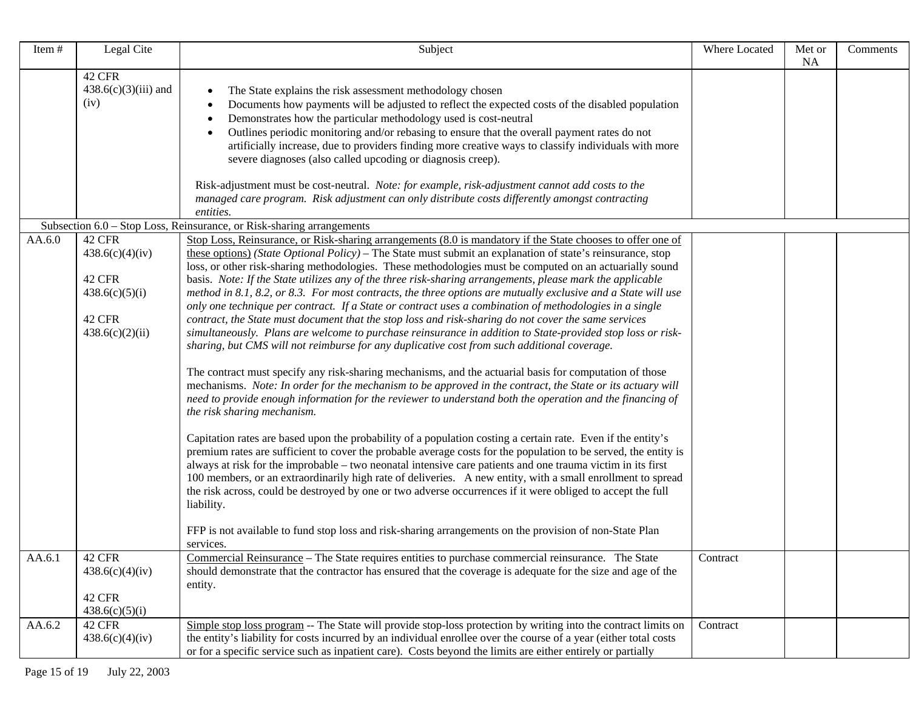| Item # | Legal Cite | Subject | Where Located | Met or NA | Comments |
|---|---|---|---|---|---|
| | 42 CFR 438.6(c)(3)(iii) and (iv) | <ul><li>The State explains the risk assessment methodology chosen</li><li>Documents how payments will be adjusted to reflect the expected costs of the disabled population</li><li>Demonstrates how the particular methodology used is cost-neutral</li><li>Outlines periodic monitoring and/or rebasing to ensure that the overall payment rates do not artificially increase, due to providers finding more creative ways to classify individuals with more severe diagnoses (also called upcoding or diagnosis creep).</li></ul>Risk-adjustment must be cost-neutral. *Note: for example, risk-adjustment cannot add costs to the managed care program. Risk adjustment can only distribute costs differently amongst contracting entities.* | | | |
| Subsection 6.0 – Stop Loss, Reinsurance, or Risk-sharing arrangements | | | | | |
| AA.6.0 | 42 CFR 438.6(c)(4)(iv)<br><br>42 CFR 438.6(c)(5)(i)<br><br>42 CFR 438.6(c)(2)(ii) | Stop Loss, Reinsurance, or Risk-sharing arrangements (8.0 is mandatory if the State chooses to offer one of these options) *(State Optional Policy)* – The State must submit an explanation of state's reinsurance, stop loss, or other risk-sharing methodologies. These methodologies must be computed on an actuarially sound basis. *Note: If the State utilizes any of the three risk-sharing arrangements, please mark the applicable method in 8.1, 8.2, or 8.3. For most contracts, the three options are mutually exclusive and a State will use only one technique per contract. If a State or contract uses a combination of methodologies in a single contract, the State must document that the stop loss and risk-sharing do not cover the same services simultaneously. Plans are welcome to purchase reinsurance in addition to State-provided stop loss or risk-sharing, but CMS will not reimburse for any duplicative cost from such additional coverage.*<br><br>The contract must specify any risk-sharing mechanisms, and the actuarial basis for computation of those mechanisms. *Note: In order for the mechanism to be approved in the contract, the State or its actuary will need to provide enough information for the reviewer to understand both the operation and the financing of the risk sharing mechanism.*<br><br>Capitation rates are based upon the probability of a population costing a certain rate. Even if the entity's premium rates are sufficient to cover the probable average costs for the population to be served, the entity is always at risk for the improbable – two neonatal intensive care patients and one trauma victim in its first 100 members, or an extraordinarily high rate of deliveries. A new entity, with a small enrollment to spread the risk across, could be destroyed by one or two adverse occurrences if it were obliged to accept the full liability.<br><br>FFP is not available to fund stop loss and risk-sharing arrangements on the provision of non-State Plan services. | | | |
| AA.6.1 | 42 CFR 438.6(c)(4)(iv)<br><br>42 CFR 438.6(c)(5)(i) | Commercial Reinsurance – The State requires entities to purchase commercial reinsurance. The State should demonstrate that the contractor has ensured that the coverage is adequate for the size and age of the entity. | Contract | | |
| AA.6.2 | 42 CFR 438.6(c)(4)(iv) | Simple stop loss program -- The State will provide stop-loss protection by writing into the contract limits on the entity's liability for costs incurred by an individual enrollee over the course of a year (either total costs or for a specific service such as inpatient care). Costs beyond the limits are either entirely or partially | Contract | | |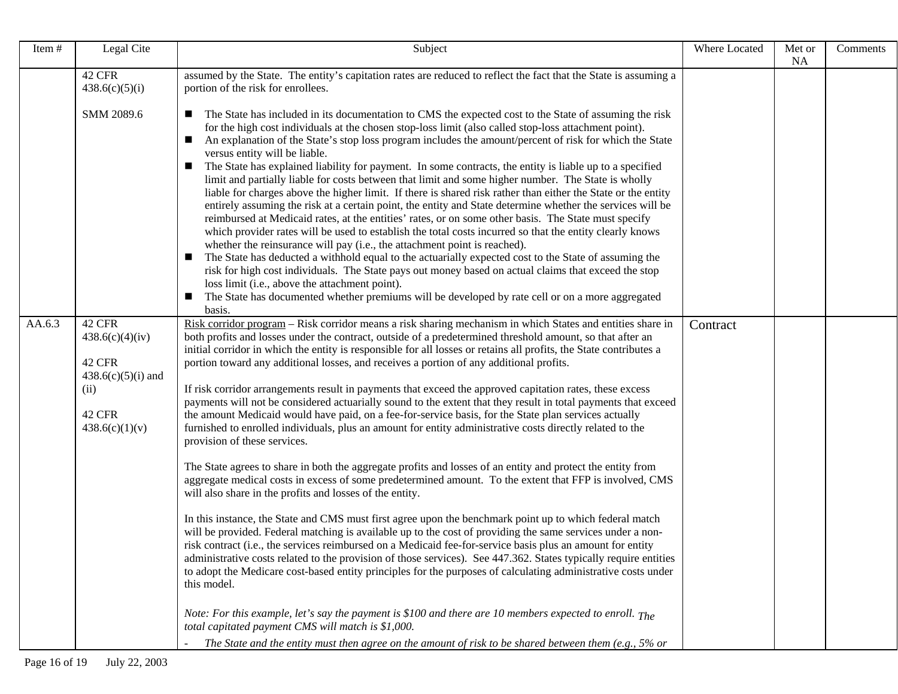| Item # | Legal Cite | Subject | Where Located | Met or NA | Comments |
|---|---|---|---|---|---|
| | 42 CFR 438.6(c)(5)(i)<br><br>SMM 2089.6 | assumed by the State. The entity's capitation rates are reduced to reflect the fact that the State is assuming a portion of the risk for enrollees.<br><br>■ The State has included in its documentation to CMS the expected cost to the State of assuming the risk for the high cost individuals at the chosen stop-loss limit (also called stop-loss attachment point).<br>■ An explanation of the State's stop loss program includes the amount/percent of risk for which the State versus entity will be liable.<br>■ The State has explained liability for payment. In some contracts, the entity is liable up to a specified limit and partially liable for costs between that limit and some higher number. The State is wholly liable for charges above the higher limit. If there is shared risk rather than either the State or the entity entirely assuming the risk at a certain point, the entity and State determine whether the services will be reimbursed at Medicaid rates, at the entities' rates, or on some other basis. The State must specify which provider rates will be used to establish the total costs incurred so that the entity clearly knows whether the reinsurance will pay (i.e., the attachment point is reached).<br>■ The State has deducted a withhold equal to the actuarially expected cost to the State of assuming the risk for high cost individuals. The State pays out money based on actual claims that exceed the stop loss limit (i.e., above the attachment point).<br>■ The State has documented whether premiums will be developed by rate cell or on a more aggregated basis. | | | |
| AA.6.3 | 42 CFR 438.6(c)(4)(iv)<br><br>42 CFR 438.6(c)(5)(i) and (ii)<br><br>42 CFR 438.6(c)(1)(v) | Risk corridor program – Risk corridor means a risk sharing mechanism in which States and entities share in both profits and losses under the contract, outside of a predetermined threshold amount, so that after an initial corridor in which the entity is responsible for all losses or retains all profits, the State contributes a portion toward any additional losses, and receives a portion of any additional profits.<br><br>If risk corridor arrangements result in payments that exceed the approved capitation rates, these excess payments will not be considered actuarially sound to the extent that they result in total payments that exceed the amount Medicaid would have paid, on a fee-for-service basis, for the State plan services actually furnished to enrolled individuals, plus an amount for entity administrative costs directly related to the provision of these services.<br><br>The State agrees to share in both the aggregate profits and losses of an entity and protect the entity from aggregate medical costs in excess of some predetermined amount. To the extent that FFP is involved, CMS will also share in the profits and losses of the entity.<br><br>In this instance, the State and CMS must first agree upon the benchmark point up to which federal match will be provided. Federal matching is available up to the cost of providing the same services under a non-risk contract (i.e., the services reimbursed on a Medicaid fee-for-service basis plus an amount for entity administrative costs related to the provision of those services). See 447.362. States typically require entities to adopt the Medicare cost-based entity principles for the purposes of calculating administrative costs under this model.<br><br>*Note: For this example, let's say the payment is $100 and there are 10 members expected to enroll. The total capitated payment CMS will match is $1,000.*<br><br>- *The State and the entity must then agree on the amount of risk to be shared between them (e.g., 5% or* | Contract | | |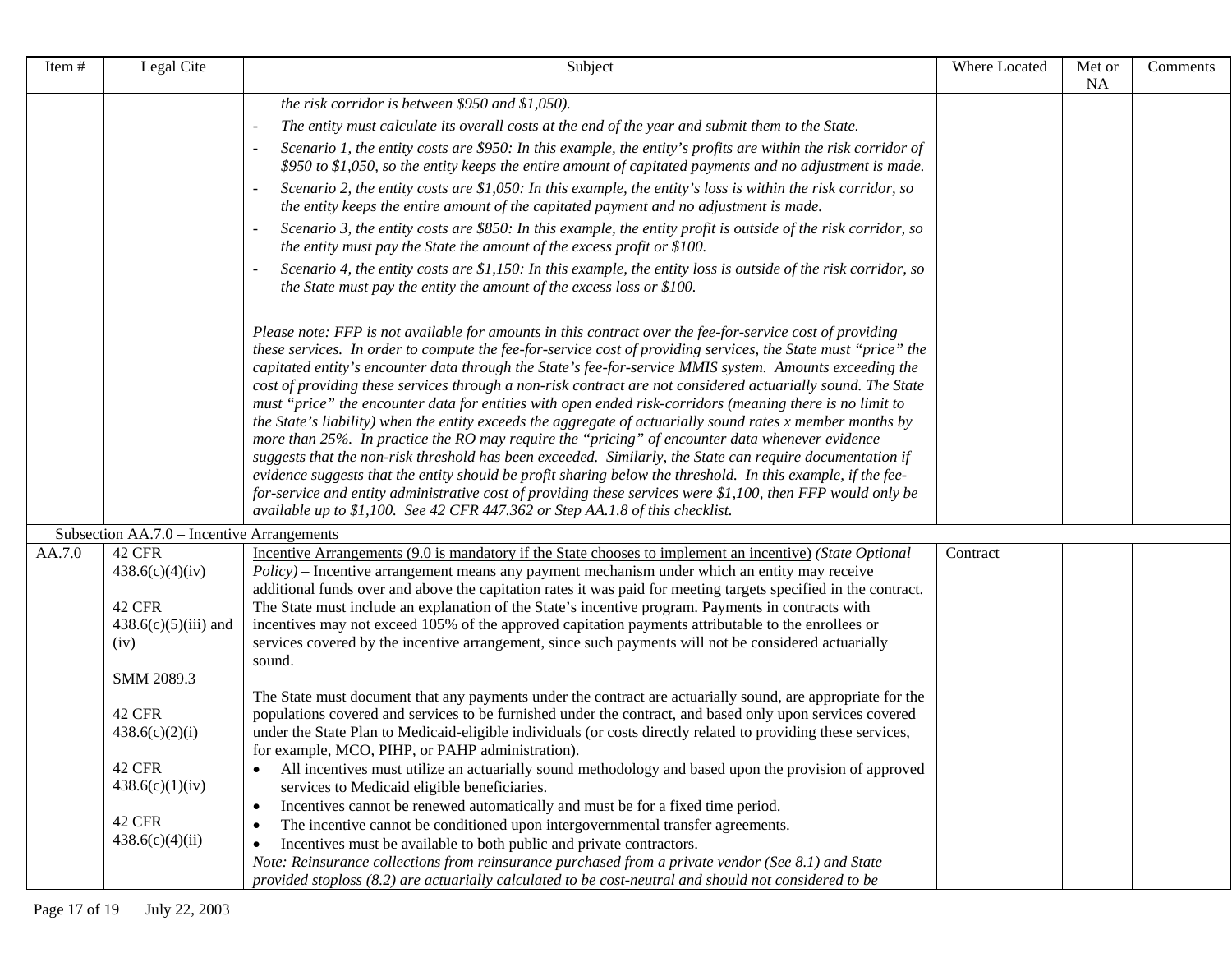| Item # | Legal Cite | Subject | Where Located | Met or NA | Comments |
|---|---|---|---|---|---|
| | | *the risk corridor is between $950 and $1,050).*<br>- *The entity must calculate its overall costs at the end of the year and submit them to the State.*<br>- *Scenario 1, the entity costs are $950: In this example, the entity's profits are within the risk corridor of $950 to $1,050, so the entity keeps the entire amount of capitated payments and no adjustment is made.*<br>- *Scenario 2, the entity costs are $1,050: In this example, the entity's loss is within the risk corridor, so the entity keeps the entire amount of the capitated payment and no adjustment is made.*<br>- *Scenario 3, the entity costs are $850: In this example, the entity profit is outside of the risk corridor, so the entity must pay the State the amount of the excess profit or $100.*<br>- *Scenario 4, the entity costs are $1,150: In this example, the entity loss is outside of the risk corridor, so the State must pay the entity the amount of the excess loss or $100.*<br><br>*Please note: FFP is not available for amounts in this contract over the fee-for-service cost of providing these services. In order to compute the fee-for-service cost of providing services, the State must "price" the capitated entity's encounter data through the State's fee-for-service MMIS system. Amounts exceeding the cost of providing these services through a non-risk contract are not considered actuarially sound. The State must "price" the encounter data for entities with open ended risk-corridors (meaning there is no limit to the State's liability) when the entity exceeds the aggregate of actuarially sound rates x member months by more than 25%. In practice the RO may require the "pricing" of encounter data whenever evidence suggests that the non-risk threshold has been exceeded. Similarly, the State can require documentation if evidence suggests that the entity should be profit sharing below the threshold. In this example, if the fee-for-service and entity administrative cost of providing these services were $1,100, then FFP would only be available up to $1,100. See 42 CFR 447.362 or Step AA.1.8 of this checklist.* | | | |
| Subsection AA.7.0 – Incentive Arrangements | | | | | |
| AA.7.0 | 42 CFR 438.6(c)(4)(iv)<br><br>42 CFR 438.6(c)(5)(iii) and (iv)<br><br>SMM 2089.3<br><br>42 CFR 438.6(c)(2)(i)<br><br>42 CFR 438.6(c)(1)(iv)<br><br>42 CFR 438.6(c)(4)(ii) | <u>Incentive Arrangements (9.0 is mandatory if the State chooses to implement an incentive)</u> *(State Optional Policy)* – Incentive arrangement means any payment mechanism under which an entity may receive additional funds over and above the capitation rates it was paid for meeting targets specified in the contract. The State must include an explanation of the State's incentive program. Payments in contracts with incentives may not exceed 105% of the approved capitation payments attributable to the enrollees or services covered by the incentive arrangement, since such payments will not be considered actuarially sound.<br><br>The State must document that any payments under the contract are actuarially sound, are appropriate for the populations covered and services to be furnished under the contract, and based only upon services covered under the State Plan to Medicaid-eligible individuals (or costs directly related to providing these services, for example, MCO, PIHP, or PAHP administration).<br>• All incentives must utilize an actuarially sound methodology and based upon the provision of approved services to Medicaid eligible beneficiaries.<br>• Incentives cannot be renewed automatically and must be for a fixed time period.<br>• The incentive cannot be conditioned upon intergovernmental transfer agreements.<br>• Incentives must be available to both public and private contractors.<br>*Note: Reinsurance collections from reinsurance purchased from a private vendor (See 8.1) and State provided stoploss (8.2) are actuarially calculated to be cost-neutral and should not considered to be* | Contract | | |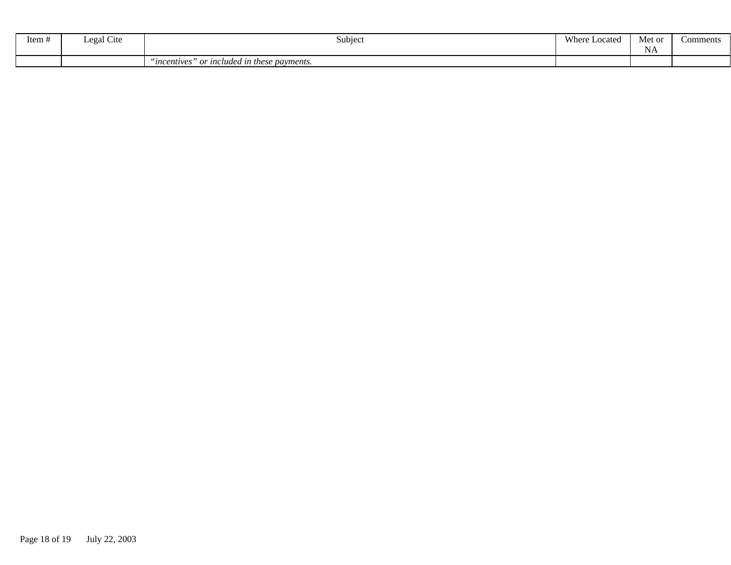| Item # | Legal Cite | Subject | Where Located | Met or NA | Comments |
|---|---|---|---|---|---|
| | | *"incentives" or included in these payments.* | | | |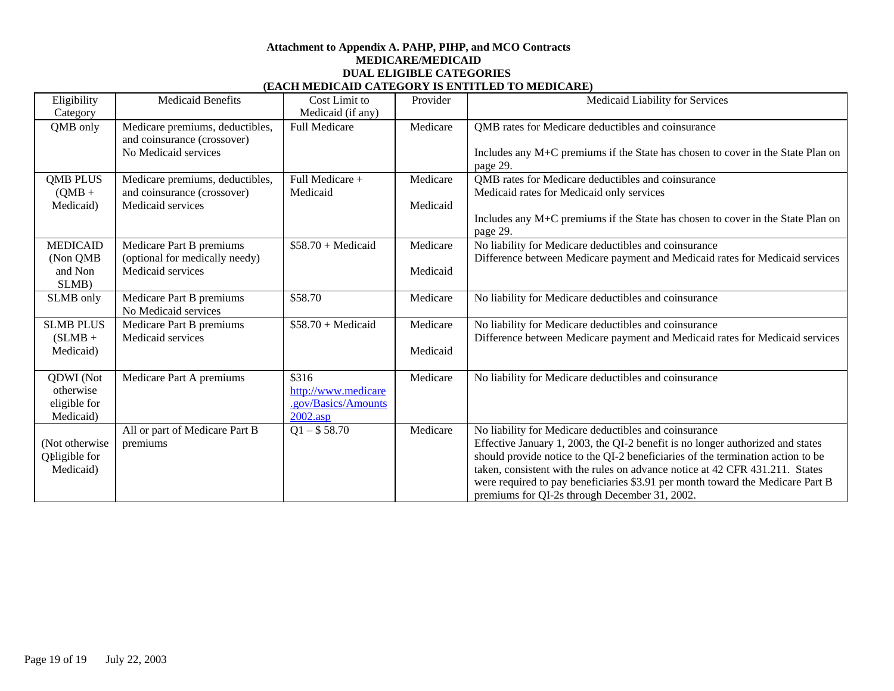**Attachment to Appendix A. PAHP, PIHP, and MCO Contracts**
**MEDICARE/MEDICAID**
**DUAL ELIGIBLE CATEGORIES**
**(EACH MEDICAID CATEGORY IS ENTITLED TO MEDICARE)**

| Eligibility Category | Medicaid Benefits | Cost Limit to Medicaid (if any) | Provider | Medicaid Liability for Services |
|---|---|---|---|---|
| QMB only | Medicare premiums, deductibles, and coinsurance (crossover)<br>No Medicaid services | Full Medicare | Medicare | QMB rates for Medicare deductibles and coinsurance<br><br>Includes any M+C premiums if the State has chosen to cover in the State Plan on page 29. |
| QMB PLUS (QMB + Medicaid) | Medicare premiums, deductibles, and coinsurance (crossover)<br>Medicaid services | Full Medicare + Medicaid | Medicare<br><br>Medicaid | QMB rates for Medicare deductibles and coinsurance<br>Medicaid rates for Medicaid only services<br><br>Includes any M+C premiums if the State has chosen to cover in the State Plan on page 29. |
| MEDICAID (Non QMB and Non SLMB) | Medicare Part B premiums (optional for medically needy)<br>Medicaid services | $58.70 + Medicaid | Medicare<br><br>Medicaid | No liability for Medicare deductibles and coinsurance<br>Difference between Medicare payment and Medicaid rates for Medicaid services |
| SLMB only | Medicare Part B premiums<br>No Medicaid services | $58.70 | Medicare | No liability for Medicare deductibles and coinsurance |
| SLMB PLUS (SLMB + Medicaid) | Medicare Part B premiums<br>Medicaid services | $58.70 + Medicaid | Medicare<br><br>Medicaid | No liability for Medicare deductibles and coinsurance<br>Difference between Medicare payment and Medicaid rates for Medicaid services |
| QDWI (Not otherwise eligible for Medicaid) | Medicare Part A premiums | $316<br>http://www.medicare.gov/Basics/Amounts2002.asp | Medicare | No liability for Medicare deductibles and coinsurance |
| QI (Not otherwise eligible for Medicaid) | All or part of Medicare Part B premiums | Q1 – $ 58.70 | Medicare | No liability for Medicare deductibles and coinsurance<br>Effective January 1, 2003, the QI-2 benefit is no longer authorized and states should provide notice to the QI-2 beneficiaries of the termination action to be taken, consistent with the rules on advance notice at 42 CFR 431.211. States were required to pay beneficiaries $3.91 per month toward the Medicare Part B premiums for QI-2s through December 31, 2002. |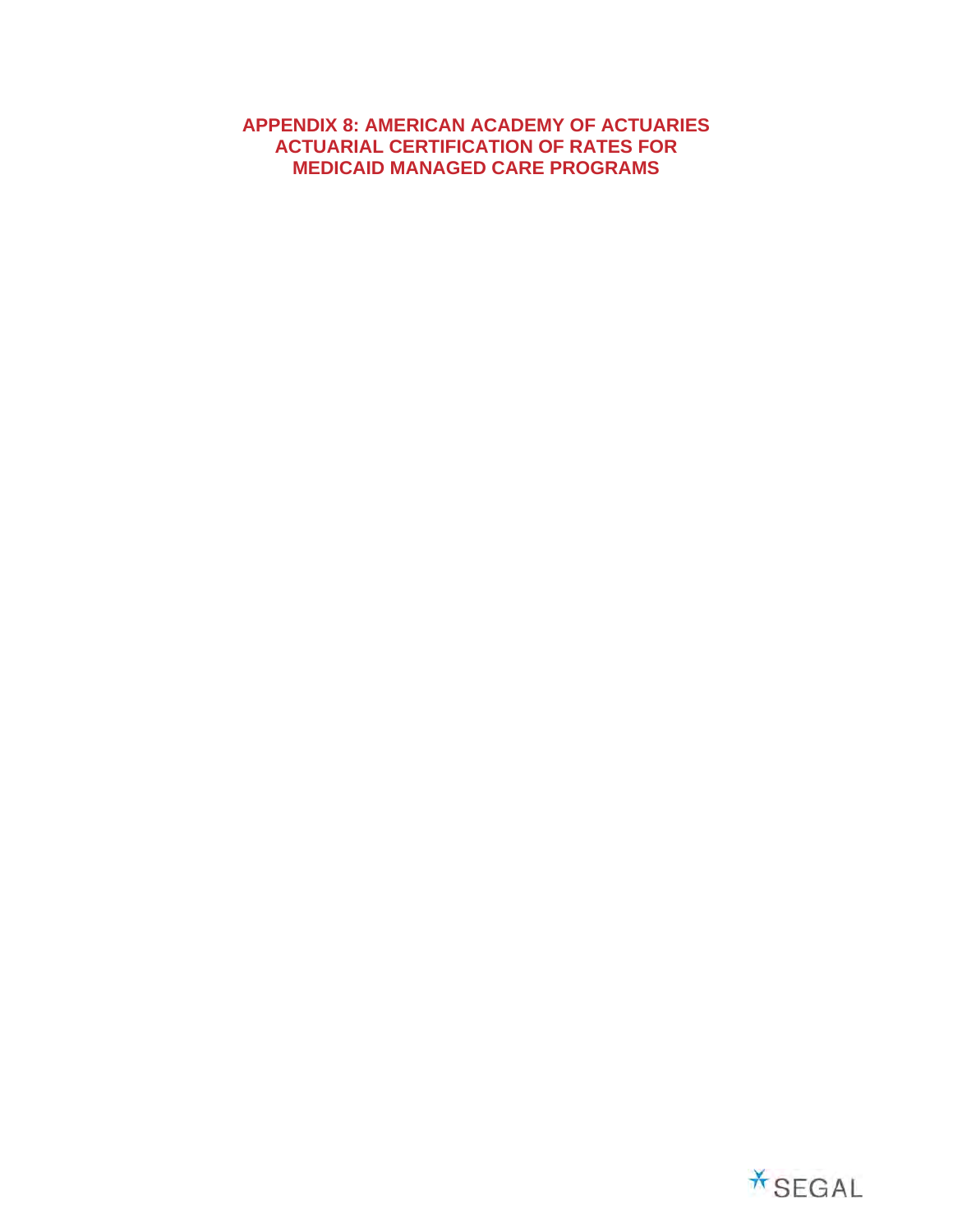# APPENDIX 8: AMERICAN ACADEMY OF ACTUARIES ACTUARIAL CERTIFICATION OF RATES FOR MEDICAID MANAGED CARE PROGRAMS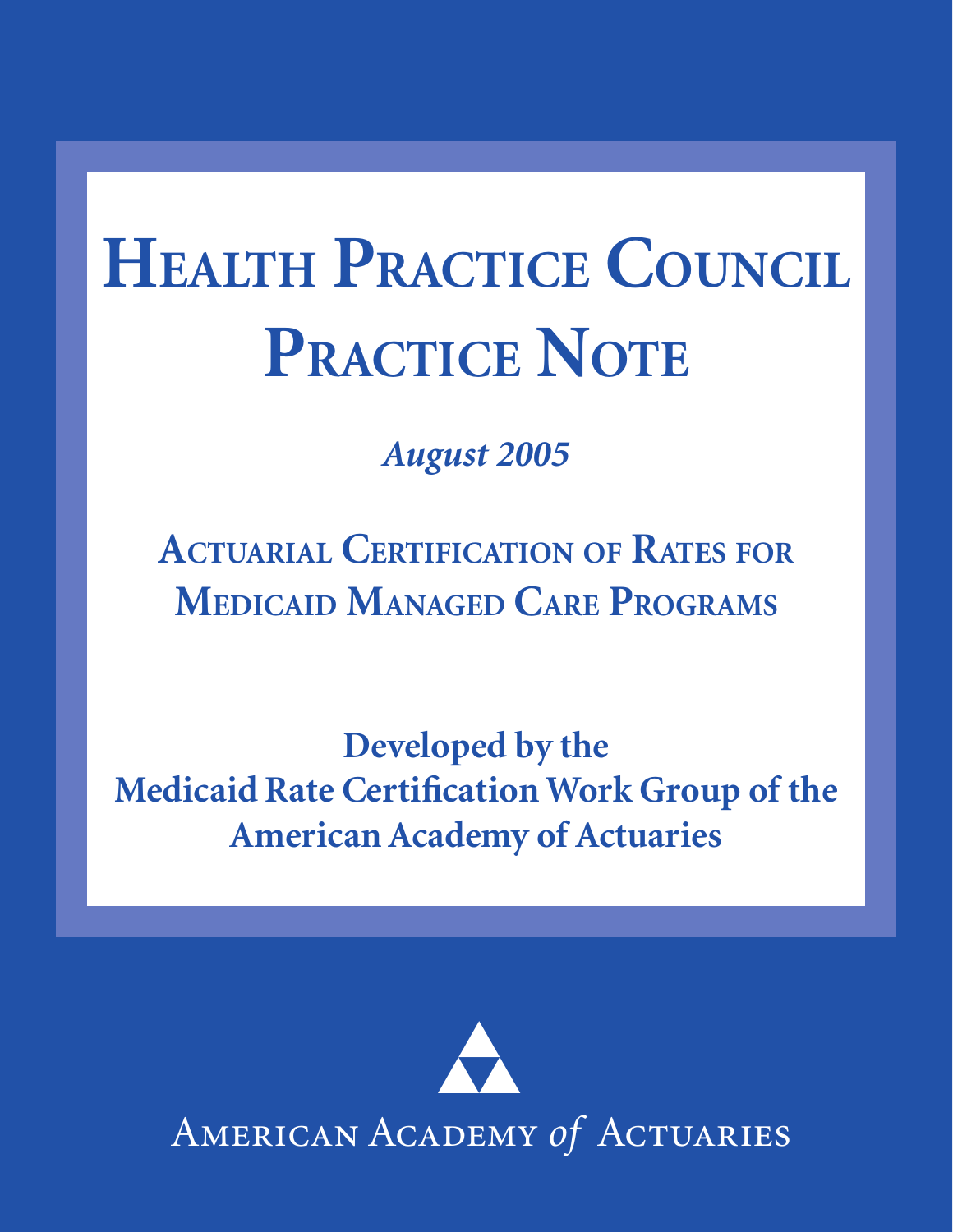# Health Practice Council Practice Note

*August 2005*

## Actuarial Certification of Rates for Medicaid Managed Care Programs

**Developed by the Medicaid Rate Certification Work Group of the American Academy of Actuaries**

American Academy *of* Actuaries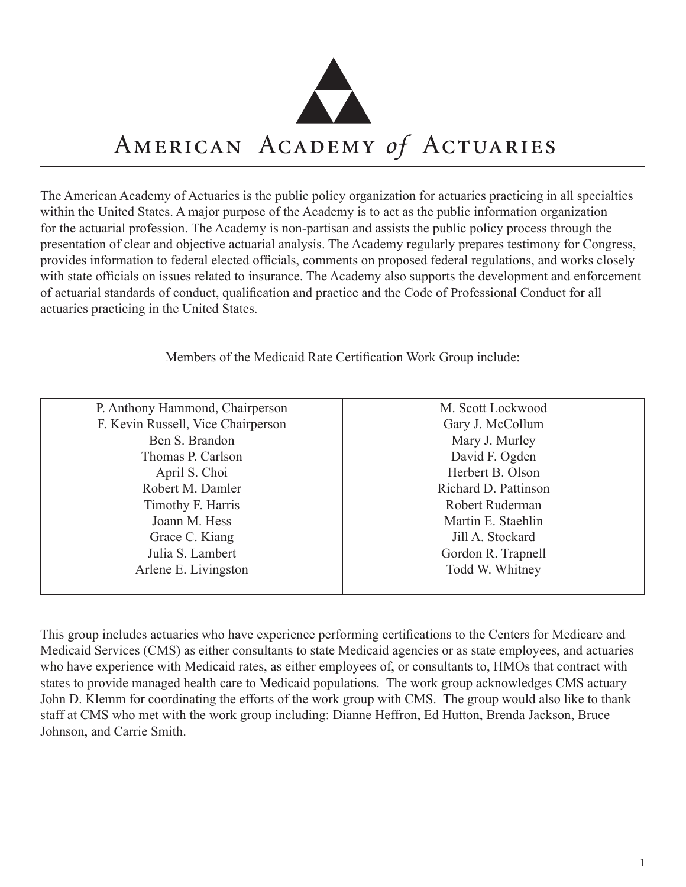# American Academy *of* Actuaries

The American Academy of Actuaries is the public policy organization for actuaries practicing in all specialties within the United States. A major purpose of the Academy is to act as the public information organization for the actuarial profession. The Academy is non-partisan and assists the public policy process through the presentation of clear and objective actuarial analysis. The Academy regularly prepares testimony for Congress, provides information to federal elected officials, comments on proposed federal regulations, and works closely with state officials on issues related to insurance. The Academy also supports the development and enforcement of actuarial standards of conduct, qualification and practice and the Code of Professional Conduct for all actuaries practicing in the United States.

Members of the Medicaid Rate Certification Work Group include:

| | |
|---|---|
| P. Anthony Hammond, Chairperson | M. Scott Lockwood |
| F. Kevin Russell, Vice Chairperson | Gary J. McCollum |
| Ben S. Brandon | Mary J. Murley |
| Thomas P. Carlson | David F. Ogden |
| April S. Choi | Herbert B. Olson |
| Robert M. Damler | Richard D. Pattinson |
| Timothy F. Harris | Robert Ruderman |
| Joann M. Hess | Martin E. Staehlin |
| Grace C. Kiang | Jill A. Stockard |
| Julia S. Lambert | Gordon R. Trapnell |
| Arlene E. Livingston | Todd W. Whitney |

This group includes actuaries who have experience performing certifications to the Centers for Medicare and Medicaid Services (CMS) as either consultants to state Medicaid agencies or as state employees, and actuaries who have experience with Medicaid rates, as either employees of, or consultants to, HMOs that contract with states to provide managed health care to Medicaid populations. The work group acknowledges CMS actuary John D. Klemm for coordinating the efforts of the work group with CMS. The group would also like to thank staff at CMS who met with the work group including: Dianne Heffron, Ed Hutton, Brenda Jackson, Bruce Johnson, and Carrie Smith.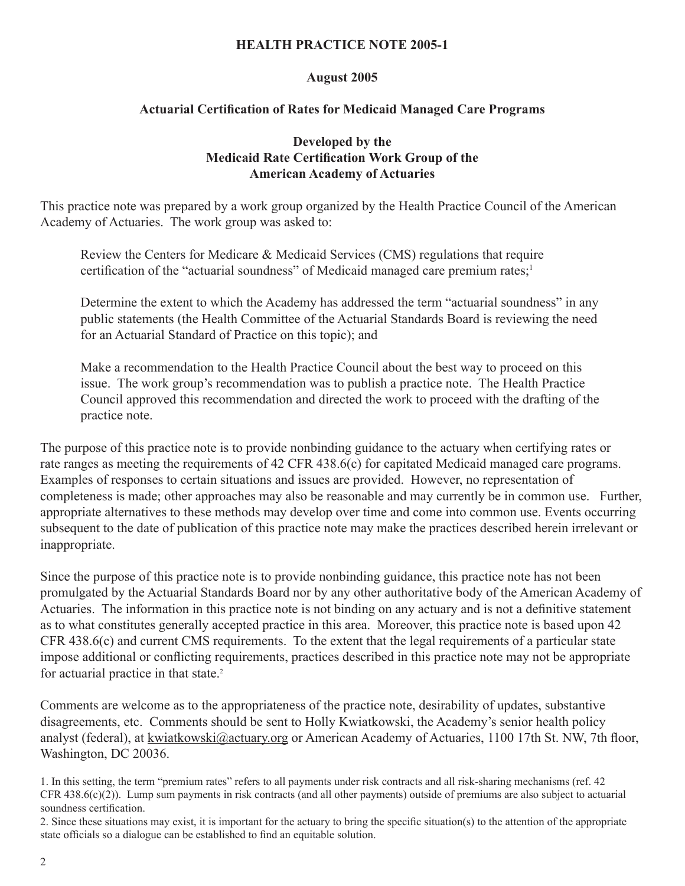**HEALTH PRACTICE NOTE 2005-1**

**August 2005**

**Actuarial Certification of Rates for Medicaid Managed Care Programs**

**Developed by the**
**Medicaid Rate Certification Work Group of the**
**American Academy of Actuaries**

This practice note was prepared by a work group organized by the Health Practice Council of the American Academy of Actuaries. The work group was asked to:

> Review the Centers for Medicare & Medicaid Services (CMS) regulations that require certification of the "actuarial soundness" of Medicaid managed care premium rates;[1]
>
> Determine the extent to which the Academy has addressed the term "actuarial soundness" in any public statements (the Health Committee of the Actuarial Standards Board is reviewing the need for an Actuarial Standard of Practice on this topic); and
>
> Make a recommendation to the Health Practice Council about the best way to proceed on this issue. The work group's recommendation was to publish a practice note. The Health Practice Council approved this recommendation and directed the work to proceed with the drafting of the practice note.

The purpose of this practice note is to provide nonbinding guidance to the actuary when certifying rates or rate ranges as meeting the requirements of 42 CFR 438.6(c) for capitated Medicaid managed care programs. Examples of responses to certain situations and issues are provided. However, no representation of completeness is made; other approaches may also be reasonable and may currently be in common use. Further, appropriate alternatives to these methods may develop over time and come into common use. Events occurring subsequent to the date of publication of this practice note may make the practices described herein irrelevant or inappropriate.

Since the purpose of this practice note is to provide nonbinding guidance, this practice note has not been promulgated by the Actuarial Standards Board nor by any other authoritative body of the American Academy of Actuaries. The information in this practice note is not binding on any actuary and is not a definitive statement as to what constitutes generally accepted practice in this area. Moreover, this practice note is based upon 42 CFR 438.6(c) and current CMS requirements. To the extent that the legal requirements of a particular state impose additional or conflicting requirements, practices described in this practice note may not be appropriate for actuarial practice in that state.[2]

Comments are welcome as to the appropriateness of the practice note, desirability of updates, substantive disagreements, etc. Comments should be sent to Holly Kwiatkowski, the Academy's senior health policy analyst (federal), at kwiatkowski@actuary.org or American Academy of Actuaries, 1100 17th St. NW, 7th floor, Washington, DC 20036.

1. In this setting, the term "premium rates" refers to all payments under risk contracts and all risk-sharing mechanisms (ref. 42 CFR 438.6(c)(2)). Lump sum payments in risk contracts (and all other payments) outside of premiums are also subject to actuarial soundness certification.

2. Since these situations may exist, it is important for the actuary to bring the specific situation(s) to the attention of the appropriate state officials so a dialogue can be established to find an equitable solution.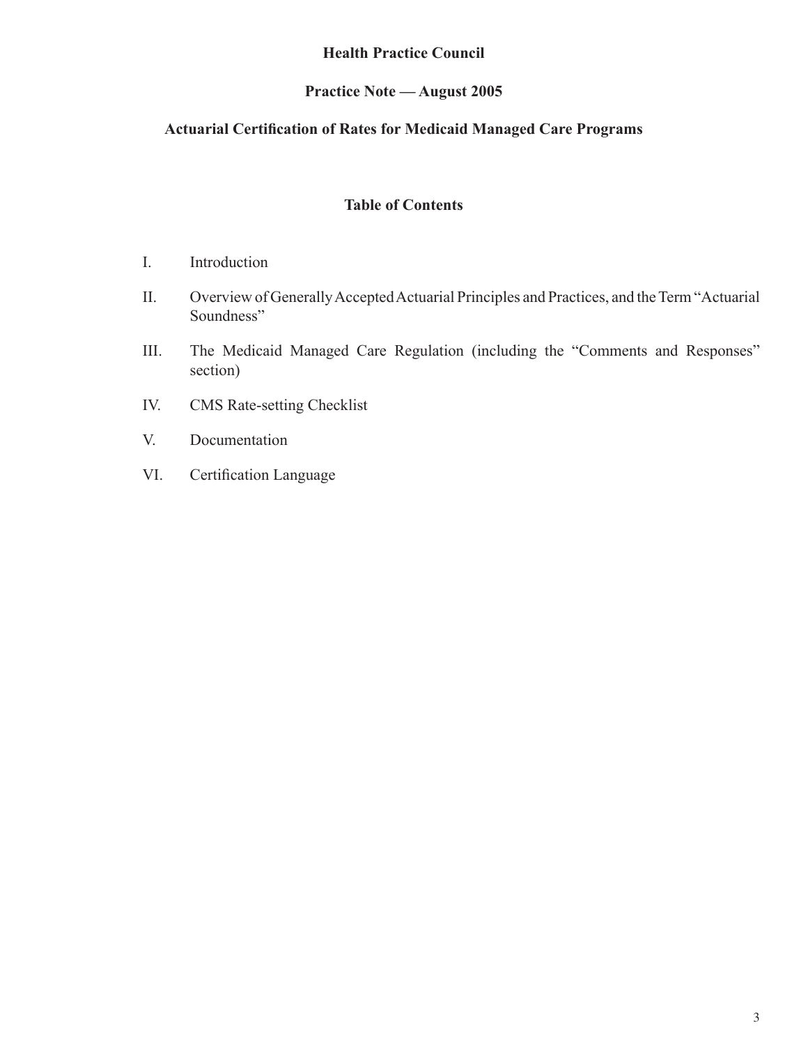# Health Practice Council

## Practice Note — August 2005

## Actuarial Certification of Rates for Medicaid Managed Care Programs

### Table of Contents

I. Introduction

II. Overview of Generally Accepted Actuarial Principles and Practices, and the Term "Actuarial Soundness"

III. The Medicaid Managed Care Regulation (including the "Comments and Responses" section)

IV. CMS Rate-setting Checklist

V. Documentation

VI. Certification Language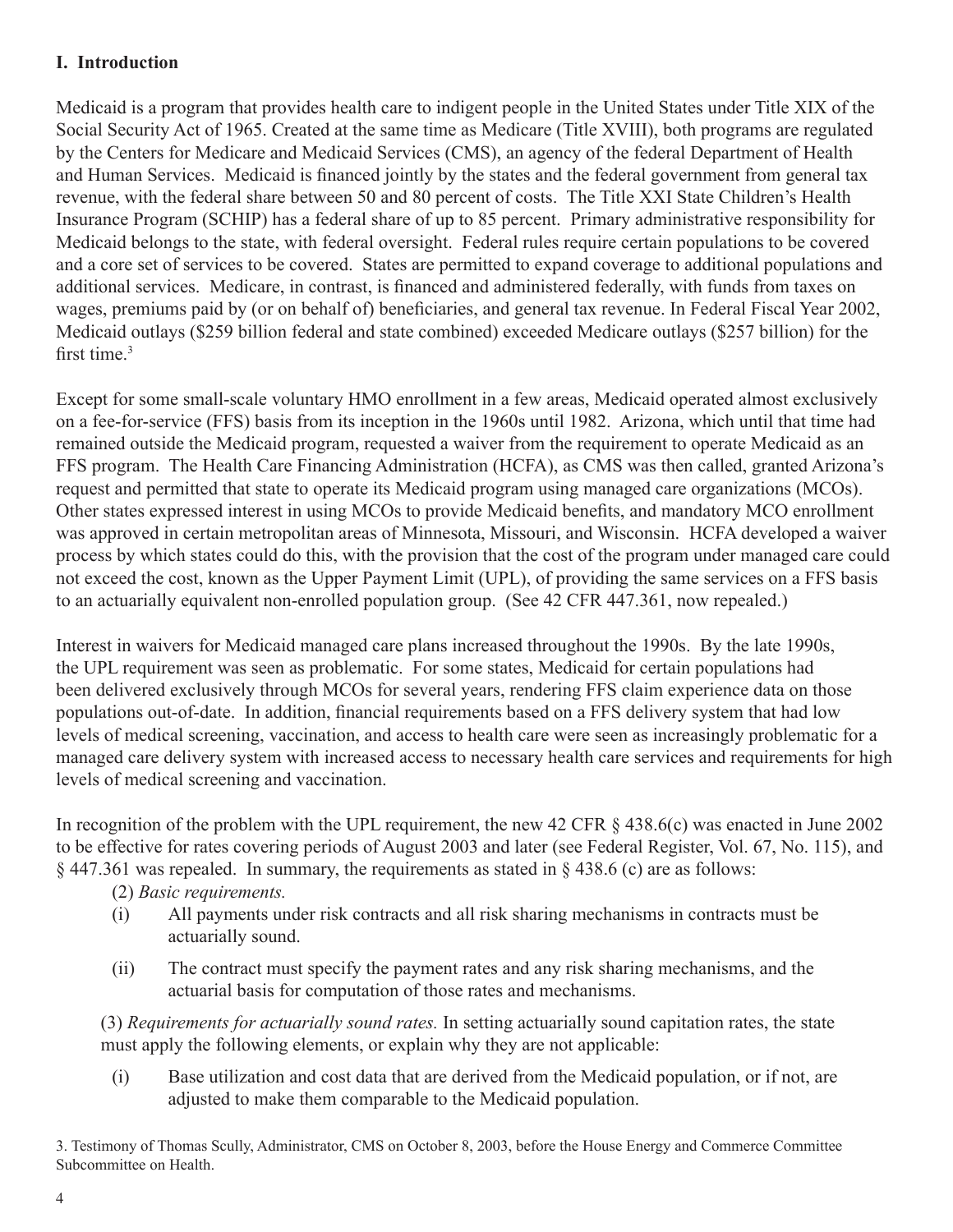## I. Introduction

Medicaid is a program that provides health care to indigent people in the United States under Title XIX of the Social Security Act of 1965. Created at the same time as Medicare (Title XVIII), both programs are regulated by the Centers for Medicare and Medicaid Services (CMS), an agency of the federal Department of Health and Human Services. Medicaid is financed jointly by the states and the federal government from general tax revenue, with the federal share between 50 and 80 percent of costs. The Title XXI State Children's Health Insurance Program (SCHIP) has a federal share of up to 85 percent. Primary administrative responsibility for Medicaid belongs to the state, with federal oversight. Federal rules require certain populations to be covered and a core set of services to be covered. States are permitted to expand coverage to additional populations and additional services. Medicare, in contrast, is financed and administered federally, with funds from taxes on wages, premiums paid by (or on behalf of) beneficiaries, and general tax revenue. In Federal Fiscal Year 2002, Medicaid outlays ($259 billion federal and state combined) exceeded Medicare outlays ($257 billion) for the first time.[3]

Except for some small-scale voluntary HMO enrollment in a few areas, Medicaid operated almost exclusively on a fee-for-service (FFS) basis from its inception in the 1960s until 1982. Arizona, which until that time had remained outside the Medicaid program, requested a waiver from the requirement to operate Medicaid as an FFS program. The Health Care Financing Administration (HCFA), as CMS was then called, granted Arizona's request and permitted that state to operate its Medicaid program using managed care organizations (MCOs). Other states expressed interest in using MCOs to provide Medicaid benefits, and mandatory MCO enrollment was approved in certain metropolitan areas of Minnesota, Missouri, and Wisconsin. HCFA developed a waiver process by which states could do this, with the provision that the cost of the program under managed care could not exceed the cost, known as the Upper Payment Limit (UPL), of providing the same services on a FFS basis to an actuarially equivalent non-enrolled population group. (See 42 CFR 447.361, now repealed.)

Interest in waivers for Medicaid managed care plans increased throughout the 1990s. By the late 1990s, the UPL requirement was seen as problematic. For some states, Medicaid for certain populations had been delivered exclusively through MCOs for several years, rendering FFS claim experience data on those populations out-of-date. In addition, financial requirements based on a FFS delivery system that had low levels of medical screening, vaccination, and access to health care were seen as increasingly problematic for a managed care delivery system with increased access to necessary health care services and requirements for high levels of medical screening and vaccination.

In recognition of the problem with the UPL requirement, the new 42 CFR § 438.6(c) was enacted in June 2002 to be effective for rates covering periods of August 2003 and later (see Federal Register, Vol. 67, No. 115), and § 447.361 was repealed. In summary, the requirements as stated in § 438.6 (c) are as follows:

(2) *Basic requirements.*

- (i) All payments under risk contracts and all risk sharing mechanisms in contracts must be actuarially sound.
- (ii) The contract must specify the payment rates and any risk sharing mechanisms, and the actuarial basis for computation of those rates and mechanisms.

(3) *Requirements for actuarially sound rates.* In setting actuarially sound capitation rates, the state must apply the following elements, or explain why they are not applicable:

- (i) Base utilization and cost data that are derived from the Medicaid population, or if not, are adjusted to make them comparable to the Medicaid population.

3. Testimony of Thomas Scully, Administrator, CMS on October 8, 2003, before the House Energy and Commerce Committee Subcommittee on Health.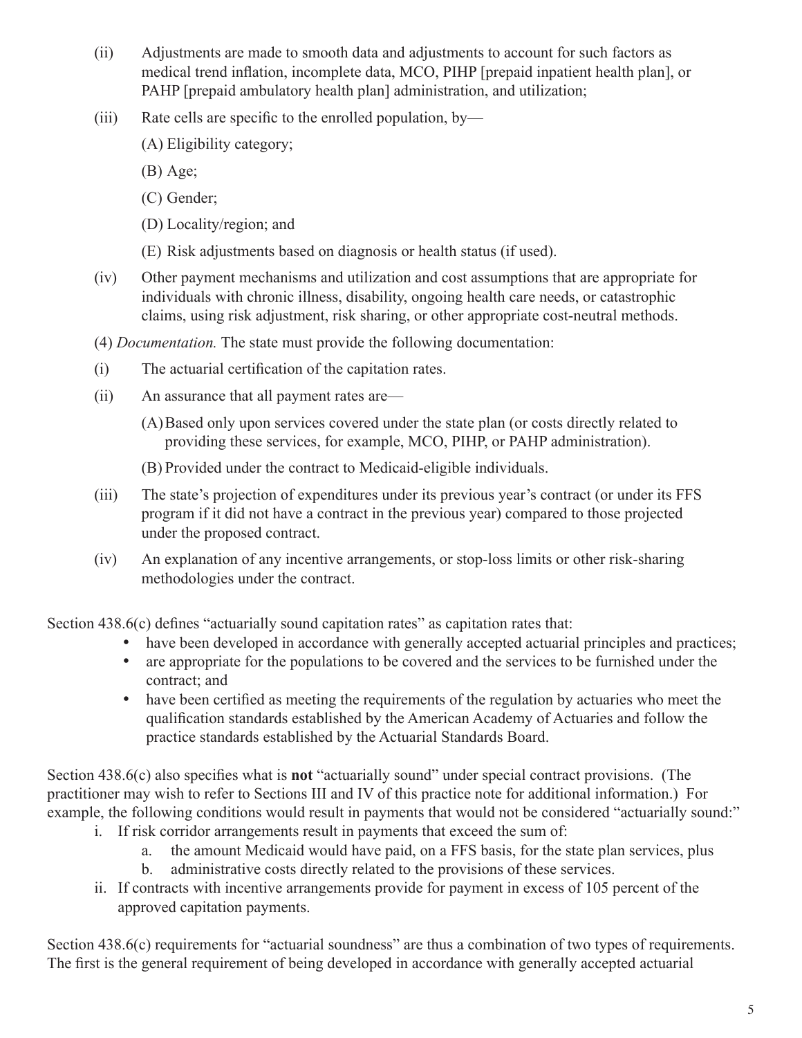(ii) Adjustments are made to smooth data and adjustments to account for such factors as medical trend inflation, incomplete data, MCO, PIHP [prepaid inpatient health plan], or PAHP [prepaid ambulatory health plan] administration, and utilization;

(iii) Rate cells are specific to the enrolled population, by—

(A) Eligibility category;

(B) Age;

(C) Gender;

(D) Locality/region; and

(E) Risk adjustments based on diagnosis or health status (if used).

(iv) Other payment mechanisms and utilization and cost assumptions that are appropriate for individuals with chronic illness, disability, ongoing health care needs, or catastrophic claims, using risk adjustment, risk sharing, or other appropriate cost-neutral methods.

(4) *Documentation.* The state must provide the following documentation:

(i) The actuarial certification of the capitation rates.

(ii) An assurance that all payment rates are—

(A) Based only upon services covered under the state plan (or costs directly related to providing these services, for example, MCO, PIHP, or PAHP administration).

(B) Provided under the contract to Medicaid-eligible individuals.

(iii) The state's projection of expenditures under its previous year's contract (or under its FFS program if it did not have a contract in the previous year) compared to those projected under the proposed contract.

(iv) An explanation of any incentive arrangements, or stop-loss limits or other risk-sharing methodologies under the contract.

Section 438.6(c) defines "actuarially sound capitation rates" as capitation rates that:

- have been developed in accordance with generally accepted actuarial principles and practices;
- are appropriate for the populations to be covered and the services to be furnished under the contract; and
- have been certified as meeting the requirements of the regulation by actuaries who meet the qualification standards established by the American Academy of Actuaries and follow the practice standards established by the Actuarial Standards Board.

Section 438.6(c) also specifies what is **not** "actuarially sound" under special contract provisions. (The practitioner may wish to refer to Sections III and IV of this practice note for additional information.) For example, the following conditions would result in payments that would not be considered "actuarially sound:"

i. If risk corridor arrangements result in payments that exceed the sum of:
   a. the amount Medicaid would have paid, on a FFS basis, for the state plan services, plus
   b. administrative costs directly related to the provisions of these services.
ii. If contracts with incentive arrangements provide for payment in excess of 105 percent of the approved capitation payments.

Section 438.6(c) requirements for "actuarial soundness" are thus a combination of two types of requirements. The first is the general requirement of being developed in accordance with generally accepted actuarial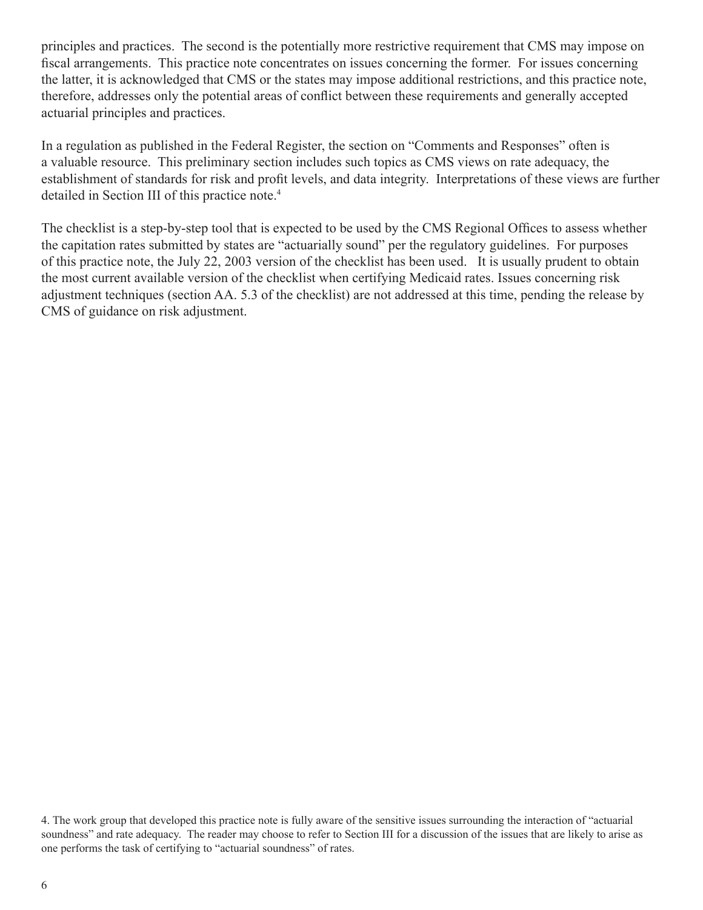principles and practices. The second is the potentially more restrictive requirement that CMS may impose on fiscal arrangements. This practice note concentrates on issues concerning the former. For issues concerning the latter, it is acknowledged that CMS or the states may impose additional restrictions, and this practice note, therefore, addresses only the potential areas of conflict between these requirements and generally accepted actuarial principles and practices.

In a regulation as published in the Federal Register, the section on "Comments and Responses" often is a valuable resource. This preliminary section includes such topics as CMS views on rate adequacy, the establishment of standards for risk and profit levels, and data integrity. Interpretations of these views are further detailed in Section III of this practice note.[4]

The checklist is a step-by-step tool that is expected to be used by the CMS Regional Offices to assess whether the capitation rates submitted by states are "actuarially sound" per the regulatory guidelines. For purposes of this practice note, the July 22, 2003 version of the checklist has been used. It is usually prudent to obtain the most current available version of the checklist when certifying Medicaid rates. Issues concerning risk adjustment techniques (section AA. 5.3 of the checklist) are not addressed at this time, pending the release by CMS of guidance on risk adjustment.

4. The work group that developed this practice note is fully aware of the sensitive issues surrounding the interaction of "actuarial soundness" and rate adequacy. The reader may choose to refer to Section III for a discussion of the issues that are likely to arise as one performs the task of certifying to "actuarial soundness" of rates.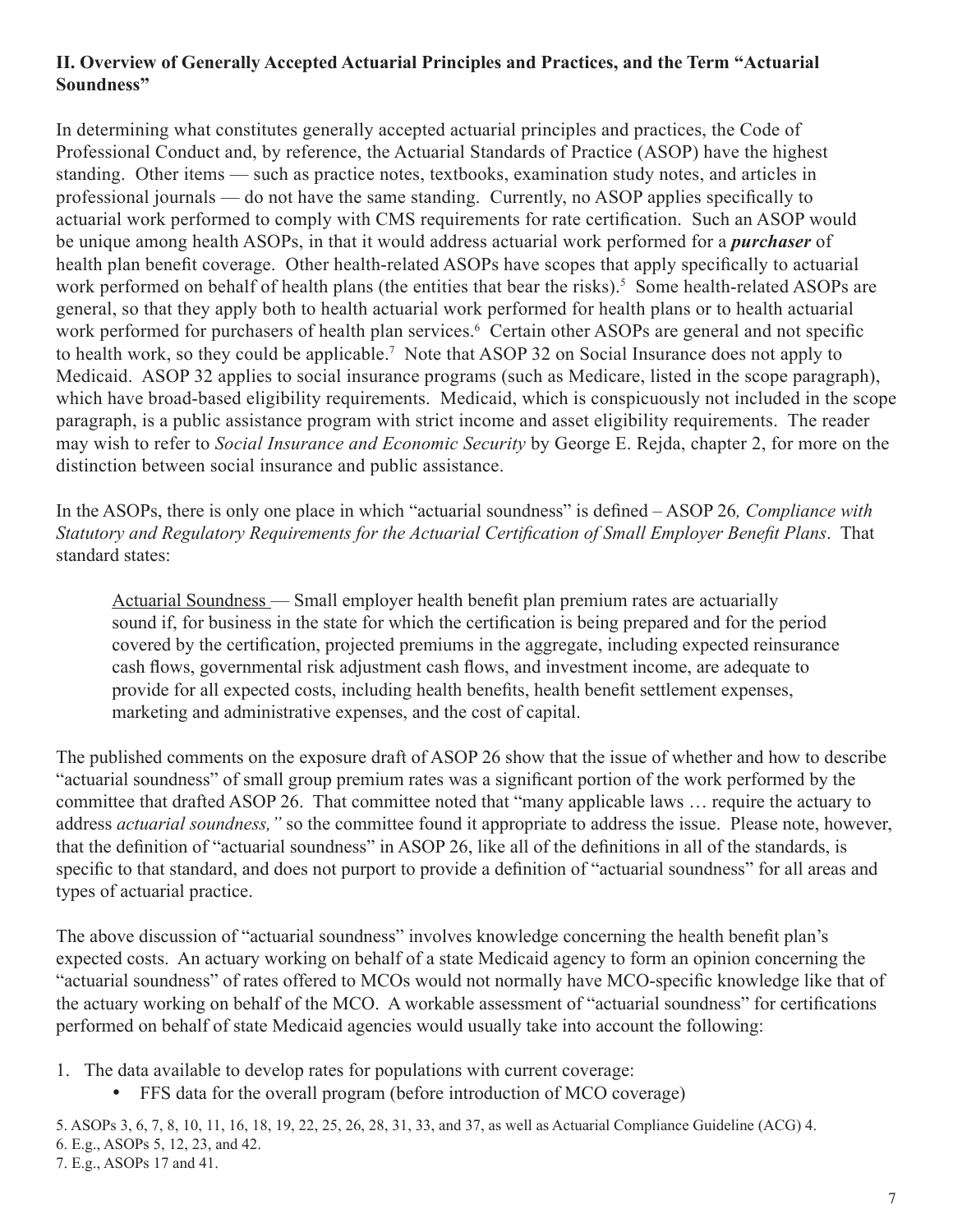## II. Overview of Generally Accepted Actuarial Principles and Practices, and the Term "Actuarial Soundness"

In determining what constitutes generally accepted actuarial principles and practices, the Code of Professional Conduct and, by reference, the Actuarial Standards of Practice (ASOP) have the highest standing. Other items — such as practice notes, textbooks, examination study notes, and articles in professional journals — do not have the same standing. Currently, no ASOP applies specifically to actuarial work performed to comply with CMS requirements for rate certification. Such an ASOP would be unique among health ASOPs, in that it would address actuarial work performed for a ***purchaser*** of health plan benefit coverage. Other health-related ASOPs have scopes that apply specifically to actuarial work performed on behalf of health plans (the entities that bear the risks).[5] Some health-related ASOPs are general, so that they apply both to health actuarial work performed for health plans or to health actuarial work performed for purchasers of health plan services.[6] Certain other ASOPs are general and not specific to health work, so they could be applicable.[7] Note that ASOP 32 on Social Insurance does not apply to Medicaid. ASOP 32 applies to social insurance programs (such as Medicare, listed in the scope paragraph), which have broad-based eligibility requirements. Medicaid, which is conspicuously not included in the scope paragraph, is a public assistance program with strict income and asset eligibility requirements. The reader may wish to refer to *Social Insurance and Economic Security* by George E. Rejda, chapter 2, for more on the distinction between social insurance and public assistance.

In the ASOPs, there is only one place in which "actuarial soundness" is defined – ASOP 26*, Compliance with Statutory and Regulatory Requirements for the Actuarial Certification of Small Employer Benefit Plans*. That standard states:

> Actuarial Soundness — Small employer health benefit plan premium rates are actuarially sound if, for business in the state for which the certification is being prepared and for the period covered by the certification, projected premiums in the aggregate, including expected reinsurance cash flows, governmental risk adjustment cash flows, and investment income, are adequate to provide for all expected costs, including health benefits, health benefit settlement expenses, marketing and administrative expenses, and the cost of capital.

The published comments on the exposure draft of ASOP 26 show that the issue of whether and how to describe "actuarial soundness" of small group premium rates was a significant portion of the work performed by the committee that drafted ASOP 26. That committee noted that "many applicable laws … require the actuary to address *actuarial soundness,"* so the committee found it appropriate to address the issue. Please note, however, that the definition of "actuarial soundness" in ASOP 26, like all of the definitions in all of the standards, is specific to that standard, and does not purport to provide a definition of "actuarial soundness" for all areas and types of actuarial practice.

The above discussion of "actuarial soundness" involves knowledge concerning the health benefit plan's expected costs. An actuary working on behalf of a state Medicaid agency to form an opinion concerning the "actuarial soundness" of rates offered to MCOs would not normally have MCO-specific knowledge like that of the actuary working on behalf of the MCO. A workable assessment of "actuarial soundness" for certifications performed on behalf of state Medicaid agencies would usually take into account the following:

1. The data available to develop rates for populations with current coverage:
   - FFS data for the overall program (before introduction of MCO coverage)

5. ASOPs 3, 6, 7, 8, 10, 11, 16, 18, 19, 22, 25, 26, 28, 31, 33, and 37, as well as Actuarial Compliance Guideline (ACG) 4.
6. E.g., ASOPs 5, 12, 23, and 42.
7. E.g., ASOPs 17 and 41.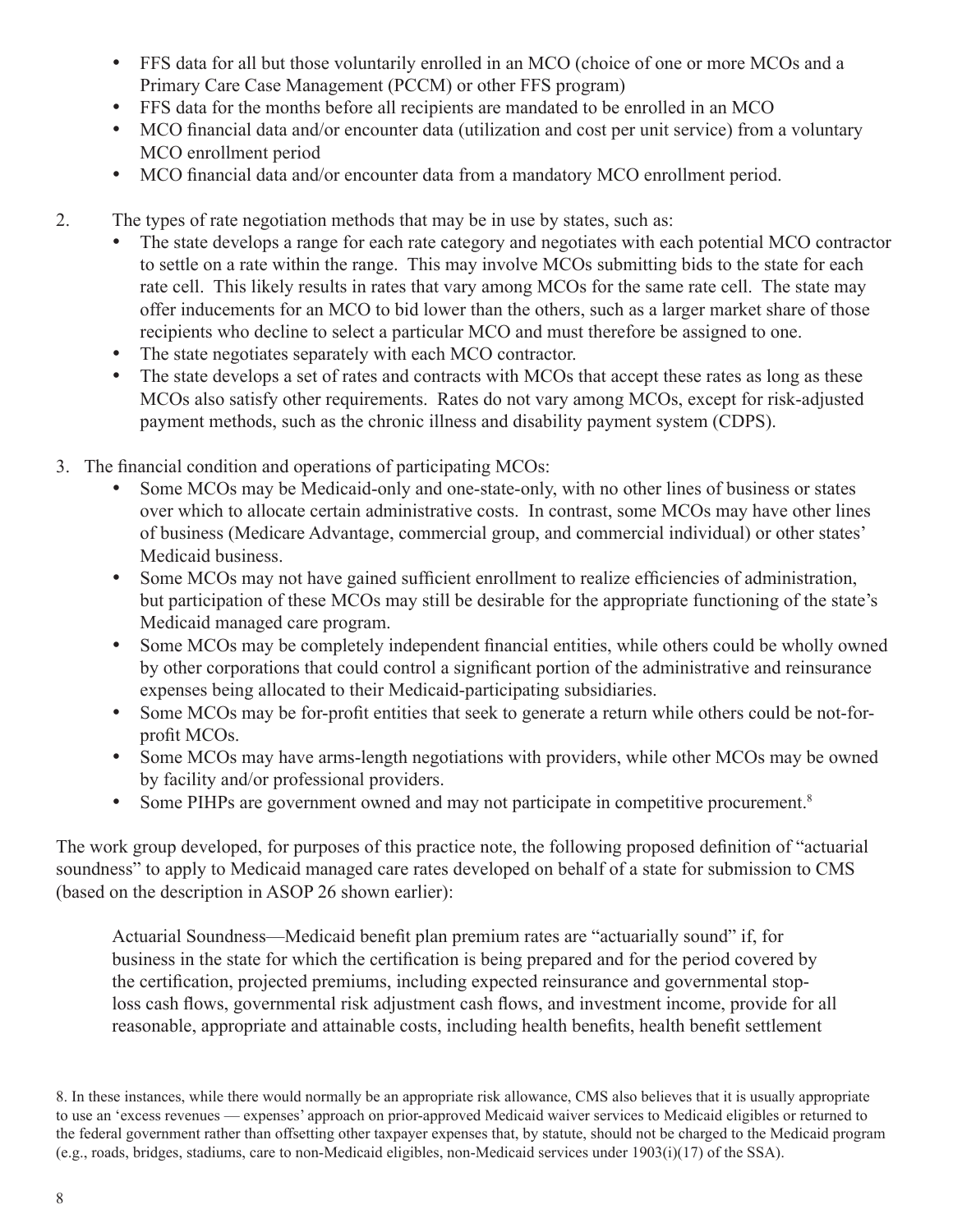- FFS data for all but those voluntarily enrolled in an MCO (choice of one or more MCOs and a Primary Care Case Management (PCCM) or other FFS program)
- FFS data for the months before all recipients are mandated to be enrolled in an MCO
- MCO financial data and/or encounter data (utilization and cost per unit service) from a voluntary MCO enrollment period
- MCO financial data and/or encounter data from a mandatory MCO enrollment period.

2. The types of rate negotiation methods that may be in use by states, such as:
   - The state develops a range for each rate category and negotiates with each potential MCO contractor to settle on a rate within the range. This may involve MCOs submitting bids to the state for each rate cell. This likely results in rates that vary among MCOs for the same rate cell. The state may offer inducements for an MCO to bid lower than the others, such as a larger market share of those recipients who decline to select a particular MCO and must therefore be assigned to one.
   - The state negotiates separately with each MCO contractor.
   - The state develops a set of rates and contracts with MCOs that accept these rates as long as these MCOs also satisfy other requirements. Rates do not vary among MCOs, except for risk-adjusted payment methods, such as the chronic illness and disability payment system (CDPS).

3. The financial condition and operations of participating MCOs:
   - Some MCOs may be Medicaid-only and one-state-only, with no other lines of business or states over which to allocate certain administrative costs. In contrast, some MCOs may have other lines of business (Medicare Advantage, commercial group, and commercial individual) or other states' Medicaid business.
   - Some MCOs may not have gained sufficient enrollment to realize efficiencies of administration, but participation of these MCOs may still be desirable for the appropriate functioning of the state's Medicaid managed care program.
   - Some MCOs may be completely independent financial entities, while others could be wholly owned by other corporations that could control a significant portion of the administrative and reinsurance expenses being allocated to their Medicaid-participating subsidiaries.
   - Some MCOs may be for-profit entities that seek to generate a return while others could be not-for-profit MCOs.
   - Some MCOs may have arms-length negotiations with providers, while other MCOs may be owned by facility and/or professional providers.
   - Some PIHPs are government owned and may not participate in competitive procurement.[8]

The work group developed, for purposes of this practice note, the following proposed definition of "actuarial soundness" to apply to Medicaid managed care rates developed on behalf of a state for submission to CMS (based on the description in ASOP 26 shown earlier):

> Actuarial Soundness—Medicaid benefit plan premium rates are "actuarially sound" if, for business in the state for which the certification is being prepared and for the period covered by the certification, projected premiums, including expected reinsurance and governmental stop-loss cash flows, governmental risk adjustment cash flows, and investment income, provide for all reasonable, appropriate and attainable costs, including health benefits, health benefit settlement

8. In these instances, while there would normally be an appropriate risk allowance, CMS also believes that it is usually appropriate to use an 'excess revenues — expenses' approach on prior-approved Medicaid waiver services to Medicaid eligibles or returned to the federal government rather than offsetting other taxpayer expenses that, by statute, should not be charged to the Medicaid program (e.g., roads, bridges, stadiums, care to non-Medicaid eligibles, non-Medicaid services under 1903(i)(17) of the SSA).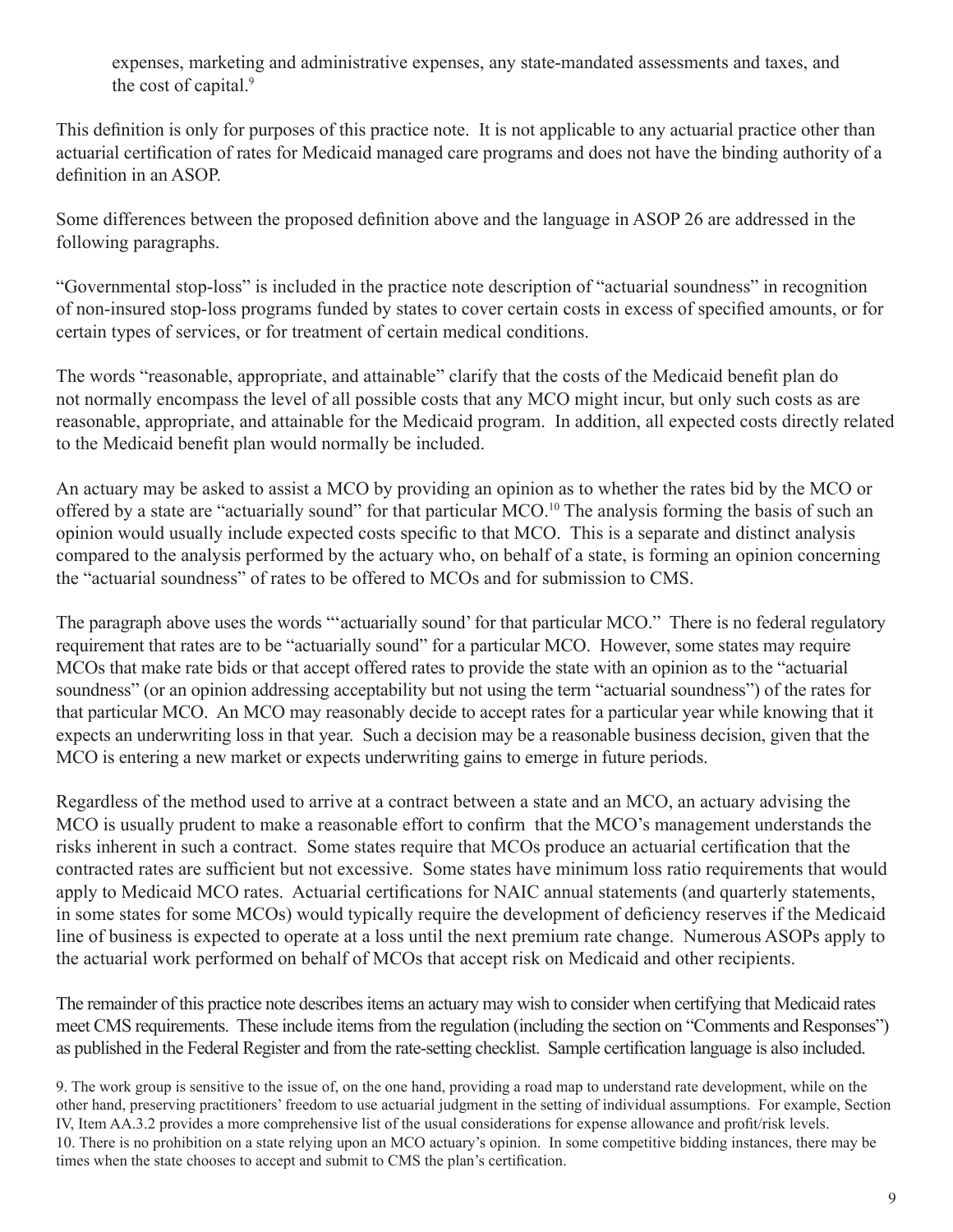expenses, marketing and administrative expenses, any state-mandated assessments and taxes, and the cost of capital.[9]

This definition is only for purposes of this practice note. It is not applicable to any actuarial practice other than actuarial certification of rates for Medicaid managed care programs and does not have the binding authority of a definition in an ASOP.

Some differences between the proposed definition above and the language in ASOP 26 are addressed in the following paragraphs.

"Governmental stop-loss" is included in the practice note description of "actuarial soundness" in recognition of non-insured stop-loss programs funded by states to cover certain costs in excess of specified amounts, or for certain types of services, or for treatment of certain medical conditions.

The words "reasonable, appropriate, and attainable" clarify that the costs of the Medicaid benefit plan do not normally encompass the level of all possible costs that any MCO might incur, but only such costs as are reasonable, appropriate, and attainable for the Medicaid program. In addition, all expected costs directly related to the Medicaid benefit plan would normally be included.

An actuary may be asked to assist a MCO by providing an opinion as to whether the rates bid by the MCO or offered by a state are "actuarially sound" for that particular MCO.[10] The analysis forming the basis of such an opinion would usually include expected costs specific to that MCO. This is a separate and distinct analysis compared to the analysis performed by the actuary who, on behalf of a state, is forming an opinion concerning the "actuarial soundness" of rates to be offered to MCOs and for submission to CMS.

The paragraph above uses the words "'actuarially sound' for that particular MCO." There is no federal regulatory requirement that rates are to be "actuarially sound" for a particular MCO. However, some states may require MCOs that make rate bids or that accept offered rates to provide the state with an opinion as to the "actuarial soundness" (or an opinion addressing acceptability but not using the term "actuarial soundness") of the rates for that particular MCO. An MCO may reasonably decide to accept rates for a particular year while knowing that it expects an underwriting loss in that year. Such a decision may be a reasonable business decision, given that the MCO is entering a new market or expects underwriting gains to emerge in future periods.

Regardless of the method used to arrive at a contract between a state and an MCO, an actuary advising the MCO is usually prudent to make a reasonable effort to confirm that the MCO's management understands the risks inherent in such a contract. Some states require that MCOs produce an actuarial certification that the contracted rates are sufficient but not excessive. Some states have minimum loss ratio requirements that would apply to Medicaid MCO rates. Actuarial certifications for NAIC annual statements (and quarterly statements, in some states for some MCOs) would typically require the development of deficiency reserves if the Medicaid line of business is expected to operate at a loss until the next premium rate change. Numerous ASOPs apply to the actuarial work performed on behalf of MCOs that accept risk on Medicaid and other recipients.

The remainder of this practice note describes items an actuary may wish to consider when certifying that Medicaid rates meet CMS requirements. These include items from the regulation (including the section on "Comments and Responses") as published in the Federal Register and from the rate-setting checklist. Sample certification language is also included.

9. The work group is sensitive to the issue of, on the one hand, providing a road map to understand rate development, while on the other hand, preserving practitioners' freedom to use actuarial judgment in the setting of individual assumptions. For example, Section IV, Item AA.3.2 provides a more comprehensive list of the usual considerations for expense allowance and profit/risk levels.

10. There is no prohibition on a state relying upon an MCO actuary's opinion. In some competitive bidding instances, there may be times when the state chooses to accept and submit to CMS the plan's certification.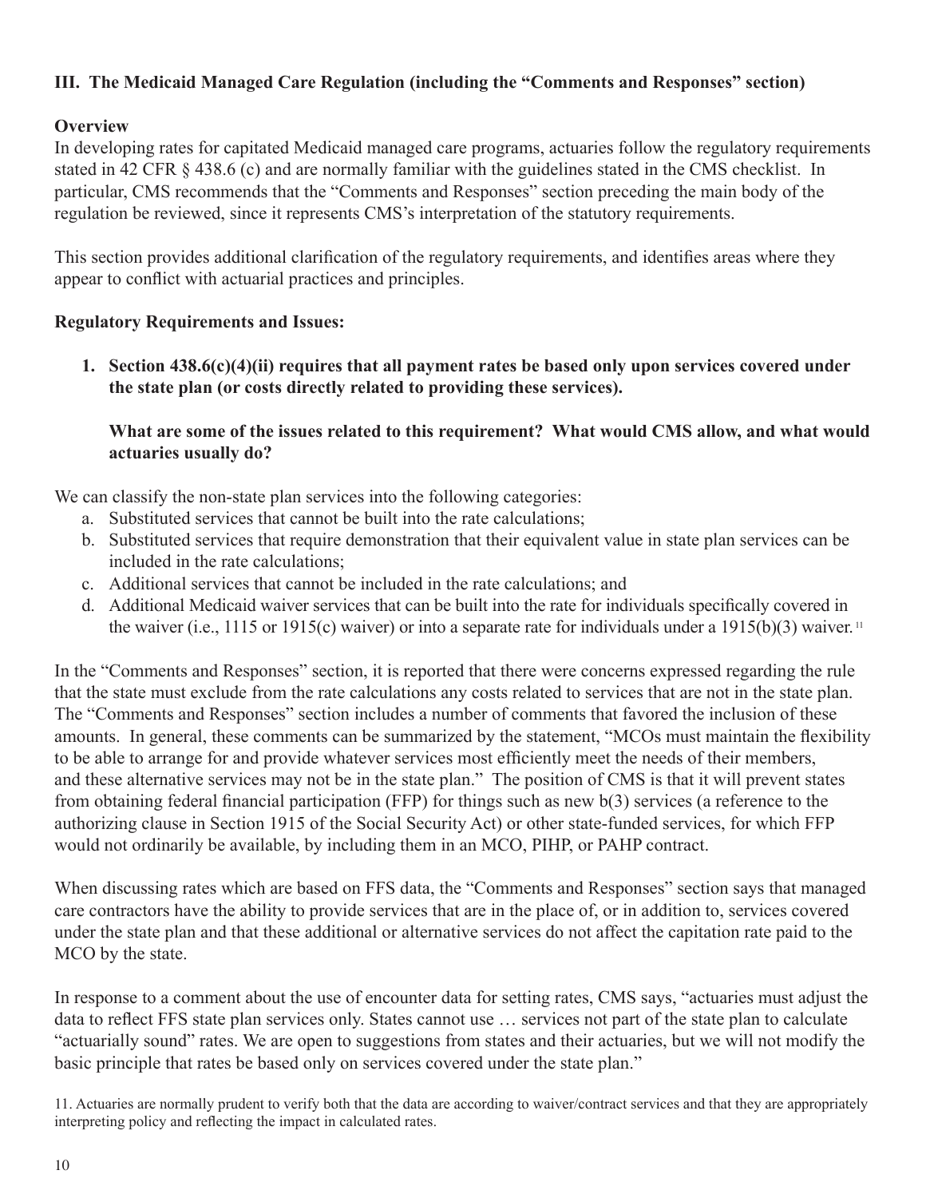## III. The Medicaid Managed Care Regulation (including the "Comments and Responses" section)

**Overview**

In developing rates for capitated Medicaid managed care programs, actuaries follow the regulatory requirements stated in 42 CFR § 438.6 (c) and are normally familiar with the guidelines stated in the CMS checklist. In particular, CMS recommends that the "Comments and Responses" section preceding the main body of the regulation be reviewed, since it represents CMS's interpretation of the statutory requirements.

This section provides additional clarification of the regulatory requirements, and identifies areas where they appear to conflict with actuarial practices and principles.

**Regulatory Requirements and Issues:**

1. **Section 438.6(c)(4)(ii) requires that all payment rates be based only upon services covered under the state plan (or costs directly related to providing these services).**

   **What are some of the issues related to this requirement? What would CMS allow, and what would actuaries usually do?**

We can classify the non-state plan services into the following categories:

a. Substituted services that cannot be built into the rate calculations;
b. Substituted services that require demonstration that their equivalent value in state plan services can be included in the rate calculations;
c. Additional services that cannot be included in the rate calculations; and
d. Additional Medicaid waiver services that can be built into the rate for individuals specifically covered in the waiver (i.e., 1115 or 1915(c) waiver) or into a separate rate for individuals under a 1915(b)(3) waiver.[11]

In the "Comments and Responses" section, it is reported that there were concerns expressed regarding the rule that the state must exclude from the rate calculations any costs related to services that are not in the state plan. The "Comments and Responses" section includes a number of comments that favored the inclusion of these amounts. In general, these comments can be summarized by the statement, "MCOs must maintain the flexibility to be able to arrange for and provide whatever services most efficiently meet the needs of their members, and these alternative services may not be in the state plan." The position of CMS is that it will prevent states from obtaining federal financial participation (FFP) for things such as new b(3) services (a reference to the authorizing clause in Section 1915 of the Social Security Act) or other state-funded services, for which FFP would not ordinarily be available, by including them in an MCO, PIHP, or PAHP contract.

When discussing rates which are based on FFS data, the "Comments and Responses" section says that managed care contractors have the ability to provide services that are in the place of, or in addition to, services covered under the state plan and that these additional or alternative services do not affect the capitation rate paid to the MCO by the state.

In response to a comment about the use of encounter data for setting rates, CMS says, "actuaries must adjust the data to reflect FFS state plan services only. States cannot use … services not part of the state plan to calculate "actuarially sound" rates. We are open to suggestions from states and their actuaries, but we will not modify the basic principle that rates be based only on services covered under the state plan."

11. Actuaries are normally prudent to verify both that the data are according to waiver/contract services and that they are appropriately interpreting policy and reflecting the impact in calculated rates.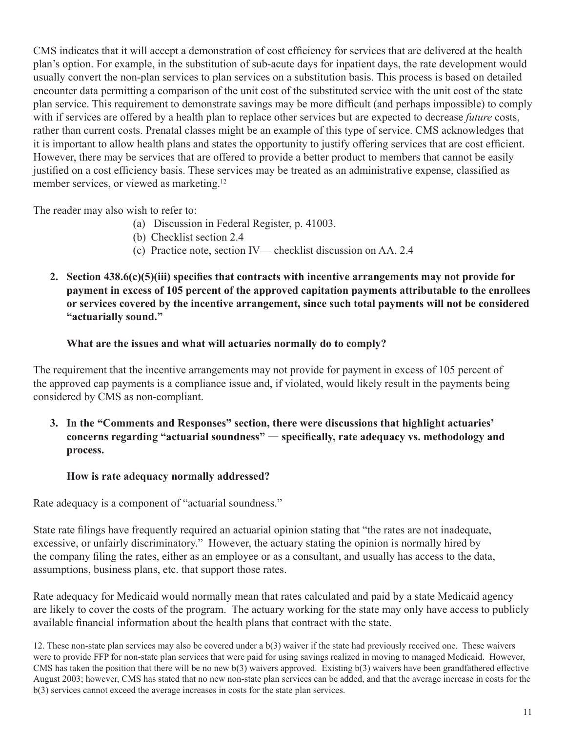CMS indicates that it will accept a demonstration of cost efficiency for services that are delivered at the health plan's option. For example, in the substitution of sub-acute days for inpatient days, the rate development would usually convert the non-plan services to plan services on a substitution basis. This process is based on detailed encounter data permitting a comparison of the unit cost of the substituted service with the unit cost of the state plan service. This requirement to demonstrate savings may be more difficult (and perhaps impossible) to comply with if services are offered by a health plan to replace other services but are expected to decrease *future* costs, rather than current costs. Prenatal classes might be an example of this type of service. CMS acknowledges that it is important to allow health plans and states the opportunity to justify offering services that are cost efficient. However, there may be services that are offered to provide a better product to members that cannot be easily justified on a cost efficiency basis. These services may be treated as an administrative expense, classified as member services, or viewed as marketing.[12]

The reader may also wish to refer to:

(a) Discussion in Federal Register, p. 41003.
(b) Checklist section 2.4
(c) Practice note, section IV— checklist discussion on AA. 2.4

**2. Section 438.6(c)(5)(iii) specifies that contracts with incentive arrangements may not provide for payment in excess of 105 percent of the approved capitation payments attributable to the enrollees or services covered by the incentive arrangement, since such total payments will not be considered "actuarially sound."**

**What are the issues and what will actuaries normally do to comply?**

The requirement that the incentive arrangements may not provide for payment in excess of 105 percent of the approved cap payments is a compliance issue and, if violated, would likely result in the payments being considered by CMS as non-compliant.

**3. In the "Comments and Responses" section, there were discussions that highlight actuaries' concerns regarding "actuarial soundness" — specifically, rate adequacy vs. methodology and process.**

**How is rate adequacy normally addressed?**

Rate adequacy is a component of "actuarial soundness."

State rate filings have frequently required an actuarial opinion stating that "the rates are not inadequate, excessive, or unfairly discriminatory." However, the actuary stating the opinion is normally hired by the company filing the rates, either as an employee or as a consultant, and usually has access to the data, assumptions, business plans, etc. that support those rates.

Rate adequacy for Medicaid would normally mean that rates calculated and paid by a state Medicaid agency are likely to cover the costs of the program. The actuary working for the state may only have access to publicly available financial information about the health plans that contract with the state.

12. These non-state plan services may also be covered under a b(3) waiver if the state had previously received one. These waivers were to provide FFP for non-state plan services that were paid for using savings realized in moving to managed Medicaid. However, CMS has taken the position that there will be no new b(3) waivers approved. Existing b(3) waivers have been grandfathered effective August 2003; however, CMS has stated that no new non-state plan services can be added, and that the average increase in costs for the b(3) services cannot exceed the average increases in costs for the state plan services.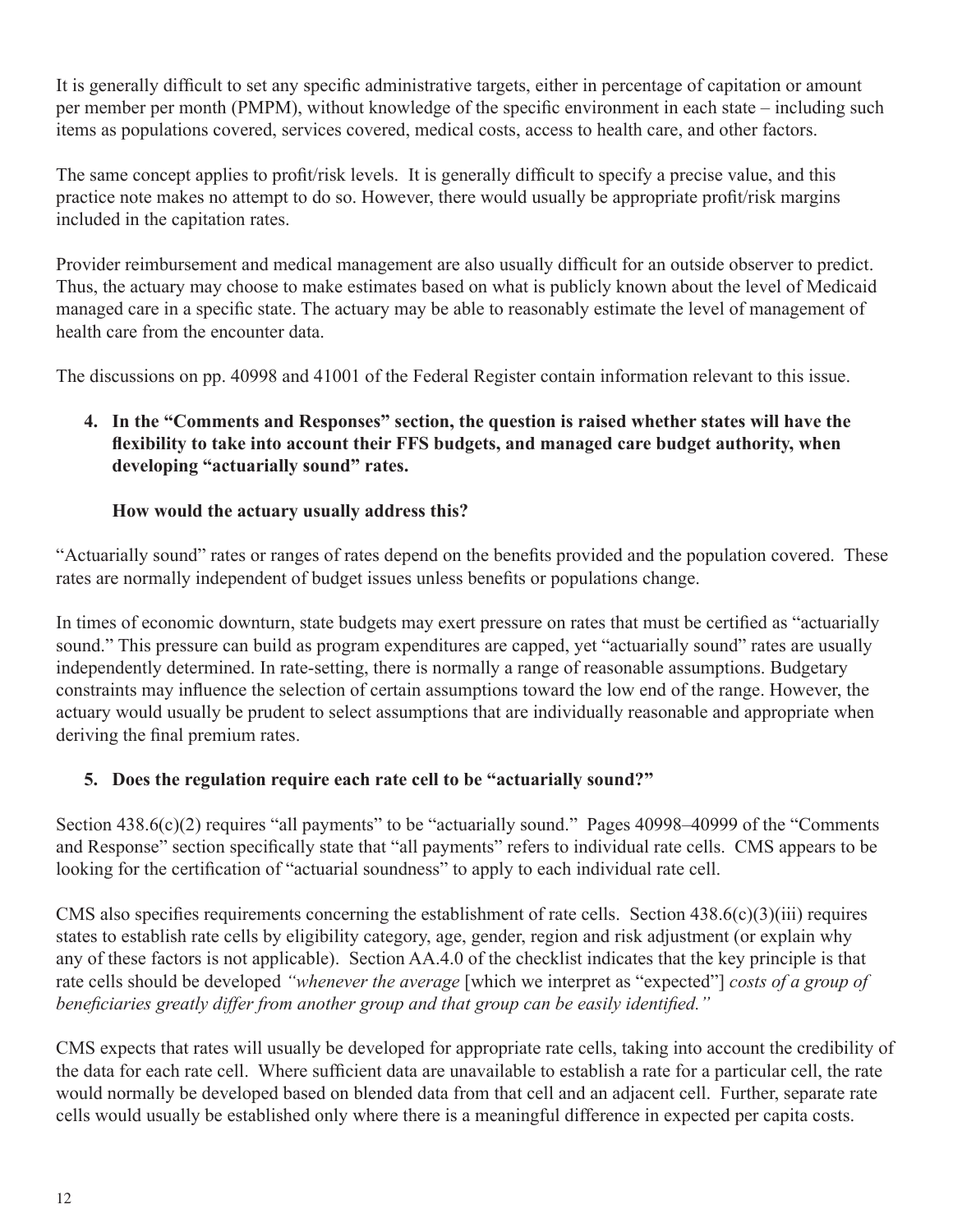It is generally difficult to set any specific administrative targets, either in percentage of capitation or amount per member per month (PMPM), without knowledge of the specific environment in each state – including such items as populations covered, services covered, medical costs, access to health care, and other factors.

The same concept applies to profit/risk levels. It is generally difficult to specify a precise value, and this practice note makes no attempt to do so. However, there would usually be appropriate profit/risk margins included in the capitation rates.

Provider reimbursement and medical management are also usually difficult for an outside observer to predict. Thus, the actuary may choose to make estimates based on what is publicly known about the level of Medicaid managed care in a specific state. The actuary may be able to reasonably estimate the level of management of health care from the encounter data.

The discussions on pp. 40998 and 41001 of the Federal Register contain information relevant to this issue.

4. **In the "Comments and Responses" section, the question is raised whether states will have the flexibility to take into account their FFS budgets, and managed care budget authority, when developing "actuarially sound" rates.**

   **How would the actuary usually address this?**

"Actuarially sound" rates or ranges of rates depend on the benefits provided and the population covered. These rates are normally independent of budget issues unless benefits or populations change.

In times of economic downturn, state budgets may exert pressure on rates that must be certified as "actuarially sound." This pressure can build as program expenditures are capped, yet "actuarially sound" rates are usually independently determined. In rate-setting, there is normally a range of reasonable assumptions. Budgetary constraints may influence the selection of certain assumptions toward the low end of the range. However, the actuary would usually be prudent to select assumptions that are individually reasonable and appropriate when deriving the final premium rates.

5. **Does the regulation require each rate cell to be "actuarially sound?"**

Section 438.6(c)(2) requires "all payments" to be "actuarially sound." Pages 40998–40999 of the "Comments and Response" section specifically state that "all payments" refers to individual rate cells. CMS appears to be looking for the certification of "actuarial soundness" to apply to each individual rate cell.

CMS also specifies requirements concerning the establishment of rate cells. Section 438.6(c)(3)(iii) requires states to establish rate cells by eligibility category, age, gender, region and risk adjustment (or explain why any of these factors is not applicable). Section AA.4.0 of the checklist indicates that the key principle is that rate cells should be developed *"whenever the average* [which we interpret as "expected"] *costs of a group of beneficiaries greatly differ from another group and that group can be easily identified."*

CMS expects that rates will usually be developed for appropriate rate cells, taking into account the credibility of the data for each rate cell. Where sufficient data are unavailable to establish a rate for a particular cell, the rate would normally be developed based on blended data from that cell and an adjacent cell. Further, separate rate cells would usually be established only where there is a meaningful difference in expected per capita costs.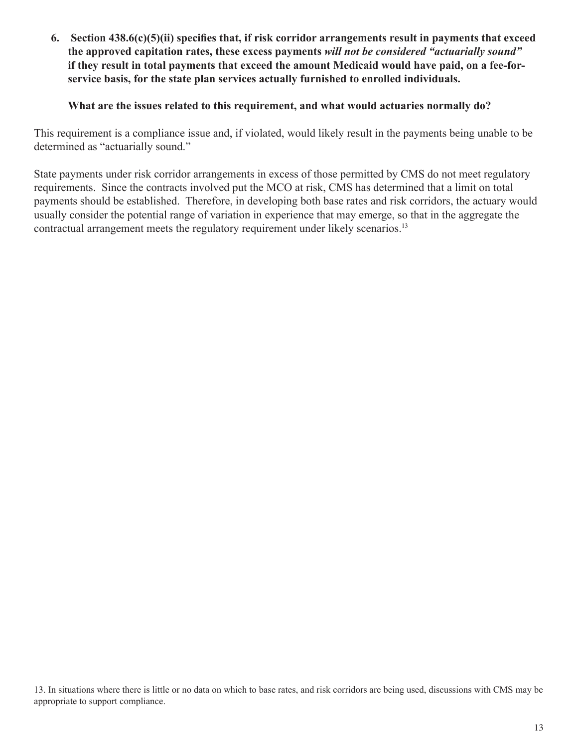6. **Section 438.6(c)(5)(ii) specifies that, if risk corridor arrangements result in payments that exceed the approved capitation rates, these excess payments *will not be considered "actuarially sound"* if they result in total payments that exceed the amount Medicaid would have paid, on a fee-for-service basis, for the state plan services actually furnished to enrolled individuals.**

   **What are the issues related to this requirement, and what would actuaries normally do?**

This requirement is a compliance issue and, if violated, would likely result in the payments being unable to be determined as "actuarially sound."

State payments under risk corridor arrangements in excess of those permitted by CMS do not meet regulatory requirements. Since the contracts involved put the MCO at risk, CMS has determined that a limit on total payments should be established. Therefore, in developing both base rates and risk corridors, the actuary would usually consider the potential range of variation in experience that may emerge, so that in the aggregate the contractual arrangement meets the regulatory requirement under likely scenarios.[13]

13. In situations where there is little or no data on which to base rates, and risk corridors are being used, discussions with CMS may be appropriate to support compliance.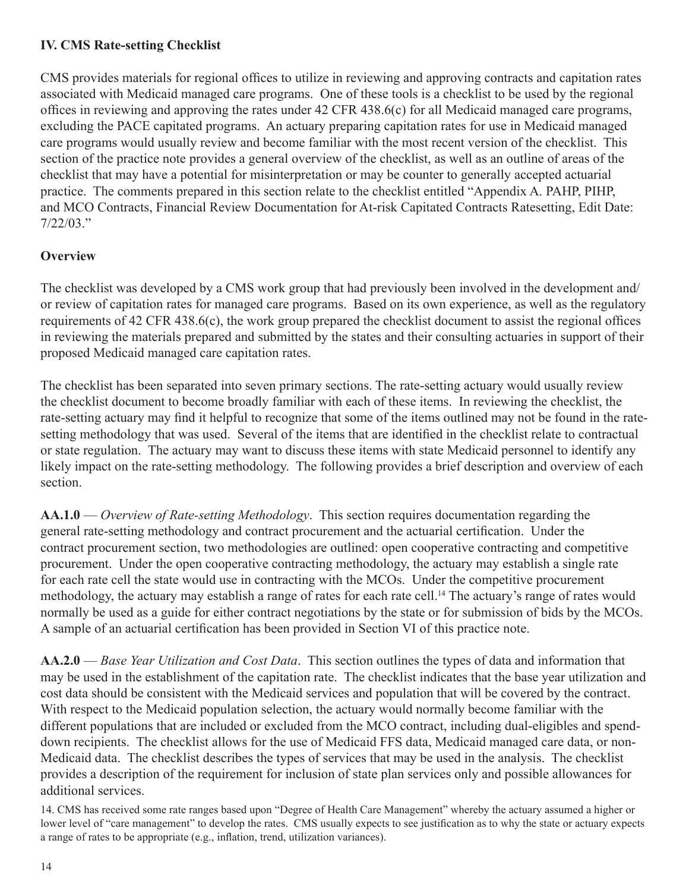### IV. CMS Rate-setting Checklist

CMS provides materials for regional offices to utilize in reviewing and approving contracts and capitation rates associated with Medicaid managed care programs. One of these tools is a checklist to be used by the regional offices in reviewing and approving the rates under 42 CFR 438.6(c) for all Medicaid managed care programs, excluding the PACE capitated programs. An actuary preparing capitation rates for use in Medicaid managed care programs would usually review and become familiar with the most recent version of the checklist. This section of the practice note provides a general overview of the checklist, as well as an outline of areas of the checklist that may have a potential for misinterpretation or may be counter to generally accepted actuarial practice. The comments prepared in this section relate to the checklist entitled "Appendix A. PAHP, PIHP, and MCO Contracts, Financial Review Documentation for At-risk Capitated Contracts Ratesetting, Edit Date: 7/22/03."

### Overview

The checklist was developed by a CMS work group that had previously been involved in the development and/or review of capitation rates for managed care programs. Based on its own experience, as well as the regulatory requirements of 42 CFR 438.6(c), the work group prepared the checklist document to assist the regional offices in reviewing the materials prepared and submitted by the states and their consulting actuaries in support of their proposed Medicaid managed care capitation rates.

The checklist has been separated into seven primary sections. The rate-setting actuary would usually review the checklist document to become broadly familiar with each of these items. In reviewing the checklist, the rate-setting actuary may find it helpful to recognize that some of the items outlined may not be found in the rate-setting methodology that was used. Several of the items that are identified in the checklist relate to contractual or state regulation. The actuary may want to discuss these items with state Medicaid personnel to identify any likely impact on the rate-setting methodology. The following provides a brief description and overview of each section.

**AA.1.0** — *Overview of Rate-setting Methodology*. This section requires documentation regarding the general rate-setting methodology and contract procurement and the actuarial certification. Under the contract procurement section, two methodologies are outlined: open cooperative contracting and competitive procurement. Under the open cooperative contracting methodology, the actuary may establish a single rate for each rate cell the state would use in contracting with the MCOs. Under the competitive procurement methodology, the actuary may establish a range of rates for each rate cell.[14] The actuary's range of rates would normally be used as a guide for either contract negotiations by the state or for submission of bids by the MCOs. A sample of an actuarial certification has been provided in Section VI of this practice note.

**AA.2.0** — *Base Year Utilization and Cost Data*. This section outlines the types of data and information that may be used in the establishment of the capitation rate. The checklist indicates that the base year utilization and cost data should be consistent with the Medicaid services and population that will be covered by the contract. With respect to the Medicaid population selection, the actuary would normally become familiar with the different populations that are included or excluded from the MCO contract, including dual-eligibles and spend-down recipients. The checklist allows for the use of Medicaid FFS data, Medicaid managed care data, or non-Medicaid data. The checklist describes the types of services that may be used in the analysis. The checklist provides a description of the requirement for inclusion of state plan services only and possible allowances for additional services.

14. CMS has received some rate ranges based upon "Degree of Health Care Management" whereby the actuary assumed a higher or lower level of "care management" to develop the rates. CMS usually expects to see justification as to why the state or actuary expects a range of rates to be appropriate (e.g., inflation, trend, utilization variances).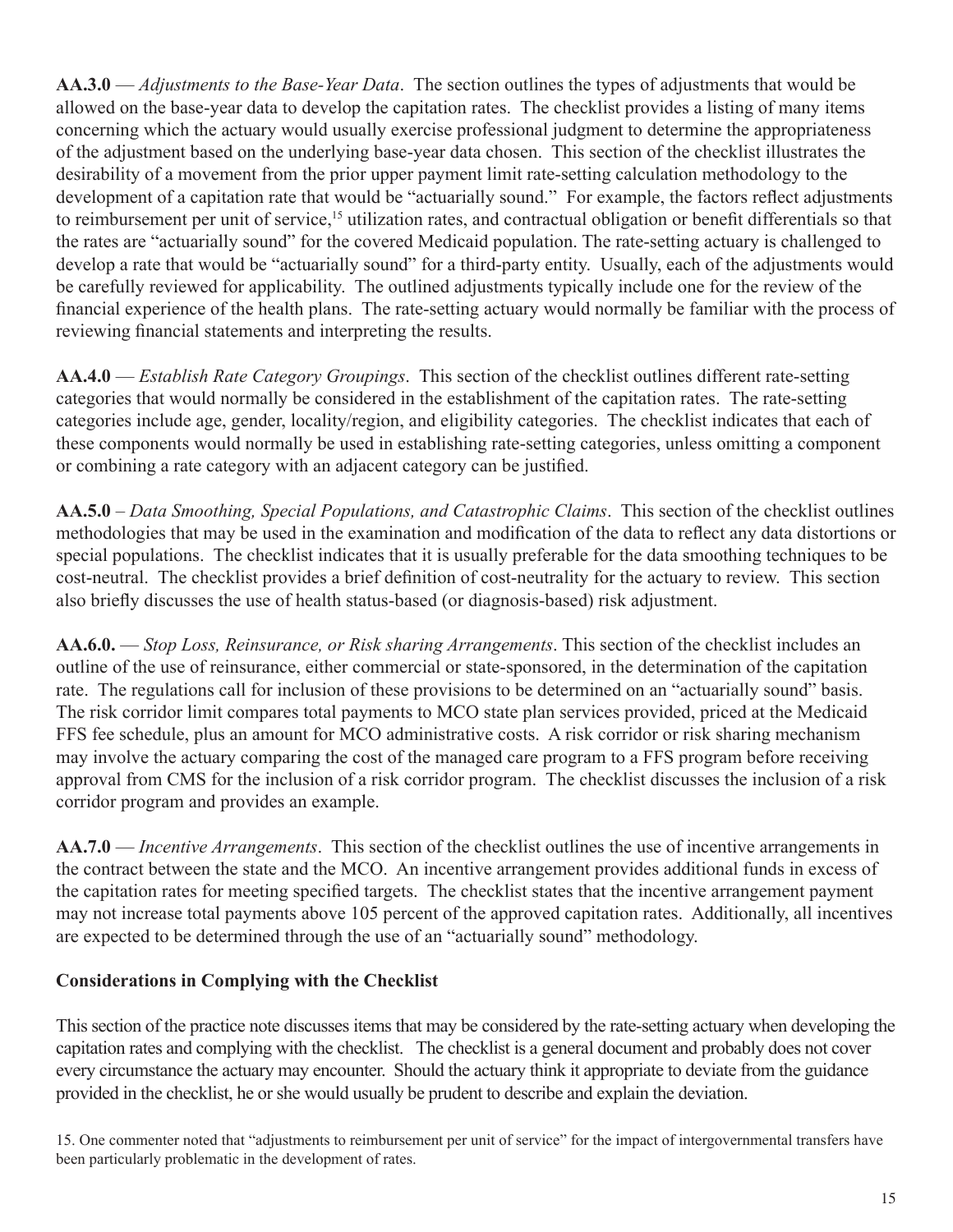**AA.3.0** — *Adjustments to the Base-Year Data*. The section outlines the types of adjustments that would be allowed on the base-year data to develop the capitation rates. The checklist provides a listing of many items concerning which the actuary would usually exercise professional judgment to determine the appropriateness of the adjustment based on the underlying base-year data chosen. This section of the checklist illustrates the desirability of a movement from the prior upper payment limit rate-setting calculation methodology to the development of a capitation rate that would be "actuarially sound." For example, the factors reflect adjustments to reimbursement per unit of service,[15] utilization rates, and contractual obligation or benefit differentials so that the rates are "actuarially sound" for the covered Medicaid population. The rate-setting actuary is challenged to develop a rate that would be "actuarially sound" for a third-party entity. Usually, each of the adjustments would be carefully reviewed for applicability. The outlined adjustments typically include one for the review of the financial experience of the health plans. The rate-setting actuary would normally be familiar with the process of reviewing financial statements and interpreting the results.

**AA.4.0** — *Establish Rate Category Groupings*. This section of the checklist outlines different rate-setting categories that would normally be considered in the establishment of the capitation rates. The rate-setting categories include age, gender, locality/region, and eligibility categories. The checklist indicates that each of these components would normally be used in establishing rate-setting categories, unless omitting a component or combining a rate category with an adjacent category can be justified.

**AA.5.0** – *Data Smoothing, Special Populations, and Catastrophic Claims*. This section of the checklist outlines methodologies that may be used in the examination and modification of the data to reflect any data distortions or special populations. The checklist indicates that it is usually preferable for the data smoothing techniques to be cost-neutral. The checklist provides a brief definition of cost-neutrality for the actuary to review. This section also briefly discusses the use of health status-based (or diagnosis-based) risk adjustment.

**AA.6.0.** — *Stop Loss, Reinsurance, or Risk sharing Arrangements*. This section of the checklist includes an outline of the use of reinsurance, either commercial or state-sponsored, in the determination of the capitation rate. The regulations call for inclusion of these provisions to be determined on an "actuarially sound" basis. The risk corridor limit compares total payments to MCO state plan services provided, priced at the Medicaid FFS fee schedule, plus an amount for MCO administrative costs. A risk corridor or risk sharing mechanism may involve the actuary comparing the cost of the managed care program to a FFS program before receiving approval from CMS for the inclusion of a risk corridor program. The checklist discusses the inclusion of a risk corridor program and provides an example.

**AA.7.0** — *Incentive Arrangements*. This section of the checklist outlines the use of incentive arrangements in the contract between the state and the MCO. An incentive arrangement provides additional funds in excess of the capitation rates for meeting specified targets. The checklist states that the incentive arrangement payment may not increase total payments above 105 percent of the approved capitation rates. Additionally, all incentives are expected to be determined through the use of an "actuarially sound" methodology.

## Considerations in Complying with the Checklist

This section of the practice note discusses items that may be considered by the rate-setting actuary when developing the capitation rates and complying with the checklist. The checklist is a general document and probably does not cover every circumstance the actuary may encounter. Should the actuary think it appropriate to deviate from the guidance provided in the checklist, he or she would usually be prudent to describe and explain the deviation.

15. One commenter noted that "adjustments to reimbursement per unit of service" for the impact of intergovernmental transfers have been particularly problematic in the development of rates.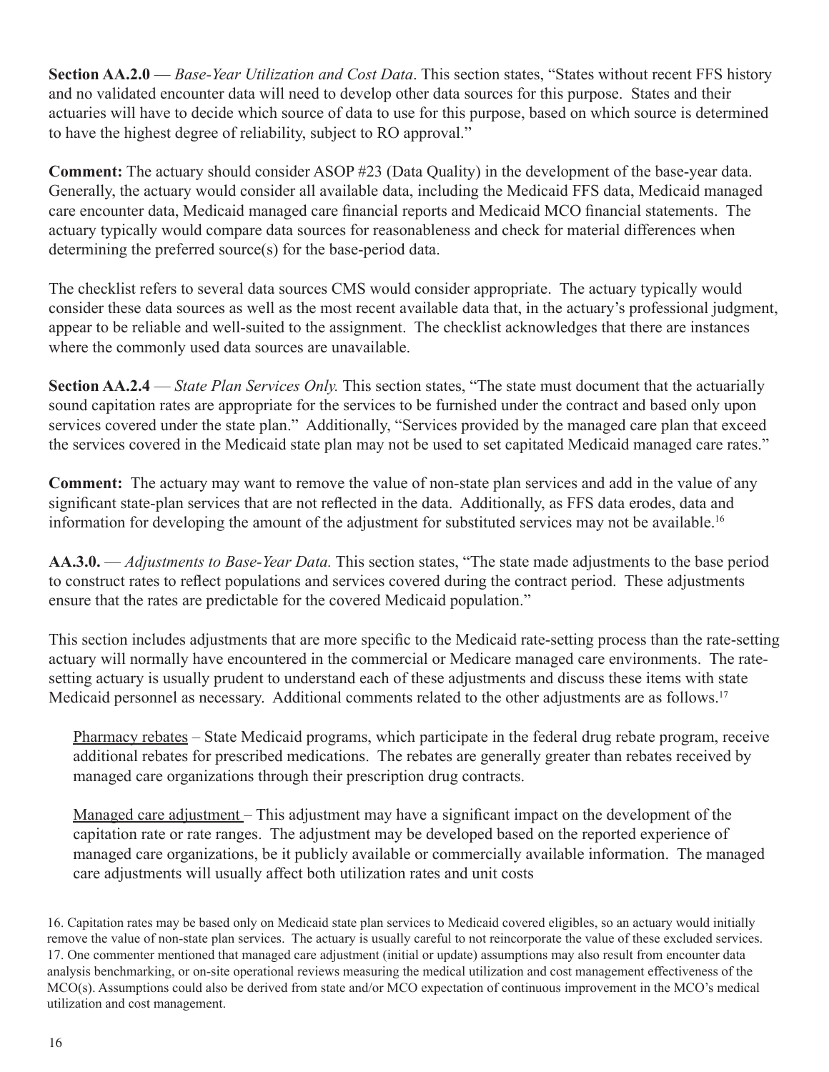**Section AA.2.0** — *Base-Year Utilization and Cost Data*. This section states, "States without recent FFS history and no validated encounter data will need to develop other data sources for this purpose. States and their actuaries will have to decide which source of data to use for this purpose, based on which source is determined to have the highest degree of reliability, subject to RO approval."

**Comment:** The actuary should consider ASOP #23 (Data Quality) in the development of the base-year data. Generally, the actuary would consider all available data, including the Medicaid FFS data, Medicaid managed care encounter data, Medicaid managed care financial reports and Medicaid MCO financial statements. The actuary typically would compare data sources for reasonableness and check for material differences when determining the preferred source(s) for the base-period data.

The checklist refers to several data sources CMS would consider appropriate. The actuary typically would consider these data sources as well as the most recent available data that, in the actuary's professional judgment, appear to be reliable and well-suited to the assignment. The checklist acknowledges that there are instances where the commonly used data sources are unavailable.

**Section AA.2.4** — *State Plan Services Only.* This section states, "The state must document that the actuarially sound capitation rates are appropriate for the services to be furnished under the contract and based only upon services covered under the state plan." Additionally, "Services provided by the managed care plan that exceed the services covered in the Medicaid state plan may not be used to set capitated Medicaid managed care rates."

**Comment:** The actuary may want to remove the value of non-state plan services and add in the value of any significant state-plan services that are not reflected in the data. Additionally, as FFS data erodes, data and information for developing the amount of the adjustment for substituted services may not be available.[16]

**AA.3.0.** — *Adjustments to Base-Year Data.* This section states, "The state made adjustments to the base period to construct rates to reflect populations and services covered during the contract period. These adjustments ensure that the rates are predictable for the covered Medicaid population."

This section includes adjustments that are more specific to the Medicaid rate-setting process than the rate-setting actuary will normally have encountered in the commercial or Medicare managed care environments. The rate-setting actuary is usually prudent to understand each of these adjustments and discuss these items with state Medicaid personnel as necessary. Additional comments related to the other adjustments are as follows.[17]

Pharmacy rebates – State Medicaid programs, which participate in the federal drug rebate program, receive additional rebates for prescribed medications. The rebates are generally greater than rebates received by managed care organizations through their prescription drug contracts.

Managed care adjustment – This adjustment may have a significant impact on the development of the capitation rate or rate ranges. The adjustment may be developed based on the reported experience of managed care organizations, be it publicly available or commercially available information. The managed care adjustments will usually affect both utilization rates and unit costs

16. Capitation rates may be based only on Medicaid state plan services to Medicaid covered eligibles, so an actuary would initially remove the value of non-state plan services. The actuary is usually careful to not reincorporate the value of these excluded services.

17. One commenter mentioned that managed care adjustment (initial or update) assumptions may also result from encounter data analysis benchmarking, or on-site operational reviews measuring the medical utilization and cost management effectiveness of the MCO(s). Assumptions could also be derived from state and/or MCO expectation of continuous improvement in the MCO's medical utilization and cost management.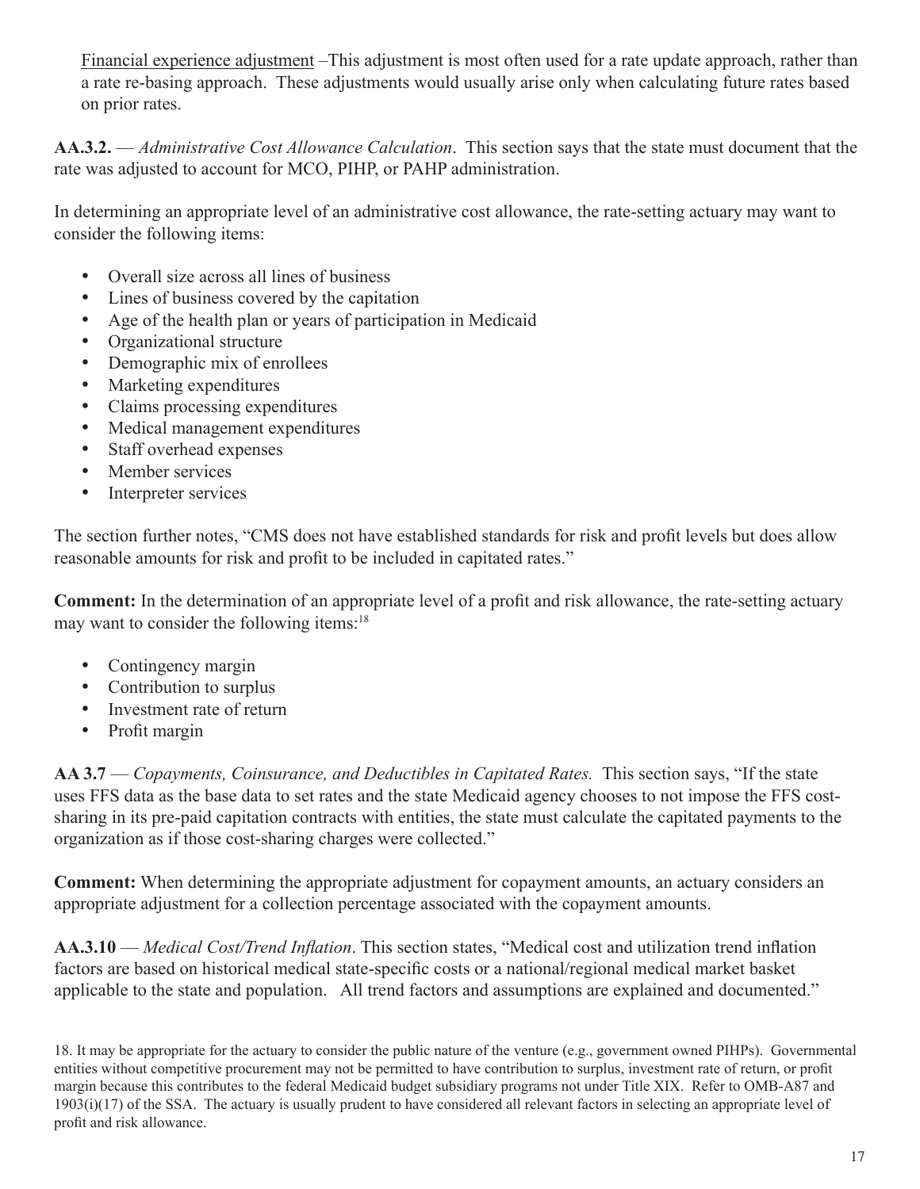Financial experience adjustment –This adjustment is most often used for a rate update approach, rather than a rate re-basing approach. These adjustments would usually arise only when calculating future rates based on prior rates.

**AA.3.2.** — *Administrative Cost Allowance Calculation*. This section says that the state must document that the rate was adjusted to account for MCO, PIHP, or PAHP administration.

In determining an appropriate level of an administrative cost allowance, the rate-setting actuary may want to consider the following items:

- Overall size across all lines of business
- Lines of business covered by the capitation
- Age of the health plan or years of participation in Medicaid
- Organizational structure
- Demographic mix of enrollees
- Marketing expenditures
- Claims processing expenditures
- Medical management expenditures
- Staff overhead expenses
- Member services
- Interpreter services

The section further notes, "CMS does not have established standards for risk and profit levels but does allow reasonable amounts for risk and profit to be included in capitated rates."

**Comment:** In the determination of an appropriate level of a profit and risk allowance, the rate-setting actuary may want to consider the following items:[18]

- Contingency margin
- Contribution to surplus
- Investment rate of return
- Profit margin

**AA 3.7** — *Copayments, Coinsurance, and Deductibles in Capitated Rates.* This section says, "If the state uses FFS data as the base data to set rates and the state Medicaid agency chooses to not impose the FFS cost-sharing in its pre-paid capitation contracts with entities, the state must calculate the capitated payments to the organization as if those cost-sharing charges were collected."

**Comment:** When determining the appropriate adjustment for copayment amounts, an actuary considers an appropriate adjustment for a collection percentage associated with the copayment amounts.

**AA.3.10** — *Medical Cost/Trend Inflation*. This section states, "Medical cost and utilization trend inflation factors are based on historical medical state-specific costs or a national/regional medical market basket applicable to the state and population. All trend factors and assumptions are explained and documented."

18. It may be appropriate for the actuary to consider the public nature of the venture (e.g., government owned PIHPs). Governmental entities without competitive procurement may not be permitted to have contribution to surplus, investment rate of return, or profit margin because this contributes to the federal Medicaid budget subsidiary programs not under Title XIX. Refer to OMB-A87 and 1903(i)(17) of the SSA. The actuary is usually prudent to have considered all relevant factors in selecting an appropriate level of profit and risk allowance.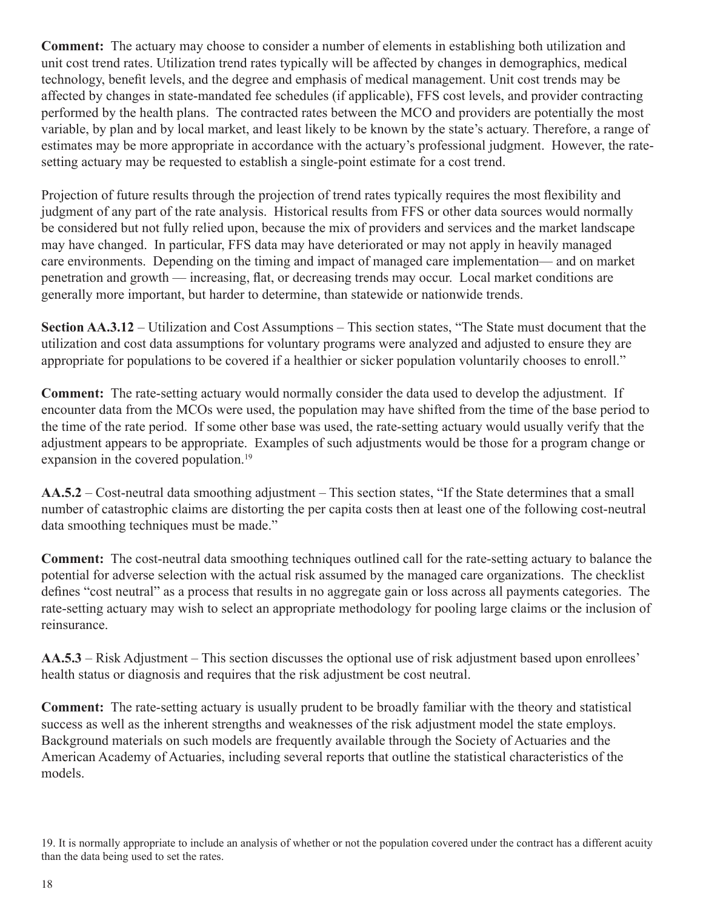**Comment:** The actuary may choose to consider a number of elements in establishing both utilization and unit cost trend rates. Utilization trend rates typically will be affected by changes in demographics, medical technology, benefit levels, and the degree and emphasis of medical management. Unit cost trends may be affected by changes in state-mandated fee schedules (if applicable), FFS cost levels, and provider contracting performed by the health plans. The contracted rates between the MCO and providers are potentially the most variable, by plan and by local market, and least likely to be known by the state's actuary. Therefore, a range of estimates may be more appropriate in accordance with the actuary's professional judgment. However, the rate-setting actuary may be requested to establish a single-point estimate for a cost trend.

Projection of future results through the projection of trend rates typically requires the most flexibility and judgment of any part of the rate analysis. Historical results from FFS or other data sources would normally be considered but not fully relied upon, because the mix of providers and services and the market landscape may have changed. In particular, FFS data may have deteriorated or may not apply in heavily managed care environments. Depending on the timing and impact of managed care implementation— and on market penetration and growth — increasing, flat, or decreasing trends may occur. Local market conditions are generally more important, but harder to determine, than statewide or nationwide trends.

**Section AA.3.12** – Utilization and Cost Assumptions – This section states, "The State must document that the utilization and cost data assumptions for voluntary programs were analyzed and adjusted to ensure they are appropriate for populations to be covered if a healthier or sicker population voluntarily chooses to enroll."

**Comment:** The rate-setting actuary would normally consider the data used to develop the adjustment. If encounter data from the MCOs were used, the population may have shifted from the time of the base period to the time of the rate period. If some other base was used, the rate-setting actuary would usually verify that the adjustment appears to be appropriate. Examples of such adjustments would be those for a program change or expansion in the covered population.[19]

**AA.5.2** – Cost-neutral data smoothing adjustment – This section states, "If the State determines that a small number of catastrophic claims are distorting the per capita costs then at least one of the following cost-neutral data smoothing techniques must be made."

**Comment:** The cost-neutral data smoothing techniques outlined call for the rate-setting actuary to balance the potential for adverse selection with the actual risk assumed by the managed care organizations. The checklist defines "cost neutral" as a process that results in no aggregate gain or loss across all payments categories. The rate-setting actuary may wish to select an appropriate methodology for pooling large claims or the inclusion of reinsurance.

**AA.5.3** – Risk Adjustment – This section discusses the optional use of risk adjustment based upon enrollees' health status or diagnosis and requires that the risk adjustment be cost neutral.

**Comment:** The rate-setting actuary is usually prudent to be broadly familiar with the theory and statistical success as well as the inherent strengths and weaknesses of the risk adjustment model the state employs. Background materials on such models are frequently available through the Society of Actuaries and the American Academy of Actuaries, including several reports that outline the statistical characteristics of the models.

19. It is normally appropriate to include an analysis of whether or not the population covered under the contract has a different acuity than the data being used to set the rates.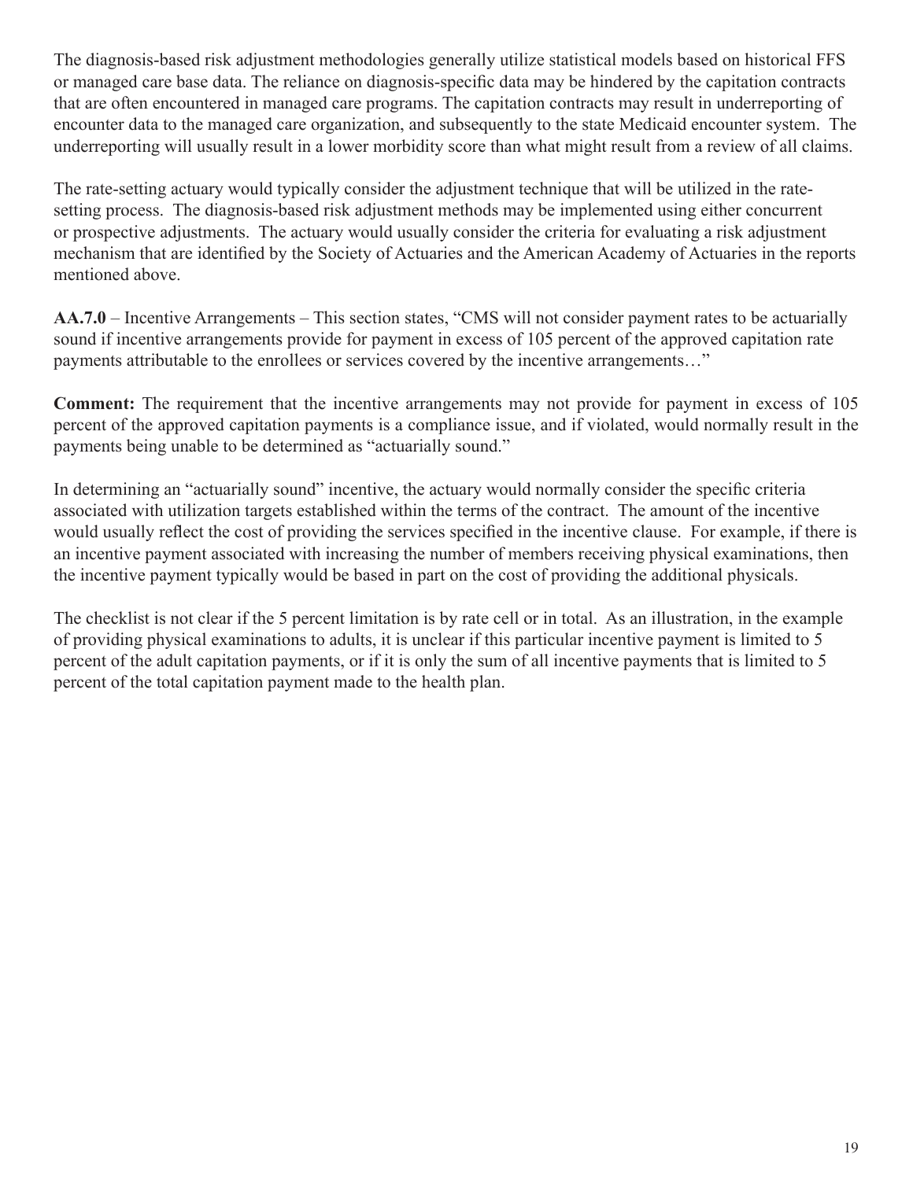The diagnosis-based risk adjustment methodologies generally utilize statistical models based on historical FFS or managed care base data. The reliance on diagnosis-specific data may be hindered by the capitation contracts that are often encountered in managed care programs. The capitation contracts may result in underreporting of encounter data to the managed care organization, and subsequently to the state Medicaid encounter system. The underreporting will usually result in a lower morbidity score than what might result from a review of all claims.

The rate-setting actuary would typically consider the adjustment technique that will be utilized in the rate-setting process. The diagnosis-based risk adjustment methods may be implemented using either concurrent or prospective adjustments. The actuary would usually consider the criteria for evaluating a risk adjustment mechanism that are identified by the Society of Actuaries and the American Academy of Actuaries in the reports mentioned above.

**AA.7.0** – Incentive Arrangements – This section states, "CMS will not consider payment rates to be actuarially sound if incentive arrangements provide for payment in excess of 105 percent of the approved capitation rate payments attributable to the enrollees or services covered by the incentive arrangements…"

**Comment:** The requirement that the incentive arrangements may not provide for payment in excess of 105 percent of the approved capitation payments is a compliance issue, and if violated, would normally result in the payments being unable to be determined as "actuarially sound."

In determining an "actuarially sound" incentive, the actuary would normally consider the specific criteria associated with utilization targets established within the terms of the contract. The amount of the incentive would usually reflect the cost of providing the services specified in the incentive clause. For example, if there is an incentive payment associated with increasing the number of members receiving physical examinations, then the incentive payment typically would be based in part on the cost of providing the additional physicals.

The checklist is not clear if the 5 percent limitation is by rate cell or in total. As an illustration, in the example of providing physical examinations to adults, it is unclear if this particular incentive payment is limited to 5 percent of the adult capitation payments, or if it is only the sum of all incentive payments that is limited to 5 percent of the total capitation payment made to the health plan.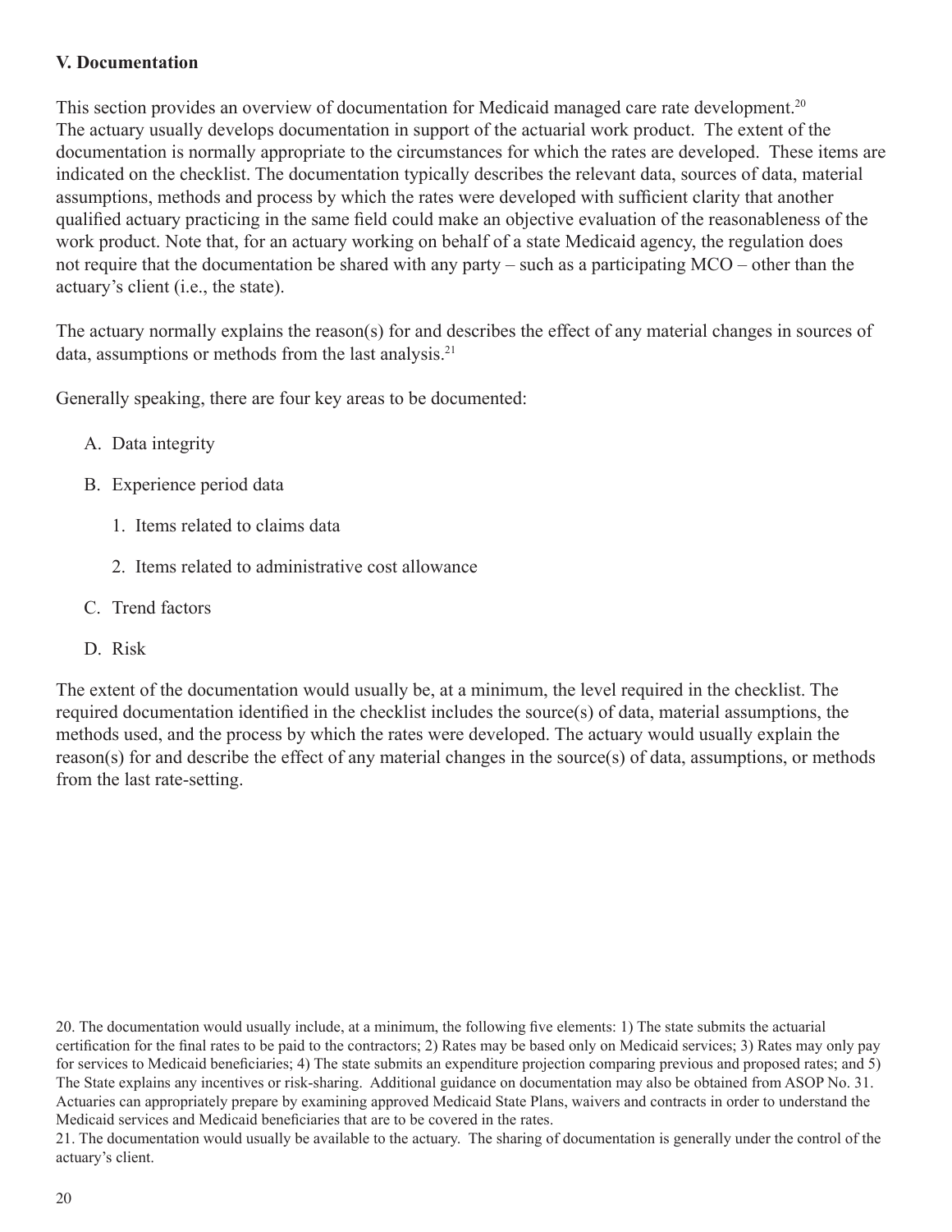## V. Documentation

This section provides an overview of documentation for Medicaid managed care rate development.[20] The actuary usually develops documentation in support of the actuarial work product. The extent of the documentation is normally appropriate to the circumstances for which the rates are developed. These items are indicated on the checklist. The documentation typically describes the relevant data, sources of data, material assumptions, methods and process by which the rates were developed with sufficient clarity that another qualified actuary practicing in the same field could make an objective evaluation of the reasonableness of the work product. Note that, for an actuary working on behalf of a state Medicaid agency, the regulation does not require that the documentation be shared with any party – such as a participating MCO – other than the actuary's client (i.e., the state).

The actuary normally explains the reason(s) for and describes the effect of any material changes in sources of data, assumptions or methods from the last analysis.[21]

Generally speaking, there are four key areas to be documented:

A. Data integrity

B. Experience period data

   1. Items related to claims data

   2. Items related to administrative cost allowance

C. Trend factors

D. Risk

The extent of the documentation would usually be, at a minimum, the level required in the checklist. The required documentation identified in the checklist includes the source(s) of data, material assumptions, the methods used, and the process by which the rates were developed. The actuary would usually explain the reason(s) for and describe the effect of any material changes in the source(s) of data, assumptions, or methods from the last rate-setting.

20. The documentation would usually include, at a minimum, the following five elements: 1) The state submits the actuarial certification for the final rates to be paid to the contractors; 2) Rates may be based only on Medicaid services; 3) Rates may only pay for services to Medicaid beneficiaries; 4) The state submits an expenditure projection comparing previous and proposed rates; and 5) The State explains any incentives or risk-sharing. Additional guidance on documentation may also be obtained from ASOP No. 31. Actuaries can appropriately prepare by examining approved Medicaid State Plans, waivers and contracts in order to understand the Medicaid services and Medicaid beneficiaries that are to be covered in the rates.

21. The documentation would usually be available to the actuary. The sharing of documentation is generally under the control of the actuary's client.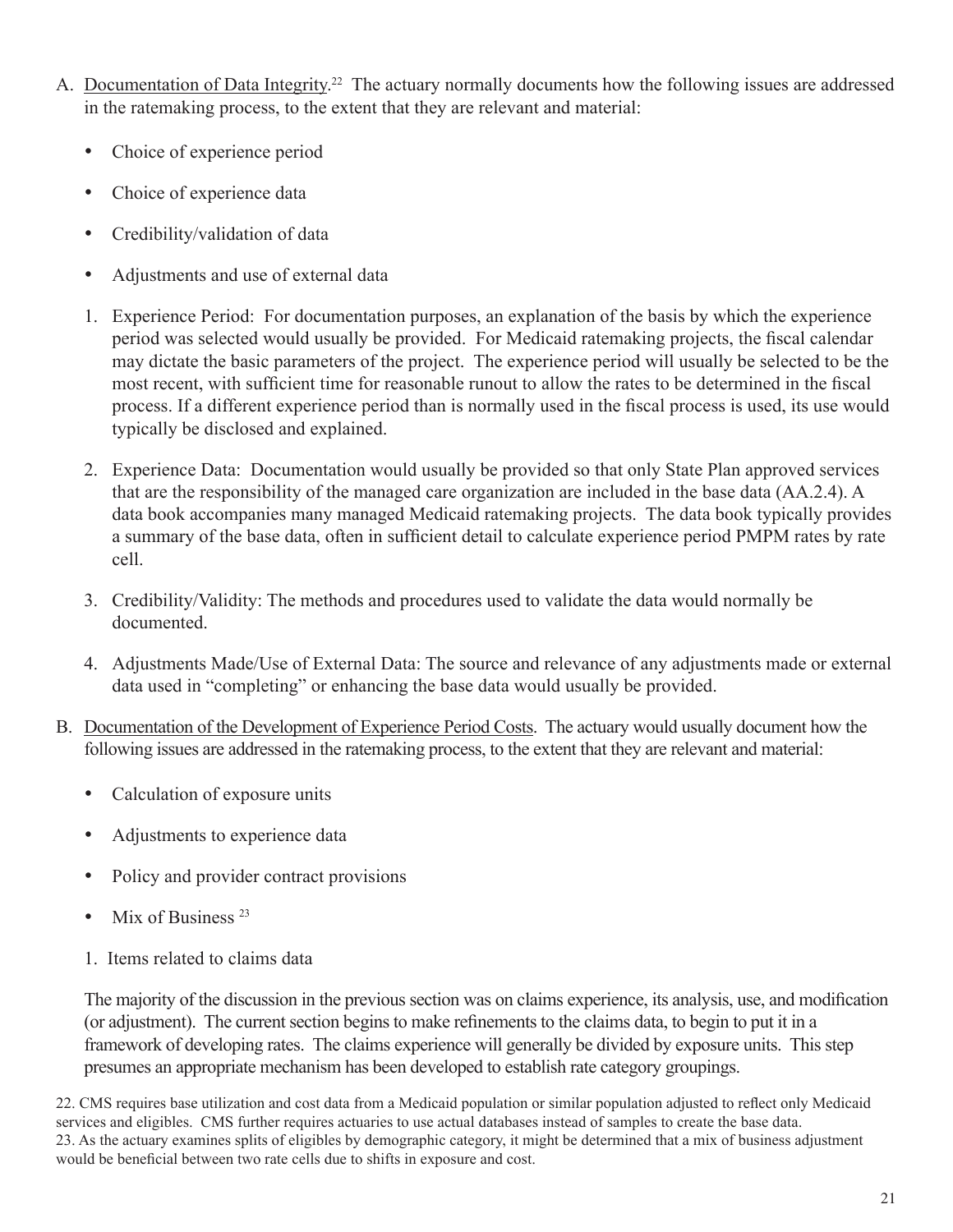A. <u>Documentation of Data Integrity</u>.[22] The actuary normally documents how the following issues are addressed in the ratemaking process, to the extent that they are relevant and material:

- Choice of experience period
- Choice of experience data
- Credibility/validation of data
- Adjustments and use of external data

1. Experience Period: For documentation purposes, an explanation of the basis by which the experience period was selected would usually be provided. For Medicaid ratemaking projects, the fiscal calendar may dictate the basic parameters of the project. The experience period will usually be selected to be the most recent, with sufficient time for reasonable runout to allow the rates to be determined in the fiscal process. If a different experience period than is normally used in the fiscal process is used, its use would typically be disclosed and explained.

2. Experience Data: Documentation would usually be provided so that only State Plan approved services that are the responsibility of the managed care organization are included in the base data (AA.2.4). A data book accompanies many managed Medicaid ratemaking projects. The data book typically provides a summary of the base data, often in sufficient detail to calculate experience period PMPM rates by rate cell.

3. Credibility/Validity: The methods and procedures used to validate the data would normally be documented.

4. Adjustments Made/Use of External Data: The source and relevance of any adjustments made or external data used in "completing" or enhancing the base data would usually be provided.

B. <u>Documentation of the Development of Experience Period Costs</u>. The actuary would usually document how the following issues are addressed in the ratemaking process, to the extent that they are relevant and material:

- Calculation of exposure units
- Adjustments to experience data
- Policy and provider contract provisions
- Mix of Business [23]

1. Items related to claims data

The majority of the discussion in the previous section was on claims experience, its analysis, use, and modification (or adjustment). The current section begins to make refinements to the claims data, to begin to put it in a framework of developing rates. The claims experience will generally be divided by exposure units. This step presumes an appropriate mechanism has been developed to establish rate category groupings.

22. CMS requires base utilization and cost data from a Medicaid population or similar population adjusted to reflect only Medicaid services and eligibles. CMS further requires actuaries to use actual databases instead of samples to create the base data.
23. As the actuary examines splits of eligibles by demographic category, it might be determined that a mix of business adjustment would be beneficial between two rate cells due to shifts in exposure and cost.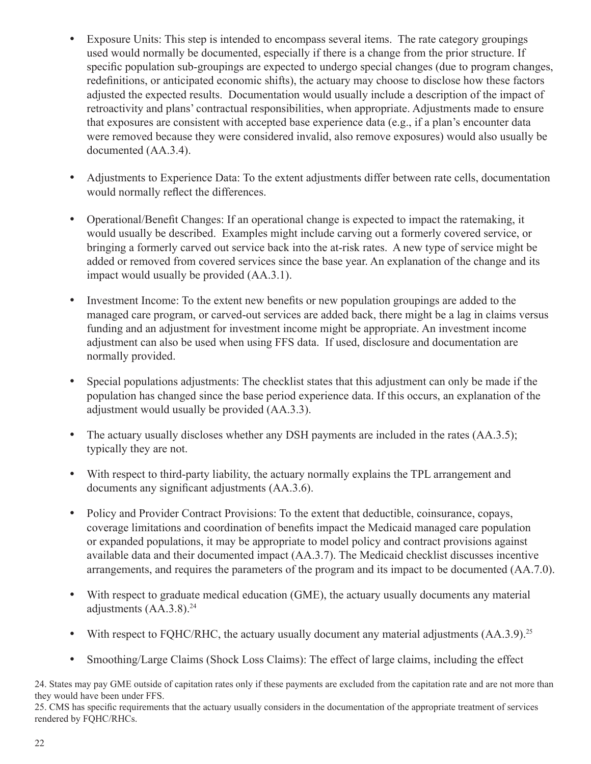- Exposure Units: This step is intended to encompass several items. The rate category groupings used would normally be documented, especially if there is a change from the prior structure. If specific population sub-groupings are expected to undergo special changes (due to program changes, redefinitions, or anticipated economic shifts), the actuary may choose to disclose how these factors adjusted the expected results. Documentation would usually include a description of the impact of retroactivity and plans' contractual responsibilities, when appropriate. Adjustments made to ensure that exposures are consistent with accepted base experience data (e.g., if a plan's encounter data were removed because they were considered invalid, also remove exposures) would also usually be documented (AA.3.4).

- Adjustments to Experience Data: To the extent adjustments differ between rate cells, documentation would normally reflect the differences.

- Operational/Benefit Changes: If an operational change is expected to impact the ratemaking, it would usually be described. Examples might include carving out a formerly covered service, or bringing a formerly carved out service back into the at-risk rates. A new type of service might be added or removed from covered services since the base year. An explanation of the change and its impact would usually be provided (AA.3.1).

- Investment Income: To the extent new benefits or new population groupings are added to the managed care program, or carved-out services are added back, there might be a lag in claims versus funding and an adjustment for investment income might be appropriate. An investment income adjustment can also be used when using FFS data. If used, disclosure and documentation are normally provided.

- Special populations adjustments: The checklist states that this adjustment can only be made if the population has changed since the base period experience data. If this occurs, an explanation of the adjustment would usually be provided (AA.3.3).

- The actuary usually discloses whether any DSH payments are included in the rates (AA.3.5); typically they are not.

- With respect to third-party liability, the actuary normally explains the TPL arrangement and documents any significant adjustments (AA.3.6).

- Policy and Provider Contract Provisions: To the extent that deductible, coinsurance, copays, coverage limitations and coordination of benefits impact the Medicaid managed care population or expanded populations, it may be appropriate to model policy and contract provisions against available data and their documented impact (AA.3.7). The Medicaid checklist discusses incentive arrangements, and requires the parameters of the program and its impact to be documented (AA.7.0).

- With respect to graduate medical education (GME), the actuary usually documents any material adjustments (AA.3.8).[24]

- With respect to FQHC/RHC, the actuary usually document any material adjustments (AA.3.9).[25]

- Smoothing/Large Claims (Shock Loss Claims): The effect of large claims, including the effect

24. States may pay GME outside of capitation rates only if these payments are excluded from the capitation rate and are not more than they would have been under FFS.

25. CMS has specific requirements that the actuary usually considers in the documentation of the appropriate treatment of services rendered by FQHC/RHCs.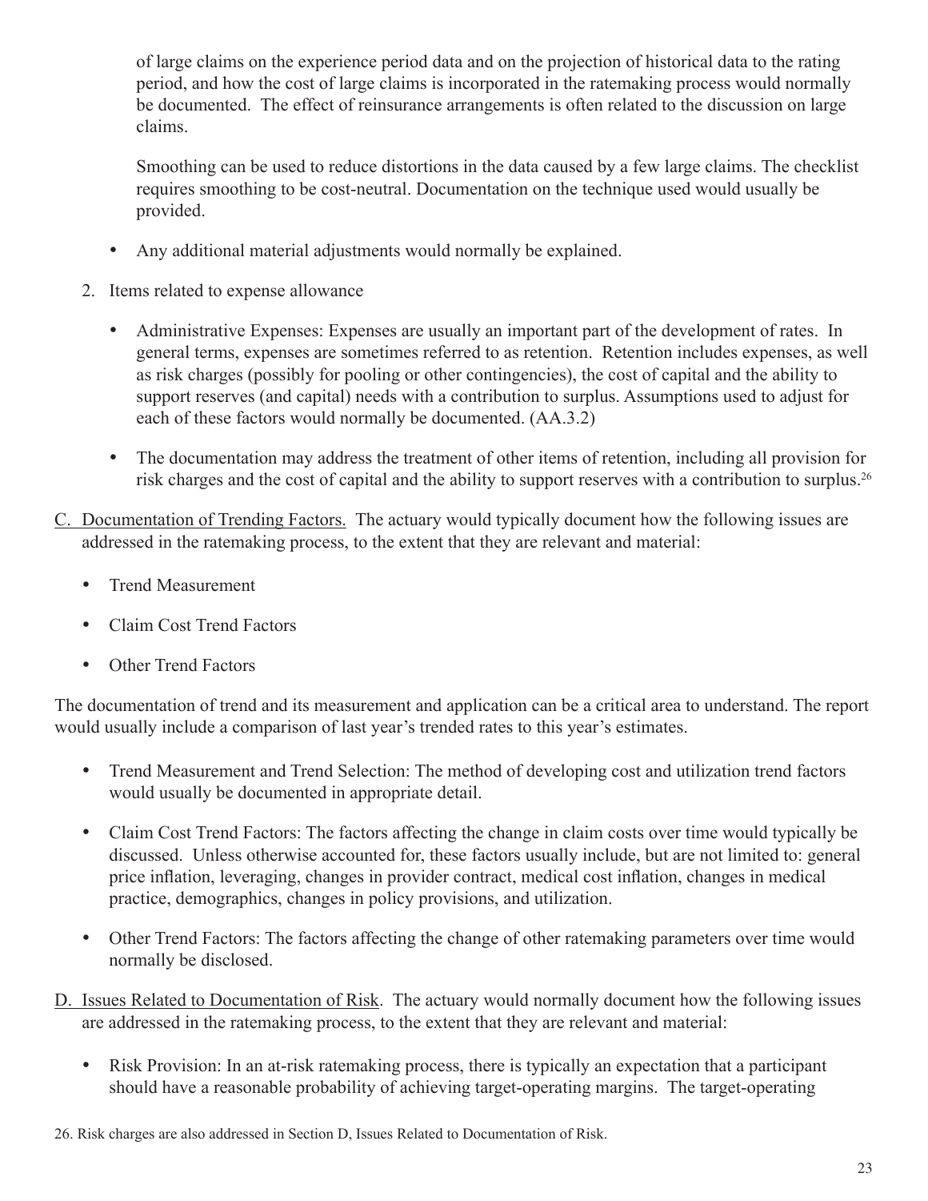of large claims on the experience period data and on the projection of historical data to the rating period, and how the cost of large claims is incorporated in the ratemaking process would normally be documented. The effect of reinsurance arrangements is often related to the discussion on large claims.

Smoothing can be used to reduce distortions in the data caused by a few large claims. The checklist requires smoothing to be cost-neutral. Documentation on the technique used would usually be provided.

- Any additional material adjustments would normally be explained.

2. Items related to expense allowance

   - Administrative Expenses: Expenses are usually an important part of the development of rates. In general terms, expenses are sometimes referred to as retention. Retention includes expenses, as well as risk charges (possibly for pooling or other contingencies), the cost of capital and the ability to support reserves (and capital) needs with a contribution to surplus. Assumptions used to adjust for each of these factors would normally be documented. (AA.3.2)

   - The documentation may address the treatment of other items of retention, including all provision for risk charges and the cost of capital and the ability to support reserves with a contribution to surplus.[26]

C. Documentation of Trending Factors. The actuary would typically document how the following issues are addressed in the ratemaking process, to the extent that they are relevant and material:

- Trend Measurement
- Claim Cost Trend Factors
- Other Trend Factors

The documentation of trend and its measurement and application can be a critical area to understand. The report would usually include a comparison of last year's trended rates to this year's estimates.

- Trend Measurement and Trend Selection: The method of developing cost and utilization trend factors would usually be documented in appropriate detail.
- Claim Cost Trend Factors: The factors affecting the change in claim costs over time would typically be discussed. Unless otherwise accounted for, these factors usually include, but are not limited to: general price inflation, leveraging, changes in provider contract, medical cost inflation, changes in medical practice, demographics, changes in policy provisions, and utilization.
- Other Trend Factors: The factors affecting the change of other ratemaking parameters over time would normally be disclosed.

D. Issues Related to Documentation of Risk. The actuary would normally document how the following issues are addressed in the ratemaking process, to the extent that they are relevant and material:

- Risk Provision: In an at-risk ratemaking process, there is typically an expectation that a participant should have a reasonable probability of achieving target-operating margins. The target-operating

26. Risk charges are also addressed in Section D, Issues Related to Documentation of Risk.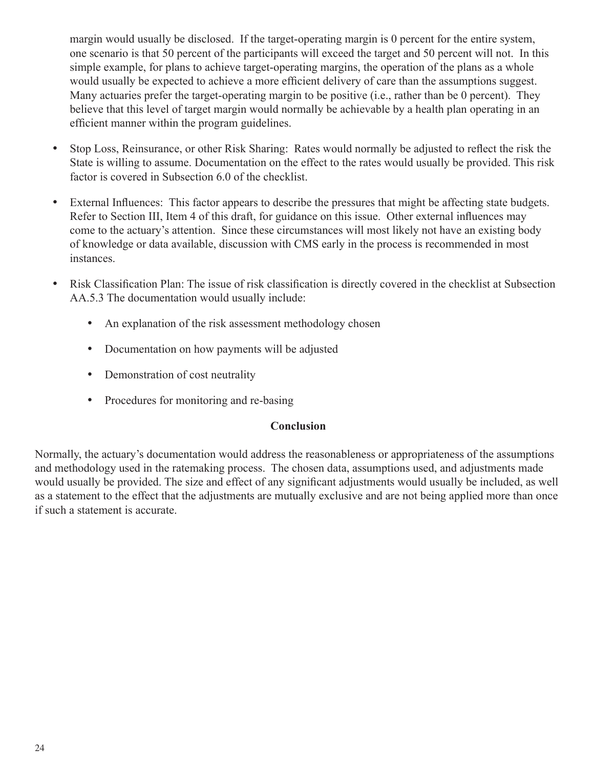margin would usually be disclosed. If the target-operating margin is 0 percent for the entire system, one scenario is that 50 percent of the participants will exceed the target and 50 percent will not. In this simple example, for plans to achieve target-operating margins, the operation of the plans as a whole would usually be expected to achieve a more efficient delivery of care than the assumptions suggest. Many actuaries prefer the target-operating margin to be positive (i.e., rather than be 0 percent). They believe that this level of target margin would normally be achievable by a health plan operating in an efficient manner within the program guidelines.

- Stop Loss, Reinsurance, or other Risk Sharing: Rates would normally be adjusted to reflect the risk the State is willing to assume. Documentation on the effect to the rates would usually be provided. This risk factor is covered in Subsection 6.0 of the checklist.

- External Influences: This factor appears to describe the pressures that might be affecting state budgets. Refer to Section III, Item 4 of this draft, for guidance on this issue. Other external influences may come to the actuary's attention. Since these circumstances will most likely not have an existing body of knowledge or data available, discussion with CMS early in the process is recommended in most instances.

- Risk Classification Plan: The issue of risk classification is directly covered in the checklist at Subsection AA.5.3 The documentation would usually include:

  - An explanation of the risk assessment methodology chosen

  - Documentation on how payments will be adjusted

  - Demonstration of cost neutrality

  - Procedures for monitoring and re-basing

**Conclusion**

Normally, the actuary's documentation would address the reasonableness or appropriateness of the assumptions and methodology used in the ratemaking process. The chosen data, assumptions used, and adjustments made would usually be provided. The size and effect of any significant adjustments would usually be included, as well as a statement to the effect that the adjustments are mutually exclusive and are not being applied more than once if such a statement is accurate.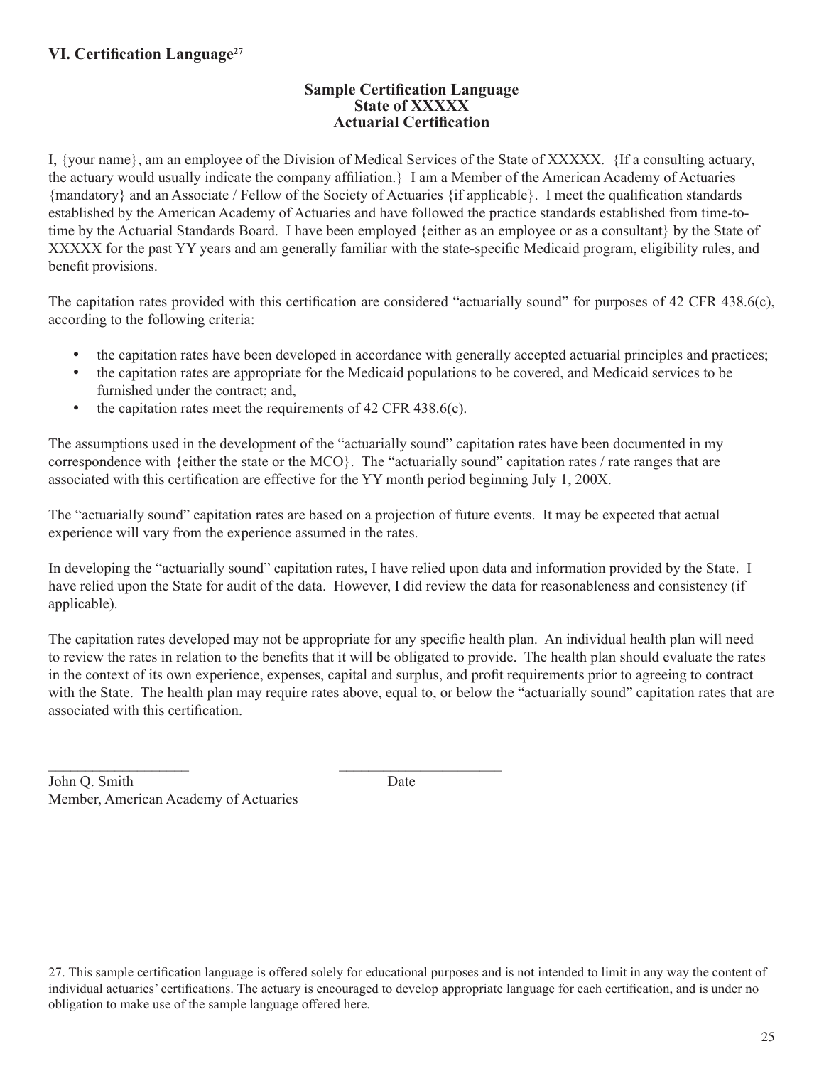## VI. Certification Language[27]

**Sample Certification Language**
**State of XXXXX**
**Actuarial Certification**

I, {your name}, am an employee of the Division of Medical Services of the State of XXXXX. {If a consulting actuary, the actuary would usually indicate the company affiliation.} I am a Member of the American Academy of Actuaries {mandatory} and an Associate / Fellow of the Society of Actuaries {if applicable}. I meet the qualification standards established by the American Academy of Actuaries and have followed the practice standards established from time-to-time by the Actuarial Standards Board. I have been employed {either as an employee or as a consultant} by the State of XXXXX for the past YY years and am generally familiar with the state-specific Medicaid program, eligibility rules, and benefit provisions.

The capitation rates provided with this certification are considered "actuarially sound" for purposes of 42 CFR 438.6(c), according to the following criteria:

- the capitation rates have been developed in accordance with generally accepted actuarial principles and practices;
- the capitation rates are appropriate for the Medicaid populations to be covered, and Medicaid services to be furnished under the contract; and,
- the capitation rates meet the requirements of 42 CFR 438.6(c).

The assumptions used in the development of the "actuarially sound" capitation rates have been documented in my correspondence with {either the state or the MCO}. The "actuarially sound" capitation rates / rate ranges that are associated with this certification are effective for the YY month period beginning July 1, 200X.

The "actuarially sound" capitation rates are based on a projection of future events. It may be expected that actual experience will vary from the experience assumed in the rates.

In developing the "actuarially sound" capitation rates, I have relied upon data and information provided by the State. I have relied upon the State for audit of the data. However, I did review the data for reasonableness and consistency (if applicable).

The capitation rates developed may not be appropriate for any specific health plan. An individual health plan will need to review the rates in relation to the benefits that it will be obligated to provide. The health plan should evaluate the rates in the context of its own experience, expenses, capital and surplus, and profit requirements prior to agreeing to contract with the State. The health plan may require rates above, equal to, or below the "actuarially sound" capitation rates that are associated with this certification.

\_\_\_\_\_\_\_\_\_\_\_\_\_\_\_\_\_\_\_\_ \_\_\_\_\_\_\_\_\_\_\_\_\_\_\_\_\_\_\_\_\_\_\_

John Q. Smith Date
Member, American Academy of Actuaries

27. This sample certification language is offered solely for educational purposes and is not intended to limit in any way the content of individual actuaries' certifications. The actuary is encouraged to develop appropriate language for each certification, and is under no obligation to make use of the sample language offered here.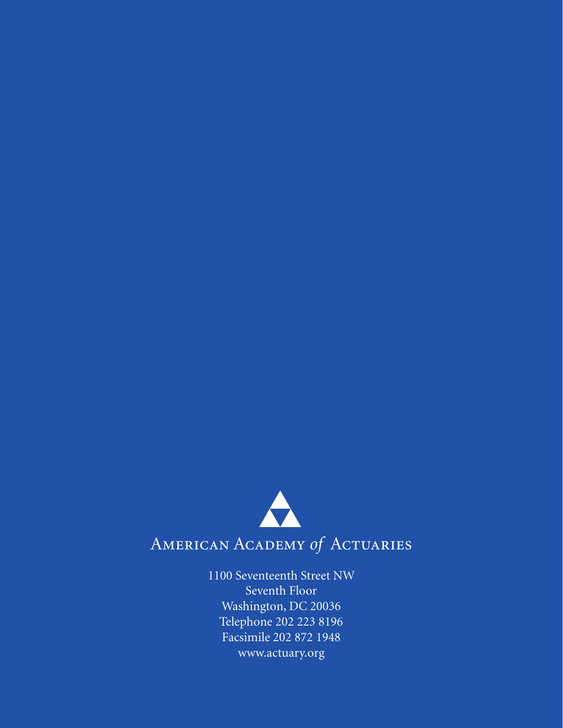American Academy *of* Actuaries

1100 Seventeenth Street NW  
Seventh Floor  
Washington, DC 20036  
Telephone 202 223 8196  
Facsimile 202 872 1948  
www.actuary.org